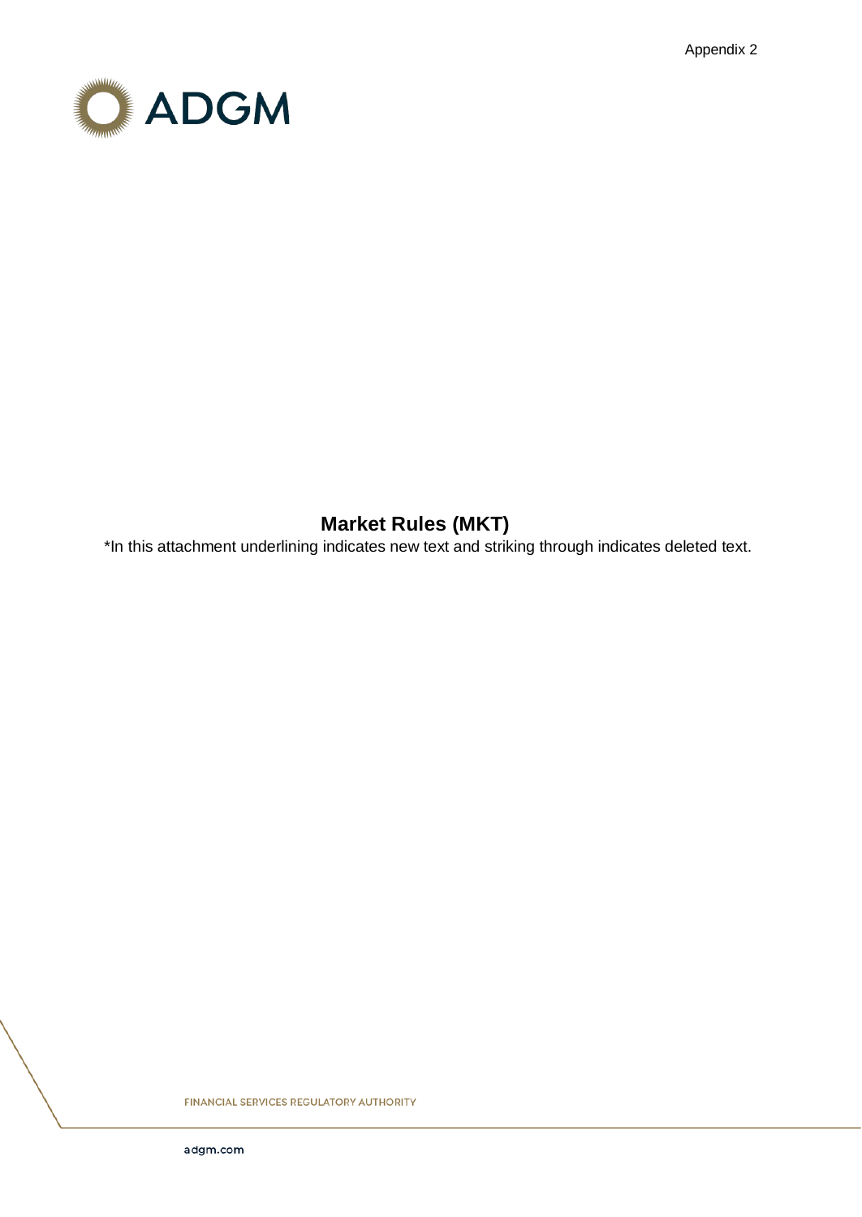Appendix 2

ADGM

# Market Rules (MKT)

*In this attachment underlining indicates new text and striking through indicates deleted text.

FINANCIAL SERVICES REGULATORY AUTHORITY

adgm.com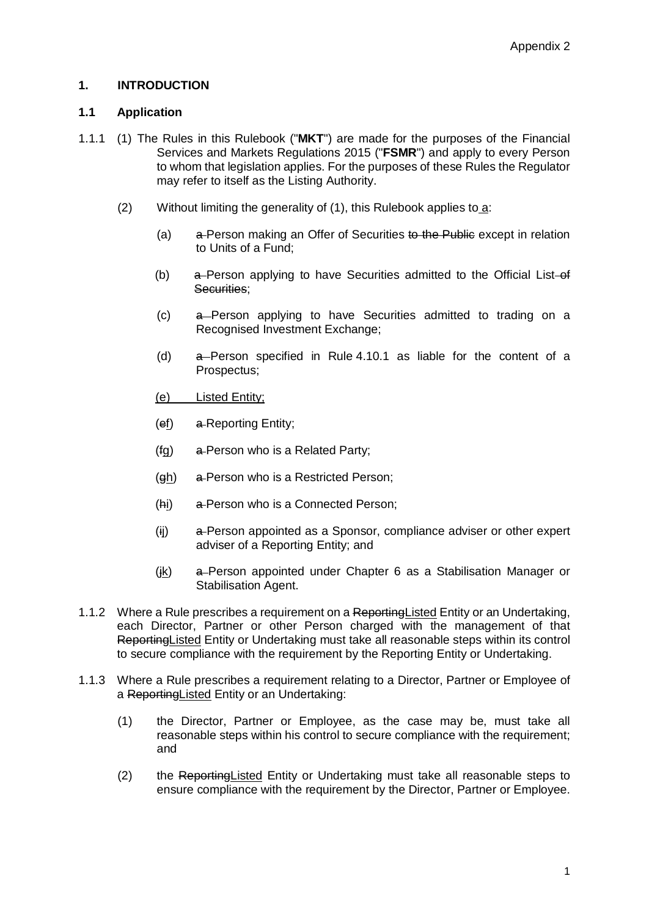## 1. INTRODUCTION

### 1.1 Application

1.1.1 (1) The Rules in this Rulebook ("**MKT**") are made for the purposes of the Financial Services and Markets Regulations 2015 ("**FSMR**") and apply to every Person to whom that legislation applies. For the purposes of these Rules the Regulator may refer to itself as the Listing Authority.

(2) Without limiting the generality of (1), this Rulebook applies to <u>a</u>:

(a) ~~a~~ Person making an Offer of Securities ~~to the Public~~ except in relation to Units of a Fund;

(b) ~~a~~ Person applying to have Securities admitted to the Official List ~~of Securities~~;

(c) ~~a~~ Person applying to have Securities admitted to trading on a Recognised Investment Exchange;

(d) ~~a~~ Person specified in Rule 4.10.1 as liable for the content of a Prospectus;

<u>(e) Listed Entity;</u>

(~~e~~<u>f</u>) ~~a~~ Reporting Entity;

(~~f~~<u>g</u>) ~~a~~ Person who is a Related Party;

(~~g~~<u>h</u>) ~~a~~ Person who is a Restricted Person;

(~~h~~<u>i</u>) ~~a~~ Person who is a Connected Person;

(~~i~~<u>j</u>) ~~a~~ Person appointed as a Sponsor, compliance adviser or other expert adviser of a Reporting Entity; and

(~~j~~<u>k</u>) ~~a~~ Person appointed under Chapter 6 as a Stabilisation Manager or Stabilisation Agent.

1.1.2 Where a Rule prescribes a requirement on a ~~Reporting~~<u>Listed</u> Entity or an Undertaking, each Director, Partner or other Person charged with the management of that ~~Reporting~~<u>Listed</u> Entity or Undertaking must take all reasonable steps within its control to secure compliance with the requirement by the Reporting Entity or Undertaking.

1.1.3 Where a Rule prescribes a requirement relating to a Director, Partner or Employee of a ~~Reporting~~<u>Listed</u> Entity or an Undertaking:

(1) the Director, Partner or Employee, as the case may be, must take all reasonable steps within his control to secure compliance with the requirement; and

(2) the ~~Reporting~~<u>Listed</u> Entity or Undertaking must take all reasonable steps to ensure compliance with the requirement by the Director, Partner or Employee.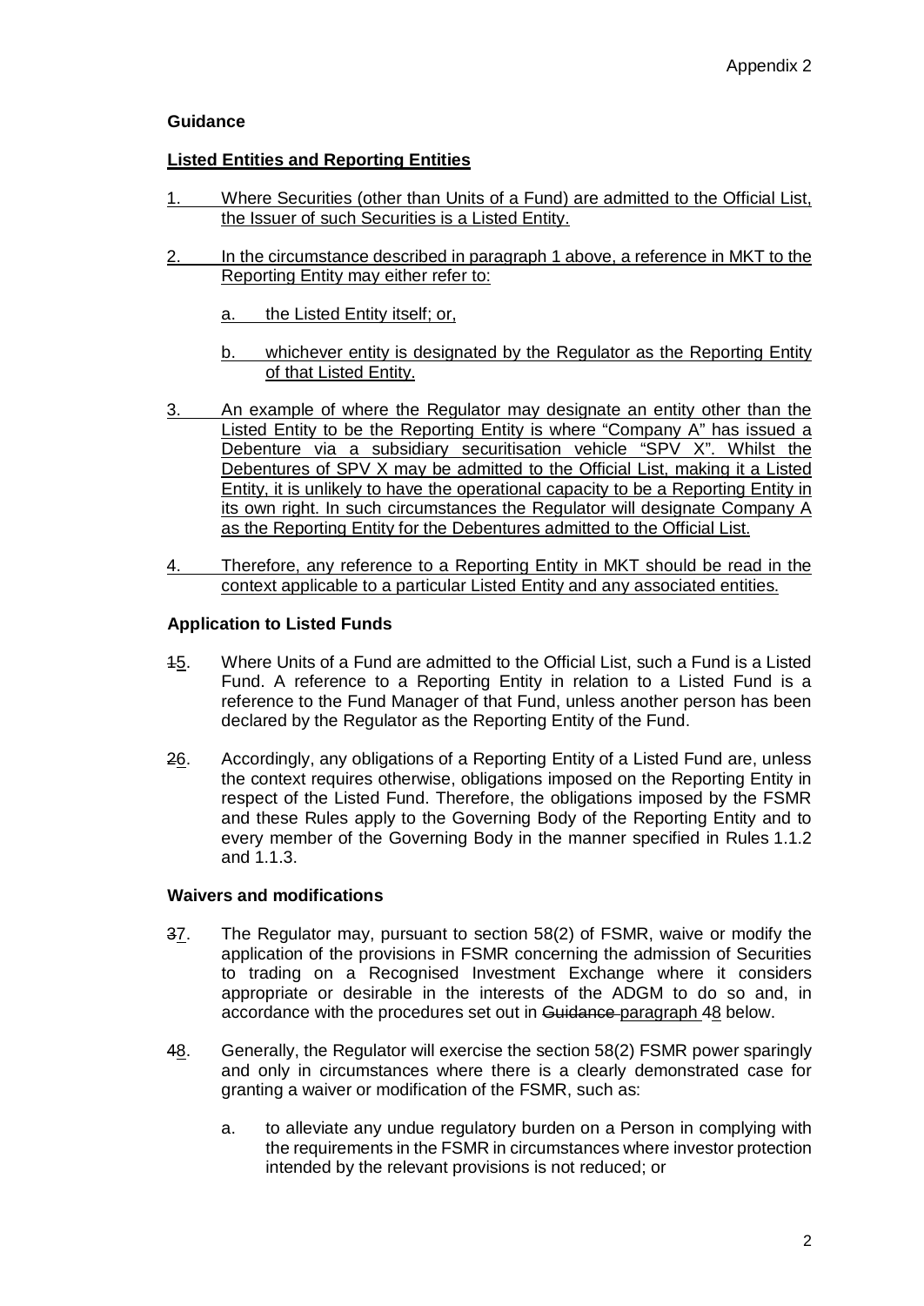**Guidance**

**Listed Entities and Reporting Entities**

1. Where Securities (other than Units of a Fund) are admitted to the Official List, the Issuer of such Securities is a Listed Entity.

2. In the circumstance described in paragraph 1 above, a reference in MKT to the Reporting Entity may either refer to:

   a. the Listed Entity itself; or,

   b. whichever entity is designated by the Regulator as the Reporting Entity of that Listed Entity.

3. An example of where the Regulator may designate an entity other than the Listed Entity to be the Reporting Entity is where "Company A" has issued a Debenture via a subsidiary securitisation vehicle "SPV X". Whilst the Debentures of SPV X may be admitted to the Official List, making it a Listed Entity, it is unlikely to have the operational capacity to be a Reporting Entity in its own right. In such circumstances the Regulator will designate Company A as the Reporting Entity for the Debentures admitted to the Official List.

4. Therefore, any reference to a Reporting Entity in MKT should be read in the context applicable to a particular Listed Entity and any associated entities.

**Application to Listed Funds**

~~1~~5. Where Units of a Fund are admitted to the Official List, such a Fund is a Listed Fund. A reference to a Reporting Entity in relation to a Listed Fund is a reference to the Fund Manager of that Fund, unless another person has been declared by the Regulator as the Reporting Entity of the Fund.

~~2~~6. Accordingly, any obligations of a Reporting Entity of a Listed Fund are, unless the context requires otherwise, obligations imposed on the Reporting Entity in respect of the Listed Fund. Therefore, the obligations imposed by the FSMR and these Rules apply to the Governing Body of the Reporting Entity and to every member of the Governing Body in the manner specified in Rules 1.1.2 and 1.1.3.

**Waivers and modifications**

~~3~~7. The Regulator may, pursuant to section 58(2) of FSMR, waive or modify the application of the provisions in FSMR concerning the admission of Securities to trading on a Recognised Investment Exchange where it considers appropriate or desirable in the interests of the ADGM to do so and, in accordance with the procedures set out in ~~Guidance~~ paragraph ~~4~~8 below.

~~4~~8. Generally, the Regulator will exercise the section 58(2) FSMR power sparingly and only in circumstances where there is a clearly demonstrated case for granting a waiver or modification of the FSMR, such as:

   a. to alleviate any undue regulatory burden on a Person in complying with the requirements in the FSMR in circumstances where investor protection intended by the relevant provisions is not reduced; or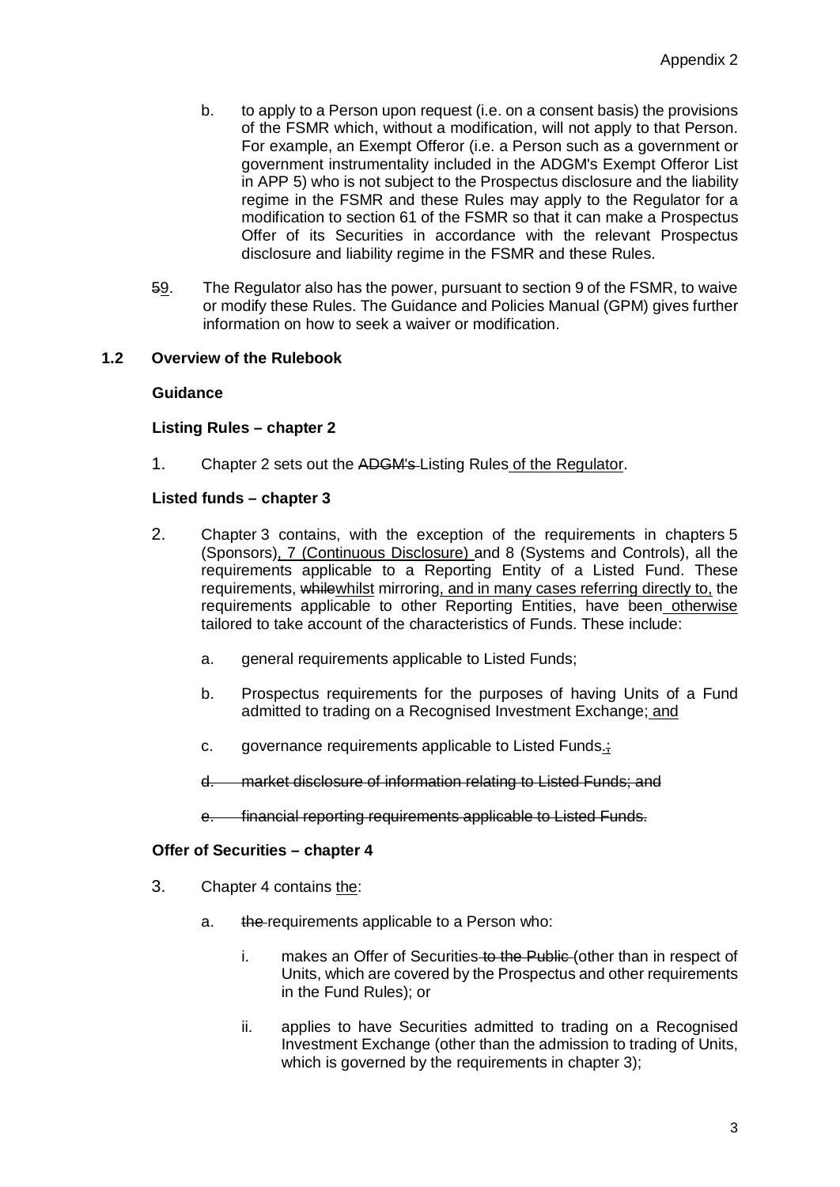b. to apply to a Person upon request (i.e. on a consent basis) the provisions of the FSMR which, without a modification, will not apply to that Person. For example, an Exempt Offeror (i.e. a Person such as a government or government instrumentality included in the ADGM's Exempt Offeror List in APP 5) who is not subject to the Prospectus disclosure and the liability regime in the FSMR and these Rules may apply to the Regulator for a modification to section 61 of the FSMR so that it can make a Prospectus Offer of its Securities in accordance with the relevant Prospectus disclosure and liability regime in the FSMR and these Rules.

~~5~~9. The Regulator also has the power, pursuant to section 9 of the FSMR, to waive or modify these Rules. The Guidance and Policies Manual (GPM) gives further information on how to seek a waiver or modification.

## 1.2 Overview of the Rulebook

**Guidance**

**Listing Rules – chapter 2**

1. Chapter 2 sets out the ~~ADGM's~~ Listing Rules of the Regulator.

**Listed funds – chapter 3**

2. Chapter 3 contains, with the exception of the requirements in chapters 5 (Sponsors), 7 (Continuous Disclosure) and 8 (Systems and Controls), all the requirements applicable to a Reporting Entity of a Listed Fund. These requirements, ~~while~~whilst mirroring, and in many cases referring directly to, the requirements applicable to other Reporting Entities, have been otherwise tailored to take account of the characteristics of Funds. These include:

   a. general requirements applicable to Listed Funds;

   b. Prospectus requirements for the purposes of having Units of a Fund admitted to trading on a Recognised Investment Exchange; and

   c. governance requirements applicable to Listed Funds.~~;~~

   ~~d. market disclosure of information relating to Listed Funds; and~~

   ~~e. financial reporting requirements applicable to Listed Funds.~~

**Offer of Securities – chapter 4**

3. Chapter 4 contains the:

   a. ~~the~~ requirements applicable to a Person who:

      i. makes an Offer of Securities ~~to the Public~~ (other than in respect of Units, which are covered by the Prospectus and other requirements in the Fund Rules); or

      ii. applies to have Securities admitted to trading on a Recognised Investment Exchange (other than the admission to trading of Units, which is governed by the requirements in chapter 3);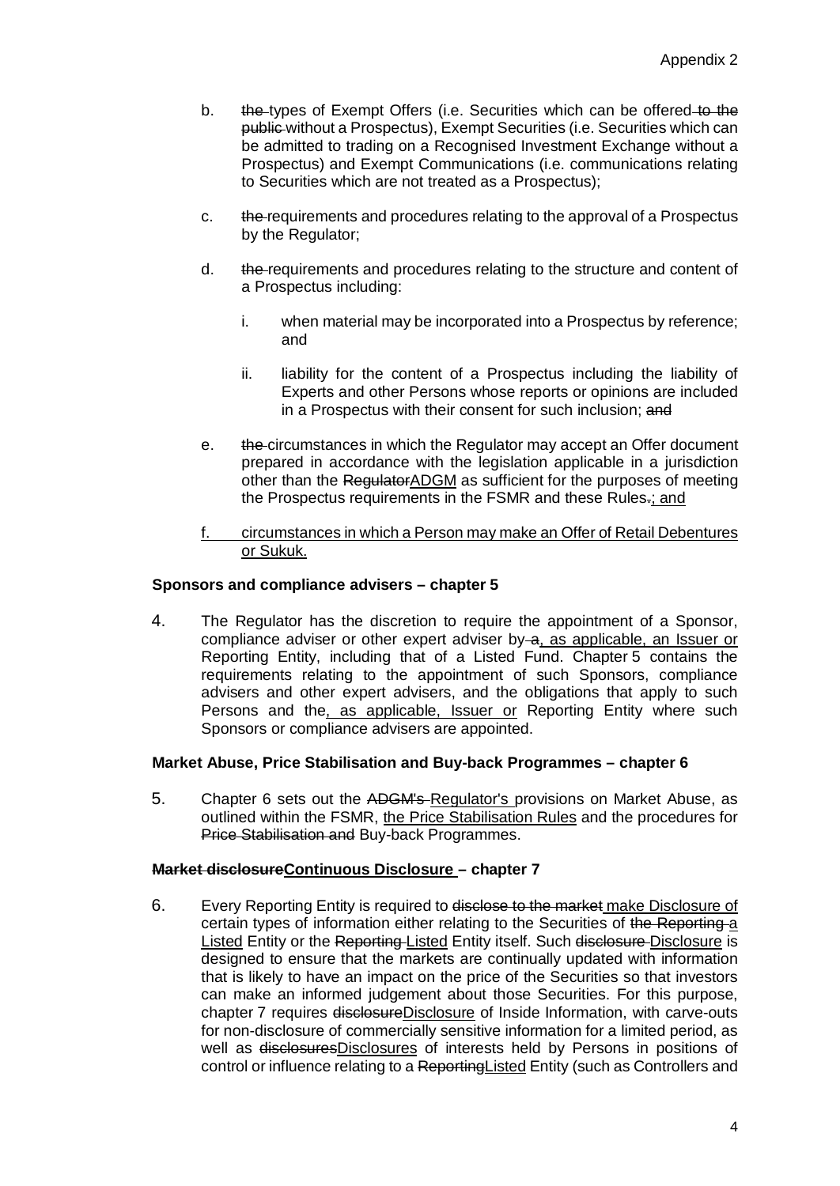b. ~~the~~ types of Exempt Offers (i.e. Securities which can be offered ~~to the public~~ without a Prospectus), Exempt Securities (i.e. Securities which can be admitted to trading on a Recognised Investment Exchange without a Prospectus) and Exempt Communications (i.e. communications relating to Securities which are not treated as a Prospectus);

c. ~~the~~ requirements and procedures relating to the approval of a Prospectus by the Regulator;

d. ~~the~~ requirements and procedures relating to the structure and content of a Prospectus including:

   i. when material may be incorporated into a Prospectus by reference; and

   ii. liability for the content of a Prospectus including the liability of Experts and other Persons whose reports or opinions are included in a Prospectus with their consent for such inclusion; ~~and~~

e. ~~the~~ circumstances in which the Regulator may accept an Offer document prepared in accordance with the legislation applicable in a jurisdiction other than the ~~Regulator~~ADGM as sufficient for the purposes of meeting the Prospectus requirements in the FSMR and these Rules~~.~~; and

f. circumstances in which a Person may make an Offer of Retail Debentures or Sukuk.

**Sponsors and compliance advisers – chapter 5**

4. The Regulator has the discretion to require the appointment of a Sponsor, compliance adviser or other expert adviser by ~~a~~, as applicable, an Issuer or Reporting Entity, including that of a Listed Fund. Chapter 5 contains the requirements relating to the appointment of such Sponsors, compliance advisers and other expert advisers, and the obligations that apply to such Persons and the, as applicable, Issuer or Reporting Entity where such Sponsors or compliance advisers are appointed.

**Market Abuse, Price Stabilisation and Buy-back Programmes – chapter 6**

5. Chapter 6 sets out the ~~ADGM's~~ Regulator's provisions on Market Abuse, as outlined within the FSMR, the Price Stabilisation Rules and the procedures for ~~Price Stabilisation and~~ Buy-back Programmes.

**~~Market disclosure~~Continuous Disclosure – chapter 7**

6. Every Reporting Entity is required to ~~disclose to the market~~ make Disclosure of certain types of information either relating to the Securities of ~~the Reporting~~ a Listed Entity or the ~~Reporting~~ Listed Entity itself. Such ~~disclosure~~ Disclosure is designed to ensure that the markets are continually updated with information that is likely to have an impact on the price of the Securities so that investors can make an informed judgement about those Securities. For this purpose, chapter 7 requires ~~disclosure~~Disclosure of Inside Information, with carve-outs for non-disclosure of commercially sensitive information for a limited period, as well as ~~disclosures~~Disclosures of interests held by Persons in positions of control or influence relating to a ~~Reporting~~Listed Entity (such as Controllers and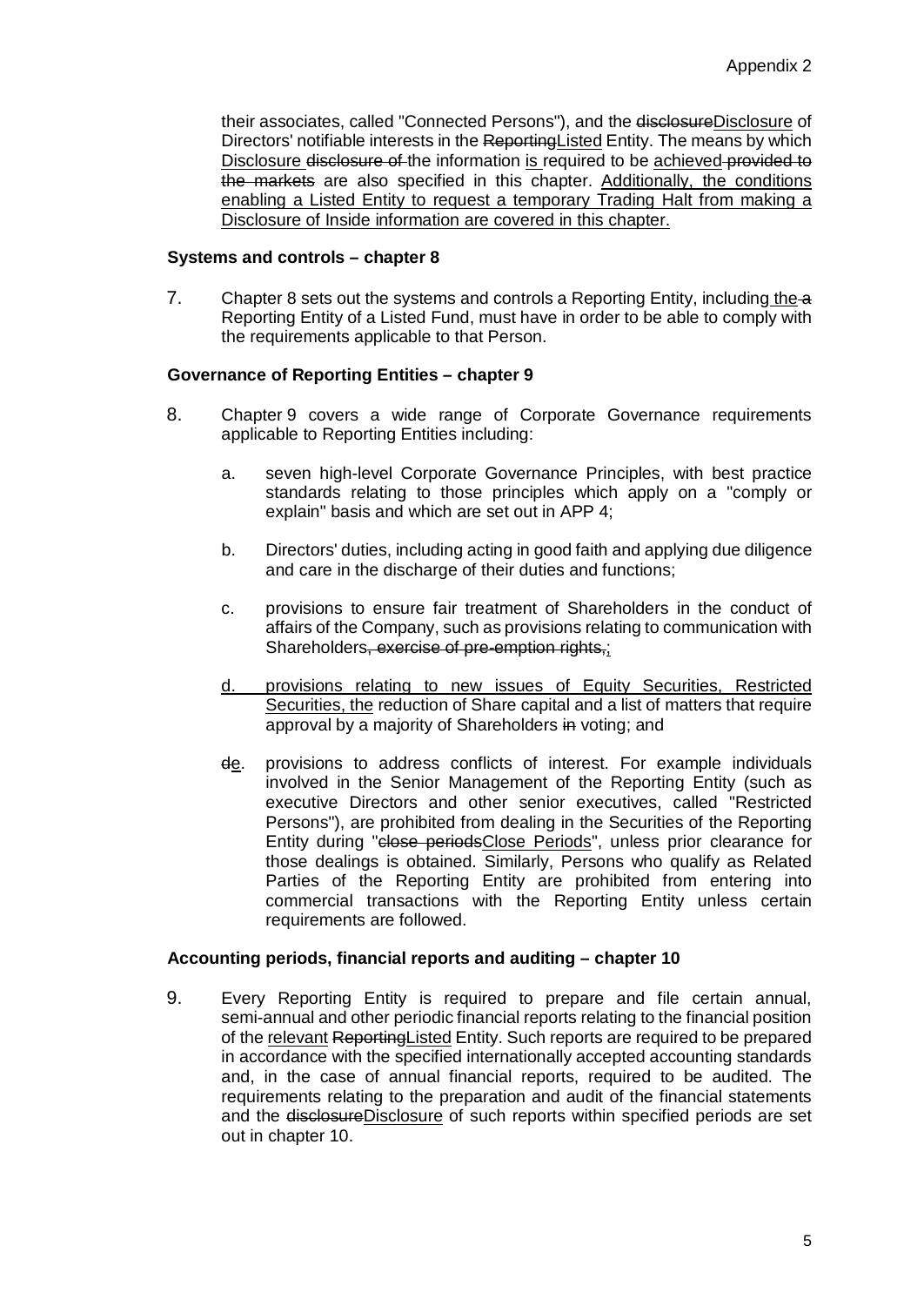their associates, called "Connected Persons"), and the ~~disclosure~~<u>Disclosure</u> of Directors' notifiable interests in the ~~Reporting~~<u>Listed</u> Entity. The means by which <u>Disclosure</u> ~~disclosure of~~ the information <u>is</u> required to be <u>achieved</u> ~~provided to the markets~~ are also specified in this chapter. <u>Additionally, the conditions enabling a Listed Entity to request a temporary Trading Halt from making a Disclosure of Inside information are covered in this chapter.</u>

**Systems and controls – chapter 8**

7. Chapter 8 sets out the systems and controls a Reporting Entity, including <u>the</u> ~~a~~ Reporting Entity of a Listed Fund, must have in order to be able to comply with the requirements applicable to that Person.

**Governance of Reporting Entities – chapter 9**

8. Chapter 9 covers a wide range of Corporate Governance requirements applicable to Reporting Entities including:

   a. seven high-level Corporate Governance Principles, with best practice standards relating to those principles which apply on a "comply or explain" basis and which are set out in APP 4;

   b. Directors' duties, including acting in good faith and applying due diligence and care in the discharge of their duties and functions;

   c. provisions to ensure fair treatment of Shareholders in the conduct of affairs of the Company, such as provisions relating to communication with Shareholders~~, exercise of pre-emption rights,~~<u>;</u>

   <u>d. provisions relating to new issues of Equity Securities, Restricted Securities, the</u> reduction of Share capital and a list of matters that require approval by a majority of Shareholders ~~in~~ voting; and

   ~~d~~<u>e</u>. provisions to address conflicts of interest. For example individuals involved in the Senior Management of the Reporting Entity (such as executive Directors and other senior executives, called "Restricted Persons"), are prohibited from dealing in the Securities of the Reporting Entity during "~~close periods~~<u>Close Periods</u>", unless prior clearance for those dealings is obtained. Similarly, Persons who qualify as Related Parties of the Reporting Entity are prohibited from entering into commercial transactions with the Reporting Entity unless certain requirements are followed.

**Accounting periods, financial reports and auditing – chapter 10**

9. Every Reporting Entity is required to prepare and file certain annual, semi-annual and other periodic financial reports relating to the financial position of the <u>relevant</u> ~~Reporting~~<u>Listed</u> Entity. Such reports are required to be prepared in accordance with the specified internationally accepted accounting standards and, in the case of annual financial reports, required to be audited. The requirements relating to the preparation and audit of the financial statements and the ~~disclosure~~<u>Disclosure</u> of such reports within specified periods are set out in chapter 10.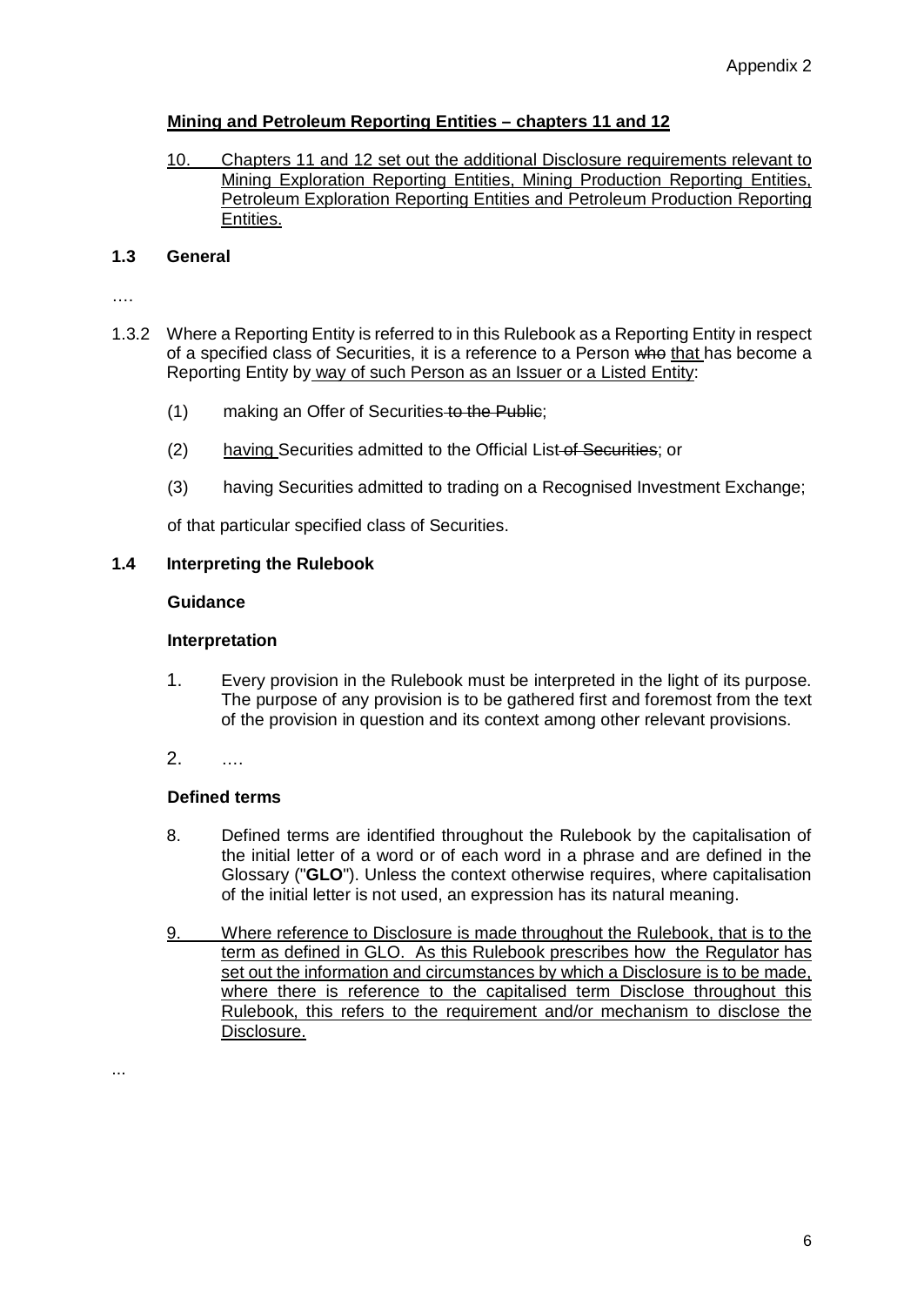Appendix 2

**Mining and Petroleum Reporting Entities – chapters 11 and 12**

10. Chapters 11 and 12 set out the additional Disclosure requirements relevant to Mining Exploration Reporting Entities, Mining Production Reporting Entities, Petroleum Exploration Reporting Entities and Petroleum Production Reporting Entities.

### 1.3 General

….

1.3.2 Where a Reporting Entity is referred to in this Rulebook as a Reporting Entity in respect of a specified class of Securities, it is a reference to a Person ~~who~~ that has become a Reporting Entity by way of such Person as an Issuer or a Listed Entity:

(1) making an Offer of Securities ~~to the Public~~;

(2) having Securities admitted to the Official List ~~of Securities~~; or

(3) having Securities admitted to trading on a Recognised Investment Exchange;

of that particular specified class of Securities.

### 1.4 Interpreting the Rulebook

**Guidance**

**Interpretation**

1. Every provision in the Rulebook must be interpreted in the light of its purpose. The purpose of any provision is to be gathered first and foremost from the text of the provision in question and its context among other relevant provisions.

2. ….

**Defined terms**

8. Defined terms are identified throughout the Rulebook by the capitalisation of the initial letter of a word or of each word in a phrase and are defined in the Glossary ("**GLO**"). Unless the context otherwise requires, where capitalisation of the initial letter is not used, an expression has its natural meaning.

9. Where reference to Disclosure is made throughout the Rulebook, that is to the term as defined in GLO. As this Rulebook prescribes how the Regulator has set out the information and circumstances by which a Disclosure is to be made, where there is reference to the capitalised term Disclose throughout this Rulebook, this refers to the requirement and/or mechanism to disclose the Disclosure.

...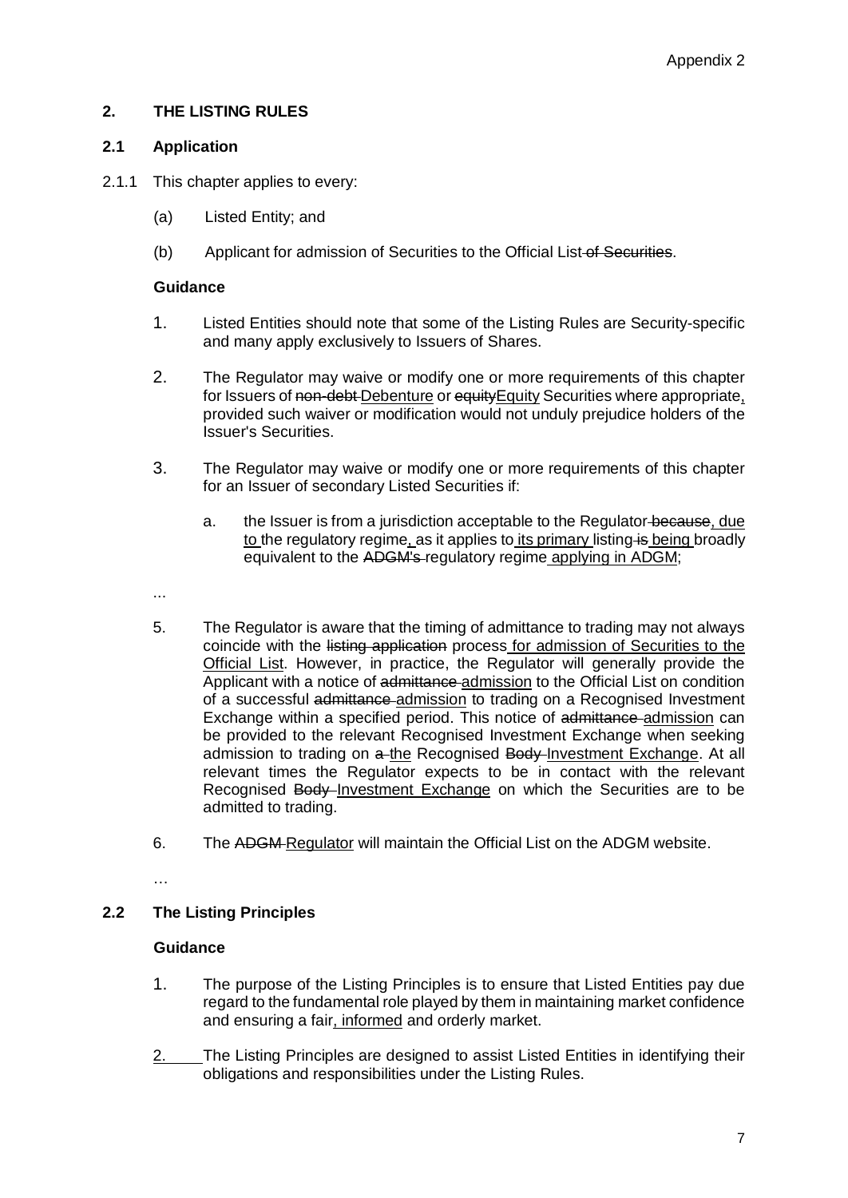## 2. THE LISTING RULES

### 2.1 Application

2.1.1 This chapter applies to every:

(a) Listed Entity; and

(b) Applicant for admission of Securities to the Official List~~ of Securities~~.

**Guidance**

1. Listed Entities should note that some of the Listing Rules are Security-specific and many apply exclusively to Issuers of Shares.

2. The Regulator may waive or modify one or more requirements of this chapter for Issuers of ~~non-debt~~ <u>Debenture</u> or ~~equity~~<u>Equity</u> Securities where appropriate<u>,</u> provided such waiver or modification would not unduly prejudice holders of the Issuer's Securities.

3. The Regulator may waive or modify one or more requirements of this chapter for an Issuer of secondary Listed Securities if:

   a. the Issuer is from a jurisdiction acceptable to the Regulator ~~because~~<u>, due to</u> the regulatory regime<u>,</u> as it applies to <u>its primary</u> listing ~~is~~ <u>being</u> broadly equivalent to the ~~ADGM's~~ regulatory regime <u>applying in ADGM</u>;

...

5. The Regulator is aware that the timing of admittance to trading may not always coincide with the ~~listing application~~ process <u>for admission of Securities to the Official List</u>. However, in practice, the Regulator will generally provide the Applicant with a notice of ~~admittance~~ <u>admission</u> to the Official List on condition of a successful ~~admittance~~ <u>admission</u> to trading on a Recognised Investment Exchange within a specified period. This notice of ~~admittance~~ <u>admission</u> can be provided to the relevant Recognised Investment Exchange when seeking admission to trading on ~~a~~ <u>the</u> Recognised ~~Body~~ <u>Investment Exchange</u>. At all relevant times the Regulator expects to be in contact with the relevant Recognised ~~Body~~ <u>Investment Exchange</u> on which the Securities are to be admitted to trading.

6. The ~~ADGM~~ <u>Regulator</u> will maintain the Official List on the ADGM website.

…

### 2.2 The Listing Principles

**Guidance**

1. The purpose of the Listing Principles is to ensure that Listed Entities pay due regard to the fundamental role played by them in maintaining market confidence and ensuring a fair<u>, informed</u> and orderly market.

<u>2.</u> The Listing Principles are designed to assist Listed Entities in identifying their obligations and responsibilities under the Listing Rules.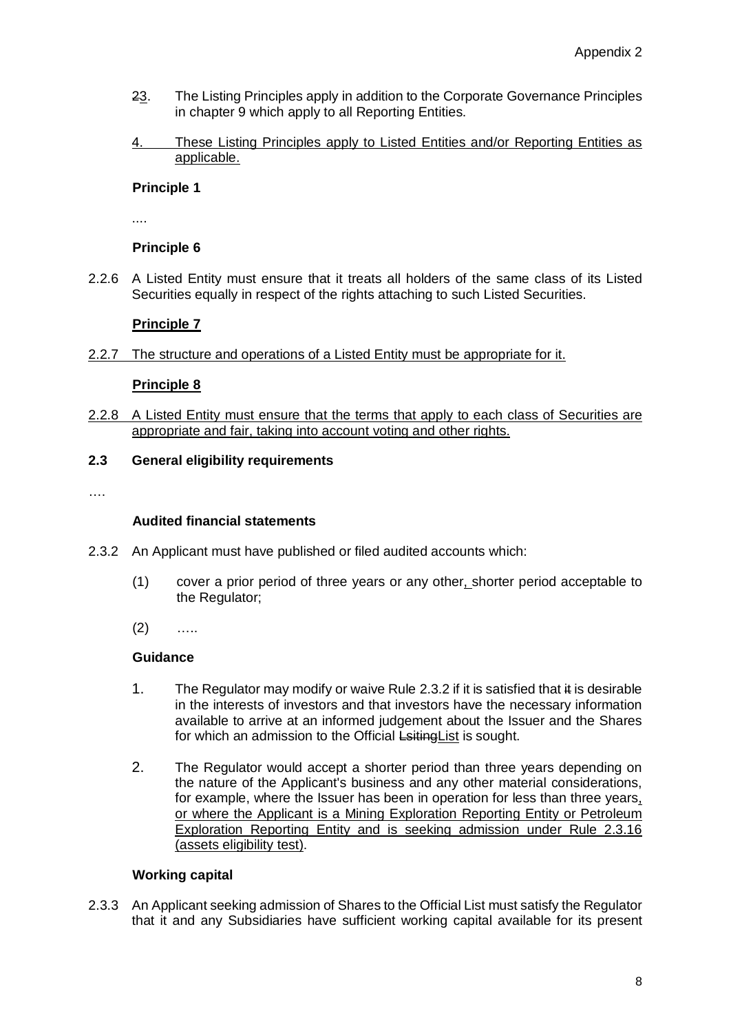Appendix 2

23. The Listing Principles apply in addition to the Corporate Governance Principles in chapter 9 which apply to all Reporting Entities.

4. These Listing Principles apply to Listed Entities and/or Reporting Entities as applicable.

**Principle 1**

....

**Principle 6**

2.2.6 A Listed Entity must ensure that it treats all holders of the same class of its Listed Securities equally in respect of the rights attaching to such Listed Securities.

**Principle 7**

2.2.7 The structure and operations of a Listed Entity must be appropriate for it.

**Principle 8**

2.2.8 A Listed Entity must ensure that the terms that apply to each class of Securities are appropriate and fair, taking into account voting and other rights.

### 2.3 General eligibility requirements

….

**Audited financial statements**

2.3.2 An Applicant must have published or filed audited accounts which:

(1) cover a prior period of three years or any other, shorter period acceptable to the Regulator;

(2) …..

**Guidance**

1. The Regulator may modify or waive Rule 2.3.2 if it is satisfied that it is desirable in the interests of investors and that investors have the necessary information available to arrive at an informed judgement about the Issuer and the Shares for which an admission to the Official LsitingList is sought.

2. The Regulator would accept a shorter period than three years depending on the nature of the Applicant's business and any other material considerations, for example, where the Issuer has been in operation for less than three years, or where the Applicant is a Mining Exploration Reporting Entity or Petroleum Exploration Reporting Entity and is seeking admission under Rule 2.3.16 (assets eligibility test).

**Working capital**

2.3.3 An Applicant seeking admission of Shares to the Official List must satisfy the Regulator that it and any Subsidiaries have sufficient working capital available for its present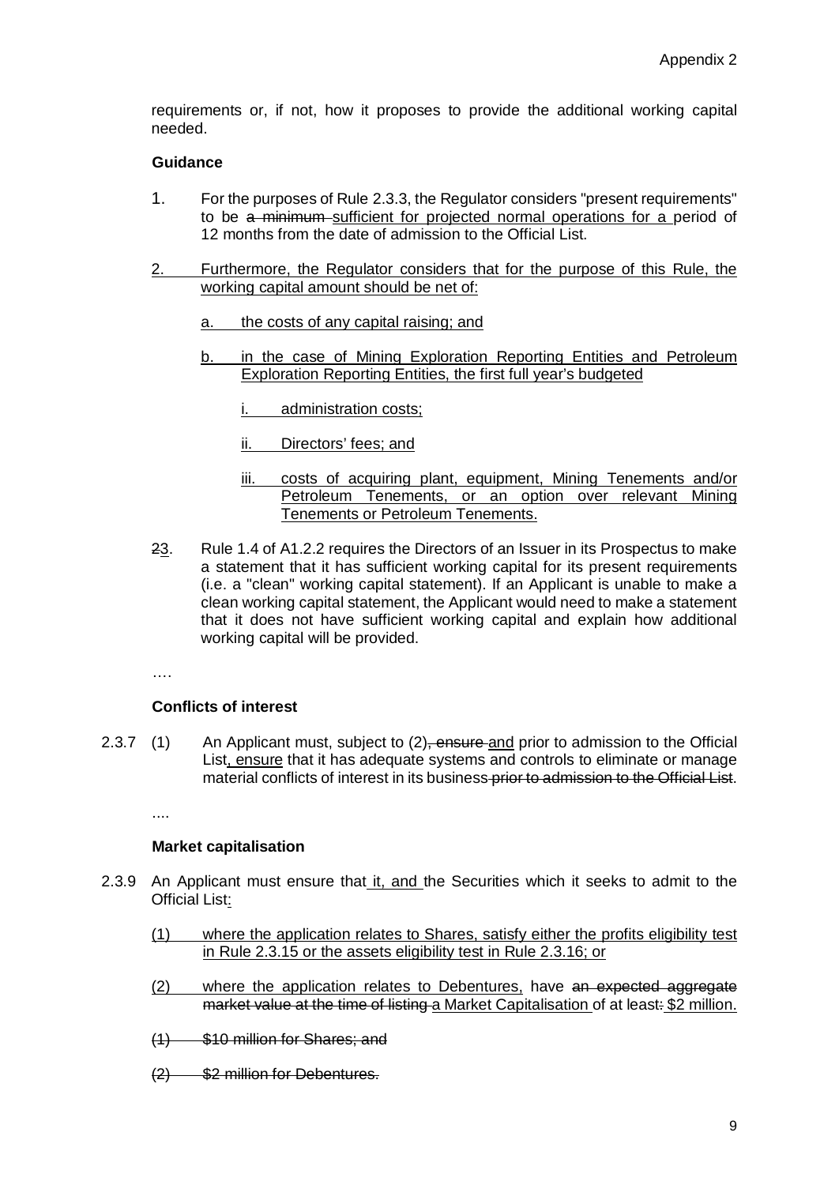requirements or, if not, how it proposes to provide the additional working capital needed.

**Guidance**

1. For the purposes of Rule 2.3.3, the Regulator considers "present requirements" to be ~~a minimum~~ <u>sufficient for projected normal operations for a</u> period of 12 months from the date of admission to the Official List.

<u>2. Furthermore, the Regulator considers that for the purpose of this Rule, the working capital amount should be net of:</u>

   <u>a. the costs of any capital raising; and</u>

   <u>b. in the case of Mining Exploration Reporting Entities and Petroleum Exploration Reporting Entities, the first full year's budgeted</u>

      <u>i. administration costs;</u>

      <u>ii. Directors' fees; and</u>

      <u>iii. costs of acquiring plant, equipment, Mining Tenements and/or Petroleum Tenements, or an option over relevant Mining Tenements or Petroleum Tenements.</u>

~~2~~<u>3</u>. Rule 1.4 of A1.2.2 requires the Directors of an Issuer in its Prospectus to make a statement that it has sufficient working capital for its present requirements (i.e. a "clean" working capital statement). If an Applicant is unable to make a clean working capital statement, the Applicant would need to make a statement that it does not have sufficient working capital and explain how additional working capital will be provided.

....

**Conflicts of interest**

2.3.7 (1) An Applicant must, subject to (2)~~, ensure~~ <u>and</u> prior to admission to the Official List<u>, ensure</u> that it has adequate systems and controls to eliminate or manage material conflicts of interest in its business ~~prior to admission to the Official List~~.

....

**Market capitalisation**

2.3.9 An Applicant must ensure that <u>it, and</u> the Securities which it seeks to admit to the Official List<u>:</u>

<u>(1) where the application relates to Shares, satisfy either the profits eligibility test in Rule 2.3.15 or the assets eligibility test in Rule 2.3.16; or</u>

<u>(2) where the application relates to Debentures,</u> have ~~an expected aggregate market value at the time of listing~~ <u>a Market Capitalisation</u> of at least~~:~~ <u>$2 million.</u>

~~(1) $10 million for Shares; and~~

~~(2) $2 million for Debentures.~~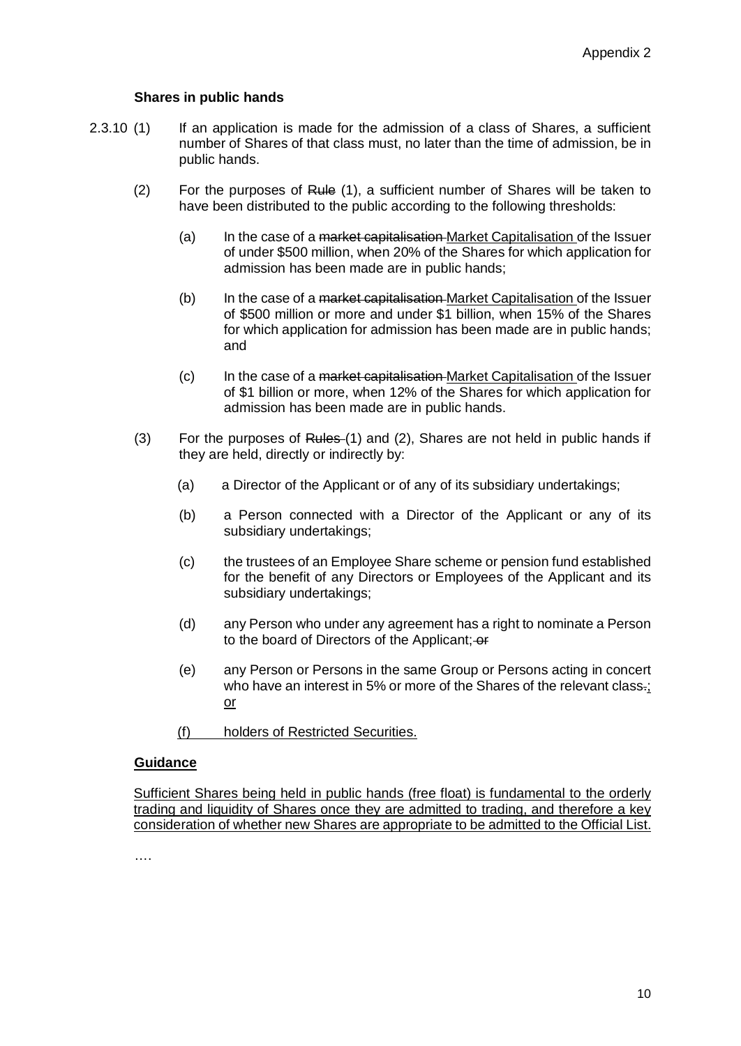**Shares in public hands**

2.3.10 (1) If an application is made for the admission of a class of Shares, a sufficient number of Shares of that class must, no later than the time of admission, be in public hands.

(2) For the purposes of ~~Rule~~ (1), a sufficient number of Shares will be taken to have been distributed to the public according to the following thresholds:

(a) In the case of a ~~market capitalisation~~ <u>Market Capitalisation</u> of the Issuer of under $500 million, when 20% of the Shares for which application for admission has been made are in public hands;

(b) In the case of a ~~market capitalisation~~ <u>Market Capitalisation</u> of the Issuer of $500 million or more and under $1 billion, when 15% of the Shares for which application for admission has been made are in public hands; and

(c) In the case of a ~~market capitalisation~~ <u>Market Capitalisation</u> of the Issuer of $1 billion or more, when 12% of the Shares for which application for admission has been made are in public hands.

(3) For the purposes of ~~Rules~~ (1) and (2), Shares are not held in public hands if they are held, directly or indirectly by:

(a) a Director of the Applicant or of any of its subsidiary undertakings;

(b) a Person connected with a Director of the Applicant or any of its subsidiary undertakings;

(c) the trustees of an Employee Share scheme or pension fund established for the benefit of any Directors or Employees of the Applicant and its subsidiary undertakings;

(d) any Person who under any agreement has a right to nominate a Person to the board of Directors of the Applicant; ~~or~~

(e) any Person or Persons in the same Group or Persons acting in concert who have an interest in 5% or more of the Shares of the relevant class~~.~~<u>;</u> <u>or</u>

<u>(f) holders of Restricted Securities.</u>

<u>**Guidance**</u>

<u>Sufficient Shares being held in public hands (free float) is fundamental to the orderly trading and liquidity of Shares once they are admitted to trading, and therefore a key consideration of whether new Shares are appropriate to be admitted to the Official List.</u>

….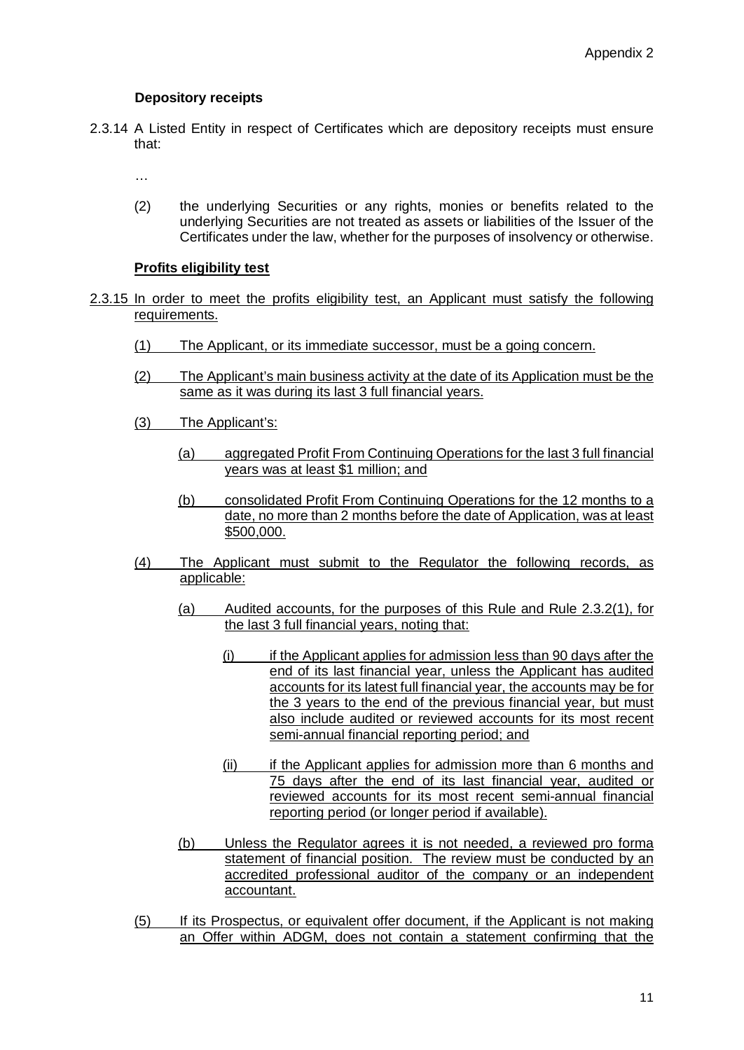**Depository receipts**

2.3.14 A Listed Entity in respect of Certificates which are depository receipts must ensure that:

…

(2) the underlying Securities or any rights, monies or benefits related to the underlying Securities are not treated as assets or liabilities of the Issuer of the Certificates under the law, whether for the purposes of insolvency or otherwise.

**Profits eligibility test**

2.3.15 In order to meet the profits eligibility test, an Applicant must satisfy the following requirements.

(1) The Applicant, or its immediate successor, must be a going concern.

(2) The Applicant's main business activity at the date of its Application must be the same as it was during its last 3 full financial years.

(3) The Applicant's:

(a) aggregated Profit From Continuing Operations for the last 3 full financial years was at least \$1 million; and

(b) consolidated Profit From Continuing Operations for the 12 months to a date, no more than 2 months before the date of Application, was at least \$500,000.

(4) The Applicant must submit to the Regulator the following records, as applicable:

(a) Audited accounts, for the purposes of this Rule and Rule 2.3.2(1), for the last 3 full financial years, noting that:

(i) if the Applicant applies for admission less than 90 days after the end of its last financial year, unless the Applicant has audited accounts for its latest full financial year, the accounts may be for the 3 years to the end of the previous financial year, but must also include audited or reviewed accounts for its most recent semi-annual financial reporting period; and

(ii) if the Applicant applies for admission more than 6 months and 75 days after the end of its last financial year, audited or reviewed accounts for its most recent semi-annual financial reporting period (or longer period if available).

(b) Unless the Regulator agrees it is not needed, a reviewed pro forma statement of financial position. The review must be conducted by an accredited professional auditor of the company or an independent accountant.

(5) If its Prospectus, or equivalent offer document, if the Applicant is not making an Offer within ADGM, does not contain a statement confirming that the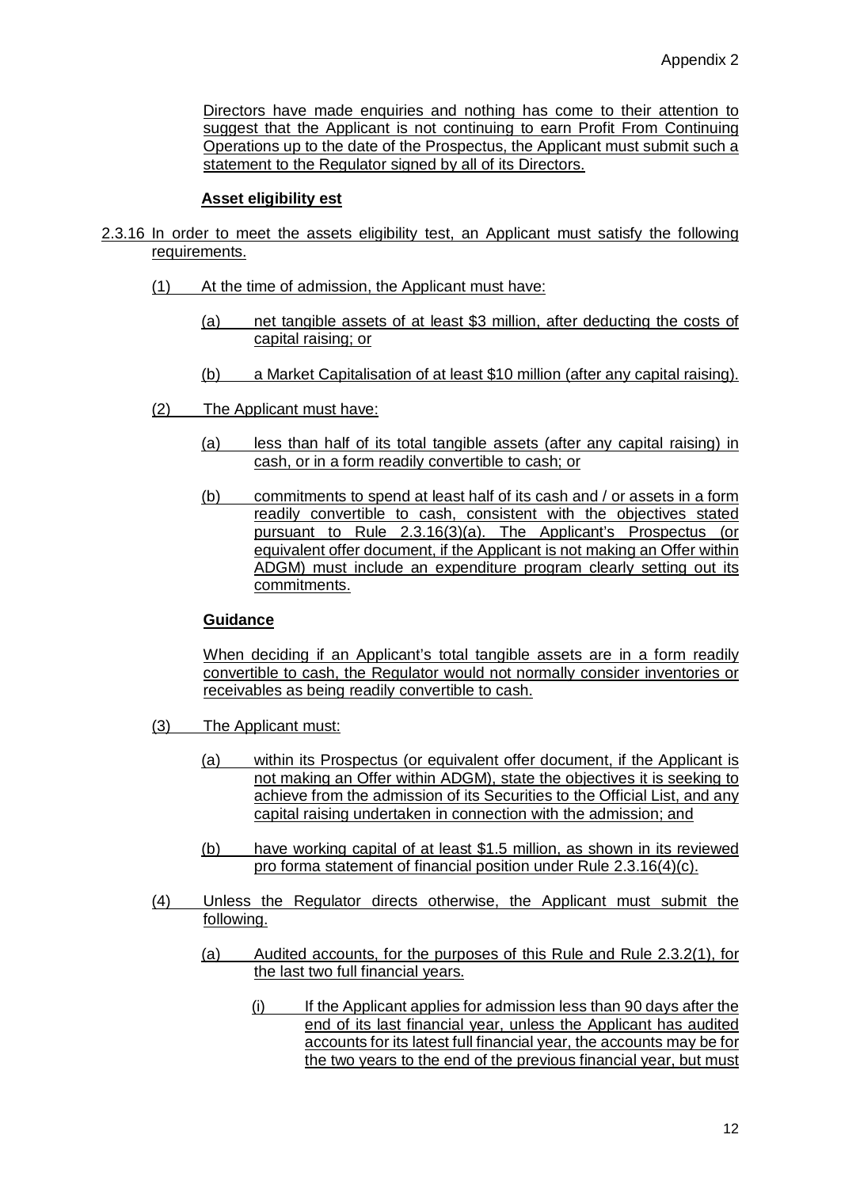Directors have made enquiries and nothing has come to their attention to suggest that the Applicant is not continuing to earn Profit From Continuing Operations up to the date of the Prospectus, the Applicant must submit such a statement to the Regulator signed by all of its Directors.

**Asset eligibility est**

2.3.16 In order to meet the assets eligibility test, an Applicant must satisfy the following requirements.

(1) At the time of admission, the Applicant must have:

(a) net tangible assets of at least $3 million, after deducting the costs of capital raising; or

(b) a Market Capitalisation of at least $10 million (after any capital raising).

(2) The Applicant must have:

(a) less than half of its total tangible assets (after any capital raising) in cash, or in a form readily convertible to cash; or

(b) commitments to spend at least half of its cash and / or assets in a form readily convertible to cash, consistent with the objectives stated pursuant to Rule 2.3.16(3)(a). The Applicant's Prospectus (or equivalent offer document, if the Applicant is not making an Offer within ADGM) must include an expenditure program clearly setting out its commitments.

**Guidance**

When deciding if an Applicant's total tangible assets are in a form readily convertible to cash, the Regulator would not normally consider inventories or receivables as being readily convertible to cash.

(3) The Applicant must:

(a) within its Prospectus (or equivalent offer document, if the Applicant is not making an Offer within ADGM), state the objectives it is seeking to achieve from the admission of its Securities to the Official List, and any capital raising undertaken in connection with the admission; and

(b) have working capital of at least $1.5 million, as shown in its reviewed pro forma statement of financial position under Rule 2.3.16(4)(c).

(4) Unless the Regulator directs otherwise, the Applicant must submit the following.

(a) Audited accounts, for the purposes of this Rule and Rule 2.3.2(1), for the last two full financial years.

(i) If the Applicant applies for admission less than 90 days after the end of its last financial year, unless the Applicant has audited accounts for its latest full financial year, the accounts may be for the two years to the end of the previous financial year, but must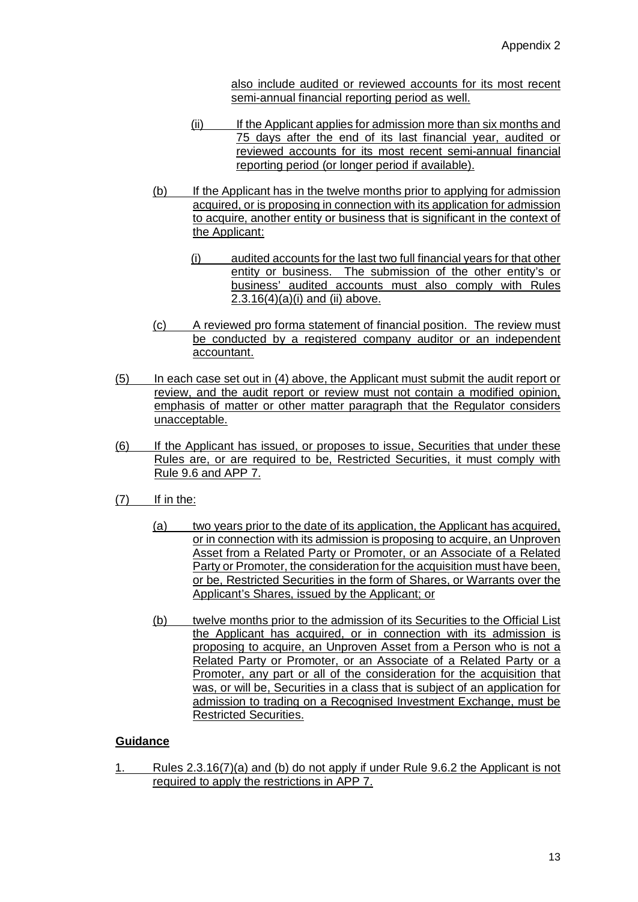also include audited or reviewed accounts for its most recent semi-annual financial reporting period as well.

(ii) If the Applicant applies for admission more than six months and 75 days after the end of its last financial year, audited or reviewed accounts for its most recent semi-annual financial reporting period (or longer period if available).

(b) If the Applicant has in the twelve months prior to applying for admission acquired, or is proposing in connection with its application for admission to acquire, another entity or business that is significant in the context of the Applicant:

(i) audited accounts for the last two full financial years for that other entity or business. The submission of the other entity's or business' audited accounts must also comply with Rules 2.3.16(4)(a)(i) and (ii) above.

(c) A reviewed pro forma statement of financial position. The review must be conducted by a registered company auditor or an independent accountant.

(5) In each case set out in (4) above, the Applicant must submit the audit report or review, and the audit report or review must not contain a modified opinion, emphasis of matter or other matter paragraph that the Regulator considers unacceptable.

(6) If the Applicant has issued, or proposes to issue, Securities that under these Rules are, or are required to be, Restricted Securities, it must comply with Rule 9.6 and APP 7.

(7) If in the:

(a) two years prior to the date of its application, the Applicant has acquired, or in connection with its admission is proposing to acquire, an Unproven Asset from a Related Party or Promoter, or an Associate of a Related Party or Promoter, the consideration for the acquisition must have been, or be, Restricted Securities in the form of Shares, or Warrants over the Applicant's Shares, issued by the Applicant; or

(b) twelve months prior to the admission of its Securities to the Official List the Applicant has acquired, or in connection with its admission is proposing to acquire, an Unproven Asset from a Person who is not a Related Party or Promoter, or an Associate of a Related Party or a Promoter, any part or all of the consideration for the acquisition that was, or will be, Securities in a class that is subject of an application for admission to trading on a Recognised Investment Exchange, must be Restricted Securities.

**Guidance**

1. Rules 2.3.16(7)(a) and (b) do not apply if under Rule 9.6.2 the Applicant is not required to apply the restrictions in APP 7.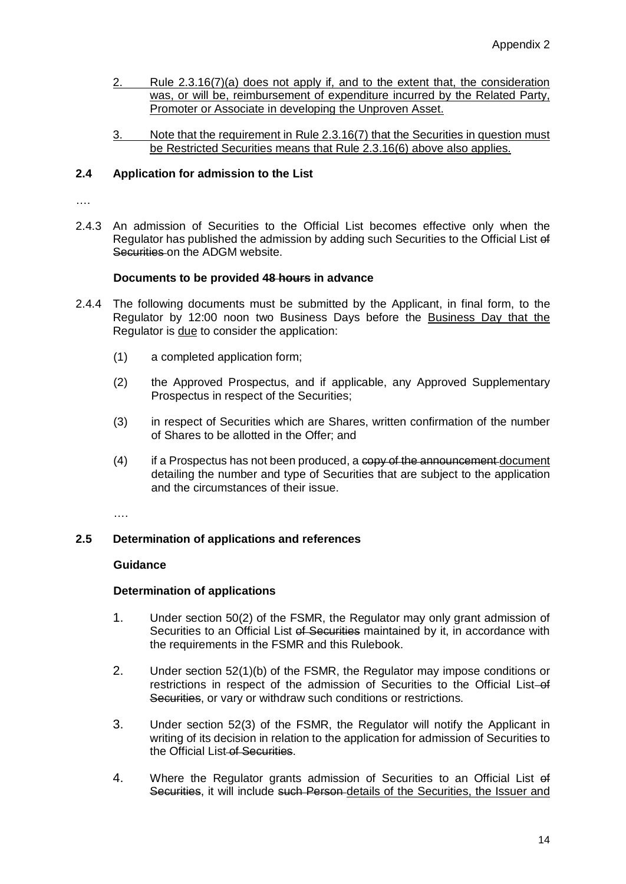2. <u>Rule 2.3.16(7)(a) does not apply if, and to the extent that, the consideration was, or will be, reimbursement of expenditure incurred by the Related Party, Promoter or Associate in developing the Unproven Asset.</u>

3. <u>Note that the requirement in Rule 2.3.16(7) that the Securities in question must be Restricted Securities means that Rule 2.3.16(6) above also applies.</u>

**2.4 Application for admission to the List**

….

2.4.3 An admission of Securities to the Official List becomes effective only when the Regulator has published the admission by adding such Securities to the Official List ~~of Securities~~ on the ADGM website.

**Documents to be provided ~~48 hours~~ in advance**

2.4.4 The following documents must be submitted by the Applicant, in final form, to the Regulator by 12:00 noon two Business Days before the <u>Business Day that the</u> Regulator is <u>due</u> to consider the application:

(1) a completed application form;

(2) the Approved Prospectus, and if applicable, any Approved Supplementary Prospectus in respect of the Securities;

(3) in respect of Securities which are Shares, written confirmation of the number of Shares to be allotted in the Offer; and

(4) if a Prospectus has not been produced, a ~~copy of the announcement~~ <u>document</u> detailing the number and type of Securities that are subject to the application and the circumstances of their issue.

….

**2.5 Determination of applications and references**

**Guidance**

**Determination of applications**

1. Under section 50(2) of the FSMR, the Regulator may only grant admission of Securities to an Official List ~~of Securities~~ maintained by it, in accordance with the requirements in the FSMR and this Rulebook.

2. Under section 52(1)(b) of the FSMR, the Regulator may impose conditions or restrictions in respect of the admission of Securities to the Official List ~~of Securities~~, or vary or withdraw such conditions or restrictions.

3. Under section 52(3) of the FSMR, the Regulator will notify the Applicant in writing of its decision in relation to the application for admission of Securities to the Official List ~~of Securities~~.

4. Where the Regulator grants admission of Securities to an Official List ~~of Securities~~, it will include ~~such Person~~ <u>details of the Securities, the Issuer and</u>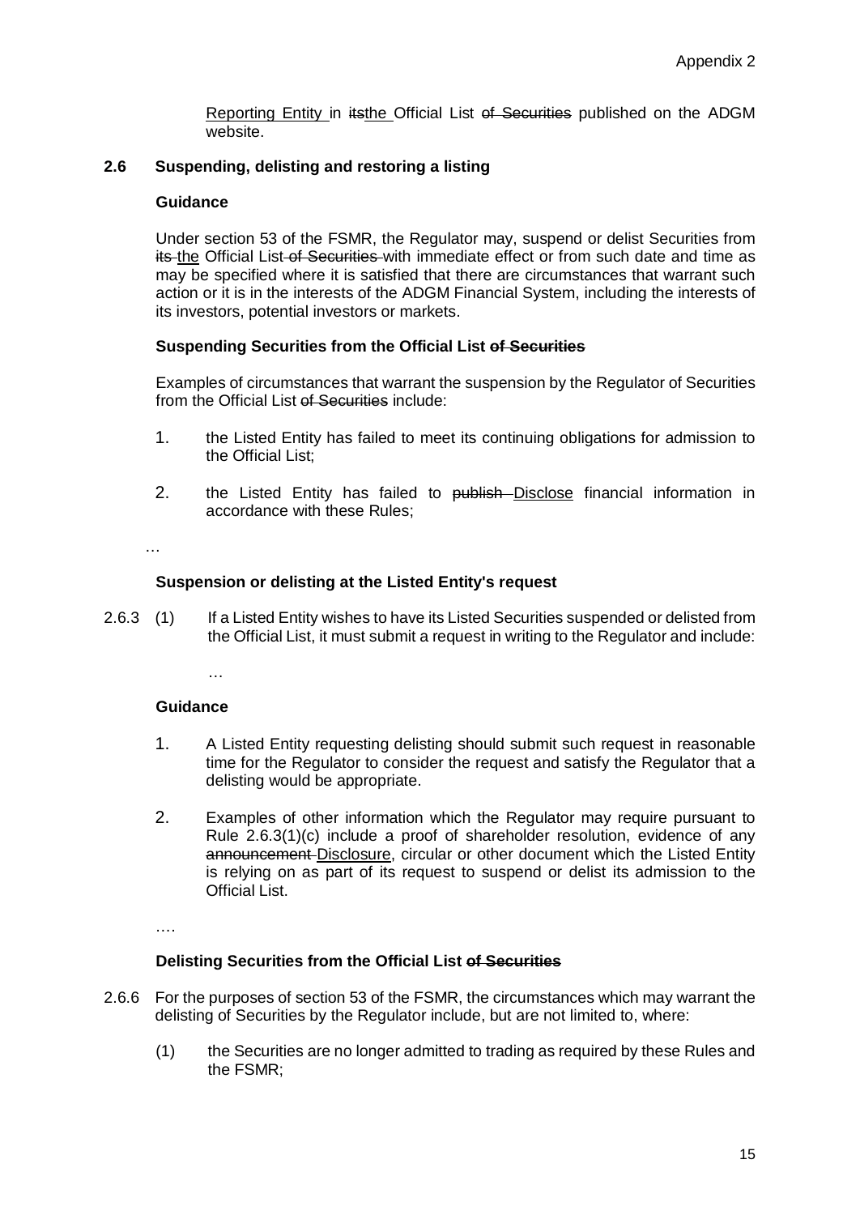Reporting Entity in itsthe Official List of Securities published on the ADGM website.

## 2.6 Suspending, delisting and restoring a listing

**Guidance**

Under section 53 of the FSMR, the Regulator may, suspend or delist Securities from its the Official List of Securities with immediate effect or from such date and time as may be specified where it is satisfied that there are circumstances that warrant such action or it is in the interests of the ADGM Financial System, including the interests of its investors, potential investors or markets.

**Suspending Securities from the Official List of Securities**

Examples of circumstances that warrant the suspension by the Regulator of Securities from the Official List of Securities include:

1. the Listed Entity has failed to meet its continuing obligations for admission to the Official List;
2. the Listed Entity has failed to publish Disclose financial information in accordance with these Rules;

…

**Suspension or delisting at the Listed Entity's request**

2.6.3 (1) If a Listed Entity wishes to have its Listed Securities suspended or delisted from the Official List, it must submit a request in writing to the Regulator and include:

…

**Guidance**

1. A Listed Entity requesting delisting should submit such request in reasonable time for the Regulator to consider the request and satisfy the Regulator that a delisting would be appropriate.
2. Examples of other information which the Regulator may require pursuant to Rule 2.6.3(1)(c) include a proof of shareholder resolution, evidence of any announcement Disclosure, circular or other document which the Listed Entity is relying on as part of its request to suspend or delist its admission to the Official List.

….

**Delisting Securities from the Official List of Securities**

2.6.6 For the purposes of section 53 of the FSMR, the circumstances which may warrant the delisting of Securities by the Regulator include, but are not limited to, where:

(1) the Securities are no longer admitted to trading as required by these Rules and the FSMR;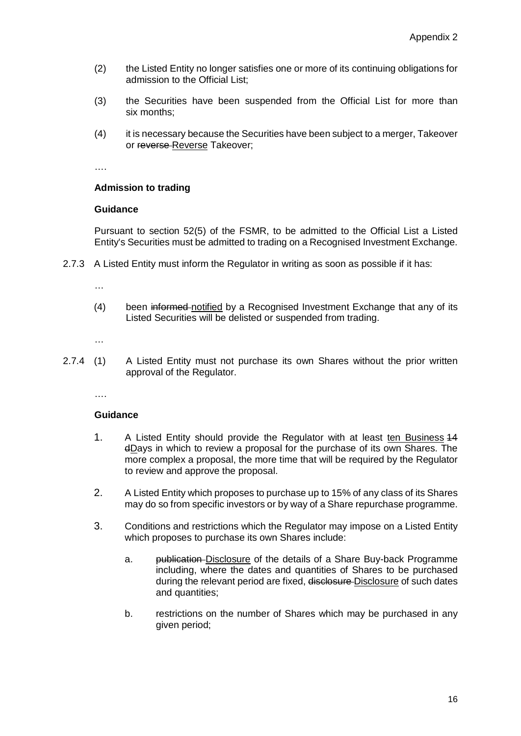(2) the Listed Entity no longer satisfies one or more of its continuing obligations for admission to the Official List;

(3) the Securities have been suspended from the Official List for more than six months;

(4) it is necessary because the Securities have been subject to a merger, Takeover or ~~reverse~~ <u>Reverse</u> Takeover;

….

**Admission to trading**

**Guidance**

Pursuant to section 52(5) of the FSMR, to be admitted to the Official List a Listed Entity's Securities must be admitted to trading on a Recognised Investment Exchange.

2.7.3 A Listed Entity must inform the Regulator in writing as soon as possible if it has:

…

(4) been ~~informed~~ <u>notified</u> by a Recognised Investment Exchange that any of its Listed Securities will be delisted or suspended from trading.

…

2.7.4 (1) A Listed Entity must not purchase its own Shares without the prior written approval of the Regulator.

….

**Guidance**

1. A Listed Entity should provide the Regulator with at least <u>ten Business</u> ~~14~~ ~~d~~<u>D</u>ays in which to review a proposal for the purchase of its own Shares. The more complex a proposal, the more time that will be required by the Regulator to review and approve the proposal.

2. A Listed Entity which proposes to purchase up to 15% of any class of its Shares may do so from specific investors or by way of a Share repurchase programme.

3. Conditions and restrictions which the Regulator may impose on a Listed Entity which proposes to purchase its own Shares include:

   a. ~~publication~~ <u>Disclosure</u> of the details of a Share Buy-back Programme including, where the dates and quantities of Shares to be purchased during the relevant period are fixed, ~~disclosure~~ <u>Disclosure</u> of such dates and quantities;

   b. restrictions on the number of Shares which may be purchased in any given period;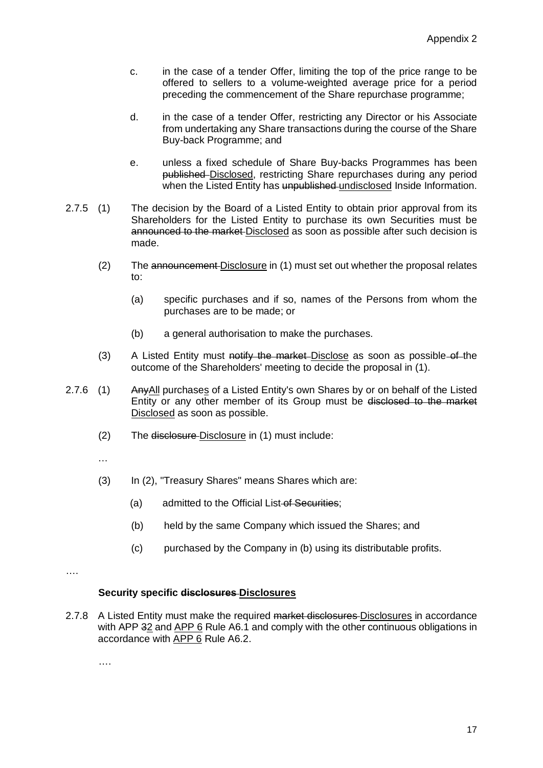c. in the case of a tender Offer, limiting the top of the price range to be offered to sellers to a volume-weighted average price for a period preceding the commencement of the Share repurchase programme;

d. in the case of a tender Offer, restricting any Director or his Associate from undertaking any Share transactions during the course of the Share Buy-back Programme; and

e. unless a fixed schedule of Share Buy-backs Programmes has been ~~published~~ <u>Disclosed</u>, restricting Share repurchases during any period when the Listed Entity has ~~unpublished~~ <u>undisclosed</u> Inside Information.

2.7.5 (1) The decision by the Board of a Listed Entity to obtain prior approval from its Shareholders for the Listed Entity to purchase its own Securities must be ~~announced to the market~~ <u>Disclosed</u> as soon as possible after such decision is made.

(2) The ~~announcement~~ <u>Disclosure</u> in (1) must set out whether the proposal relates to:

(a) specific purchases and if so, names of the Persons from whom the purchases are to be made; or

(b) a general authorisation to make the purchases.

(3) A Listed Entity must ~~notify the market~~ <u>Disclose</u> as soon as possible ~~of~~ the outcome of the Shareholders' meeting to decide the proposal in (1).

2.7.6 (1) ~~Any~~<u>All</u> purchase<u>s</u> of a Listed Entity's own Shares by or on behalf of the Listed Entity or any other member of its Group must be ~~disclosed to the market~~ <u>Disclosed</u> as soon as possible.

(2) The ~~disclosure~~ <u>Disclosure</u> in (1) must include:

…

(3) In (2), "Treasury Shares" means Shares which are:

(a) admitted to the Official List ~~of Securities~~;

(b) held by the same Company which issued the Shares; and

(c) purchased by the Company in (b) using its distributable profits.

….

**Security specific ~~disclosures~~ <u>Disclosures</u>**

2.7.8 A Listed Entity must make the required ~~market disclosures~~ <u>Disclosures</u> in accordance with APP ~~3~~<u>2</u> and <u>APP 6</u> Rule A6.1 and comply with the other continuous obligations in accordance with <u>APP 6</u> Rule A6.2.

….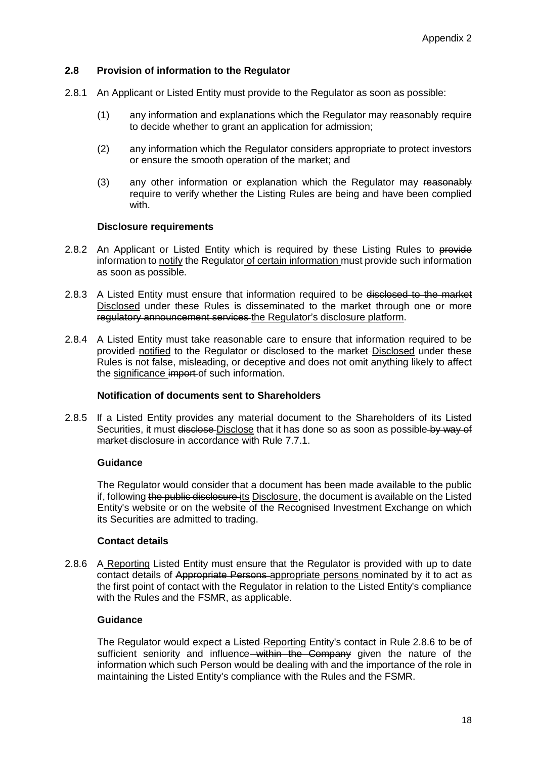## 2.8 Provision of information to the Regulator

2.8.1 An Applicant or Listed Entity must provide to the Regulator as soon as possible:

(1) any information and explanations which the Regulator may ~~reasonably~~ require to decide whether to grant an application for admission;

(2) any information which the Regulator considers appropriate to protect investors or ensure the smooth operation of the market; and

(3) any other information or explanation which the Regulator may ~~reasonably~~ require to verify whether the Listing Rules are being and have been complied with.

### Disclosure requirements

2.8.2 An Applicant or Listed Entity which is required by these Listing Rules to ~~provide information to~~ <u>notify</u> the Regulator <u>of certain information</u> must provide such information as soon as possible.

2.8.3 A Listed Entity must ensure that information required to be ~~disclosed to the market~~ <u>Disclosed</u> under these Rules is disseminated to the market through ~~one or more regulatory announcement services~~ <u>the Regulator's disclosure platform</u>.

2.8.4 A Listed Entity must take reasonable care to ensure that information required to be ~~provided~~ <u>notified</u> to the Regulator or ~~disclosed to the market~~ <u>Disclosed</u> under these Rules is not false, misleading, or deceptive and does not omit anything likely to affect the <u>significance</u> ~~import~~ of such information.

### Notification of documents sent to Shareholders

2.8.5 If a Listed Entity provides any material document to the Shareholders of its Listed Securities, it must ~~disclose~~ <u>Disclose</u> that it has done so as soon as possible ~~by way of market disclosure~~ in accordance with Rule 7.7.1.

**Guidance**

The Regulator would consider that a document has been made available to the public if, following ~~the public disclosure~~ <u>its</u> <u>Disclosure</u>, the document is available on the Listed Entity's website or on the website of the Recognised Investment Exchange on which its Securities are admitted to trading.

### Contact details

2.8.6 A <u>Reporting</u> Listed Entity must ensure that the Regulator is provided with up to date contact details of ~~Appropriate Persons~~ <u>appropriate persons</u> nominated by it to act as the first point of contact with the Regulator in relation to the Listed Entity's compliance with the Rules and the FSMR, as applicable.

**Guidance**

The Regulator would expect a ~~Listed~~ <u>Reporting</u> Entity's contact in Rule 2.8.6 to be of sufficient seniority and influence ~~within the Company~~ given the nature of the information which such Person would be dealing with and the importance of the role in maintaining the Listed Entity's compliance with the Rules and the FSMR.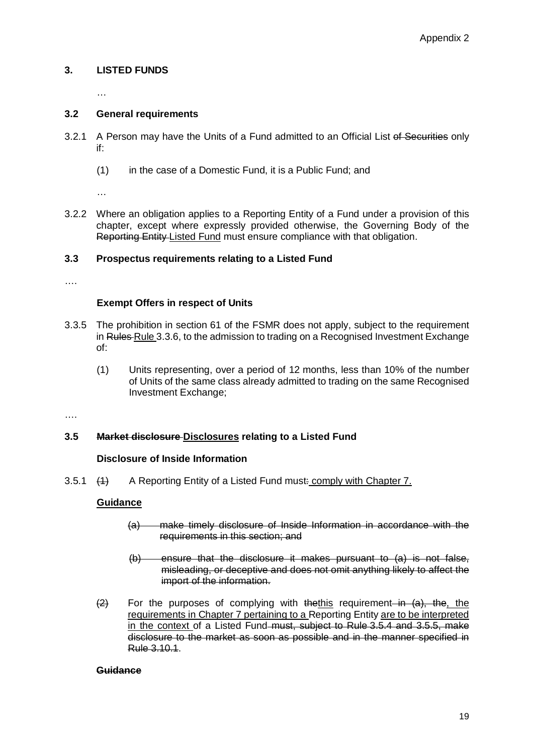Appendix 2

### 3. LISTED FUNDS

…

### 3.2 General requirements

3.2.1 A Person may have the Units of a Fund admitted to an Official List ~~of Securities~~ only if:

(1) in the case of a Domestic Fund, it is a Public Fund; and

…

3.2.2 Where an obligation applies to a Reporting Entity of a Fund under a provision of this chapter, except where expressly provided otherwise, the Governing Body of the ~~Reporting Entity~~ <u>Listed Fund</u> must ensure compliance with that obligation.

### 3.3 Prospectus requirements relating to a Listed Fund

….

**Exempt Offers in respect of Units**

3.3.5 The prohibition in section 61 of the FSMR does not apply, subject to the requirement in ~~Rules~~ <u>Rule</u> 3.3.6, to the admission to trading on a Recognised Investment Exchange of:

(1) Units representing, over a period of 12 months, less than 10% of the number of Units of the same class already admitted to trading on the same Recognised Investment Exchange;

….

### 3.5 ~~Market disclosure~~ <u>Disclosures</u> relating to a Listed Fund

**Disclosure of Inside Information**

3.5.1 ~~(1)~~ A Reporting Entity of a Listed Fund must~~:~~ <u>comply with Chapter 7.</u>

<u>**Guidance**</u>

~~(a) make timely disclosure of Inside Information in accordance with the requirements in this section; and~~

~~(b) ensure that the disclosure it makes pursuant to (a) is not false, misleading, or deceptive and does not omit anything likely to affect the import of the information.~~

~~(2)~~ For the purposes of complying with ~~the~~<u>this</u> requirement ~~in (a), the~~<u>, the requirements in Chapter 7 pertaining to a</u> Reporting Entity <u>are to be interpreted in the context</u> of a Listed Fund ~~must, subject to Rule 3.5.4 and 3.5.5, make disclosure to the market as soon as possible and in the manner specified in Rule 3.10.1~~.

~~**Guidance**~~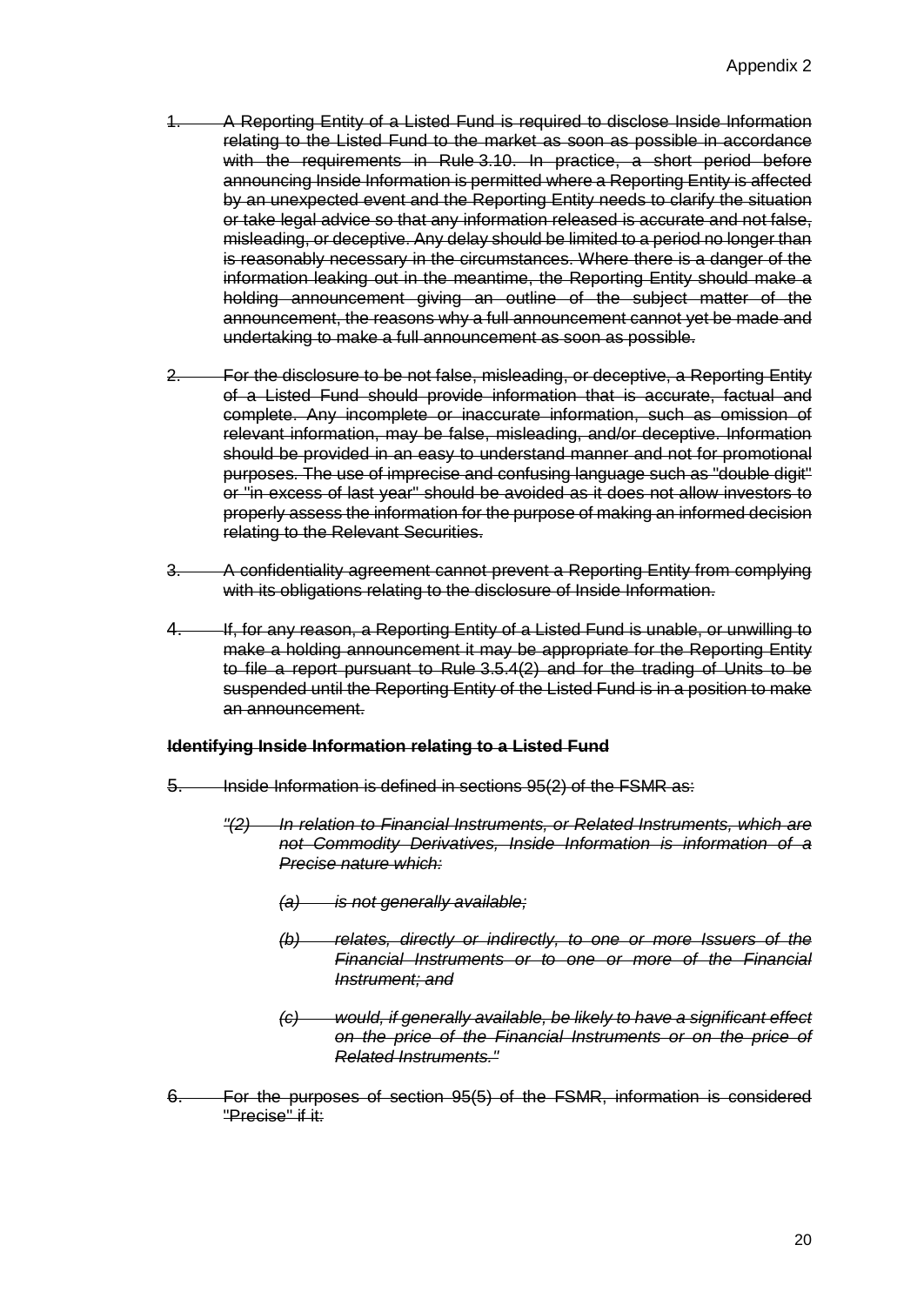# Appendix 2

1. ~~A Reporting Entity of a Listed Fund is required to disclose Inside Information relating to the Listed Fund to the market as soon as possible in accordance with the requirements in Rule 3.10. In practice, a short period before announcing Inside Information is permitted where a Reporting Entity is affected by an unexpected event and the Reporting Entity needs to clarify the situation or take legal advice so that any information released is accurate and not false, misleading, or deceptive. Any delay should be limited to a period no longer than is reasonably necessary in the circumstances. Where there is a danger of the information leaking out in the meantime, the Reporting Entity should make a holding announcement giving an outline of the subject matter of the announcement, the reasons why a full announcement cannot yet be made and undertaking to make a full announcement as soon as possible.~~

2. ~~For the disclosure to be not false, misleading, or deceptive, a Reporting Entity of a Listed Fund should provide information that is accurate, factual and complete. Any incomplete or inaccurate information, such as omission of relevant information, may be false, misleading, and/or deceptive. Information should be provided in an easy to understand manner and not for promotional purposes. The use of imprecise and confusing language such as "double digit" or "in excess of last year" should be avoided as it does not allow investors to properly assess the information for the purpose of making an informed decision relating to the Relevant Securities.~~

3. ~~A confidentiality agreement cannot prevent a Reporting Entity from complying with its obligations relating to the disclosure of Inside Information.~~

4. ~~If, for any reason, a Reporting Entity of a Listed Fund is unable, or unwilling to make a holding announcement it may be appropriate for the Reporting Entity to file a report pursuant to Rule 3.5.4(2) and for the trading of Units to be suspended until the Reporting Entity of the Listed Fund is in a position to make an announcement.~~

**~~Identifying Inside Information relating to a Listed Fund~~**

5. ~~Inside Information is defined in sections 95(2) of the FSMR as:~~

   *~~"(2) In relation to Financial Instruments, or Related Instruments, which are not Commodity Derivatives, Inside Information is information of a Precise nature which:~~*

   *~~(a) is not generally available;~~*

   *~~(b) relates, directly or indirectly, to one or more Issuers of the Financial Instruments or to one or more of the Financial Instrument; and~~*

   *~~(c) would, if generally available, be likely to have a significant effect on the price of the Financial Instruments or on the price of Related Instruments."~~*

6. ~~For the purposes of section 95(5) of the FSMR, information is considered "Precise" if it:~~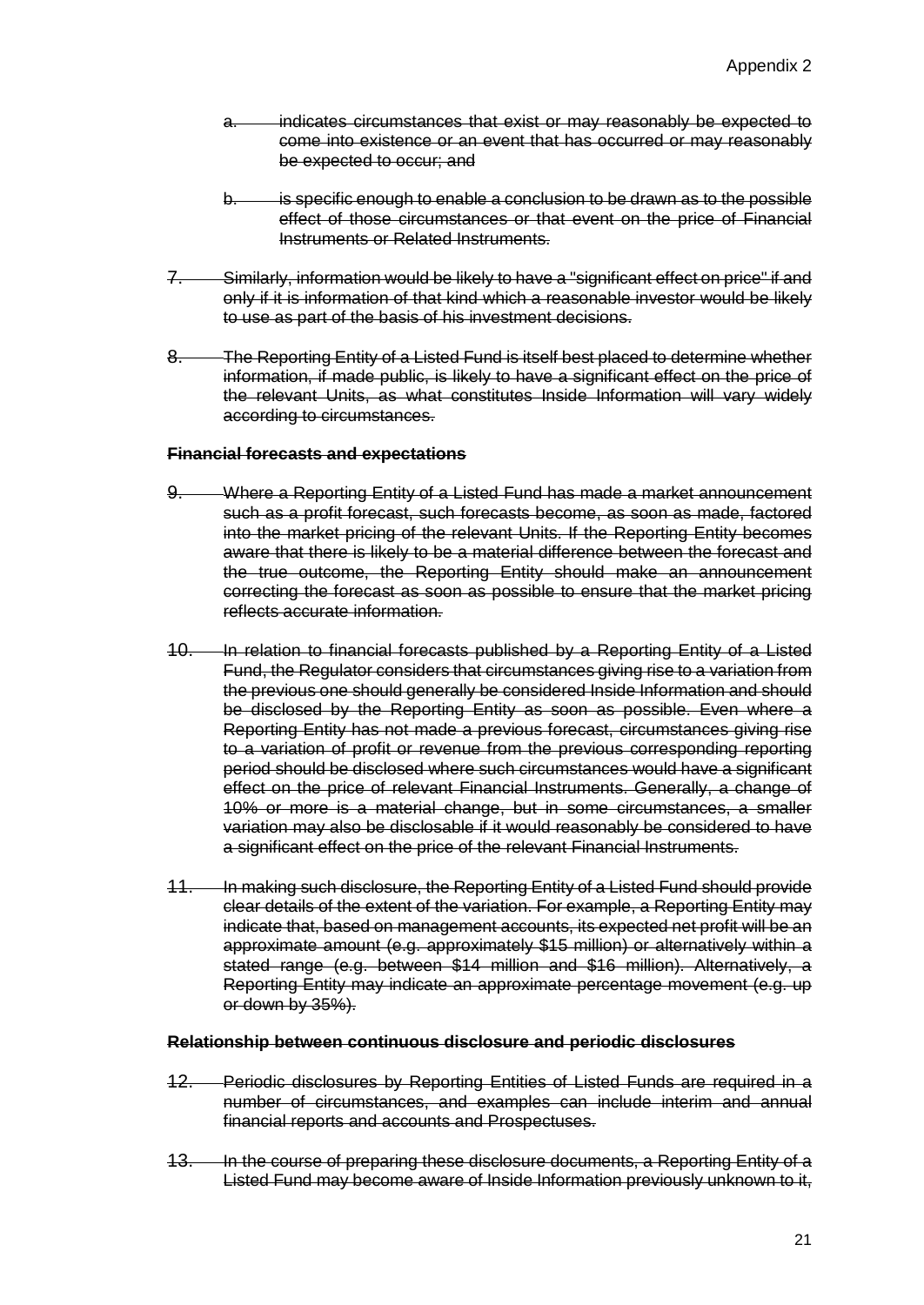~~a. indicates circumstances that exist or may reasonably be expected to come into existence or an event that has occurred or may reasonably be expected to occur; and~~

~~b. is specific enough to enable a conclusion to be drawn as to the possible effect of those circumstances or that event on the price of Financial Instruments or Related Instruments.~~

~~7. Similarly, information would be likely to have a "significant effect on price" if and only if it is information of that kind which a reasonable investor would be likely to use as part of the basis of his investment decisions.~~

~~8. The Reporting Entity of a Listed Fund is itself best placed to determine whether information, if made public, is likely to have a significant effect on the price of the relevant Units, as what constitutes Inside Information will vary widely according to circumstances.~~

**~~Financial forecasts and expectations~~**

~~9. Where a Reporting Entity of a Listed Fund has made a market announcement such as a profit forecast, such forecasts become, as soon as made, factored into the market pricing of the relevant Units. If the Reporting Entity becomes aware that there is likely to be a material difference between the forecast and the true outcome, the Reporting Entity should make an announcement correcting the forecast as soon as possible to ensure that the market pricing reflects accurate information.~~

~~10. In relation to financial forecasts published by a Reporting Entity of a Listed Fund, the Regulator considers that circumstances giving rise to a variation from the previous one should generally be considered Inside Information and should be disclosed by the Reporting Entity as soon as possible. Even where a Reporting Entity has not made a previous forecast, circumstances giving rise to a variation of profit or revenue from the previous corresponding reporting period should be disclosed where such circumstances would have a significant effect on the price of relevant Financial Instruments. Generally, a change of 10% or more is a material change, but in some circumstances, a smaller variation may also be disclosable if it would reasonably be considered to have a significant effect on the price of the relevant Financial Instruments.~~

~~11. In making such disclosure, the Reporting Entity of a Listed Fund should provide clear details of the extent of the variation. For example, a Reporting Entity may indicate that, based on management accounts, its expected net profit will be an approximate amount (e.g. approximately $15 million) or alternatively within a stated range (e.g. between $14 million and $16 million). Alternatively, a Reporting Entity may indicate an approximate percentage movement (e.g. up or down by 35%).~~

**~~Relationship between continuous disclosure and periodic disclosures~~**

~~12. Periodic disclosures by Reporting Entities of Listed Funds are required in a number of circumstances, and examples can include interim and annual financial reports and accounts and Prospectuses.~~

~~13. In the course of preparing these disclosure documents, a Reporting Entity of a Listed Fund may become aware of Inside Information previously unknown to it,~~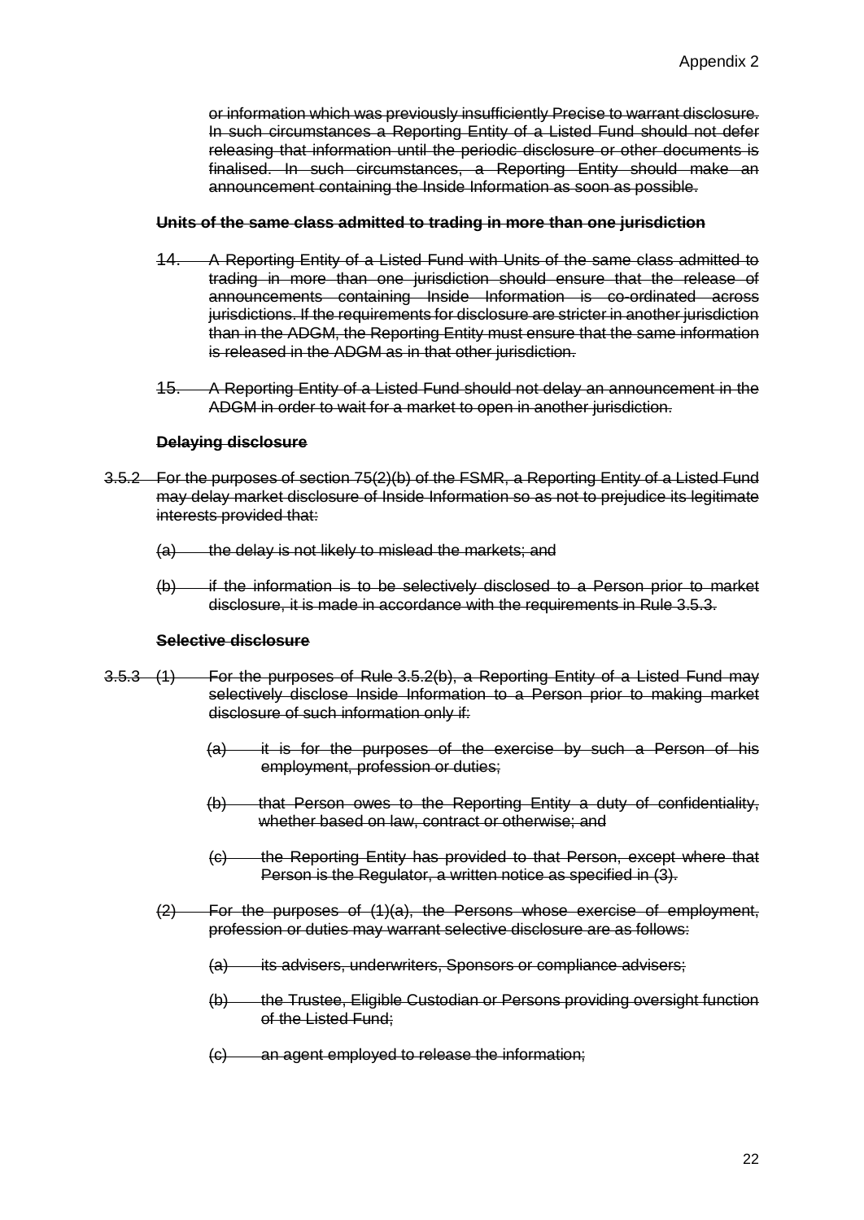~~or information which was previously insufficiently Precise to warrant disclosure. In such circumstances a Reporting Entity of a Listed Fund should not defer releasing that information until the periodic disclosure or other documents is finalised. In such circumstances, a Reporting Entity should make an announcement containing the Inside Information as soon as possible.~~

**~~Units of the same class admitted to trading in more than one jurisdiction~~**

~~14. A Reporting Entity of a Listed Fund with Units of the same class admitted to trading in more than one jurisdiction should ensure that the release of announcements containing Inside Information is co-ordinated across jurisdictions. If the requirements for disclosure are stricter in another jurisdiction than in the ADGM, the Reporting Entity must ensure that the same information is released in the ADGM as in that other jurisdiction.~~

~~15. A Reporting Entity of a Listed Fund should not delay an announcement in the ADGM in order to wait for a market to open in another jurisdiction.~~

**~~Delaying disclosure~~**

~~3.5.2 For the purposes of section 75(2)(b) of the FSMR, a Reporting Entity of a Listed Fund may delay market disclosure of Inside Information so as not to prejudice its legitimate interests provided that:~~

~~(a) the delay is not likely to mislead the markets; and~~

~~(b) if the information is to be selectively disclosed to a Person prior to market disclosure, it is made in accordance with the requirements in Rule 3.5.3.~~

**~~Selective disclosure~~**

~~3.5.3 (1) For the purposes of Rule 3.5.2(b), a Reporting Entity of a Listed Fund may selectively disclose Inside Information to a Person prior to making market disclosure of such information only if:~~

~~(a) it is for the purposes of the exercise by such a Person of his employment, profession or duties;~~

~~(b) that Person owes to the Reporting Entity a duty of confidentiality, whether based on law, contract or otherwise; and~~

~~(c) the Reporting Entity has provided to that Person, except where that Person is the Regulator, a written notice as specified in (3).~~

~~(2) For the purposes of (1)(a), the Persons whose exercise of employment, profession or duties may warrant selective disclosure are as follows:~~

~~(a) its advisers, underwriters, Sponsors or compliance advisers;~~

~~(b) the Trustee, Eligible Custodian or Persons providing oversight function of the Listed Fund;~~

~~(c) an agent employed to release the information;~~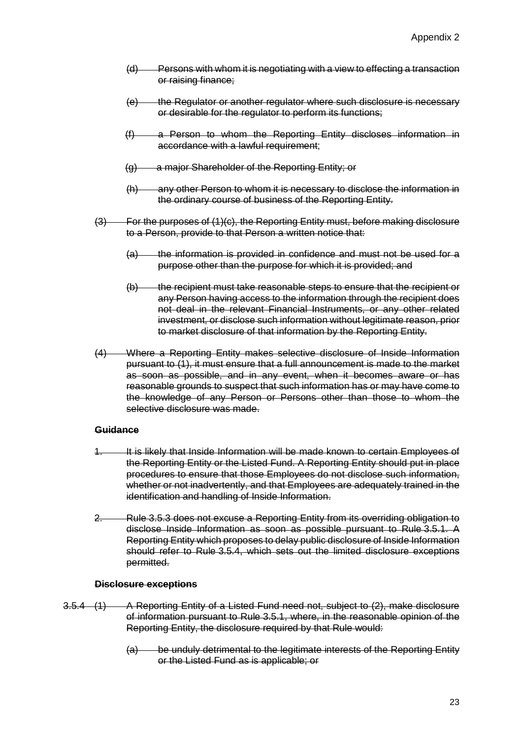(d) Persons with whom it is negotiating with a view to effecting a transaction or raising finance;

(e) the Regulator or another regulator where such disclosure is necessary or desirable for the regulator to perform its functions;

(f) a Person to whom the Reporting Entity discloses information in accordance with a lawful requirement;

(g) a major Shareholder of the Reporting Entity; or

(h) any other Person to whom it is necessary to disclose the information in the ordinary course of business of the Reporting Entity.

(3) For the purposes of (1)(c), the Reporting Entity must, before making disclosure to a Person, provide to that Person a written notice that:

(a) the information is provided in confidence and must not be used for a purpose other than the purpose for which it is provided; and

(b) the recipient must take reasonable steps to ensure that the recipient or any Person having access to the information through the recipient does not deal in the relevant Financial Instruments, or any other related investment, or disclose such information without legitimate reason, prior to market disclosure of that information by the Reporting Entity.

(4) Where a Reporting Entity makes selective disclosure of Inside Information pursuant to (1), it must ensure that a full announcement is made to the market as soon as possible, and in any event, when it becomes aware or has reasonable grounds to suspect that such information has or may have come to the knowledge of any Person or Persons other than those to whom the selective disclosure was made.

**Guidance**

1. It is likely that Inside Information will be made known to certain Employees of the Reporting Entity or the Listed Fund. A Reporting Entity should put in place procedures to ensure that those Employees do not disclose such information, whether or not inadvertently, and that Employees are adequately trained in the identification and handling of Inside Information.

2. Rule 3.5.3 does not excuse a Reporting Entity from its overriding obligation to disclose Inside Information as soon as possible pursuant to Rule 3.5.1. A Reporting Entity which proposes to delay public disclosure of Inside Information should refer to Rule 3.5.4, which sets out the limited disclosure exceptions permitted.

**Disclosure exceptions**

3.5.4 (1) A Reporting Entity of a Listed Fund need not, subject to (2), make disclosure of information pursuant to Rule 3.5.1, where, in the reasonable opinion of the Reporting Entity, the disclosure required by that Rule would:

(a) be unduly detrimental to the legitimate interests of the Reporting Entity or the Listed Fund as is applicable; or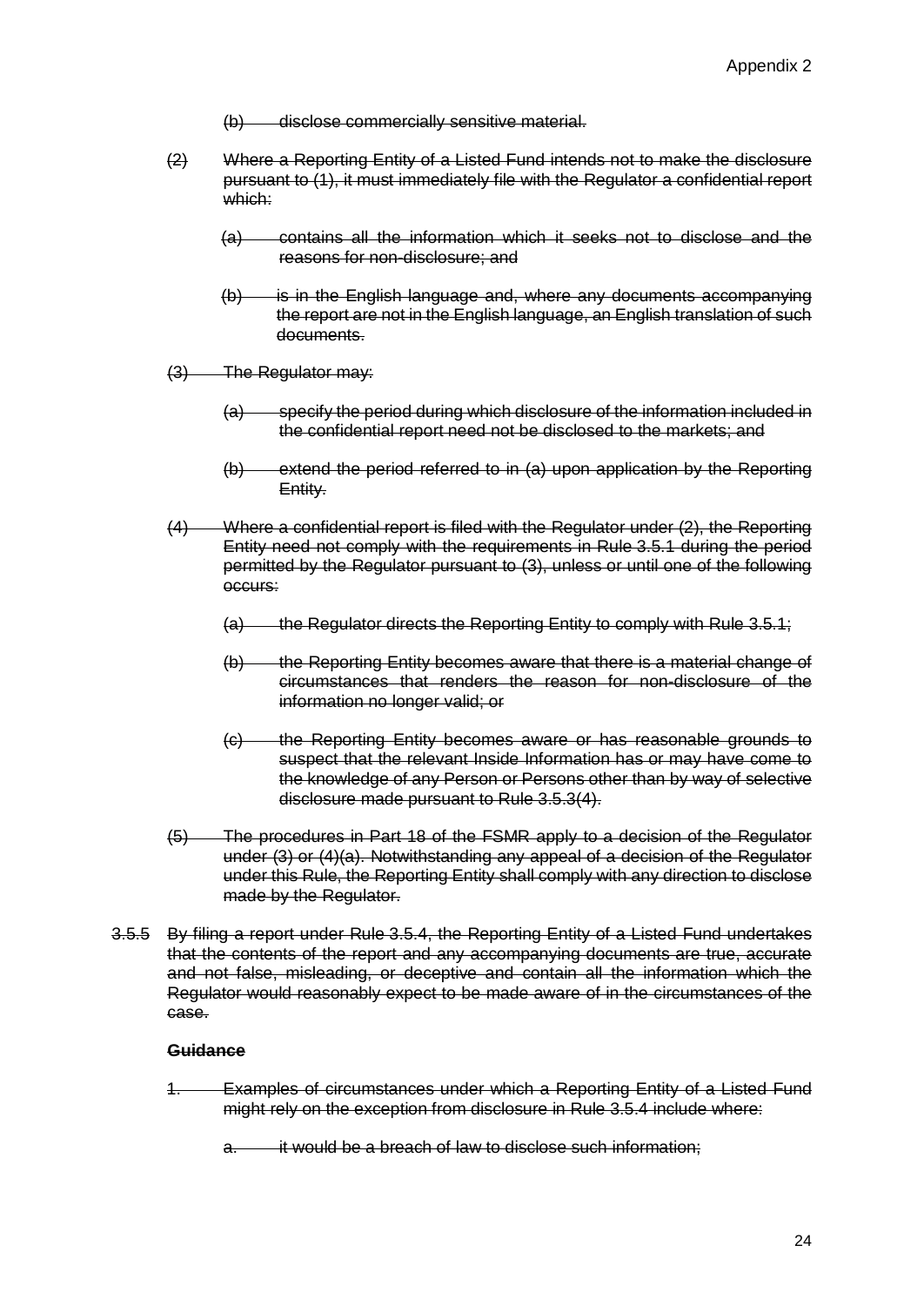(b) disclose commercially sensitive material.

(2) Where a Reporting Entity of a Listed Fund intends not to make the disclosure pursuant to (1), it must immediately file with the Regulator a confidential report which:

(a) contains all the information which it seeks not to disclose and the reasons for non-disclosure; and

(b) is in the English language and, where any documents accompanying the report are not in the English language, an English translation of such documents.

(3) The Regulator may:

(a) specify the period during which disclosure of the information included in the confidential report need not be disclosed to the markets; and

(b) extend the period referred to in (a) upon application by the Reporting Entity.

(4) Where a confidential report is filed with the Regulator under (2), the Reporting Entity need not comply with the requirements in Rule 3.5.1 during the period permitted by the Regulator pursuant to (3), unless or until one of the following occurs:

(a) the Regulator directs the Reporting Entity to comply with Rule 3.5.1;

(b) the Reporting Entity becomes aware that there is a material change of circumstances that renders the reason for non-disclosure of the information no longer valid; or

(c) the Reporting Entity becomes aware or has reasonable grounds to suspect that the relevant Inside Information has or may have come to the knowledge of any Person or Persons other than by way of selective disclosure made pursuant to Rule 3.5.3(4).

(5) The procedures in Part 18 of the FSMR apply to a decision of the Regulator under (3) or (4)(a). Notwithstanding any appeal of a decision of the Regulator under this Rule, the Reporting Entity shall comply with any direction to disclose made by the Regulator.

3.5.5 By filing a report under Rule 3.5.4, the Reporting Entity of a Listed Fund undertakes that the contents of the report and any accompanying documents are true, accurate and not false, misleading, or deceptive and contain all the information which the Regulator would reasonably expect to be made aware of in the circumstances of the case.

**Guidance**

1. Examples of circumstances under which a Reporting Entity of a Listed Fund might rely on the exception from disclosure in Rule 3.5.4 include where:

   a. it would be a breach of law to disclose such information;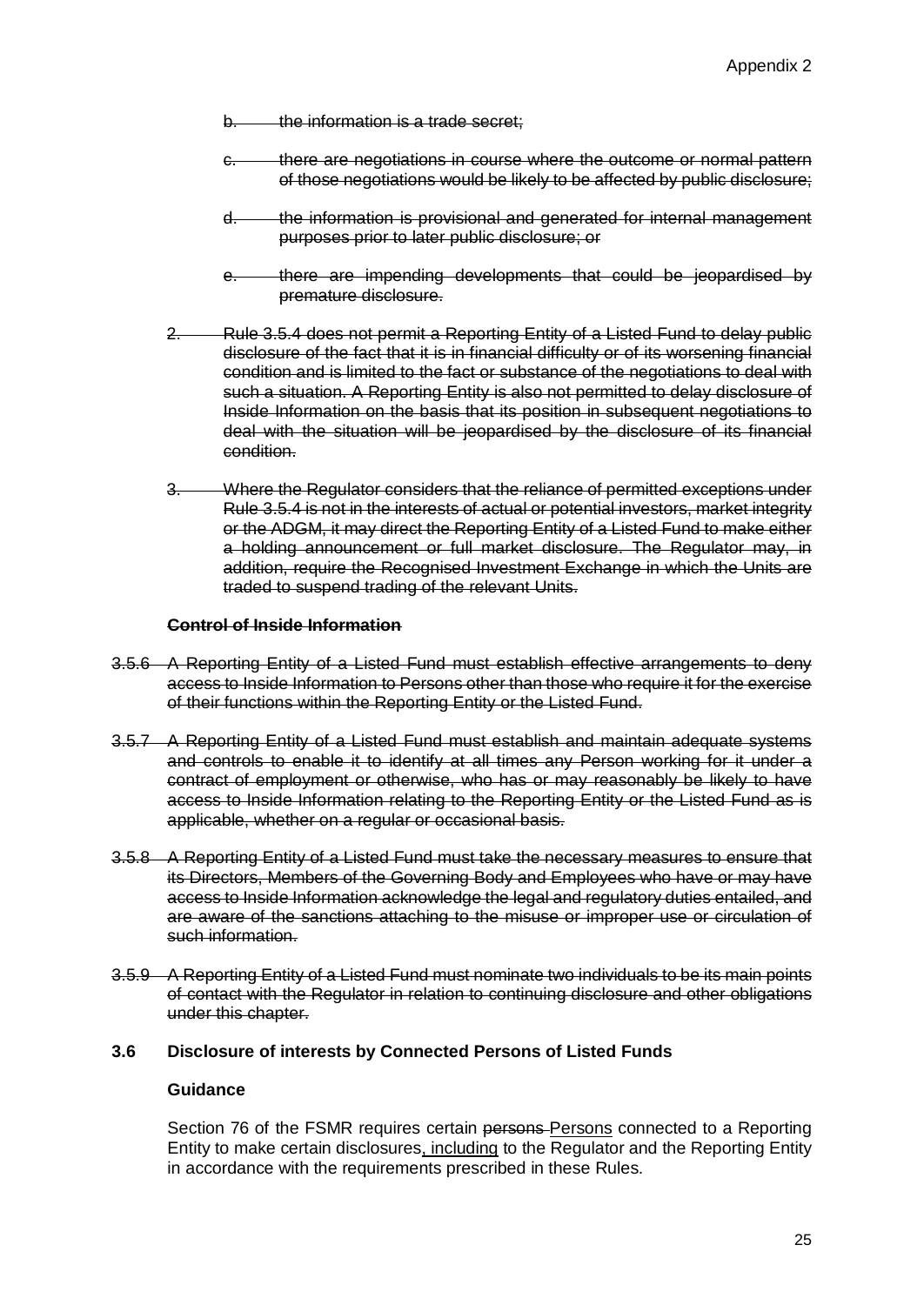~~b. the information is a trade secret;~~

~~c. there are negotiations in course where the outcome or normal pattern of those negotiations would be likely to be affected by public disclosure;~~

~~d. the information is provisional and generated for internal management purposes prior to later public disclosure; or~~

~~e. there are impending developments that could be jeopardised by premature disclosure.~~

~~2. Rule 3.5.4 does not permit a Reporting Entity of a Listed Fund to delay public disclosure of the fact that it is in financial difficulty or of its worsening financial condition and is limited to the fact or substance of the negotiations to deal with such a situation. A Reporting Entity is also not permitted to delay disclosure of Inside Information on the basis that its position in subsequent negotiations to deal with the situation will be jeopardised by the disclosure of its financial condition.~~

~~3. Where the Regulator considers that the reliance of permitted exceptions under Rule 3.5.4 is not in the interests of actual or potential investors, market integrity or the ADGM, it may direct the Reporting Entity of a Listed Fund to make either a holding announcement or full market disclosure. The Regulator may, in addition, require the Recognised Investment Exchange in which the Units are traded to suspend trading of the relevant Units.~~

~~**Control of Inside Information**~~

~~3.5.6 A Reporting Entity of a Listed Fund must establish effective arrangements to deny access to Inside Information to Persons other than those who require it for the exercise of their functions within the Reporting Entity or the Listed Fund.~~

~~3.5.7 A Reporting Entity of a Listed Fund must establish and maintain adequate systems and controls to enable it to identify at all times any Person working for it under a contract of employment or otherwise, who has or may reasonably be likely to have access to Inside Information relating to the Reporting Entity or the Listed Fund as is applicable, whether on a regular or occasional basis.~~

~~3.5.8 A Reporting Entity of a Listed Fund must take the necessary measures to ensure that its Directors, Members of the Governing Body and Employees who have or may have access to Inside Information acknowledge the legal and regulatory duties entailed, and are aware of the sanctions attaching to the misuse or improper use or circulation of such information.~~

~~3.5.9 A Reporting Entity of a Listed Fund must nominate two individuals to be its main points of contact with the Regulator in relation to continuing disclosure and other obligations under this chapter.~~

### 3.6 Disclosure of interests by Connected Persons of Listed Funds

**Guidance**

Section 76 of the FSMR requires certain ~~persons~~ <u>Persons</u> connected to a Reporting Entity to make certain disclosures<u>, including</u> to the Regulator and the Reporting Entity in accordance with the requirements prescribed in these Rules.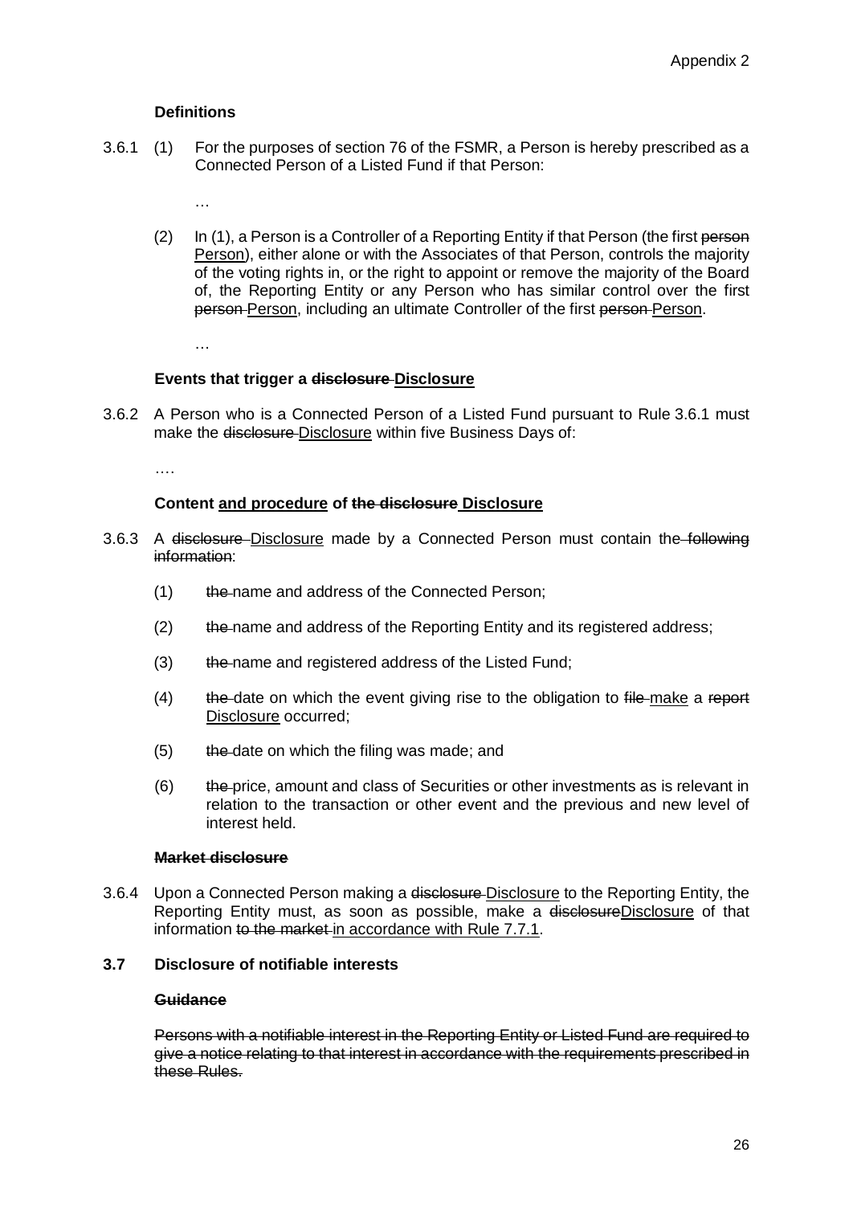### Definitions

3.6.1 (1) For the purposes of section 76 of the FSMR, a Person is hereby prescribed as a Connected Person of a Listed Fund if that Person:

…

(2) In (1), a Person is a Controller of a Reporting Entity if that Person (the first ~~person~~ <u>Person</u>), either alone or with the Associates of that Person, controls the majority of the voting rights in, or the right to appoint or remove the majority of the Board of, the Reporting Entity or any Person who has similar control over the first ~~person~~ <u>Person</u>, including an ultimate Controller of the first ~~person~~ <u>Person</u>.

…

### Events that trigger a ~~disclosure~~ <u>Disclosure</u>

3.6.2 A Person who is a Connected Person of a Listed Fund pursuant to Rule 3.6.1 must make the ~~disclosure~~ <u>Disclosure</u> within five Business Days of:

….

### Content <u>and procedure</u> of ~~the disclosure~~ <u>Disclosure</u>

3.6.3 A ~~disclosure~~ <u>Disclosure</u> made by a Connected Person must contain the ~~following information~~:

(1) ~~the~~ name and address of the Connected Person;

(2) ~~the~~ name and address of the Reporting Entity and its registered address;

(3) ~~the~~ name and registered address of the Listed Fund;

(4) ~~the~~ date on which the event giving rise to the obligation to ~~file~~ <u>make</u> a ~~report~~ <u>Disclosure</u> occurred;

(5) ~~the~~ date on which the filing was made; and

(6) ~~the~~ price, amount and class of Securities or other investments as is relevant in relation to the transaction or other event and the previous and new level of interest held.

### ~~Market disclosure~~

3.6.4 Upon a Connected Person making a ~~disclosure~~ <u>Disclosure</u> to the Reporting Entity, the Reporting Entity must, as soon as possible, make a ~~disclosure~~<u>Disclosure</u> of that information ~~to the market~~ <u>in accordance with Rule 7.7.1</u>.

## 3.7 Disclosure of notifiable interests

### ~~Guidance~~

~~Persons with a notifiable interest in the Reporting Entity or Listed Fund are required to give a notice relating to that interest in accordance with the requirements prescribed in these Rules.~~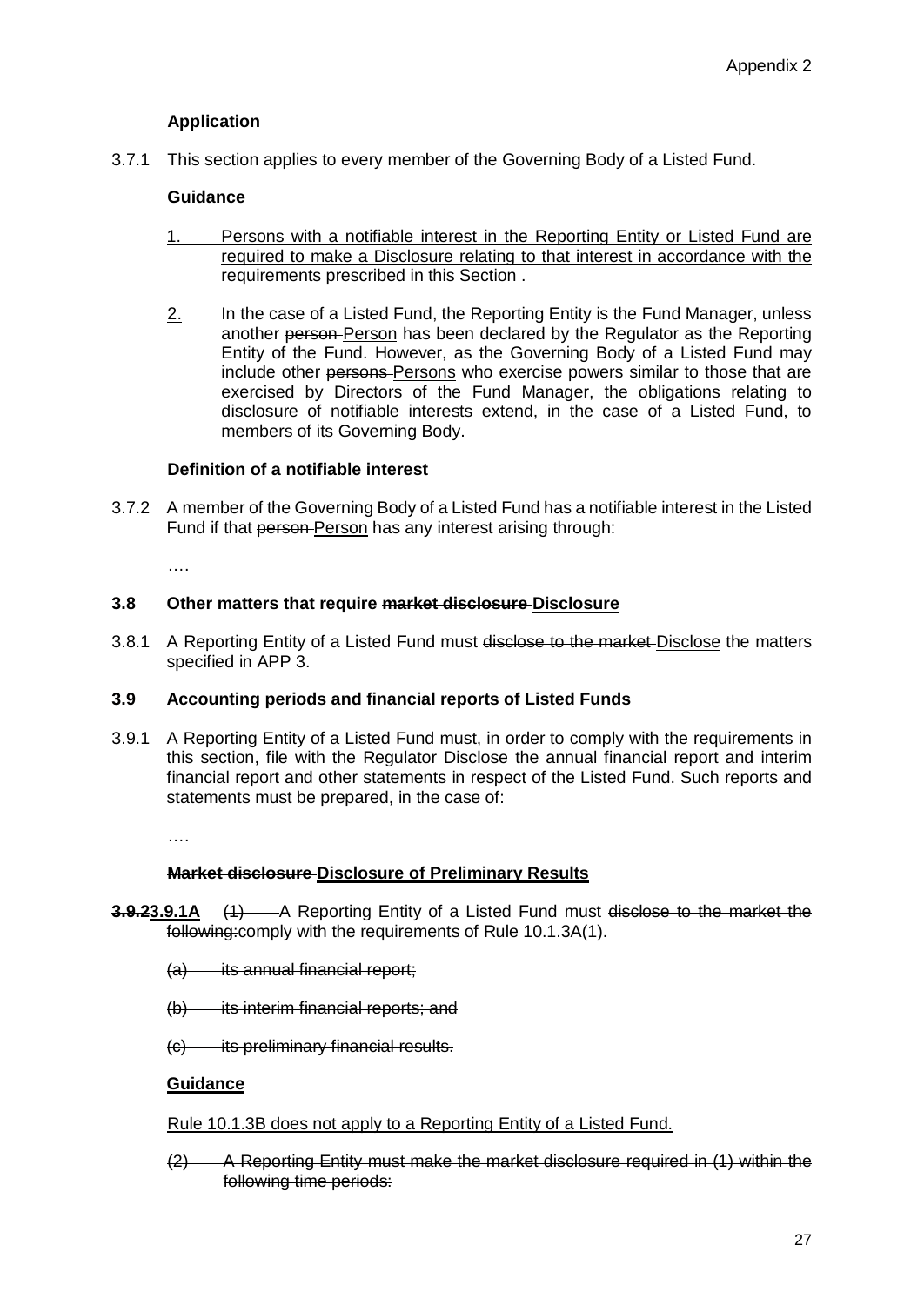Appendix 2

**Application**

3.7.1 This section applies to every member of the Governing Body of a Listed Fund.

**Guidance**

1. Persons with a notifiable interest in the Reporting Entity or Listed Fund are required to make a Disclosure relating to that interest in accordance with the requirements prescribed in this Section .

2. In the case of a Listed Fund, the Reporting Entity is the Fund Manager, unless another ~~person~~ Person has been declared by the Regulator as the Reporting Entity of the Fund. However, as the Governing Body of a Listed Fund may include other ~~persons~~ Persons who exercise powers similar to those that are exercised by Directors of the Fund Manager, the obligations relating to disclosure of notifiable interests extend, in the case of a Listed Fund, to members of its Governing Body.

**Definition of a notifiable interest**

3.7.2 A member of the Governing Body of a Listed Fund has a notifiable interest in the Listed Fund if that ~~person~~ Person has any interest arising through:

….

### 3.8 Other matters that require ~~market disclosure~~ Disclosure

3.8.1 A Reporting Entity of a Listed Fund must ~~disclose to the market~~ Disclose the matters specified in APP 3.

### 3.9 Accounting periods and financial reports of Listed Funds

3.9.1 A Reporting Entity of a Listed Fund must, in order to comply with the requirements in this section, ~~file with the Regulator~~ Disclose the annual financial report and interim financial report and other statements in respect of the Listed Fund. Such reports and statements must be prepared, in the case of:

….

**~~Market disclosure~~ Disclosure of Preliminary Results**

**~~3.9.2~~3.9.1A** ~~(1)~~ A Reporting Entity of a Listed Fund must ~~disclose to the market the following:~~comply with the requirements of Rule 10.1.3A(1).

~~(a) its annual financial report;~~

~~(b) its interim financial reports; and~~

~~(c) its preliminary financial results.~~

**Guidance**

Rule 10.1.3B does not apply to a Reporting Entity of a Listed Fund.

~~(2) A Reporting Entity must make the market disclosure required in (1) within the following time periods:~~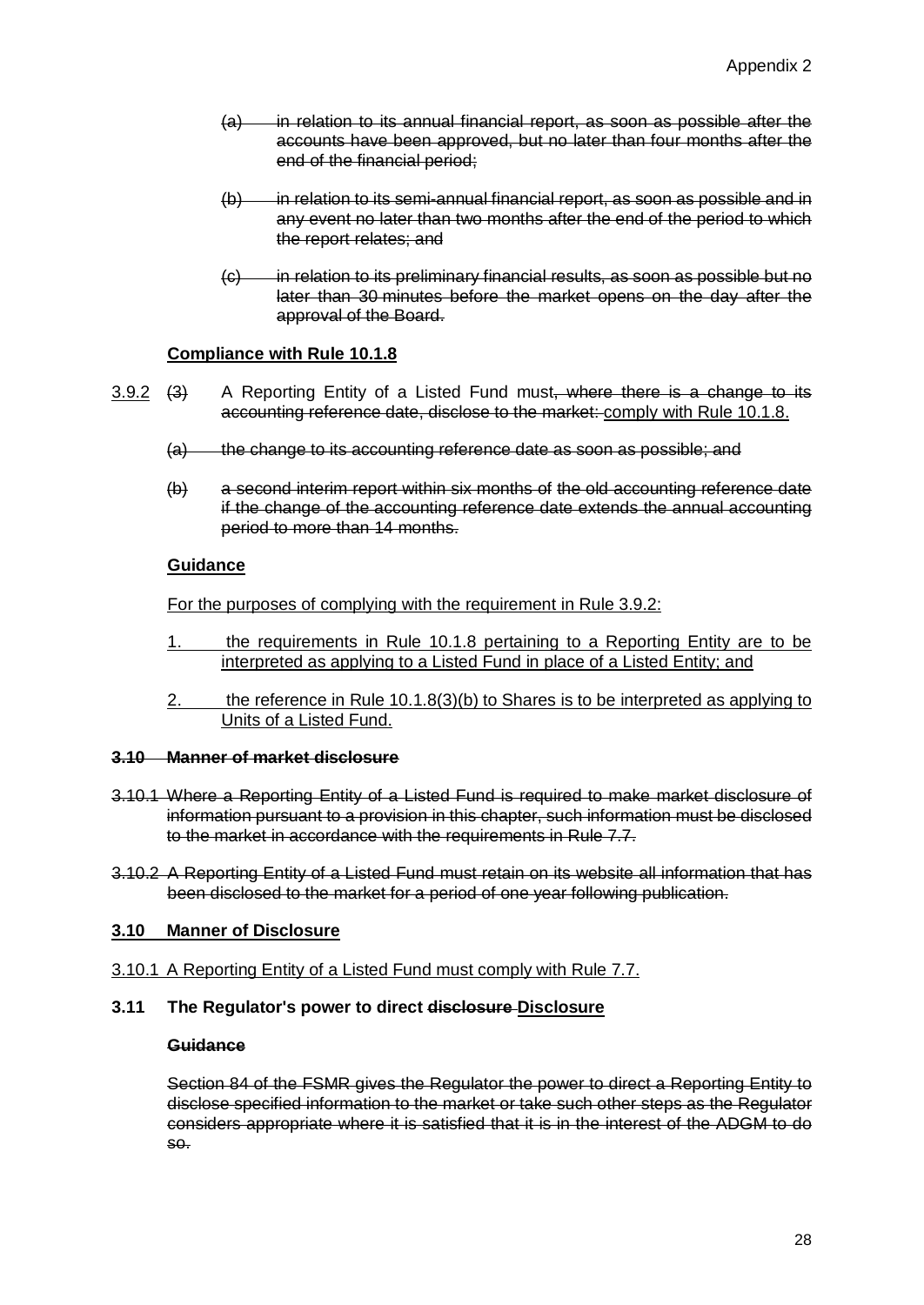~~(a) in relation to its annual financial report, as soon as possible after the accounts have been approved, but no later than four months after the end of the financial period;~~

~~(b) in relation to its semi-annual financial report, as soon as possible and in any event no later than two months after the end of the period to which the report relates; and~~

~~(c) in relation to its preliminary financial results, as soon as possible but no later than 30 minutes before the market opens on the day after the approval of the Board.~~

<u>**Compliance with Rule 10.1.8**</u>

<u>3.9.2</u> ~~(3)~~ A Reporting Entity of a Listed Fund must~~, where there is a change to its accounting reference date, disclose to the market:~~ <u>comply with Rule 10.1.8.</u>

~~(a) the change to its accounting reference date as soon as possible; and~~

~~(b) a second interim report within six months of the old accounting reference date if the change of the accounting reference date extends the annual accounting period to more than 14 months.~~

<u>**Guidance**</u>

<u>For the purposes of complying with the requirement in Rule 3.9.2:</u>

1. <u>the requirements in Rule 10.1.8 pertaining to a Reporting Entity are to be interpreted as applying to a Listed Fund in place of a Listed Entity; and</u>
2. <u>the reference in Rule 10.1.8(3)(b) to Shares is to be interpreted as applying to Units of a Listed Fund.</u>

~~**3.10 Manner of market disclosure**~~

~~3.10.1 Where a Reporting Entity of a Listed Fund is required to make market disclosure of information pursuant to a provision in this chapter, such information must be disclosed to the market in accordance with the requirements in Rule 7.7.~~

~~3.10.2 A Reporting Entity of a Listed Fund must retain on its website all information that has been disclosed to the market for a period of one year following publication.~~

<u>**3.10 Manner of Disclosure**</u>

<u>3.10.1 A Reporting Entity of a Listed Fund must comply with Rule 7.7.</u>

**3.11 The Regulator's power to direct ~~disclosure~~ <u>Disclosure</u>**

~~**Guidance**~~

~~Section 84 of the FSMR gives the Regulator the power to direct a Reporting Entity to disclose specified information to the market or take such other steps as the Regulator considers appropriate where it is satisfied that it is in the interest of the ADGM to do so.~~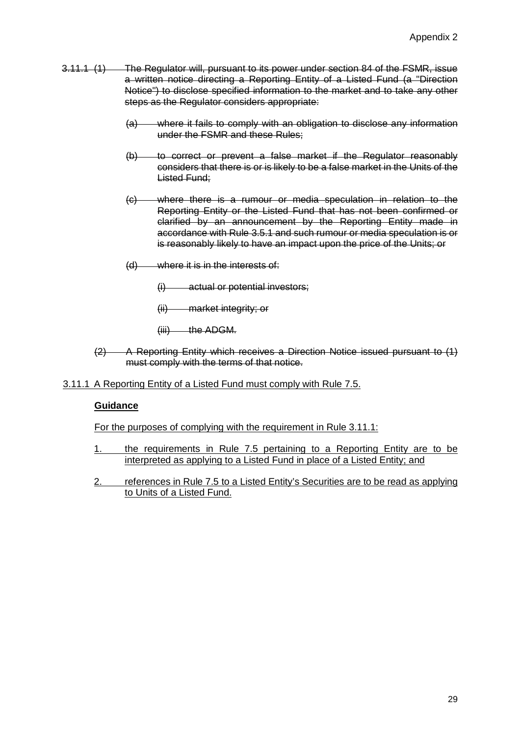~~3.11.1 (1) The Regulator will, pursuant to its power under section 84 of the FSMR, issue a written notice directing a Reporting Entity of a Listed Fund (a "Direction Notice") to disclose specified information to the market and to take any other steps as the Regulator considers appropriate:~~

~~(a) where it fails to comply with an obligation to disclose any information under the FSMR and these Rules;~~

~~(b) to correct or prevent a false market if the Regulator reasonably considers that there is or is likely to be a false market in the Units of the Listed Fund;~~

~~(c) where there is a rumour or media speculation in relation to the Reporting Entity or the Listed Fund that has not been confirmed or clarified by an announcement by the Reporting Entity made in accordance with Rule 3.5.1 and such rumour or media speculation is or is reasonably likely to have an impact upon the price of the Units; or~~

~~(d) where it is in the interests of:~~

~~(i) actual or potential investors;~~

~~(ii) market integrity; or~~

~~(iii) the ADGM.~~

~~(2) A Reporting Entity which receives a Direction Notice issued pursuant to (1) must comply with the terms of that notice.~~

<u>3.11.1 A Reporting Entity of a Listed Fund must comply with Rule 7.5.</u>

**<u>Guidance</u>**

<u>For the purposes of complying with the requirement in Rule 3.11.1:</u>

<u>1. the requirements in Rule 7.5 pertaining to a Reporting Entity are to be interpreted as applying to a Listed Fund in place of a Listed Entity; and</u>

<u>2. references in Rule 7.5 to a Listed Entity's Securities are to be read as applying to Units of a Listed Fund.</u>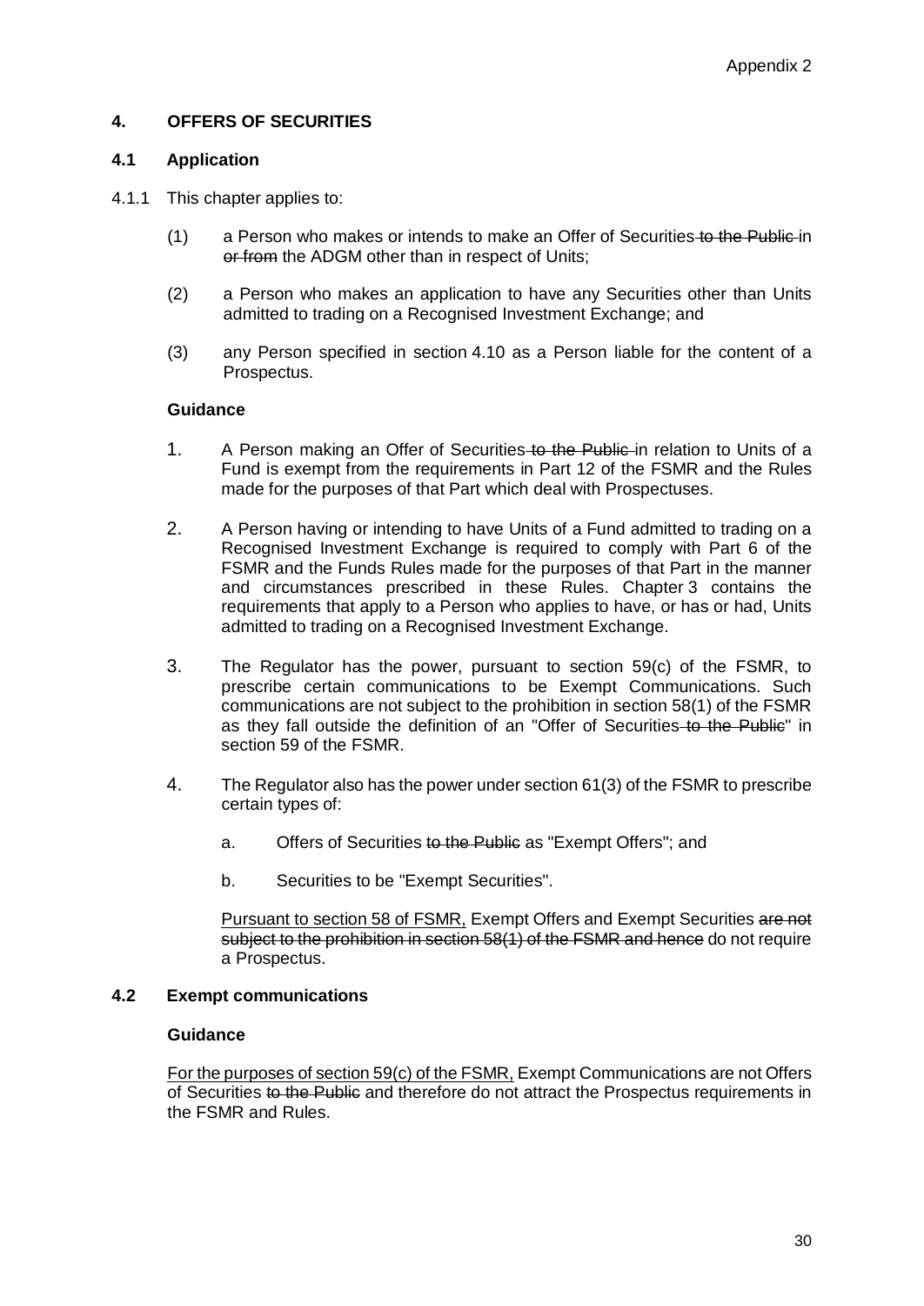### 4. OFFERS OF SECURITIES

#### 4.1 Application

4.1.1 This chapter applies to:

(1) a Person who makes or intends to make an Offer of Securities ~~to the Public~~ in ~~or from~~ the ADGM other than in respect of Units;

(2) a Person who makes an application to have any Securities other than Units admitted to trading on a Recognised Investment Exchange; and

(3) any Person specified in section 4.10 as a Person liable for the content of a Prospectus.

**Guidance**

1. A Person making an Offer of Securities ~~to the Public~~ in relation to Units of a Fund is exempt from the requirements in Part 12 of the FSMR and the Rules made for the purposes of that Part which deal with Prospectuses.

2. A Person having or intending to have Units of a Fund admitted to trading on a Recognised Investment Exchange is required to comply with Part 6 of the FSMR and the Funds Rules made for the purposes of that Part in the manner and circumstances prescribed in these Rules. Chapter 3 contains the requirements that apply to a Person who applies to have, or has or had, Units admitted to trading on a Recognised Investment Exchange.

3. The Regulator has the power, pursuant to section 59(c) of the FSMR, to prescribe certain communications to be Exempt Communications. Such communications are not subject to the prohibition in section 58(1) of the FSMR as they fall outside the definition of an "Offer of Securities ~~to the Public~~" in section 59 of the FSMR.

4. The Regulator also has the power under section 61(3) of the FSMR to prescribe certain types of:

   a. Offers of Securities ~~to the Public~~ as "Exempt Offers"; and

   b. Securities to be "Exempt Securities".

   <u>Pursuant to section 58 of FSMR,</u> Exempt Offers and Exempt Securities ~~are not subject to the prohibition in section 58(1) of the FSMR and hence~~ do not require a Prospectus.

#### 4.2 Exempt communications

**Guidance**

<u>For the purposes of section 59(c) of the FSMR,</u> Exempt Communications are not Offers of Securities ~~to the Public~~ and therefore do not attract the Prospectus requirements in the FSMR and Rules.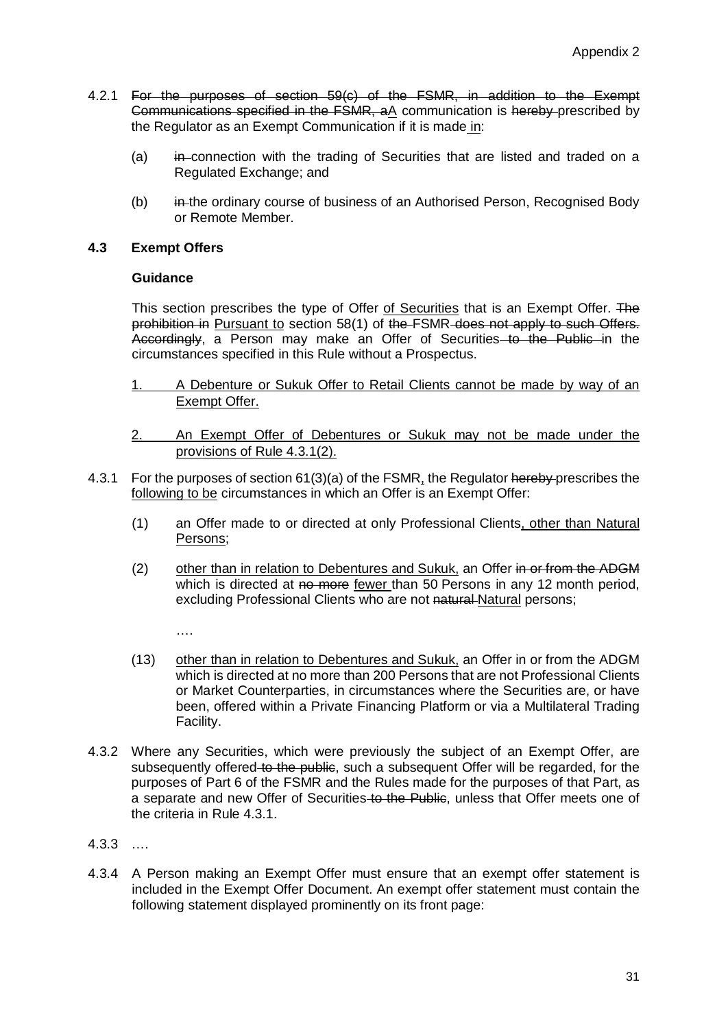4.2.1 ~~For the purposes of section 59(c) of the FSMR, in addition to the Exempt Communications specified in the FSMR, a~~<u>A</u> communication is ~~hereby~~ prescribed by the Regulator as an Exempt Communication if it is made <u>in</u>:

(a) ~~in~~ connection with the trading of Securities that are listed and traded on a Regulated Exchange; and

(b) ~~in~~ the ordinary course of business of an Authorised Person, Recognised Body or Remote Member.

### 4.3 Exempt Offers

**Guidance**

This section prescribes the type of Offer <u>of Securities</u> that is an Exempt Offer. ~~The prohibition in~~ <u>Pursuant to</u> section 58(1) of ~~the~~ FSMR ~~does not apply to such Offers. Accordingly~~, a Person may make an Offer of Securities ~~to the Public~~ in the circumstances specified in this Rule without a Prospectus.

<u>1. A Debenture or Sukuk Offer to Retail Clients cannot be made by way of an Exempt Offer.</u>

<u>2. An Exempt Offer of Debentures or Sukuk may not be made under the provisions of Rule 4.3.1(2).</u>

4.3.1 For the purposes of section 61(3)(a) of the FSMR<u>,</u> the Regulator ~~hereby~~ prescribes the <u>following to be</u> circumstances in which an Offer is an Exempt Offer:

(1) an Offer made to or directed at only Professional Clients<u>, other than Natural Persons</u>;

(2) <u>other than in relation to Debentures and Sukuk,</u> an Offer ~~in or from the ADGM~~ which is directed at ~~no more~~ <u>fewer</u> than 50 Persons in any 12 month period, excluding Professional Clients who are not ~~natural~~ <u>Natural</u> persons;

….

(13) <u>other than in relation to Debentures and Sukuk,</u> an Offer in or from the ADGM which is directed at no more than 200 Persons that are not Professional Clients or Market Counterparties, in circumstances where the Securities are, or have been, offered within a Private Financing Platform or via a Multilateral Trading Facility.

4.3.2 Where any Securities, which were previously the subject of an Exempt Offer, are subsequently offered ~~to the public~~, such a subsequent Offer will be regarded, for the purposes of Part 6 of the FSMR and the Rules made for the purposes of that Part, as a separate and new Offer of Securities ~~to the Public~~, unless that Offer meets one of the criteria in Rule 4.3.1.

4.3.3 ….

4.3.4 A Person making an Exempt Offer must ensure that an exempt offer statement is included in the Exempt Offer Document. An exempt offer statement must contain the following statement displayed prominently on its front page: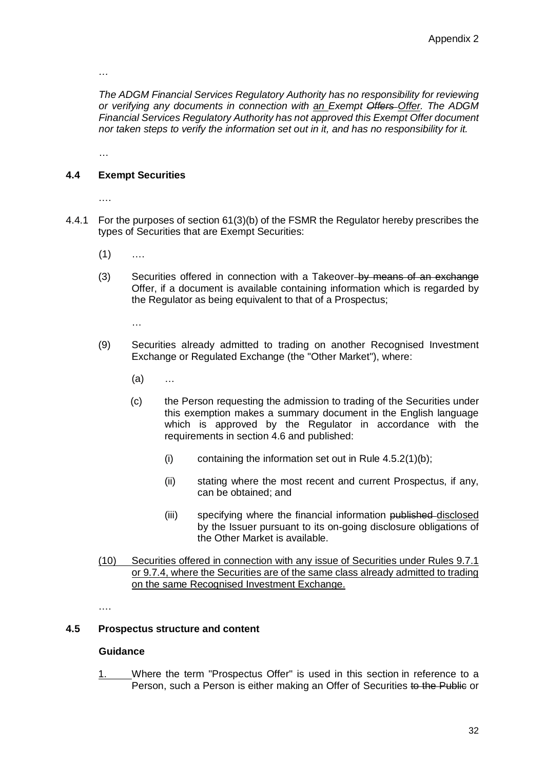…

*The ADGM Financial Services Regulatory Authority has no responsibility for reviewing or verifying any documents in connection with <u>an</u> Exempt ~~Offers~~ <u>Offer</u>. The ADGM Financial Services Regulatory Authority has not approved this Exempt Offer document nor taken steps to verify the information set out in it, and has no responsibility for it.*

…

### 4.4 Exempt Securities

….

4.4.1 For the purposes of section 61(3)(b) of the FSMR the Regulator hereby prescribes the types of Securities that are Exempt Securities:

(1) ….

(3) Securities offered in connection with a Takeover ~~by means of an exchange~~ Offer, if a document is available containing information which is regarded by the Regulator as being equivalent to that of a Prospectus;

…

(9) Securities already admitted to trading on another Recognised Investment Exchange or Regulated Exchange (the "Other Market"), where:

(a) …

(c) the Person requesting the admission to trading of the Securities under this exemption makes a summary document in the English language which is approved by the Regulator in accordance with the requirements in section 4.6 and published:

(i) containing the information set out in Rule 4.5.2(1)(b);

(ii) stating where the most recent and current Prospectus, if any, can be obtained; and

(iii) specifying where the financial information ~~published~~ <u>disclosed</u> by the Issuer pursuant to its on-going disclosure obligations of the Other Market is available.

<u>(10) Securities offered in connection with any issue of Securities under Rules 9.7.1 or 9.7.4, where the Securities are of the same class already admitted to trading on the same Recognised Investment Exchange.</u>

….

### 4.5 Prospectus structure and content

**Guidance**

<u>1.</u> Where the term "Prospectus Offer" is used in this section in reference to a Person, such a Person is either making an Offer of Securities ~~to the Public~~ or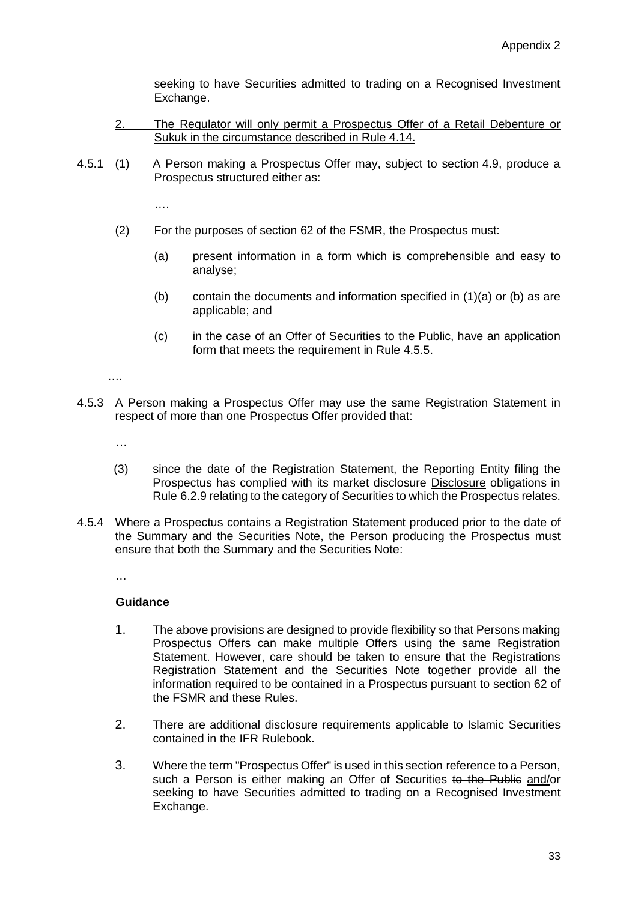seeking to have Securities admitted to trading on a Recognised Investment Exchange.

2. <u>The Regulator will only permit a Prospectus Offer of a Retail Debenture or Sukuk in the circumstance described in Rule 4.14.</u>

4.5.1 (1) A Person making a Prospectus Offer may, subject to section 4.9, produce a Prospectus structured either as:

….

(2) For the purposes of section 62 of the FSMR, the Prospectus must:

(a) present information in a form which is comprehensible and easy to analyse;

(b) contain the documents and information specified in (1)(a) or (b) as are applicable; and

(c) in the case of an Offer of Securities ~~to the Public~~, have an application form that meets the requirement in Rule 4.5.5.

….

4.5.3 A Person making a Prospectus Offer may use the same Registration Statement in respect of more than one Prospectus Offer provided that:

…

(3) since the date of the Registration Statement, the Reporting Entity filing the Prospectus has complied with its ~~market disclosure~~ <u>Disclosure</u> obligations in Rule 6.2.9 relating to the category of Securities to which the Prospectus relates.

4.5.4 Where a Prospectus contains a Registration Statement produced prior to the date of the Summary and the Securities Note, the Person producing the Prospectus must ensure that both the Summary and the Securities Note:

…

**Guidance**

1. The above provisions are designed to provide flexibility so that Persons making Prospectus Offers can make multiple Offers using the same Registration Statement. However, care should be taken to ensure that the ~~Registrations~~ <u>Registration</u> Statement and the Securities Note together provide all the information required to be contained in a Prospectus pursuant to section 62 of the FSMR and these Rules.

2. There are additional disclosure requirements applicable to Islamic Securities contained in the IFR Rulebook.

3. Where the term "Prospectus Offer" is used in this section reference to a Person, such a Person is either making an Offer of Securities ~~to the Public~~ <u>and/</u>or seeking to have Securities admitted to trading on a Recognised Investment Exchange.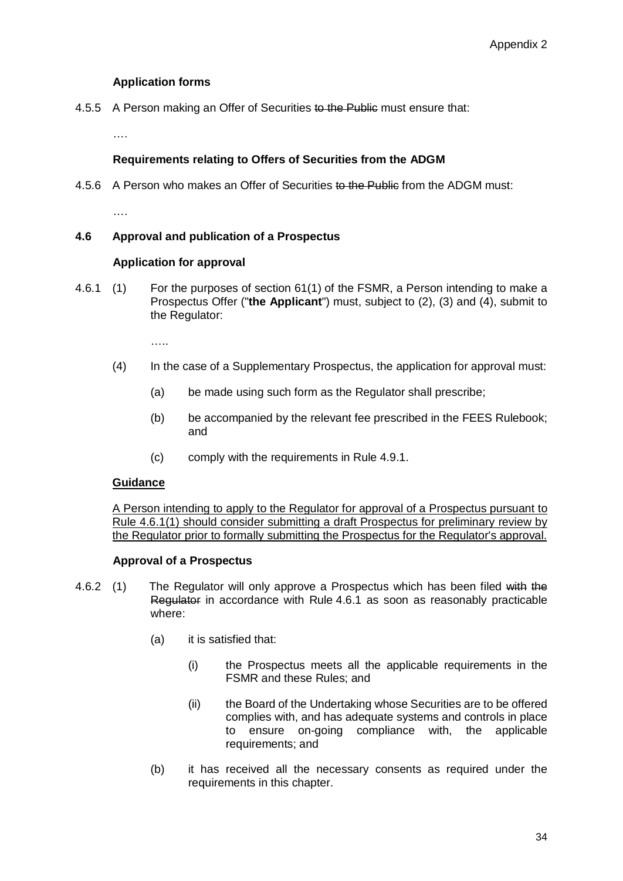Appendix 2

**Application forms**

4.5.5 A Person making an Offer of Securities ~~to the Public~~ must ensure that:

….

**Requirements relating to Offers of Securities from the ADGM**

4.5.6 A Person who makes an Offer of Securities ~~to the Public~~ from the ADGM must:

….

**4.6 Approval and publication of a Prospectus**

**Application for approval**

4.6.1 (1) For the purposes of section 61(1) of the FSMR, a Person intending to make a Prospectus Offer ("**the Applicant**") must, subject to (2), (3) and (4), submit to the Regulator:

…..

(4) In the case of a Supplementary Prospectus, the application for approval must:

(a) be made using such form as the Regulator shall prescribe;

(b) be accompanied by the relevant fee prescribed in the FEES Rulebook; and

(c) comply with the requirements in Rule 4.9.1.

<u>**Guidance**</u>

<u>A Person intending to apply to the Regulator for approval of a Prospectus pursuant to Rule 4.6.1(1) should consider submitting a draft Prospectus for preliminary review by the Regulator prior to formally submitting the Prospectus for the Regulator's approval.</u>

**Approval of a Prospectus**

4.6.2 (1) The Regulator will only approve a Prospectus which has been filed ~~with the Regulator~~ in accordance with Rule 4.6.1 as soon as reasonably practicable where:

(a) it is satisfied that:

(i) the Prospectus meets all the applicable requirements in the FSMR and these Rules; and

(ii) the Board of the Undertaking whose Securities are to be offered complies with, and has adequate systems and controls in place to ensure on-going compliance with, the applicable requirements; and

(b) it has received all the necessary consents as required under the requirements in this chapter.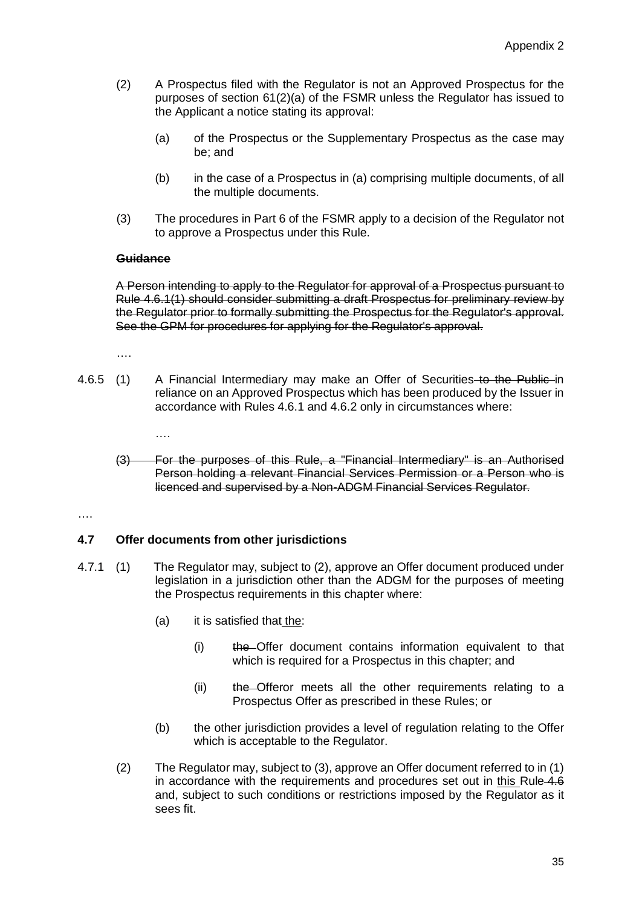(2) A Prospectus filed with the Regulator is not an Approved Prospectus for the purposes of section 61(2)(a) of the FSMR unless the Regulator has issued to the Applicant a notice stating its approval:

(a) of the Prospectus or the Supplementary Prospectus as the case may be; and

(b) in the case of a Prospectus in (a) comprising multiple documents, of all the multiple documents.

(3) The procedures in Part 6 of the FSMR apply to a decision of the Regulator not to approve a Prospectus under this Rule.

~~**Guidance**~~

~~A Person intending to apply to the Regulator for approval of a Prospectus pursuant to Rule 4.6.1(1) should consider submitting a draft Prospectus for preliminary review by the Regulator prior to formally submitting the Prospectus for the Regulator's approval. See the GPM for procedures for applying for the Regulator's approval.~~

….

4.6.5 (1) A Financial Intermediary may make an Offer of Securities ~~to the Public~~ in reliance on an Approved Prospectus which has been produced by the Issuer in accordance with Rules 4.6.1 and 4.6.2 only in circumstances where:

….

~~(3) For the purposes of this Rule, a "Financial Intermediary" is an Authorised Person holding a relevant Financial Services Permission or a Person who is licenced and supervised by a Non-ADGM Financial Services Regulator.~~

….

**4.7 Offer documents from other jurisdictions**

4.7.1 (1) The Regulator may, subject to (2), approve an Offer document produced under legislation in a jurisdiction other than the ADGM for the purposes of meeting the Prospectus requirements in this chapter where:

(a) it is satisfied that <u>the</u>:

(i) ~~the~~ Offer document contains information equivalent to that which is required for a Prospectus in this chapter; and

(ii) ~~the~~ Offeror meets all the other requirements relating to a Prospectus Offer as prescribed in these Rules; or

(b) the other jurisdiction provides a level of regulation relating to the Offer which is acceptable to the Regulator.

(2) The Regulator may, subject to (3), approve an Offer document referred to in (1) in accordance with the requirements and procedures set out in <u>this</u> Rule ~~4.6~~ and, subject to such conditions or restrictions imposed by the Regulator as it sees fit.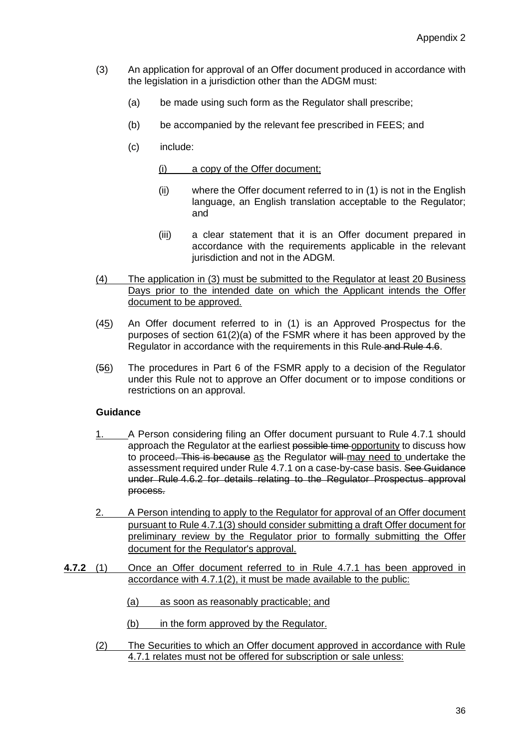(3) An application for approval of an Offer document produced in accordance with the legislation in a jurisdiction other than the ADGM must:

(a) be made using such form as the Regulator shall prescribe;

(b) be accompanied by the relevant fee prescribed in FEES; and

(c) include:

(i) a copy of the Offer document;

(ii) where the Offer document referred to in (1) is not in the English language, an English translation acceptable to the Regulator; and

(iii) a clear statement that it is an Offer document prepared in accordance with the requirements applicable in the relevant jurisdiction and not in the ADGM.

(4) The application in (3) must be submitted to the Regulator at least 20 Business Days prior to the intended date on which the Applicant intends the Offer document to be approved.

(45) An Offer document referred to in (1) is an Approved Prospectus for the purposes of section 61(2)(a) of the FSMR where it has been approved by the Regulator in accordance with the requirements in this Rule and Rule 4.6.

(56) The procedures in Part 6 of the FSMR apply to a decision of the Regulator under this Rule not to approve an Offer document or to impose conditions or restrictions on an approval.

**Guidance**

1. A Person considering filing an Offer document pursuant to Rule 4.7.1 should approach the Regulator at the earliest possible time opportunity to discuss how to proceed. This is because as the Regulator will may need to undertake the assessment required under Rule 4.7.1 on a case-by-case basis. See Guidance under Rule 4.6.2 for details relating to the Regulator Prospectus approval process.

2. A Person intending to apply to the Regulator for approval of an Offer document pursuant to Rule 4.7.1(3) should consider submitting a draft Offer document for preliminary review by the Regulator prior to formally submitting the Offer document for the Regulator's approval.

**4.7.2** (1) Once an Offer document referred to in Rule 4.7.1 has been approved in accordance with 4.7.1(2), it must be made available to the public:

(a) as soon as reasonably practicable; and

(b) in the form approved by the Regulator.

(2) The Securities to which an Offer document approved in accordance with Rule 4.7.1 relates must not be offered for subscription or sale unless: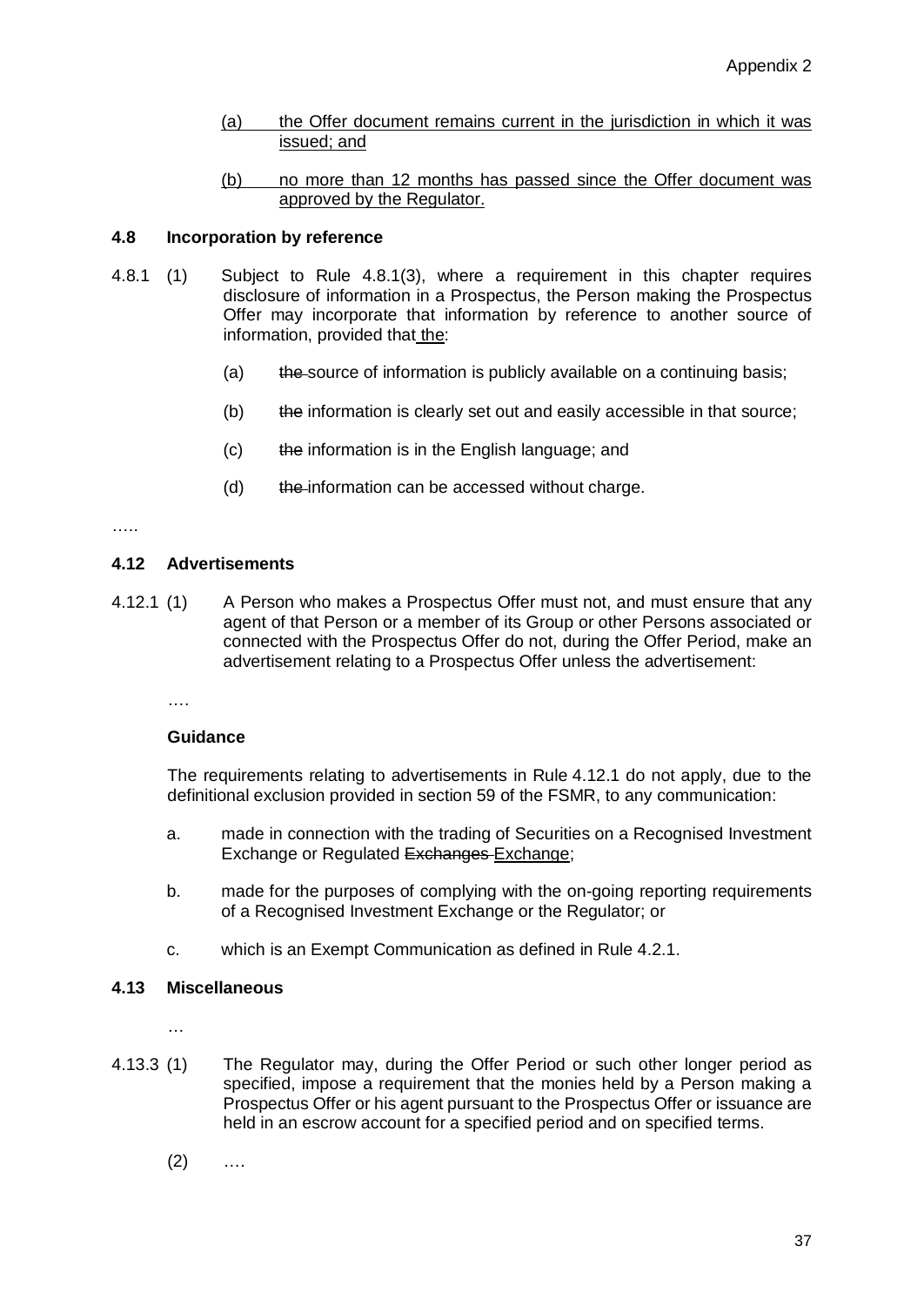(a) the Offer document remains current in the jurisdiction in which it was issued; and

(b) no more than 12 months has passed since the Offer document was approved by the Regulator.

**4.8 Incorporation by reference**

4.8.1 (1) Subject to Rule 4.8.1(3), where a requirement in this chapter requires disclosure of information in a Prospectus, the Person making the Prospectus Offer may incorporate that information by reference to another source of information, provided that the:

(a) ~~the~~ source of information is publicly available on a continuing basis;

(b) ~~the~~ information is clearly set out and easily accessible in that source;

(c) ~~the~~ information is in the English language; and

(d) ~~the~~ information can be accessed without charge.

…..

**4.12 Advertisements**

4.12.1 (1) A Person who makes a Prospectus Offer must not, and must ensure that any agent of that Person or a member of its Group or other Persons associated or connected with the Prospectus Offer do not, during the Offer Period, make an advertisement relating to a Prospectus Offer unless the advertisement:

….

**Guidance**

The requirements relating to advertisements in Rule 4.12.1 do not apply, due to the definitional exclusion provided in section 59 of the FSMR, to any communication:

a. made in connection with the trading of Securities on a Recognised Investment Exchange or Regulated ~~Exchanges~~ Exchange;

b. made for the purposes of complying with the on-going reporting requirements of a Recognised Investment Exchange or the Regulator; or

c. which is an Exempt Communication as defined in Rule 4.2.1.

**4.13 Miscellaneous**

…

4.13.3 (1) The Regulator may, during the Offer Period or such other longer period as specified, impose a requirement that the monies held by a Person making a Prospectus Offer or his agent pursuant to the Prospectus Offer or issuance are held in an escrow account for a specified period and on specified terms.

(2) ….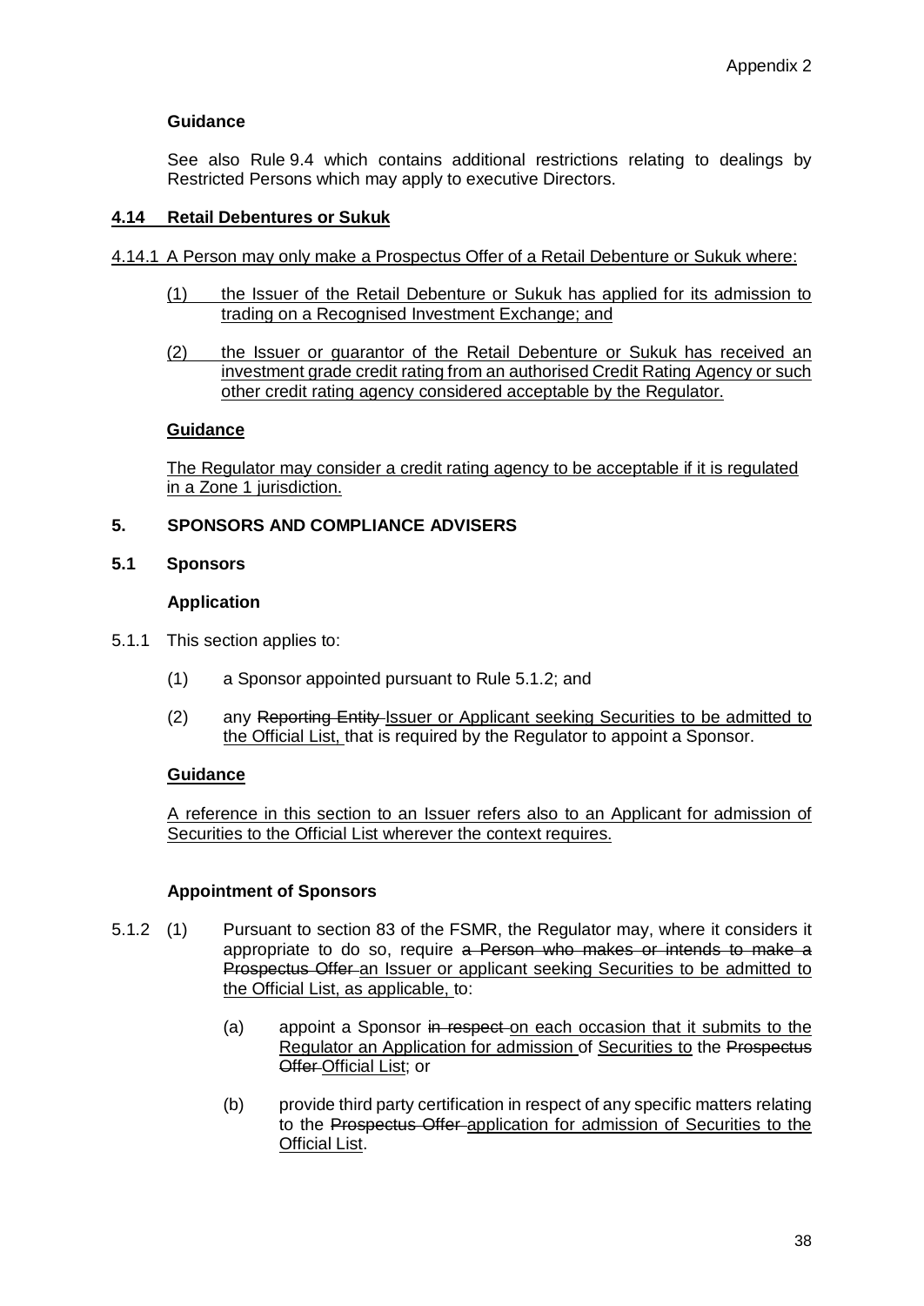**Guidance**

See also Rule 9.4 which contains additional restrictions relating to dealings by Restricted Persons which may apply to executive Directors.

**4.14 Retail Debentures or Sukuk**

4.14.1 A Person may only make a Prospectus Offer of a Retail Debenture or Sukuk where:

(1) the Issuer of the Retail Debenture or Sukuk has applied for its admission to trading on a Recognised Investment Exchange; and

(2) the Issuer or guarantor of the Retail Debenture or Sukuk has received an investment grade credit rating from an authorised Credit Rating Agency or such other credit rating agency considered acceptable by the Regulator.

**Guidance**

The Regulator may consider a credit rating agency to be acceptable if it is regulated in a Zone 1 jurisdiction.

## 5. SPONSORS AND COMPLIANCE ADVISERS

### 5.1 Sponsors

**Application**

5.1.1 This section applies to:

(1) a Sponsor appointed pursuant to Rule 5.1.2; and

(2) any ~~Reporting Entity~~ Issuer or Applicant seeking Securities to be admitted to the Official List, that is required by the Regulator to appoint a Sponsor.

**Guidance**

A reference in this section to an Issuer refers also to an Applicant for admission of Securities to the Official List wherever the context requires.

**Appointment of Sponsors**

5.1.2 (1) Pursuant to section 83 of the FSMR, the Regulator may, where it considers it appropriate to do so, require ~~a Person who makes or intends to make a Prospectus Offer~~ an Issuer or applicant seeking Securities to be admitted to the Official List, as applicable, to:

(a) appoint a Sponsor ~~in respect~~ on each occasion that it submits to the Regulator an Application for admission of Securities to the ~~Prospectus Offer~~ Official List; or

(b) provide third party certification in respect of any specific matters relating to the ~~Prospectus Offer~~ application for admission of Securities to the Official List.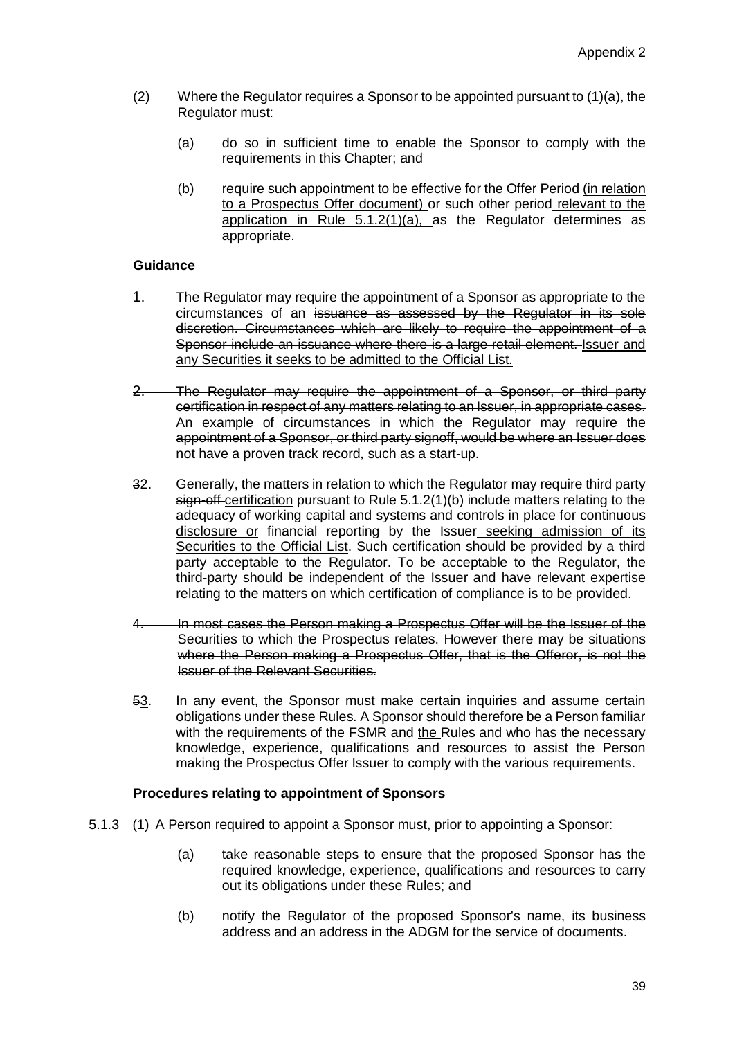(2) Where the Regulator requires a Sponsor to be appointed pursuant to (1)(a), the Regulator must:

(a) do so in sufficient time to enable the Sponsor to comply with the requirements in this Chapter<u>;</u> and

(b) require such appointment to be effective for the Offer Period <u>(in relation to a Prospectus Offer document)</u> or such other period <u>relevant to the application in Rule 5.1.2(1)(a),</u> as the Regulator determines as appropriate.

**Guidance**

1. The Regulator may require the appointment of a Sponsor as appropriate to the circumstances of an ~~issuance as assessed by the Regulator in its sole discretion. Circumstances which are likely to require the appointment of a Sponsor include an issuance where there is a large retail element.~~ <u>Issuer and any Securities it seeks to be admitted to the Official List.</u>

~~2. The Regulator may require the appointment of a Sponsor, or third party certification in respect of any matters relating to an Issuer, in appropriate cases. An example of circumstances in which the Regulator may require the appointment of a Sponsor, or third party signoff, would be where an Issuer does not have a proven track record, such as a start-up.~~

~~3~~<u>2</u>. Generally, the matters in relation to which the Regulator may require third party ~~sign-off~~ <u>certification</u> pursuant to Rule 5.1.2(1)(b) include matters relating to the adequacy of working capital and systems and controls in place for <u>continuous disclosure or</u> financial reporting by the Issuer <u>seeking admission of its Securities to the Official List</u>. Such certification should be provided by a third party acceptable to the Regulator. To be acceptable to the Regulator, the third-party should be independent of the Issuer and have relevant expertise relating to the matters on which certification of compliance is to be provided.

~~4. In most cases the Person making a Prospectus Offer will be the Issuer of the Securities to which the Prospectus relates. However there may be situations where the Person making a Prospectus Offer, that is the Offeror, is not the Issuer of the Relevant Securities.~~

~~5~~<u>3</u>. In any event, the Sponsor must make certain inquiries and assume certain obligations under these Rules. A Sponsor should therefore be a Person familiar with the requirements of the FSMR and <u>the</u> Rules and who has the necessary knowledge, experience, qualifications and resources to assist the ~~Person making the Prospectus Offer~~ <u>Issuer</u> to comply with the various requirements.

**Procedures relating to appointment of Sponsors**

5.1.3 (1) A Person required to appoint a Sponsor must, prior to appointing a Sponsor:

(a) take reasonable steps to ensure that the proposed Sponsor has the required knowledge, experience, qualifications and resources to carry out its obligations under these Rules; and

(b) notify the Regulator of the proposed Sponsor's name, its business address and an address in the ADGM for the service of documents.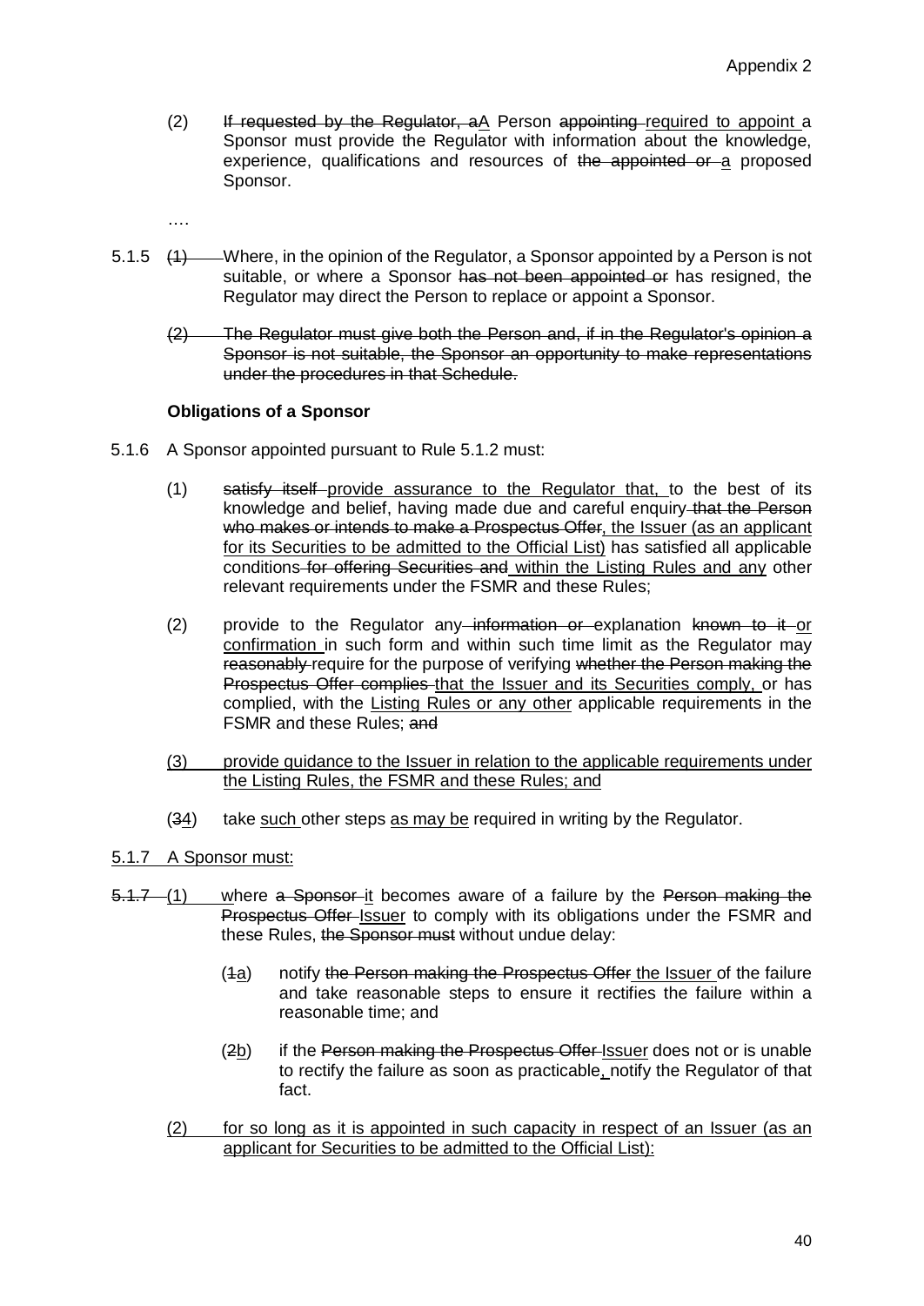(2) ~~If requested by the Regulator, a~~<u>A</u> Person ~~appointing~~ <u>required to appoint</u> a Sponsor must provide the Regulator with information about the knowledge, experience, qualifications and resources of ~~the appointed or~~ <u>a</u> proposed Sponsor.

….

5.1.5 ~~(1)~~ Where, in the opinion of the Regulator, a Sponsor appointed by a Person is not suitable, or where a Sponsor ~~has not been appointed or~~ has resigned, the Regulator may direct the Person to replace or appoint a Sponsor.

~~(2) The Regulator must give both the Person and, if in the Regulator's opinion a Sponsor is not suitable, the Sponsor an opportunity to make representations under the procedures in that Schedule.~~

**Obligations of a Sponsor**

5.1.6 A Sponsor appointed pursuant to Rule 5.1.2 must:

(1) ~~satisfy itself~~ <u>provide assurance to the Regulator that,</u> to the best of its knowledge and belief, having made due and careful enquiry ~~that the Person who makes or intends to make a Prospectus Offer~~<u>, the Issuer (as an applicant for its Securities to be admitted to the Official List)</u> has satisfied all applicable conditions ~~for offering Securities and~~ <u>within the Listing Rules and any</u> other relevant requirements under the FSMR and these Rules;

(2) provide to the Regulator any ~~information or~~ explanation ~~known to it~~ <u>or confirmation</u> in such form and within such time limit as the Regulator may ~~reasonably~~ require for the purpose of verifying ~~whether the Person making the Prospectus Offer complies~~ <u>that the Issuer and its Securities comply,</u> or has complied, with the <u>Listing Rules or any other</u> applicable requirements in the FSMR and these Rules; ~~and~~

<u>(3) provide guidance to the Issuer in relation to the applicable requirements under the Listing Rules, the FSMR and these Rules; and</u>

(~~3~~<u>4</u>) take <u>such</u> other steps <u>as may be</u> required in writing by the Regulator.

<u>5.1.7 A Sponsor must:</u>

~~5.1.7~~ (1) where ~~a Sponsor~~ <u>it</u> becomes aware of a failure by the ~~Person making the Prospectus Offer~~ <u>Issuer</u> to comply with its obligations under the FSMR and these Rules, ~~the Sponsor must~~ without undue delay:

(~~1~~<u>a</u>) notify ~~the Person making the Prospectus Offer~~ <u>the Issuer</u> of the failure and take reasonable steps to ensure it rectifies the failure within a reasonable time; and

(~~2~~<u>b</u>) if the ~~Person making the Prospectus Offer~~ <u>Issuer</u> does not or is unable to rectify the failure as soon as practicable<u>,</u> notify the Regulator of that fact.

<u>(2) for so long as it is appointed in such capacity in respect of an Issuer (as an applicant for Securities to be admitted to the Official List):</u>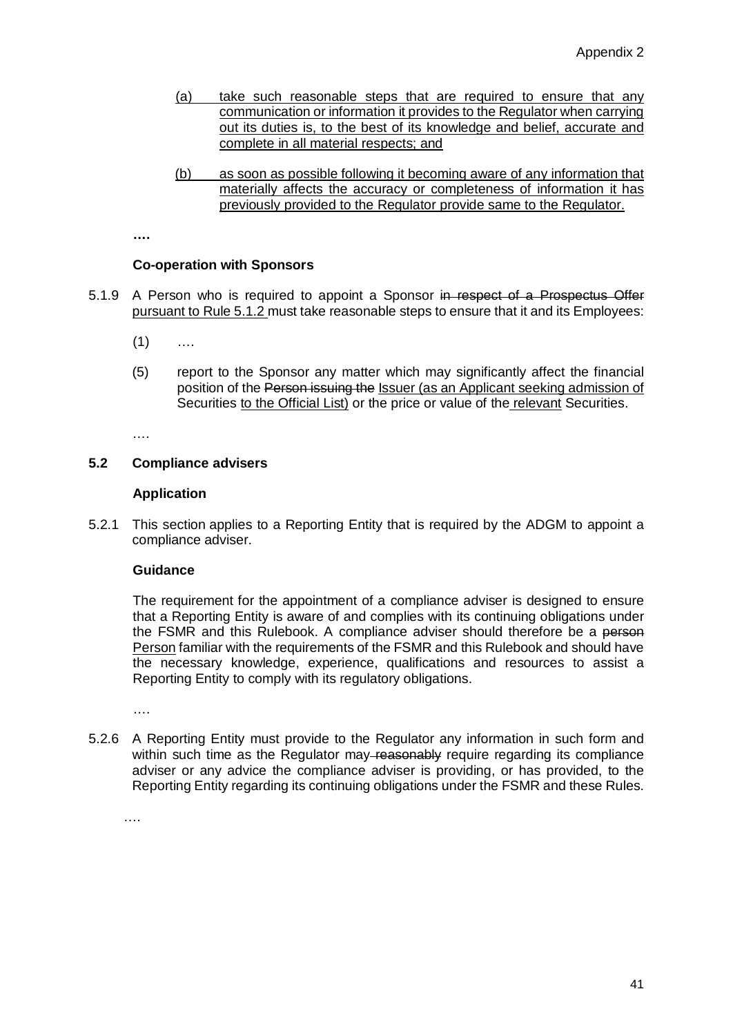(a) take such reasonable steps that are required to ensure that any communication or information it provides to the Regulator when carrying out its duties is, to the best of its knowledge and belief, accurate and complete in all material respects; and

(b) as soon as possible following it becoming aware of any information that materially affects the accuracy or completeness of information it has previously provided to the Regulator provide same to the Regulator.

**….**

**Co-operation with Sponsors**

5.1.9 A Person who is required to appoint a Sponsor ~~in respect of a Prospectus Offer~~ pursuant to Rule 5.1.2 must take reasonable steps to ensure that it and its Employees:

(1) ….

(5) report to the Sponsor any matter which may significantly affect the financial position of the ~~Person issuing the~~ Issuer (as an Applicant seeking admission of Securities to the Official List) or the price or value of the relevant Securities.

….

## 5.2 Compliance advisers

**Application**

5.2.1 This section applies to a Reporting Entity that is required by the ADGM to appoint a compliance adviser.

**Guidance**

The requirement for the appointment of a compliance adviser is designed to ensure that a Reporting Entity is aware of and complies with its continuing obligations under the FSMR and this Rulebook. A compliance adviser should therefore be a ~~person~~ Person familiar with the requirements of the FSMR and this Rulebook and should have the necessary knowledge, experience, qualifications and resources to assist a Reporting Entity to comply with its regulatory obligations.

….

5.2.6 A Reporting Entity must provide to the Regulator any information in such form and within such time as the Regulator may ~~reasonably~~ require regarding its compliance adviser or any advice the compliance adviser is providing, or has provided, to the Reporting Entity regarding its continuing obligations under the FSMR and these Rules.

….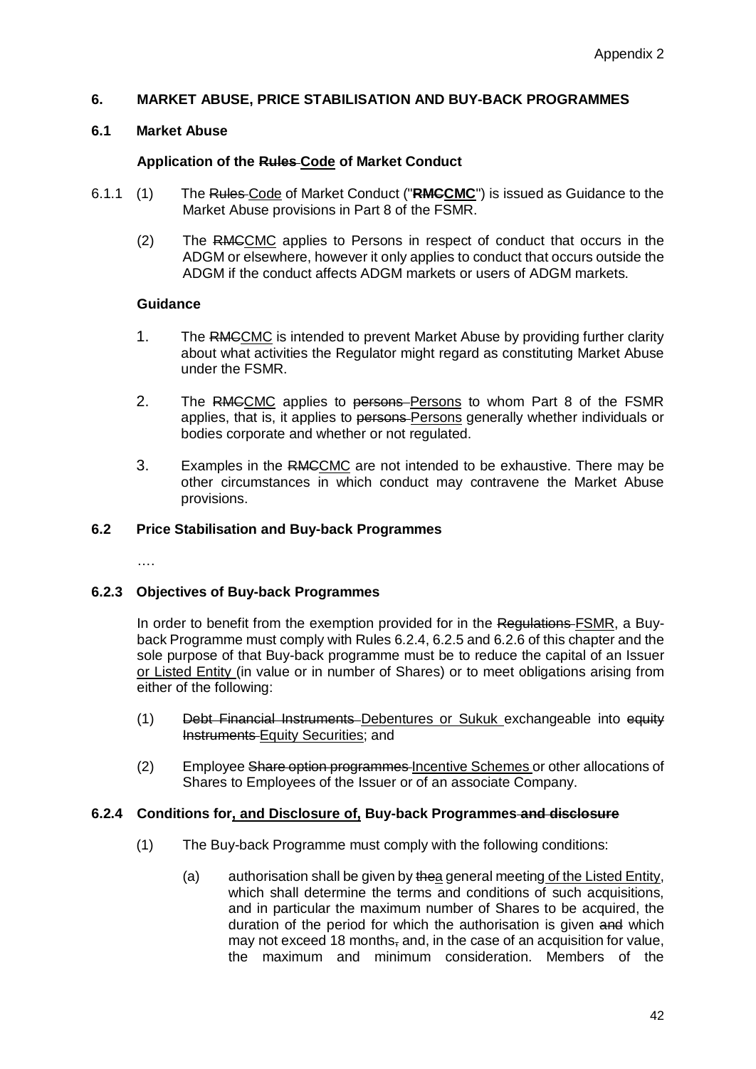## 6. MARKET ABUSE, PRICE STABILISATION AND BUY-BACK PROGRAMMES

### 6.1 Market Abuse

**Application of the ~~Rules~~ <u>Code</u> of Market Conduct**

6.1.1 (1) The ~~Rules~~ <u>Code</u> of Market Conduct ("**~~RMC~~<u>CMC</u>**") is issued as Guidance to the Market Abuse provisions in Part 8 of the FSMR.

(2) The ~~RMC~~<u>CMC</u> applies to Persons in respect of conduct that occurs in the ADGM or elsewhere, however it only applies to conduct that occurs outside the ADGM if the conduct affects ADGM markets or users of ADGM markets.

**Guidance**

1. The ~~RMC~~<u>CMC</u> is intended to prevent Market Abuse by providing further clarity about what activities the Regulator might regard as constituting Market Abuse under the FSMR.

2. The ~~RMC~~<u>CMC</u> applies to ~~persons~~ <u>Persons</u> to whom Part 8 of the FSMR applies, that is, it applies to ~~persons~~ <u>Persons</u> generally whether individuals or bodies corporate and whether or not regulated.

3. Examples in the ~~RMC~~<u>CMC</u> are not intended to be exhaustive. There may be other circumstances in which conduct may contravene the Market Abuse provisions.

### 6.2 Price Stabilisation and Buy-back Programmes

….

#### 6.2.3 Objectives of Buy-back Programmes

In order to benefit from the exemption provided for in the ~~Regulations~~ <u>FSMR</u>, a Buy-back Programme must comply with Rules 6.2.4, 6.2.5 and 6.2.6 of this chapter and the sole purpose of that Buy-back programme must be to reduce the capital of an Issuer <u>or Listed Entity</u> (in value or in number of Shares) or to meet obligations arising from either of the following:

(1) ~~Debt Financial Instruments~~ <u>Debentures or Sukuk</u> exchangeable into ~~equity Instruments~~ <u>Equity Securities</u>; and

(2) Employee ~~Share option programmes~~ <u>Incentive Schemes</u> or other allocations of Shares to Employees of the Issuer or of an associate Company.

#### 6.2.4 Conditions for<u>, and Disclosure of,</u> Buy-back Programmes ~~and disclosure~~

(1) The Buy-back Programme must comply with the following conditions:

(a) authorisation shall be given by ~~the~~<u>a</u> general meeting <u>of the Listed Entity</u>, which shall determine the terms and conditions of such acquisitions, and in particular the maximum number of Shares to be acquired, the duration of the period for which the authorisation is given ~~and~~ which may not exceed 18 months~~,~~ and, in the case of an acquisition for value, the maximum and minimum consideration. Members of the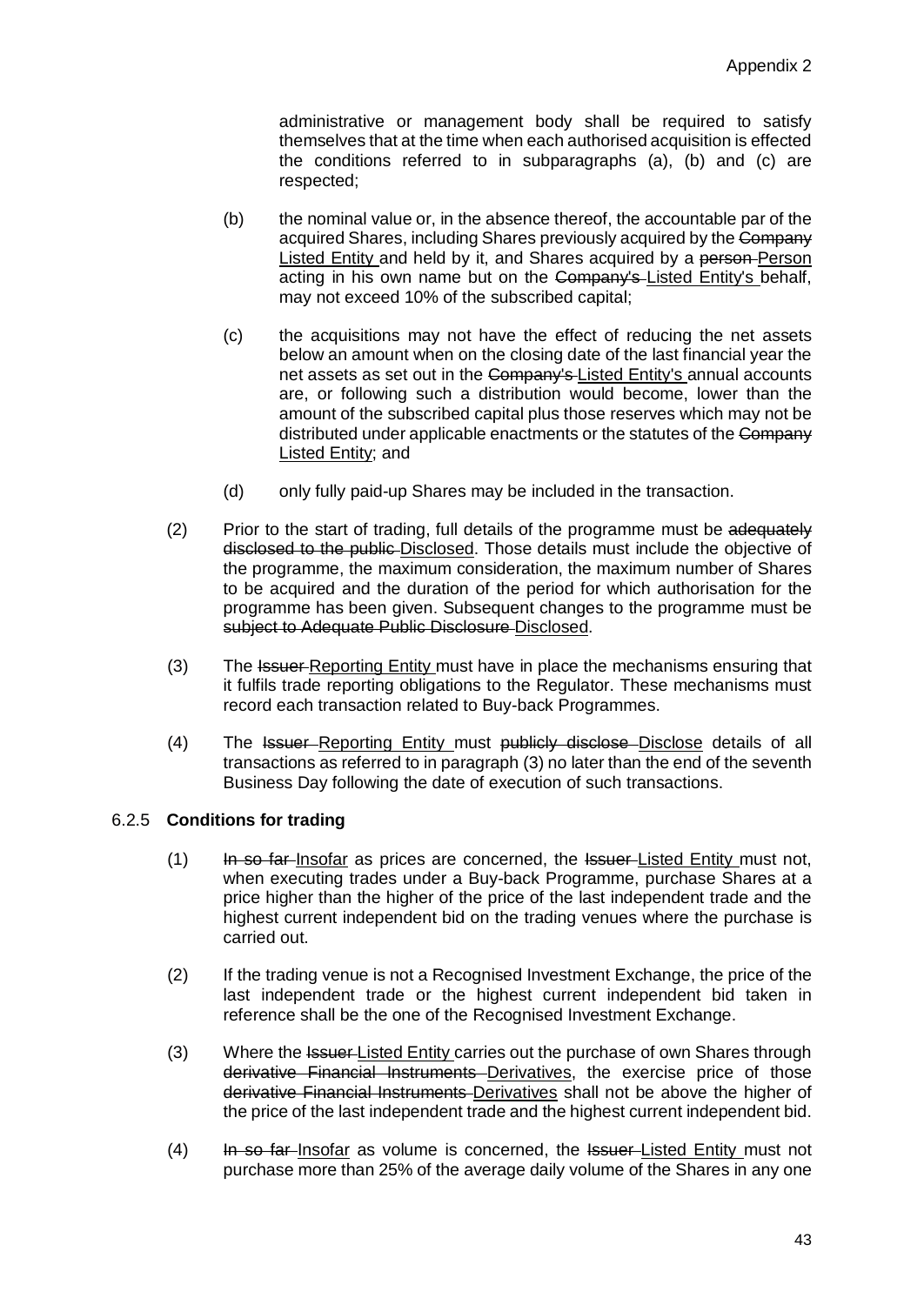administrative or management body shall be required to satisfy themselves that at the time when each authorised acquisition is effected the conditions referred to in subparagraphs (a), (b) and (c) are respected;

(b) the nominal value or, in the absence thereof, the accountable par of the acquired Shares, including Shares previously acquired by the ~~Company~~ <u>Listed Entity</u> and held by it, and Shares acquired by a ~~person~~ <u>Person</u> acting in his own name but on the ~~Company's~~ <u>Listed Entity's</u> behalf, may not exceed 10% of the subscribed capital;

(c) the acquisitions may not have the effect of reducing the net assets below an amount when on the closing date of the last financial year the net assets as set out in the ~~Company's~~ <u>Listed Entity's</u> annual accounts are, or following such a distribution would become, lower than the amount of the subscribed capital plus those reserves which may not be distributed under applicable enactments or the statutes of the ~~Company~~ <u>Listed Entity</u>; and

(d) only fully paid-up Shares may be included in the transaction.

(2) Prior to the start of trading, full details of the programme must be ~~adequately disclosed to the public~~ <u>Disclosed</u>. Those details must include the objective of the programme, the maximum consideration, the maximum number of Shares to be acquired and the duration of the period for which authorisation for the programme has been given. Subsequent changes to the programme must be ~~subject to Adequate Public Disclosure~~ <u>Disclosed</u>.

(3) The ~~Issuer~~ <u>Reporting Entity</u> must have in place the mechanisms ensuring that it fulfils trade reporting obligations to the Regulator. These mechanisms must record each transaction related to Buy-back Programmes.

(4) The ~~Issuer~~ <u>Reporting Entity</u> must ~~publicly disclose~~ <u>Disclose</u> details of all transactions as referred to in paragraph (3) no later than the end of the seventh Business Day following the date of execution of such transactions.

6.2.5 **Conditions for trading**

(1) ~~In so far~~ <u>Insofar</u> as prices are concerned, the ~~Issuer~~ <u>Listed Entity</u> must not, when executing trades under a Buy-back Programme, purchase Shares at a price higher than the higher of the price of the last independent trade and the highest current independent bid on the trading venues where the purchase is carried out.

(2) If the trading venue is not a Recognised Investment Exchange, the price of the last independent trade or the highest current independent bid taken in reference shall be the one of the Recognised Investment Exchange.

(3) Where the ~~Issuer~~ <u>Listed Entity</u> carries out the purchase of own Shares through ~~derivative Financial Instruments~~ <u>Derivatives</u>, the exercise price of those ~~derivative Financial Instruments~~ <u>Derivatives</u> shall not be above the higher of the price of the last independent trade and the highest current independent bid.

(4) ~~In so far~~ <u>Insofar</u> as volume is concerned, the ~~Issuer~~ <u>Listed Entity</u> must not purchase more than 25% of the average daily volume of the Shares in any one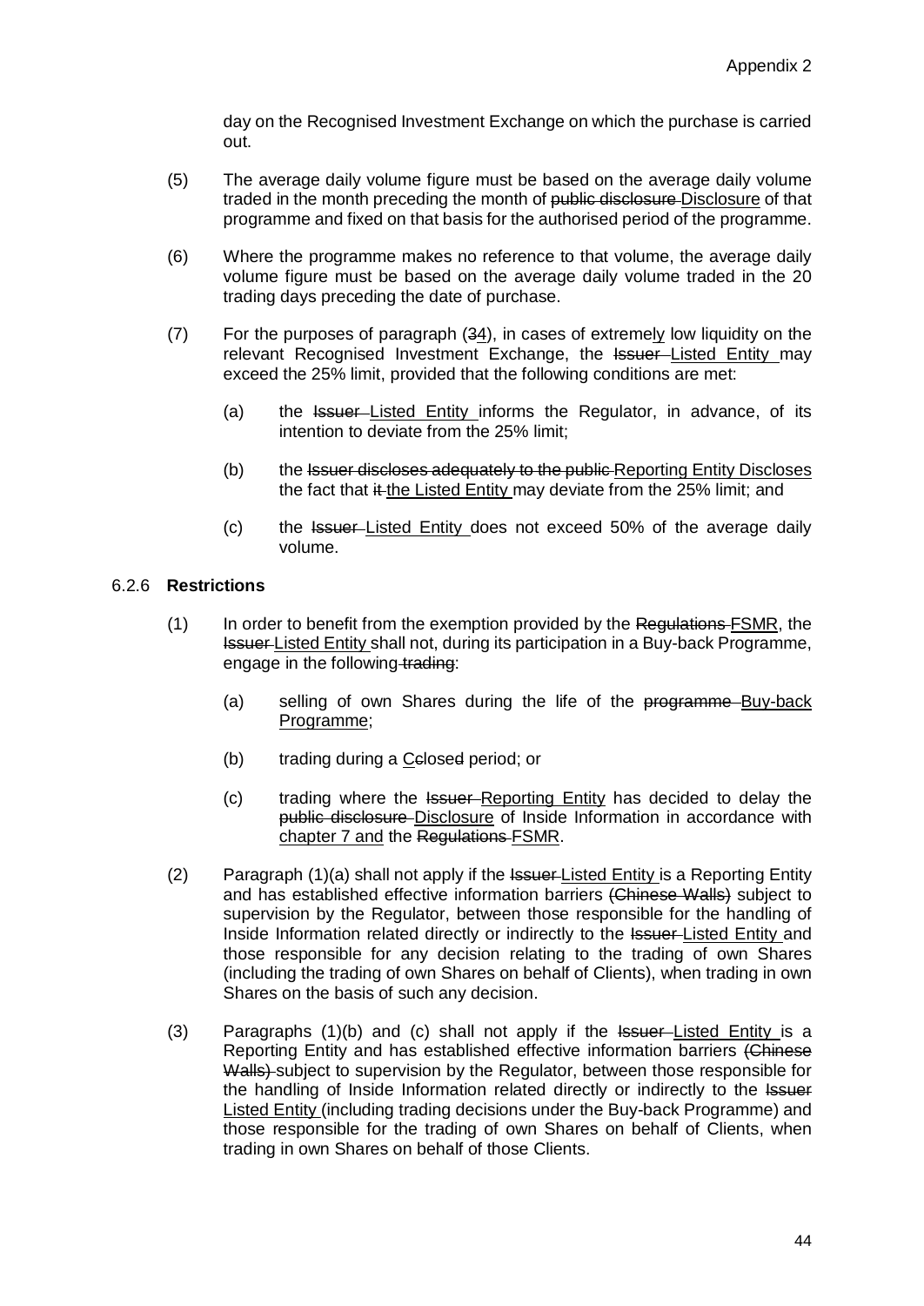day on the Recognised Investment Exchange on which the purchase is carried out.

(5) The average daily volume figure must be based on the average daily volume traded in the month preceding the month of ~~public disclosure~~ <u>Disclosure</u> of that programme and fixed on that basis for the authorised period of the programme.

(6) Where the programme makes no reference to that volume, the average daily volume figure must be based on the average daily volume traded in the 20 trading days preceding the date of purchase.

(7) For the purposes of paragraph (~~3~~<u>4</u>), in cases of extreme<u>ly</u> low liquidity on the relevant Recognised Investment Exchange, the ~~Issuer~~ <u>Listed Entity</u> may exceed the 25% limit, provided that the following conditions are met:

   (a) the ~~Issuer~~ <u>Listed Entity</u> informs the Regulator, in advance, of its intention to deviate from the 25% limit;

   (b) the ~~Issuer discloses adequately to the public~~ <u>Reporting Entity Discloses</u> the fact that ~~it~~ <u>the Listed Entity</u> may deviate from the 25% limit; and

   (c) the ~~Issuer~~ <u>Listed Entity</u> does not exceed 50% of the average daily volume.

6.2.6 **Restrictions**

(1) In order to benefit from the exemption provided by the ~~Regulations~~ <u>FSMR</u>, the ~~Issuer~~ <u>Listed Entity</u> shall not, during its participation in a Buy-back Programme, engage in the following ~~trading~~:

   (a) selling of own Shares during the life of the ~~programme~~ <u>Buy-back Programme</u>;

   (b) trading during a <u>C</u>~~c~~lose~~d~~ period; or

   (c) trading where the ~~Issuer~~ <u>Reporting Entity</u> has decided to delay the ~~public disclosure~~ <u>Disclosure</u> of Inside Information in accordance with <u>chapter 7 and</u> the ~~Regulations~~ <u>FSMR</u>.

(2) Paragraph (1)(a) shall not apply if the ~~Issuer~~ <u>Listed Entity</u> is a Reporting Entity and has established effective information barriers ~~(Chinese Walls)~~ subject to supervision by the Regulator, between those responsible for the handling of Inside Information related directly or indirectly to the ~~Issuer~~ <u>Listed Entity</u> and those responsible for any decision relating to the trading of own Shares (including the trading of own Shares on behalf of Clients), when trading in own Shares on the basis of such any decision.

(3) Paragraphs (1)(b) and (c) shall not apply if the ~~Issuer~~ <u>Listed Entity</u> is a Reporting Entity and has established effective information barriers ~~(Chinese Walls)~~ subject to supervision by the Regulator, between those responsible for the handling of Inside Information related directly or indirectly to the ~~Issuer~~ <u>Listed Entity</u> (including trading decisions under the Buy-back Programme) and those responsible for the trading of own Shares on behalf of Clients, when trading in own Shares on behalf of those Clients.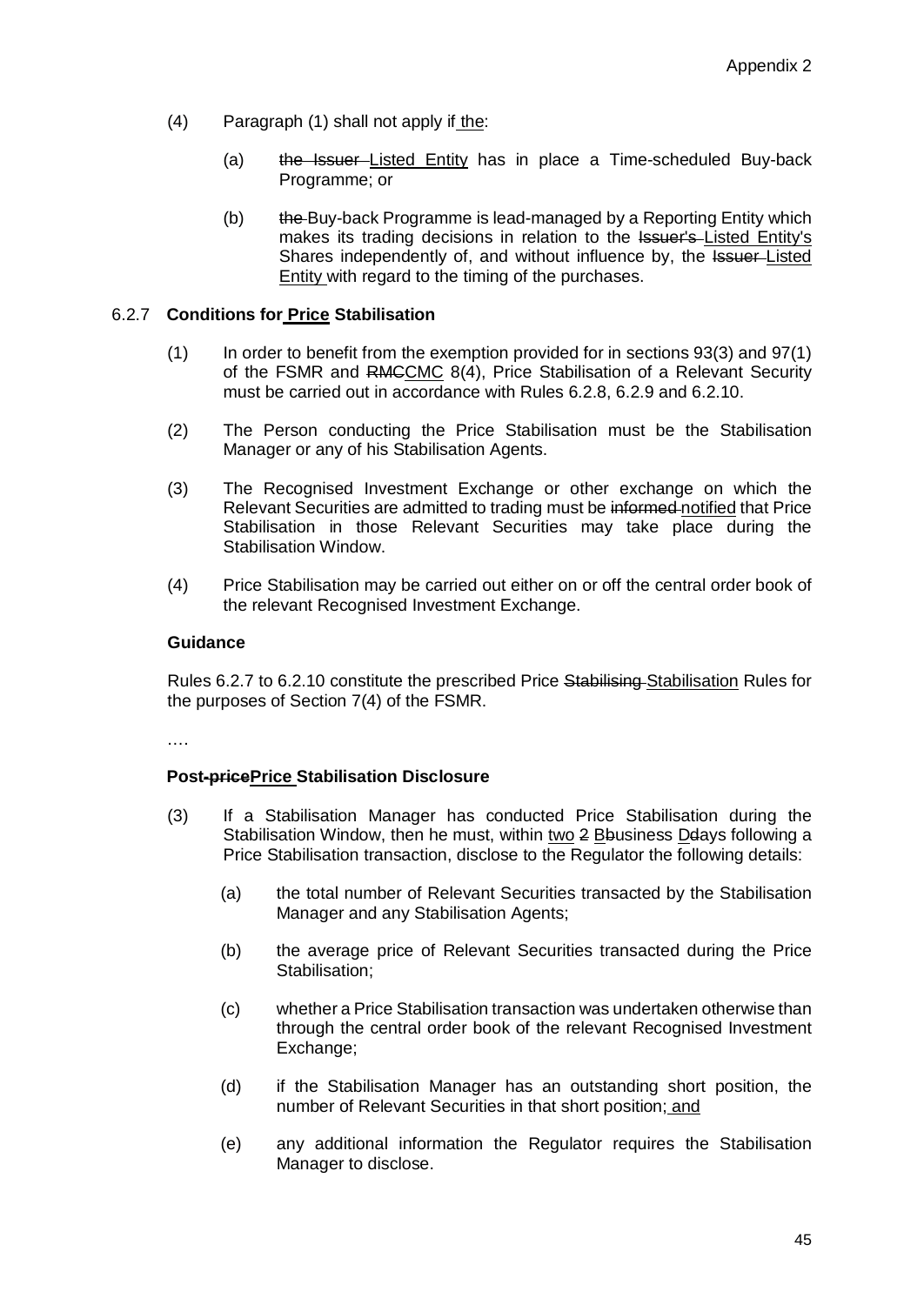(4) Paragraph (1) shall not apply if the:

(a) ~~the Issuer~~ Listed Entity has in place a Time-scheduled Buy-back Programme; or

(b) ~~the~~ Buy-back Programme is lead-managed by a Reporting Entity which makes its trading decisions in relation to the ~~Issuer's~~ Listed Entity's Shares independently of, and without influence by, the ~~Issuer~~ Listed Entity with regard to the timing of the purchases.

6.2.7 **Conditions for Price Stabilisation**

(1) In order to benefit from the exemption provided for in sections 93(3) and 97(1) of the FSMR and ~~RMC~~CMC 8(4), Price Stabilisation of a Relevant Security must be carried out in accordance with Rules 6.2.8, 6.2.9 and 6.2.10.

(2) The Person conducting the Price Stabilisation must be the Stabilisation Manager or any of his Stabilisation Agents.

(3) The Recognised Investment Exchange or other exchange on which the Relevant Securities are admitted to trading must be ~~informed~~ notified that Price Stabilisation in those Relevant Securities may take place during the Stabilisation Window.

(4) Price Stabilisation may be carried out either on or off the central order book of the relevant Recognised Investment Exchange.

**Guidance**

Rules 6.2.7 to 6.2.10 constitute the prescribed Price ~~Stabilising~~ Stabilisation Rules for the purposes of Section 7(4) of the FSMR.

….

**Post-~~price~~Price Stabilisation Disclosure**

(3) If a Stabilisation Manager has conducted Price Stabilisation during the Stabilisation Window, then he must, within two ~~2~~ B~~b~~usiness D~~d~~ays following a Price Stabilisation transaction, disclose to the Regulator the following details:

(a) the total number of Relevant Securities transacted by the Stabilisation Manager and any Stabilisation Agents;

(b) the average price of Relevant Securities transacted during the Price Stabilisation;

(c) whether a Price Stabilisation transaction was undertaken otherwise than through the central order book of the relevant Recognised Investment Exchange;

(d) if the Stabilisation Manager has an outstanding short position, the number of Relevant Securities in that short position; and

(e) any additional information the Regulator requires the Stabilisation Manager to disclose.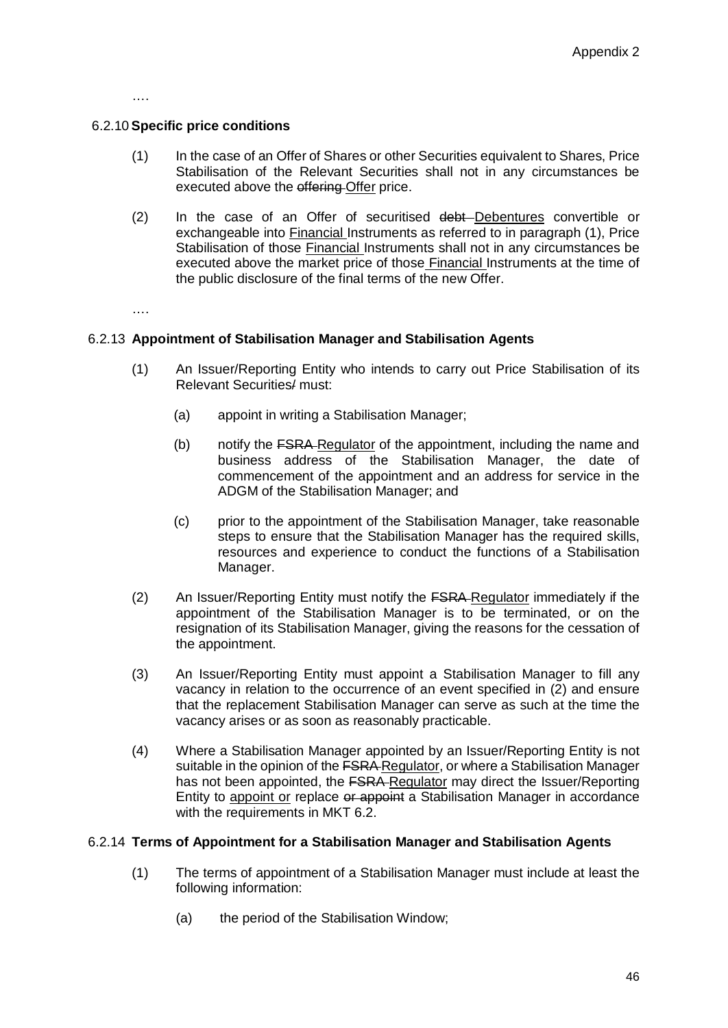….

6.2.10 **Specific price conditions**

(1) In the case of an Offer of Shares or other Securities equivalent to Shares, Price Stabilisation of the Relevant Securities shall not in any circumstances be executed above the ~~offering~~ <u>Offer</u> price.

(2) In the case of an Offer of securitised ~~debt~~ <u>Debentures</u> convertible or exchangeable into <u>Financial</u> Instruments as referred to in paragraph (1), Price Stabilisation of those <u>Financial</u> Instruments shall not in any circumstances be executed above the market price of those <u>Financial</u> Instruments at the time of the public disclosure of the final terms of the new Offer.

….

6.2.13 **Appointment of Stabilisation Manager and Stabilisation Agents**

(1) An Issuer/Reporting Entity who intends to carry out Price Stabilisation of its Relevant Securities~~/~~ must:

(a) appoint in writing a Stabilisation Manager;

(b) notify the ~~FSRA~~ <u>Regulator</u> of the appointment, including the name and business address of the Stabilisation Manager, the date of commencement of the appointment and an address for service in the ADGM of the Stabilisation Manager; and

(c) prior to the appointment of the Stabilisation Manager, take reasonable steps to ensure that the Stabilisation Manager has the required skills, resources and experience to conduct the functions of a Stabilisation Manager.

(2) An Issuer/Reporting Entity must notify the ~~FSRA~~ <u>Regulator</u> immediately if the appointment of the Stabilisation Manager is to be terminated, or on the resignation of its Stabilisation Manager, giving the reasons for the cessation of the appointment.

(3) An Issuer/Reporting Entity must appoint a Stabilisation Manager to fill any vacancy in relation to the occurrence of an event specified in (2) and ensure that the replacement Stabilisation Manager can serve as such at the time the vacancy arises or as soon as reasonably practicable.

(4) Where a Stabilisation Manager appointed by an Issuer/Reporting Entity is not suitable in the opinion of the ~~FSRA~~ <u>Regulator</u>, or where a Stabilisation Manager has not been appointed, the ~~FSRA~~ <u>Regulator</u> may direct the Issuer/Reporting Entity to <u>appoint or</u> replace ~~or appoint~~ a Stabilisation Manager in accordance with the requirements in MKT 6.2.

6.2.14 **Terms of Appointment for a Stabilisation Manager and Stabilisation Agents**

(1) The terms of appointment of a Stabilisation Manager must include at least the following information:

(a) the period of the Stabilisation Window;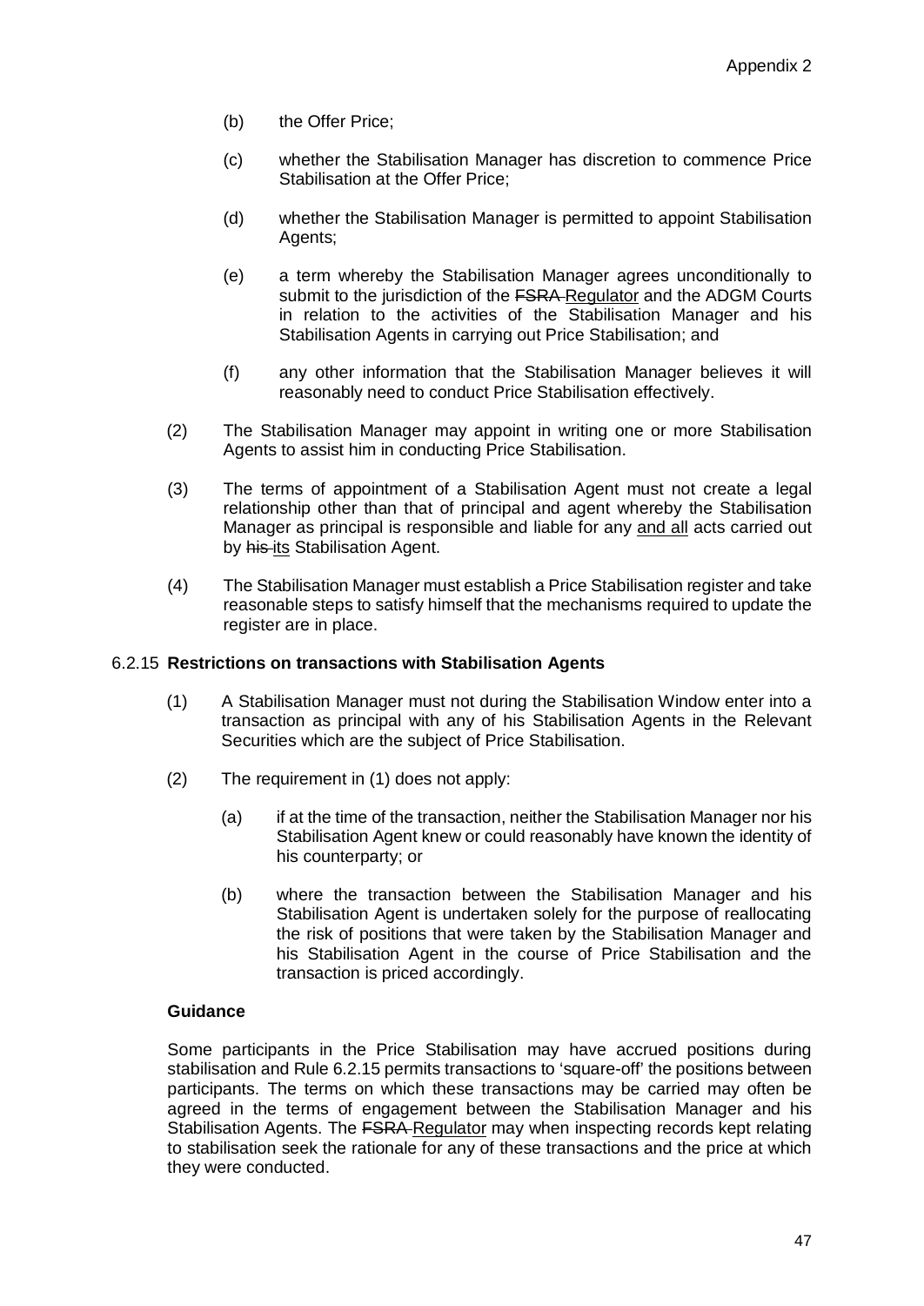(b) the Offer Price;

(c) whether the Stabilisation Manager has discretion to commence Price Stabilisation at the Offer Price;

(d) whether the Stabilisation Manager is permitted to appoint Stabilisation Agents;

(e) a term whereby the Stabilisation Manager agrees unconditionally to submit to the jurisdiction of the ~~FSRA~~ Regulator and the ADGM Courts in relation to the activities of the Stabilisation Manager and his Stabilisation Agents in carrying out Price Stabilisation; and

(f) any other information that the Stabilisation Manager believes it will reasonably need to conduct Price Stabilisation effectively.

(2) The Stabilisation Manager may appoint in writing one or more Stabilisation Agents to assist him in conducting Price Stabilisation.

(3) The terms of appointment of a Stabilisation Agent must not create a legal relationship other than that of principal and agent whereby the Stabilisation Manager as principal is responsible and liable for any and all acts carried out by ~~his~~ its Stabilisation Agent.

(4) The Stabilisation Manager must establish a Price Stabilisation register and take reasonable steps to satisfy himself that the mechanisms required to update the register are in place.

6.2.15 **Restrictions on transactions with Stabilisation Agents**

(1) A Stabilisation Manager must not during the Stabilisation Window enter into a transaction as principal with any of his Stabilisation Agents in the Relevant Securities which are the subject of Price Stabilisation.

(2) The requirement in (1) does not apply:

(a) if at the time of the transaction, neither the Stabilisation Manager nor his Stabilisation Agent knew or could reasonably have known the identity of his counterparty; or

(b) where the transaction between the Stabilisation Manager and his Stabilisation Agent is undertaken solely for the purpose of reallocating the risk of positions that were taken by the Stabilisation Manager and his Stabilisation Agent in the course of Price Stabilisation and the transaction is priced accordingly.

**Guidance**

Some participants in the Price Stabilisation may have accrued positions during stabilisation and Rule 6.2.15 permits transactions to 'square-off' the positions between participants. The terms on which these transactions may be carried may often be agreed in the terms of engagement between the Stabilisation Manager and his Stabilisation Agents. The ~~FSRA~~ Regulator may when inspecting records kept relating to stabilisation seek the rationale for any of these transactions and the price at which they were conducted.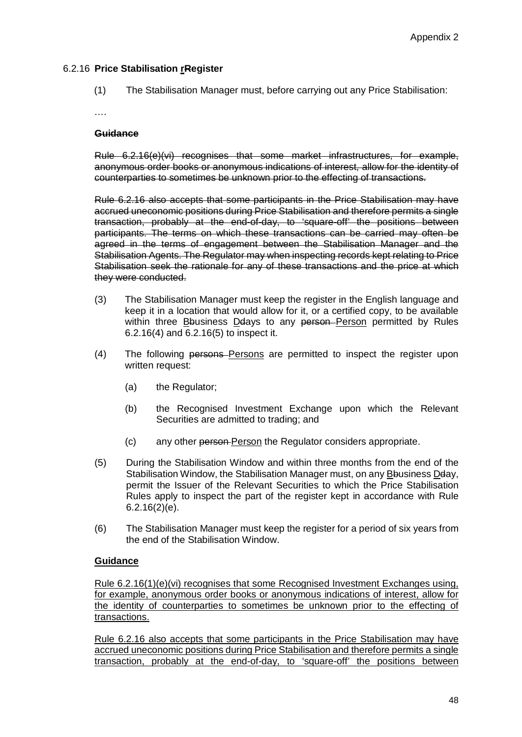6.2.16 **Price Stabilisation ~~R~~rRegister**

(1) The Stabilisation Manager must, before carrying out any Price Stabilisation:

….

~~**Guidance**~~

~~Rule 6.2.16(e)(vi) recognises that some market infrastructures, for example, anonymous order books or anonymous indications of interest, allow for the identity of counterparties to sometimes be unknown prior to the effecting of transactions.~~

~~Rule 6.2.16 also accepts that some participants in the Price Stabilisation may have accrued uneconomic positions during Price Stabilisation and therefore permits a single transaction, probably at the end-of-day, to 'square-off' the positions between participants. The terms on which these transactions can be carried may often be agreed in the terms of engagement between the Stabilisation Manager and the Stabilisation Agents. The Regulator may when inspecting records kept relating to Price Stabilisation seek the rationale for any of these transactions and the price at which they were conducted.~~

(3) The Stabilisation Manager must keep the register in the English language and keep it in a location that would allow for it, or a certified copy, to be available within three B~~b~~usiness D~~d~~ays to any ~~person~~ Person permitted by Rules 6.2.16(4) and 6.2.16(5) to inspect it.

(4) The following ~~persons~~ Persons are permitted to inspect the register upon written request:

(a) the Regulator;

(b) the Recognised Investment Exchange upon which the Relevant Securities are admitted to trading; and

(c) any other ~~person~~ Person the Regulator considers appropriate.

(5) During the Stabilisation Window and within three months from the end of the Stabilisation Window, the Stabilisation Manager must, on any B~~b~~usiness D~~d~~ay, permit the Issuer of the Relevant Securities to which the Price Stabilisation Rules apply to inspect the part of the register kept in accordance with Rule 6.2.16(2)(e).

(6) The Stabilisation Manager must keep the register for a period of six years from the end of the Stabilisation Window.

**Guidance**

Rule 6.2.16(1)(e)(vi) recognises that some Recognised Investment Exchanges using, for example, anonymous order books or anonymous indications of interest, allow for the identity of counterparties to sometimes be unknown prior to the effecting of transactions.

Rule 6.2.16 also accepts that some participants in the Price Stabilisation may have accrued uneconomic positions during Price Stabilisation and therefore permits a single transaction, probably at the end-of-day, to 'square-off' the positions between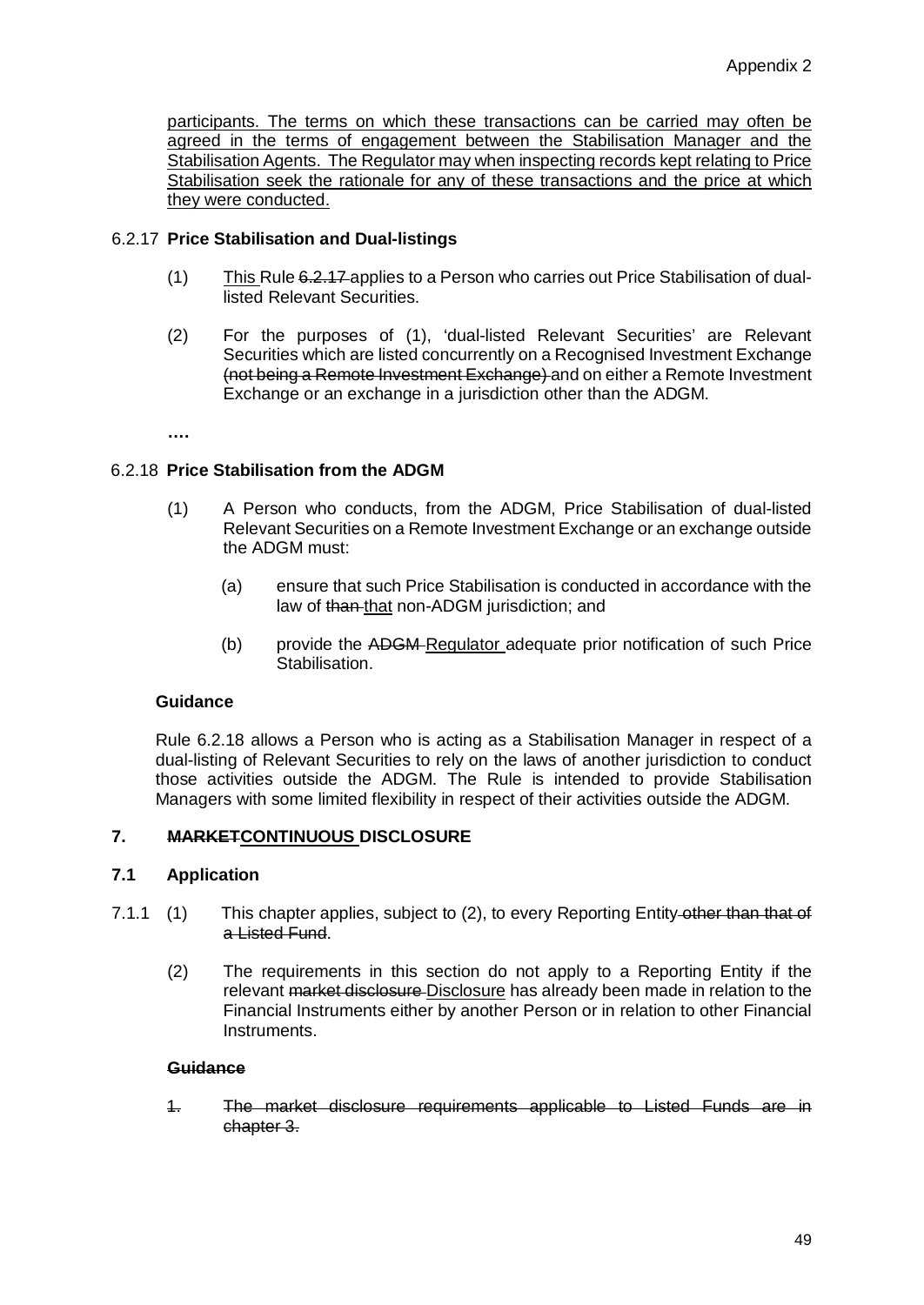participants. The terms on which these transactions can be carried may often be agreed in the terms of engagement between the Stabilisation Manager and the Stabilisation Agents. The Regulator may when inspecting records kept relating to Price Stabilisation seek the rationale for any of these transactions and the price at which they were conducted.

6.2.17 **Price Stabilisation and Dual-listings**

(1) This Rule ~~6.2.17~~ applies to a Person who carries out Price Stabilisation of dual-listed Relevant Securities.

(2) For the purposes of (1), 'dual-listed Relevant Securities' are Relevant Securities which are listed concurrently on a Recognised Investment Exchange ~~(not being a Remote Investment Exchange)~~ and on either a Remote Investment Exchange or an exchange in a jurisdiction other than the ADGM.

**….**

6.2.18 **Price Stabilisation from the ADGM**

(1) A Person who conducts, from the ADGM, Price Stabilisation of dual-listed Relevant Securities on a Remote Investment Exchange or an exchange outside the ADGM must:

(a) ensure that such Price Stabilisation is conducted in accordance with the law of ~~than~~ that non-ADGM jurisdiction; and

(b) provide the ~~ADGM~~ Regulator adequate prior notification of such Price Stabilisation.

**Guidance**

Rule 6.2.18 allows a Person who is acting as a Stabilisation Manager in respect of a dual-listing of Relevant Securities to rely on the laws of another jurisdiction to conduct those activities outside the ADGM. The Rule is intended to provide Stabilisation Managers with some limited flexibility in respect of their activities outside the ADGM.

## 7. ~~MARKET~~CONTINUOUS DISCLOSURE

### 7.1 Application

7.1.1 (1) This chapter applies, subject to (2), to every Reporting Entity ~~other than that of a Listed Fund~~.

(2) The requirements in this section do not apply to a Reporting Entity if the relevant ~~market disclosure~~ Disclosure has already been made in relation to the Financial Instruments either by another Person or in relation to other Financial Instruments.

~~**Guidance**~~

~~1. The market disclosure requirements applicable to Listed Funds are in chapter 3.~~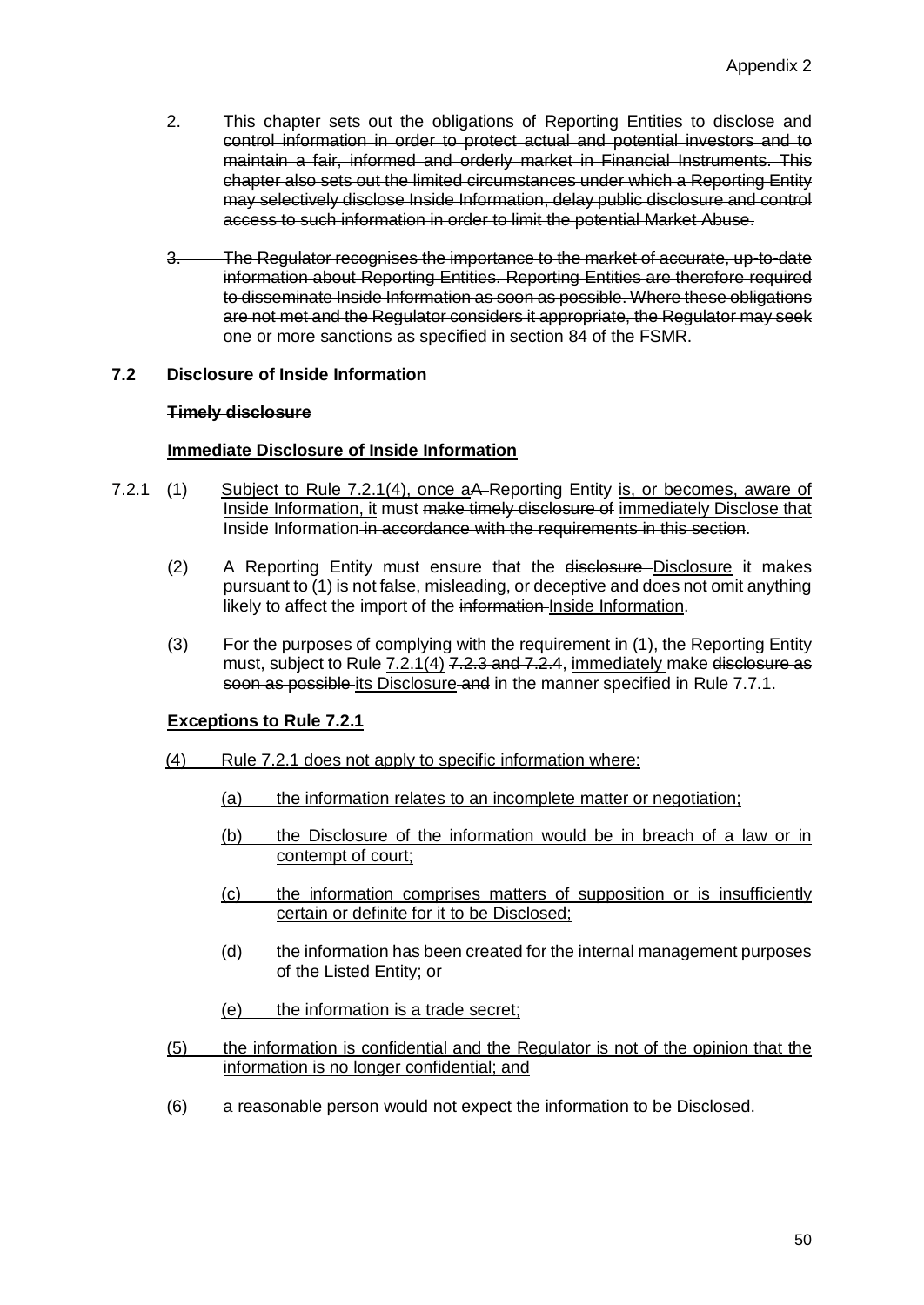2. This chapter sets out the obligations of Reporting Entities to disclose and control information in order to protect actual and potential investors and to maintain a fair, informed and orderly market in Financial Instruments. This chapter also sets out the limited circumstances under which a Reporting Entity may selectively disclose Inside Information, delay public disclosure and control access to such information in order to limit the potential Market Abuse.

3. The Regulator recognises the importance to the market of accurate, up-to-date information about Reporting Entities. Reporting Entities are therefore required to disseminate Inside Information as soon as possible. Where these obligations are not met and the Regulator considers it appropriate, the Regulator may seek one or more sanctions as specified in section 84 of the FSMR.

**7.2 Disclosure of Inside Information**

**Timely disclosure**

**Immediate Disclosure of Inside Information**

7.2.1 (1) Subject to Rule 7.2.1(4), once aA Reporting Entity is, or becomes, aware of Inside Information, it must make timely disclosure of immediately Disclose that Inside Information in accordance with the requirements in this section.

(2) A Reporting Entity must ensure that the disclosure Disclosure it makes pursuant to (1) is not false, misleading, or deceptive and does not omit anything likely to affect the import of the information Inside Information.

(3) For the purposes of complying with the requirement in (1), the Reporting Entity must, subject to Rule 7.2.1(4) 7.2.3 and 7.2.4, immediately make disclosure as soon as possible its Disclosure and in the manner specified in Rule 7.7.1.

**Exceptions to Rule 7.2.1**

(4) Rule 7.2.1 does not apply to specific information where:

(a) the information relates to an incomplete matter or negotiation;

(b) the Disclosure of the information would be in breach of a law or in contempt of court;

(c) the information comprises matters of supposition or is insufficiently certain or definite for it to be Disclosed;

(d) the information has been created for the internal management purposes of the Listed Entity; or

(e) the information is a trade secret;

(5) the information is confidential and the Regulator is not of the opinion that the information is no longer confidential; and

(6) a reasonable person would not expect the information to be Disclosed.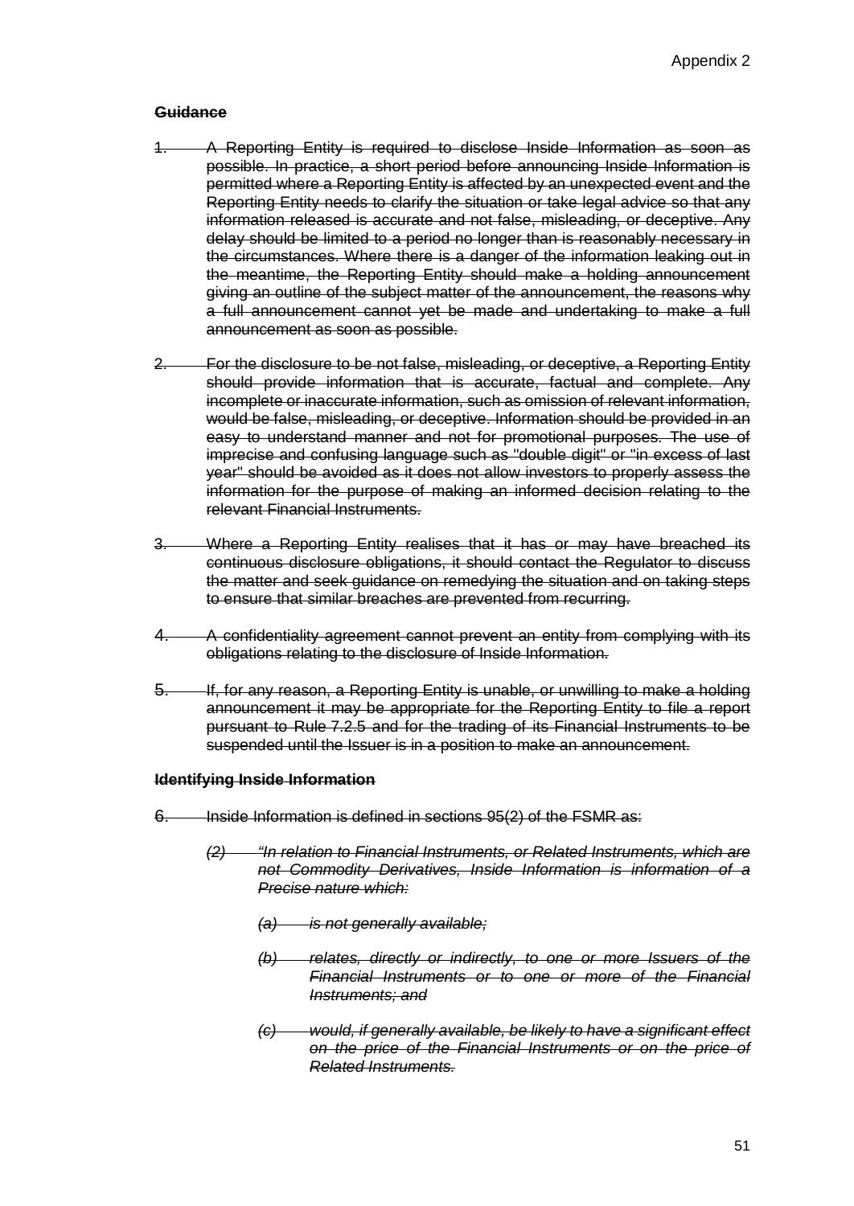**~~Guidance~~**

1. ~~A Reporting Entity is required to disclose Inside Information as soon as possible. In practice, a short period before announcing Inside Information is permitted where a Reporting Entity is affected by an unexpected event and the Reporting Entity needs to clarify the situation or take legal advice so that any information released is accurate and not false, misleading, or deceptive. Any delay should be limited to a period no longer than is reasonably necessary in the circumstances. Where there is a danger of the information leaking out in the meantime, the Reporting Entity should make a holding announcement giving an outline of the subject matter of the announcement, the reasons why a full announcement cannot yet be made and undertaking to make a full announcement as soon as possible.~~

2. ~~For the disclosure to be not false, misleading, or deceptive, a Reporting Entity should provide information that is accurate, factual and complete. Any incomplete or inaccurate information, such as omission of relevant information, would be false, misleading, or deceptive. Information should be provided in an easy to understand manner and not for promotional purposes. The use of imprecise and confusing language such as "double digit" or "in excess of last year" should be avoided as it does not allow investors to properly assess the information for the purpose of making an informed decision relating to the relevant Financial Instruments.~~

3. ~~Where a Reporting Entity realises that it has or may have breached its continuous disclosure obligations, it should contact the Regulator to discuss the matter and seek guidance on remedying the situation and on taking steps to ensure that similar breaches are prevented from recurring.~~

4. ~~A confidentiality agreement cannot prevent an entity from complying with its obligations relating to the disclosure of Inside Information.~~

5. ~~If, for any reason, a Reporting Entity is unable, or unwilling to make a holding announcement it may be appropriate for the Reporting Entity to file a report pursuant to Rule 7.2.5 and for the trading of its Financial Instruments to be suspended until the Issuer is in a position to make an announcement.~~

**~~Identifying Inside Information~~**

6. ~~Inside Information is defined in sections 95(2) of the FSMR as:~~

   *~~(2) "In relation to Financial Instruments, or Related Instruments, which are not Commodity Derivatives, Inside Information is information of a Precise nature which:~~*

   *~~(a) is not generally available;~~*

   *~~(b) relates, directly or indirectly, to one or more Issuers of the Financial Instruments or to one or more of the Financial Instruments; and~~*

   *~~(c) would, if generally available, be likely to have a significant effect on the price of the Financial Instruments or on the price of Related Instruments.~~*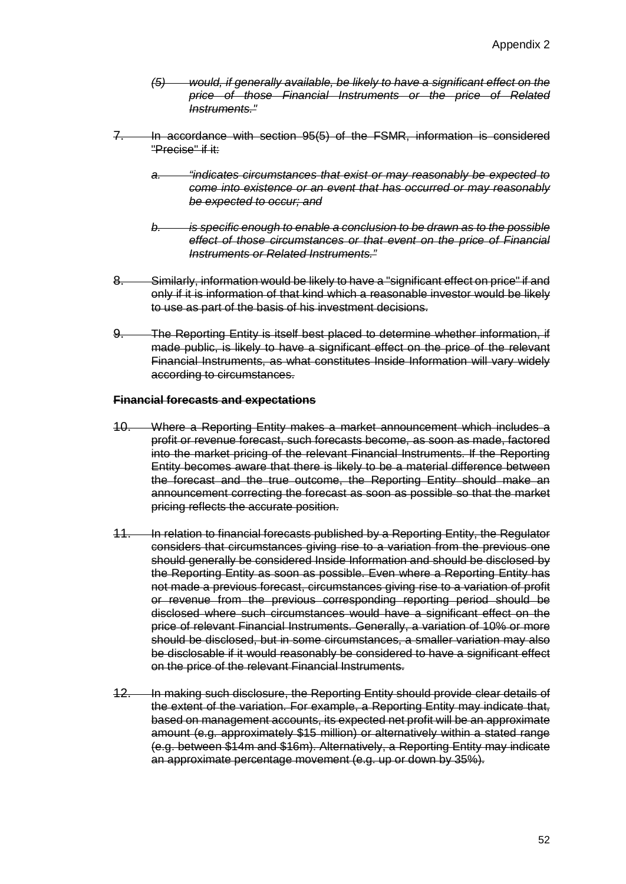~~(5) *would, if generally available, be likely to have a significant effect on the price of those Financial Instruments or the price of Related Instruments."*~~

~~7. In accordance with section 95(5) of the FSMR, information is considered "Precise" if it:~~

~~a. *"indicates circumstances that exist or may reasonably be expected to come into existence or an event that has occurred or may reasonably be expected to occur; and*~~

~~b. *is specific enough to enable a conclusion to be drawn as to the possible effect of those circumstances or that event on the price of Financial Instruments or Related Instruments."*~~

~~8. Similarly, information would be likely to have a "significant effect on price" if and only if it is information of that kind which a reasonable investor would be likely to use as part of the basis of his investment decisions.~~

~~9. The Reporting Entity is itself best placed to determine whether information, if made public, is likely to have a significant effect on the price of the relevant Financial Instruments, as what constitutes Inside Information will vary widely according to circumstances.~~

~~**Financial forecasts and expectations**~~

~~10. Where a Reporting Entity makes a market announcement which includes a profit or revenue forecast, such forecasts become, as soon as made, factored into the market pricing of the relevant Financial Instruments. If the Reporting Entity becomes aware that there is likely to be a material difference between the forecast and the true outcome, the Reporting Entity should make an announcement correcting the forecast as soon as possible so that the market pricing reflects the accurate position.~~

~~11. In relation to financial forecasts published by a Reporting Entity, the Regulator considers that circumstances giving rise to a variation from the previous one should generally be considered Inside Information and should be disclosed by the Reporting Entity as soon as possible. Even where a Reporting Entity has not made a previous forecast, circumstances giving rise to a variation of profit or revenue from the previous corresponding reporting period should be disclosed where such circumstances would have a significant effect on the price of relevant Financial Instruments. Generally, a variation of 10% or more should be disclosed, but in some circumstances, a smaller variation may also be disclosable if it would reasonably be considered to have a significant effect on the price of the relevant Financial Instruments.~~

~~12. In making such disclosure, the Reporting Entity should provide clear details of the extent of the variation. For example, a Reporting Entity may indicate that, based on management accounts, its expected net profit will be an approximate amount (e.g. approximately $15 million) or alternatively within a stated range (e.g. between $14m and $16m). Alternatively, a Reporting Entity may indicate an approximate percentage movement (e.g. up or down by 35%).~~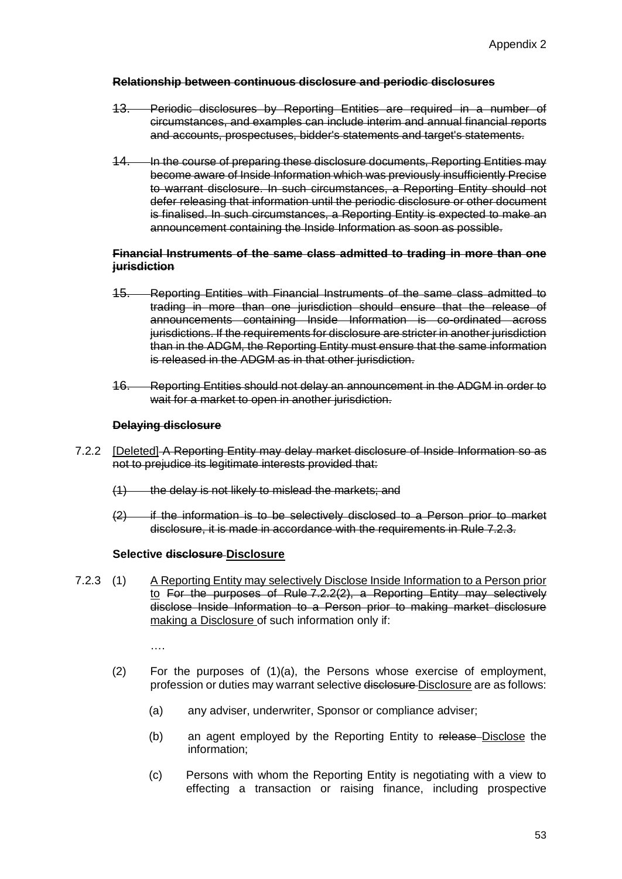**~~Relationship between continuous disclosure and periodic disclosures~~**

~~13. Periodic disclosures by Reporting Entities are required in a number of circumstances, and examples can include interim and annual financial reports and accounts, prospectuses, bidder's statements and target's statements.~~

~~14. In the course of preparing these disclosure documents, Reporting Entities may become aware of Inside Information which was previously insufficiently Precise to warrant disclosure. In such circumstances, a Reporting Entity should not defer releasing that information until the periodic disclosure or other document is finalised. In such circumstances, a Reporting Entity is expected to make an announcement containing the Inside Information as soon as possible.~~

**~~Financial Instruments of the same class admitted to trading in more than one jurisdiction~~**

~~15. Reporting Entities with Financial Instruments of the same class admitted to trading in more than one jurisdiction should ensure that the release of announcements containing Inside Information is co-ordinated across jurisdictions. If the requirements for disclosure are stricter in another jurisdiction than in the ADGM, the Reporting Entity must ensure that the same information is released in the ADGM as in that other jurisdiction.~~

~~16. Reporting Entities should not delay an announcement in the ADGM in order to wait for a market to open in another jurisdiction.~~

**~~Delaying disclosure~~**

7.2.2 <u>[Deleted]</u> ~~A Reporting Entity may delay market disclosure of Inside Information so as not to prejudice its legitimate interests provided that:~~

~~(1) the delay is not likely to mislead the markets; and~~

~~(2) if the information is to be selectively disclosed to a Person prior to market disclosure, it is made in accordance with the requirements in Rule 7.2.3.~~

**Selective ~~disclosure~~ <u>Disclosure</u>**

7.2.3 (1) <u>A Reporting Entity may selectively Disclose Inside Information to a Person prior to</u> ~~For the purposes of Rule 7.2.2(2), a Reporting Entity may selectively disclose Inside Information to a Person prior to making market disclosure~~ <u>making a Disclosure</u> of such information only if:

….

(2) For the purposes of (1)(a), the Persons whose exercise of employment, profession or duties may warrant selective ~~disclosure~~ <u>Disclosure</u> are as follows:

(a) any adviser, underwriter, Sponsor or compliance adviser;

(b) an agent employed by the Reporting Entity to ~~release~~ <u>Disclose</u> the information;

(c) Persons with whom the Reporting Entity is negotiating with a view to effecting a transaction or raising finance, including prospective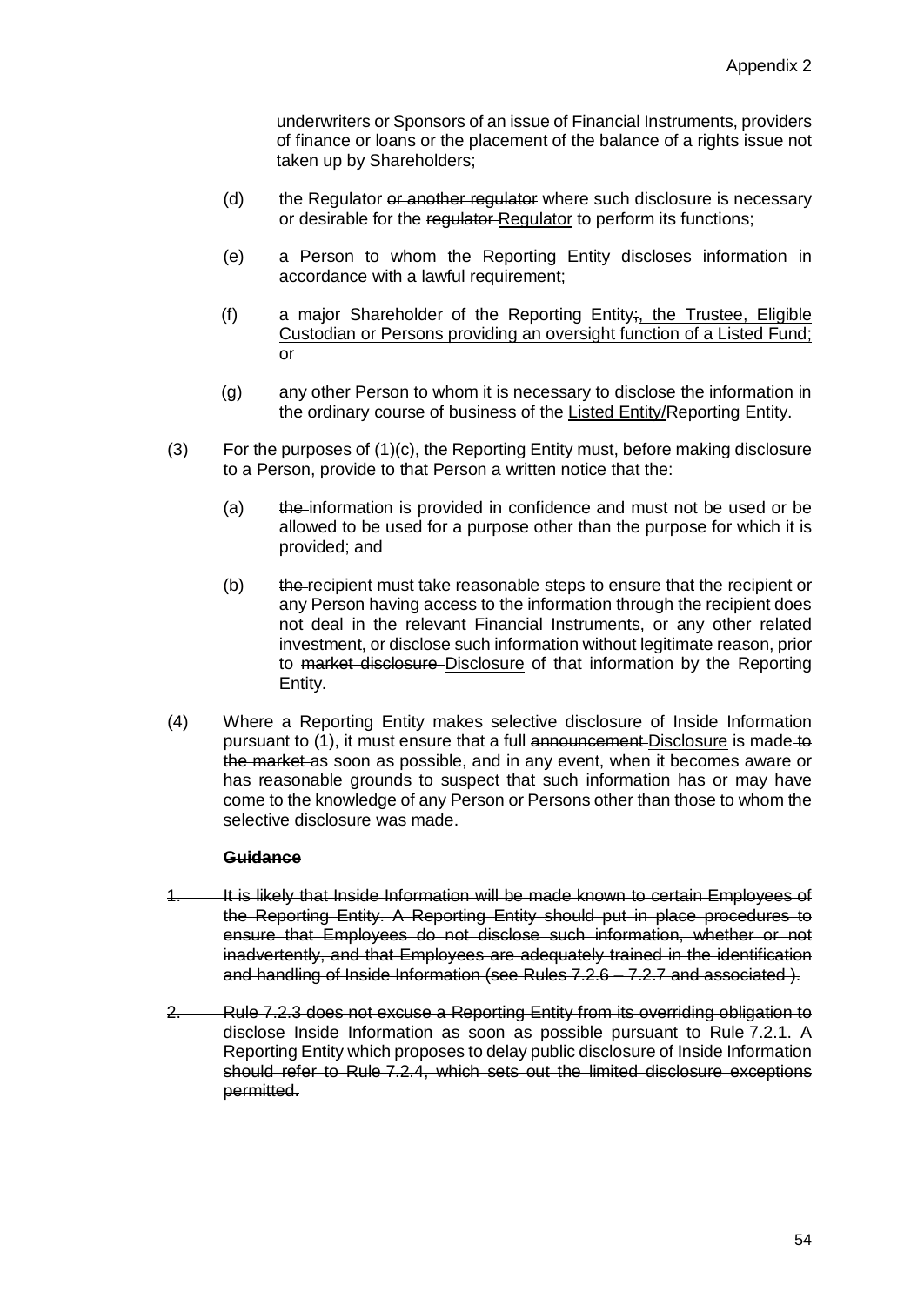underwriters or Sponsors of an issue of Financial Instruments, providers of finance or loans or the placement of the balance of a rights issue not taken up by Shareholders;

(d) the Regulator ~~or another regulator~~ where such disclosure is necessary or desirable for the ~~regulator~~ Regulator to perform its functions;

(e) a Person to whom the Reporting Entity discloses information in accordance with a lawful requirement;

(f) a major Shareholder of the Reporting Entity~~;~~, the Trustee, Eligible Custodian or Persons providing an oversight function of a Listed Fund; or

(g) any other Person to whom it is necessary to disclose the information in the ordinary course of business of the Listed Entity/Reporting Entity.

(3) For the purposes of (1)(c), the Reporting Entity must, before making disclosure to a Person, provide to that Person a written notice that the:

(a) ~~the~~ information is provided in confidence and must not be used or be allowed to be used for a purpose other than the purpose for which it is provided; and

(b) ~~the~~ recipient must take reasonable steps to ensure that the recipient or any Person having access to the information through the recipient does not deal in the relevant Financial Instruments, or any other related investment, or disclose such information without legitimate reason, prior to ~~market disclosure~~ Disclosure of that information by the Reporting Entity.

(4) Where a Reporting Entity makes selective disclosure of Inside Information pursuant to (1), it must ensure that a full ~~announcement~~ Disclosure is made ~~to the market~~ as soon as possible, and in any event, when it becomes aware or has reasonable grounds to suspect that such information has or may have come to the knowledge of any Person or Persons other than those to whom the selective disclosure was made.

~~**Guidance**~~

~~1. It is likely that Inside Information will be made known to certain Employees of the Reporting Entity. A Reporting Entity should put in place procedures to ensure that Employees do not disclose such information, whether or not inadvertently, and that Employees are adequately trained in the identification and handling of Inside Information (see Rules 7.2.6 – 7.2.7 and associated ).~~

~~2. Rule 7.2.3 does not excuse a Reporting Entity from its overriding obligation to disclose Inside Information as soon as possible pursuant to Rule 7.2.1. A Reporting Entity which proposes to delay public disclosure of Inside Information should refer to Rule 7.2.4, which sets out the limited disclosure exceptions permitted.~~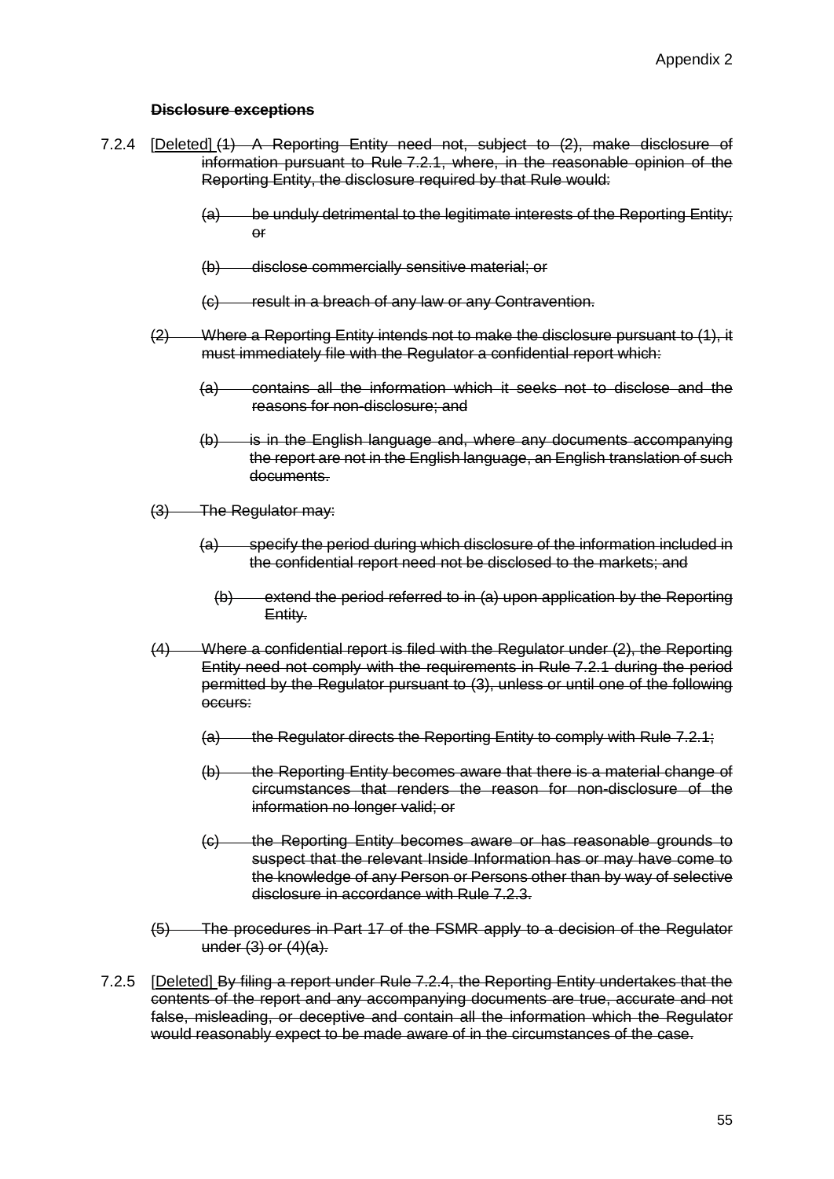**~~Disclosure exceptions~~**

7.2.4 [Deleted] ~~(1) A Reporting Entity need not, subject to (2), make disclosure of information pursuant to Rule 7.2.1, where, in the reasonable opinion of the Reporting Entity, the disclosure required by that Rule would:~~

~~(a) be unduly detrimental to the legitimate interests of the Reporting Entity; or~~

~~(b) disclose commercially sensitive material; or~~

~~(c) result in a breach of any law or any Contravention.~~

~~(2) Where a Reporting Entity intends not to make the disclosure pursuant to (1), it must immediately file with the Regulator a confidential report which:~~

~~(a) contains all the information which it seeks not to disclose and the reasons for non-disclosure; and~~

~~(b) is in the English language and, where any documents accompanying the report are not in the English language, an English translation of such documents.~~

~~(3) The Regulator may:~~

~~(a) specify the period during which disclosure of the information included in the confidential report need not be disclosed to the markets; and~~

~~(b) extend the period referred to in (a) upon application by the Reporting Entity.~~

~~(4) Where a confidential report is filed with the Regulator under (2), the Reporting Entity need not comply with the requirements in Rule 7.2.1 during the period permitted by the Regulator pursuant to (3), unless or until one of the following occurs:~~

~~(a) the Regulator directs the Reporting Entity to comply with Rule 7.2.1;~~

~~(b) the Reporting Entity becomes aware that there is a material change of circumstances that renders the reason for non-disclosure of the information no longer valid; or~~

~~(c) the Reporting Entity becomes aware or has reasonable grounds to suspect that the relevant Inside Information has or may have come to the knowledge of any Person or Persons other than by way of selective disclosure in accordance with Rule 7.2.3.~~

~~(5) The procedures in Part 17 of the FSMR apply to a decision of the Regulator under (3) or (4)(a).~~

7.2.5 [Deleted] ~~By filing a report under Rule 7.2.4, the Reporting Entity undertakes that the contents of the report and any accompanying documents are true, accurate and not false, misleading, or deceptive and contain all the information which the Regulator would reasonably expect to be made aware of in the circumstances of the case.~~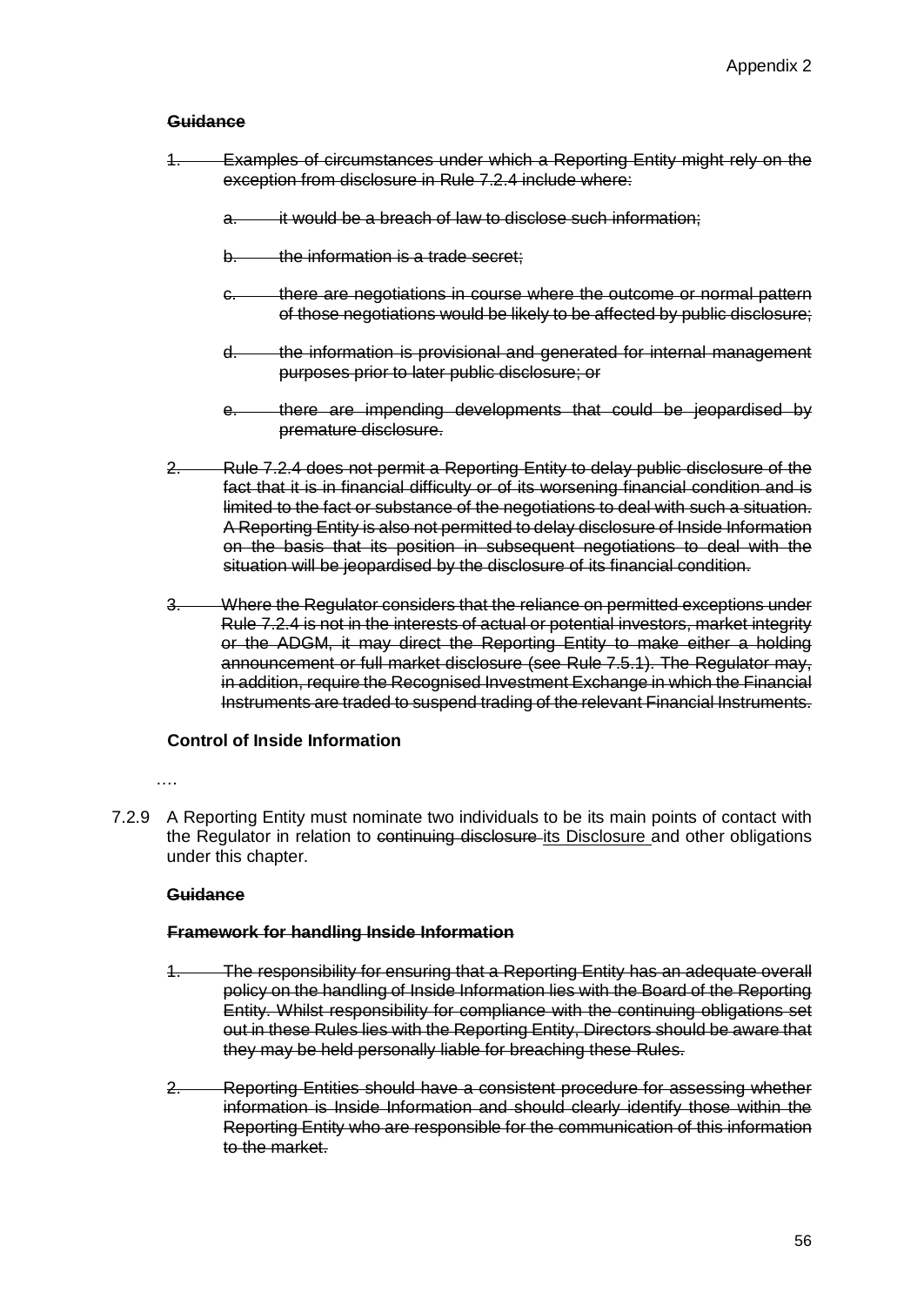~~**Guidance**~~

~~1. Examples of circumstances under which a Reporting Entity might rely on the exception from disclosure in Rule 7.2.4 include where:~~

~~a. it would be a breach of law to disclose such information;~~

~~b. the information is a trade secret;~~

~~c. there are negotiations in course where the outcome or normal pattern of those negotiations would be likely to be affected by public disclosure;~~

~~d. the information is provisional and generated for internal management purposes prior to later public disclosure; or~~

~~e. there are impending developments that could be jeopardised by premature disclosure.~~

~~2. Rule 7.2.4 does not permit a Reporting Entity to delay public disclosure of the fact that it is in financial difficulty or of its worsening financial condition and is limited to the fact or substance of the negotiations to deal with such a situation. A Reporting Entity is also not permitted to delay disclosure of Inside Information on the basis that its position in subsequent negotiations to deal with the situation will be jeopardised by the disclosure of its financial condition.~~

~~3. Where the Regulator considers that the reliance on permitted exceptions under Rule 7.2.4 is not in the interests of actual or potential investors, market integrity or the ADGM, it may direct the Reporting Entity to make either a holding announcement or full market disclosure (see Rule 7.5.1). The Regulator may, in addition, require the Recognised Investment Exchange in which the Financial Instruments are traded to suspend trading of the relevant Financial Instruments.~~

**Control of Inside Information**

….

7.2.9 A Reporting Entity must nominate two individuals to be its main points of contact with the Regulator in relation to ~~continuing disclosure~~ <u>its Disclosure</u> and other obligations under this chapter.

~~**Guidance**~~

~~**Framework for handling Inside Information**~~

~~1. The responsibility for ensuring that a Reporting Entity has an adequate overall policy on the handling of Inside Information lies with the Board of the Reporting Entity. Whilst responsibility for compliance with the continuing obligations set out in these Rules lies with the Reporting Entity, Directors should be aware that they may be held personally liable for breaching these Rules.~~

~~2. Reporting Entities should have a consistent procedure for assessing whether information is Inside Information and should clearly identify those within the Reporting Entity who are responsible for the communication of this information to the market.~~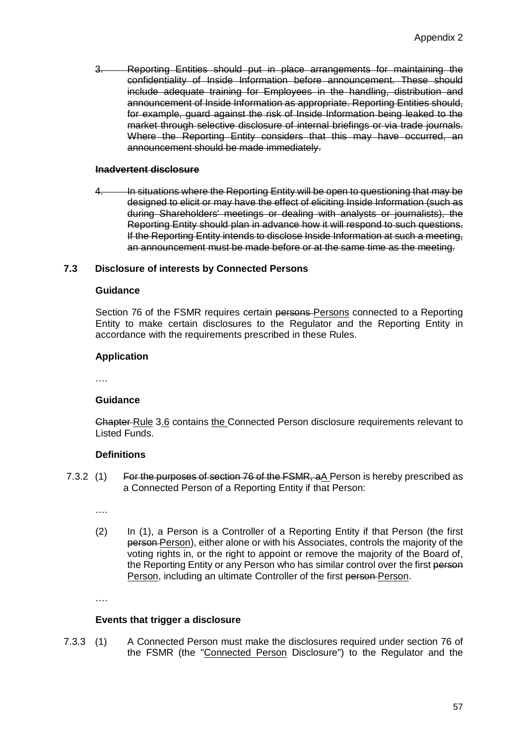3. ~~Reporting Entities should put in place arrangements for maintaining the confidentiality of Inside Information before announcement. These should include adequate training for Employees in the handling, distribution and announcement of Inside Information as appropriate. Reporting Entities should, for example, guard against the risk of Inside Information being leaked to the market through selective disclosure of internal briefings or via trade journals. Where the Reporting Entity considers that this may have occurred, an announcement should be made immediately.~~

**~~Inadvertent disclosure~~**

4. ~~In situations where the Reporting Entity will be open to questioning that may be designed to elicit or may have the effect of eliciting Inside Information (such as during Shareholders' meetings or dealing with analysts or journalists), the Reporting Entity should plan in advance how it will respond to such questions. If the Reporting Entity intends to disclose Inside Information at such a meeting, an announcement must be made before or at the same time as the meeting.~~

### 7.3 Disclosure of interests by Connected Persons

**Guidance**

Section 76 of the FSMR requires certain ~~persons~~ Persons connected to a Reporting Entity to make certain disclosures to the Regulator and the Reporting Entity in accordance with the requirements prescribed in these Rules.

**Application**

….

**Guidance**

~~Chapter~~ Rule 3.6 contains the Connected Person disclosure requirements relevant to Listed Funds.

**Definitions**

7.3.2 (1) ~~For the purposes of section 76 of the FSMR, a~~A Person is hereby prescribed as a Connected Person of a Reporting Entity if that Person:

….

(2) In (1), a Person is a Controller of a Reporting Entity if that Person (the first ~~person~~ Person), either alone or with his Associates, controls the majority of the voting rights in, or the right to appoint or remove the majority of the Board of, the Reporting Entity or any Person who has similar control over the first ~~person~~ Person, including an ultimate Controller of the first ~~person~~ Person.

….

**Events that trigger a disclosure**

7.3.3 (1) A Connected Person must make the disclosures required under section 76 of the FSMR (the "Connected Person Disclosure") to the Regulator and the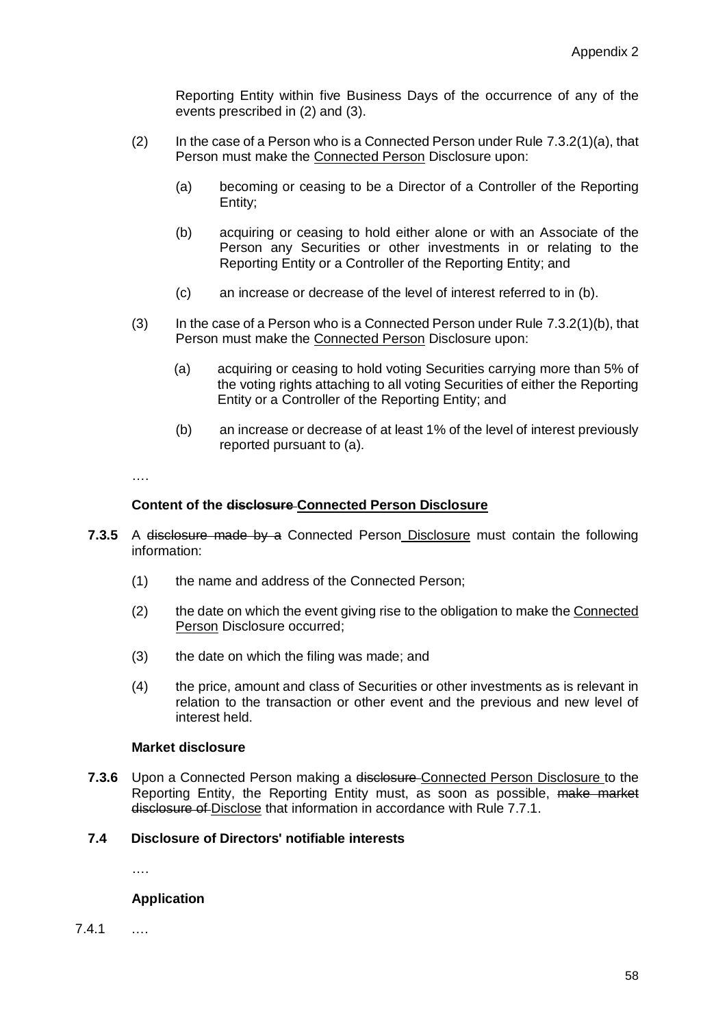Reporting Entity within five Business Days of the occurrence of any of the events prescribed in (2) and (3).

(2) In the case of a Person who is a Connected Person under Rule 7.3.2(1)(a), that Person must make the <u>Connected Person</u> Disclosure upon:

(a) becoming or ceasing to be a Director of a Controller of the Reporting Entity;

(b) acquiring or ceasing to hold either alone or with an Associate of the Person any Securities or other investments in or relating to the Reporting Entity or a Controller of the Reporting Entity; and

(c) an increase or decrease of the level of interest referred to in (b).

(3) In the case of a Person who is a Connected Person under Rule 7.3.2(1)(b), that Person must make the <u>Connected Person</u> Disclosure upon:

(a) acquiring or ceasing to hold voting Securities carrying more than 5% of the voting rights attaching to all voting Securities of either the Reporting Entity or a Controller of the Reporting Entity; and

(b) an increase or decrease of at least 1% of the level of interest previously reported pursuant to (a).

….

**Content of the ~~disclosure~~ <u>Connected Person Disclosure</u>**

**7.3.5** A ~~disclosure made by a~~ Connected Person <u>Disclosure</u> must contain the following information:

(1) the name and address of the Connected Person;

(2) the date on which the event giving rise to the obligation to make the <u>Connected Person</u> Disclosure occurred;

(3) the date on which the filing was made; and

(4) the price, amount and class of Securities or other investments as is relevant in relation to the transaction or other event and the previous and new level of interest held.

**Market disclosure**

**7.3.6** Upon a Connected Person making a ~~disclosure~~ <u>Connected Person Disclosure</u> to the Reporting Entity, the Reporting Entity must, as soon as possible, ~~make market disclosure of~~ <u>Disclose</u> that information in accordance with Rule 7.7.1.

**7.4 Disclosure of Directors' notifiable interests**

….

**Application**

7.4.1 ….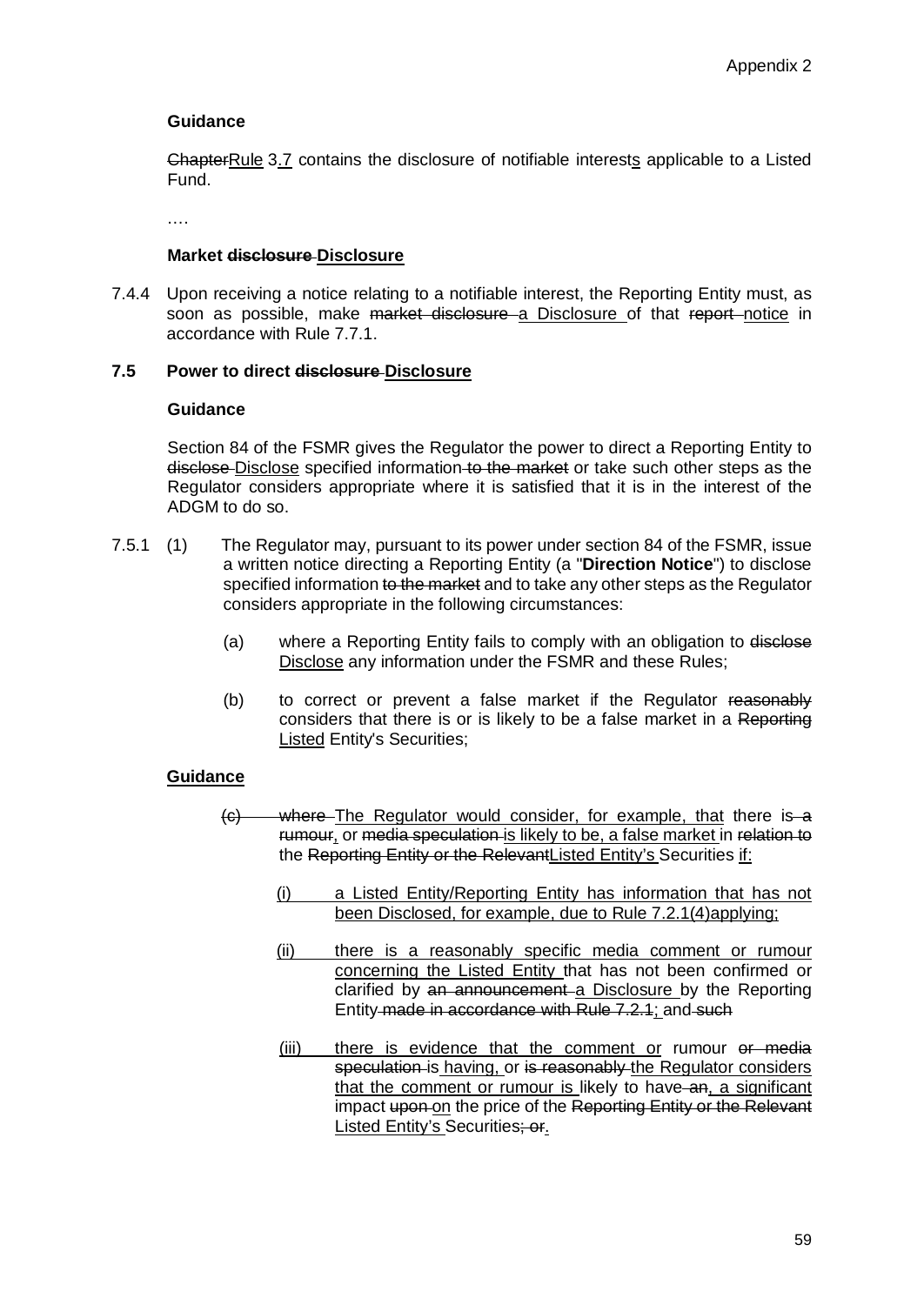**Guidance**

~~Chapter~~Rule 3.7 contains the disclosure of notifiable interests applicable to a Listed Fund.

….

**Market ~~disclosure~~ Disclosure**

7.4.4 Upon receiving a notice relating to a notifiable interest, the Reporting Entity must, as soon as possible, make ~~market disclosure~~ a Disclosure of that ~~report~~ notice in accordance with Rule 7.7.1.

### 7.5 Power to direct ~~disclosure~~ Disclosure

**Guidance**

Section 84 of the FSMR gives the Regulator the power to direct a Reporting Entity to ~~disclose~~ Disclose specified information ~~to the market~~ or take such other steps as the Regulator considers appropriate where it is satisfied that it is in the interest of the ADGM to do so.

7.5.1 (1) The Regulator may, pursuant to its power under section 84 of the FSMR, issue a written notice directing a Reporting Entity (a "**Direction Notice**") to disclose specified information ~~to the market~~ and to take any other steps as the Regulator considers appropriate in the following circumstances:

(a) where a Reporting Entity fails to comply with an obligation to ~~disclose~~ Disclose any information under the FSMR and these Rules;

(b) to correct or prevent a false market if the Regulator ~~reasonably~~ considers that there is or is likely to be a false market in a ~~Reporting~~ Listed Entity's Securities;

**Guidance**

~~(c) where~~ The Regulator would consider, for example, that there is ~~a rumour~~, or ~~media speculation~~ is likely to be, a false market in ~~relation to~~ the ~~Reporting Entity or the Relevant~~Listed Entity's Securities if:

(i) a Listed Entity/Reporting Entity has information that has not been Disclosed, for example, due to Rule 7.2.1(4)applying;

(ii) there is a reasonably specific media comment or rumour concerning the Listed Entity that has not been confirmed or clarified by ~~an announcement~~ a Disclosure by the Reporting Entity ~~made in accordance with Rule 7.2.1~~; and ~~such~~

(iii) there is evidence that the comment or rumour ~~or media speculation is~~ having, or ~~is reasonably~~ the Regulator considers that the comment or rumour is likely to have ~~an~~, a significant impact ~~upon~~ on the price of the ~~Reporting Entity or the Relevant~~ Listed Entity's Securities~~; or~~.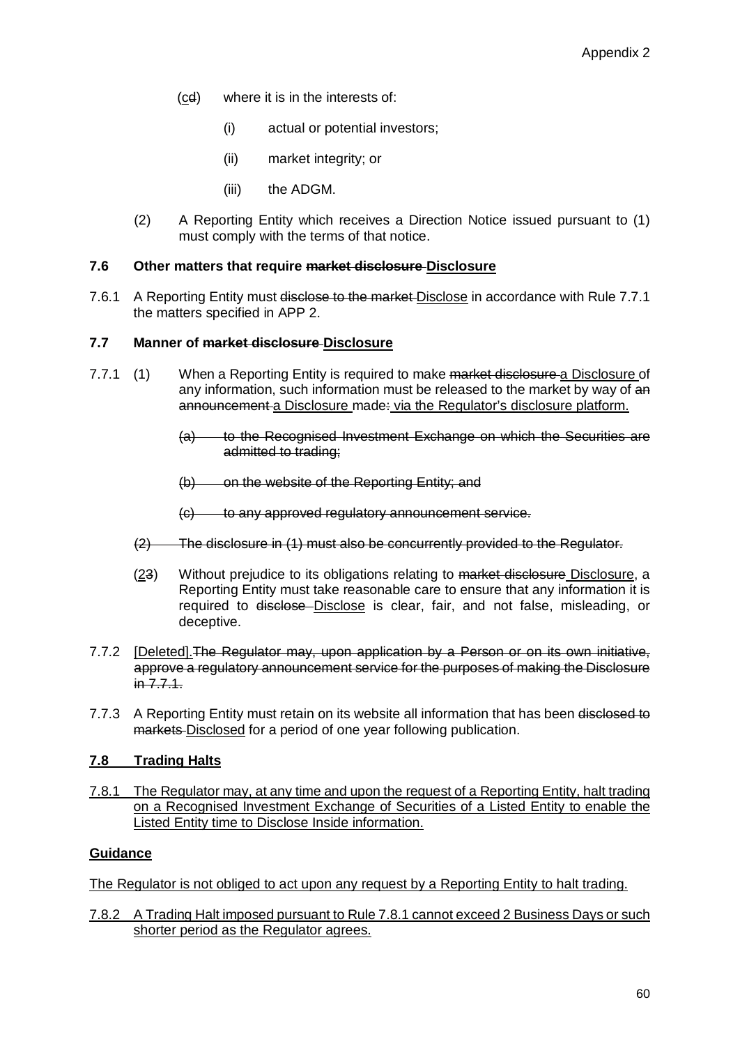(c~~d~~) where it is in the interests of:

(i) actual or potential investors;

(ii) market integrity; or

(iii) the ADGM.

(2) A Reporting Entity which receives a Direction Notice issued pursuant to (1) must comply with the terms of that notice.

**7.6 Other matters that require ~~market disclosure~~ Disclosure**

7.6.1 A Reporting Entity must ~~disclose to the market~~ Disclose in accordance with Rule 7.7.1 the matters specified in APP 2.

**7.7 Manner of ~~market disclosure~~ Disclosure**

7.7.1 (1) When a Reporting Entity is required to make ~~market disclosure~~ a Disclosure of any information, such information must be released to the market by way of ~~an announcement~~ a Disclosure made~~:~~ via the Regulator's disclosure platform.

~~(a) to the Recognised Investment Exchange on which the Securities are admitted to trading;~~

~~(b) on the website of the Reporting Entity; and~~

~~(c) to any approved regulatory announcement service.~~

~~(2) The disclosure in (1) must also be concurrently provided to the Regulator.~~

(2~~3~~) Without prejudice to its obligations relating to ~~market disclosure~~ Disclosure, a Reporting Entity must take reasonable care to ensure that any information it is required to ~~disclose~~ Disclose is clear, fair, and not false, misleading, or deceptive.

7.7.2 [Deleted].~~The Regulator may, upon application by a Person or on its own initiative, approve a regulatory announcement service for the purposes of making the Disclosure in 7.7.1.~~

7.7.3 A Reporting Entity must retain on its website all information that has been ~~disclosed to markets~~ Disclosed for a period of one year following publication.

**7.8 Trading Halts**

7.8.1 The Regulator may, at any time and upon the request of a Reporting Entity, halt trading on a Recognised Investment Exchange of Securities of a Listed Entity to enable the Listed Entity time to Disclose Inside information.

**Guidance**

The Regulator is not obliged to act upon any request by a Reporting Entity to halt trading.

7.8.2 A Trading Halt imposed pursuant to Rule 7.8.1 cannot exceed 2 Business Days or such shorter period as the Regulator agrees.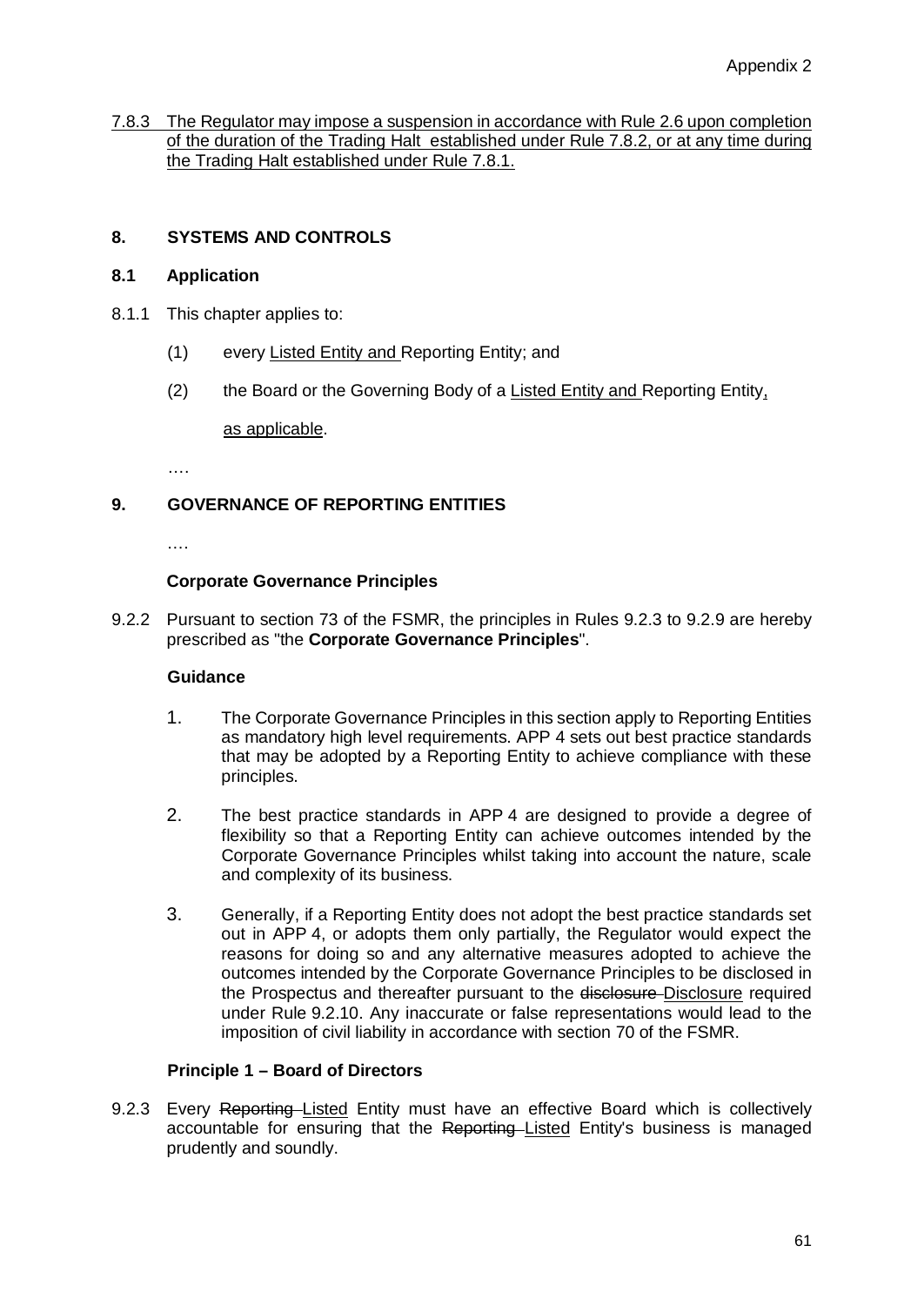7.8.3 The Regulator may impose a suspension in accordance with Rule 2.6 upon completion of the duration of the Trading Halt established under Rule 7.8.2, or at any time during the Trading Halt established under Rule 7.8.1.

## 8. SYSTEMS AND CONTROLS

### 8.1 Application

8.1.1 This chapter applies to:

(1) every Listed Entity and Reporting Entity; and

(2) the Board or the Governing Body of a Listed Entity and Reporting Entity,

as applicable.

….

## 9. GOVERNANCE OF REPORTING ENTITIES

….

**Corporate Governance Principles**

9.2.2 Pursuant to section 73 of the FSMR, the principles in Rules 9.2.3 to 9.2.9 are hereby prescribed as "the **Corporate Governance Principles**".

**Guidance**

1. The Corporate Governance Principles in this section apply to Reporting Entities as mandatory high level requirements. APP 4 sets out best practice standards that may be adopted by a Reporting Entity to achieve compliance with these principles.

2. The best practice standards in APP 4 are designed to provide a degree of flexibility so that a Reporting Entity can achieve outcomes intended by the Corporate Governance Principles whilst taking into account the nature, scale and complexity of its business.

3. Generally, if a Reporting Entity does not adopt the best practice standards set out in APP 4, or adopts them only partially, the Regulator would expect the reasons for doing so and any alternative measures adopted to achieve the outcomes intended by the Corporate Governance Principles to be disclosed in the Prospectus and thereafter pursuant to the ~~disclosure~~ Disclosure required under Rule 9.2.10. Any inaccurate or false representations would lead to the imposition of civil liability in accordance with section 70 of the FSMR.

**Principle 1 – Board of Directors**

9.2.3 Every ~~Reporting~~ Listed Entity must have an effective Board which is collectively accountable for ensuring that the ~~Reporting~~ Listed Entity's business is managed prudently and soundly.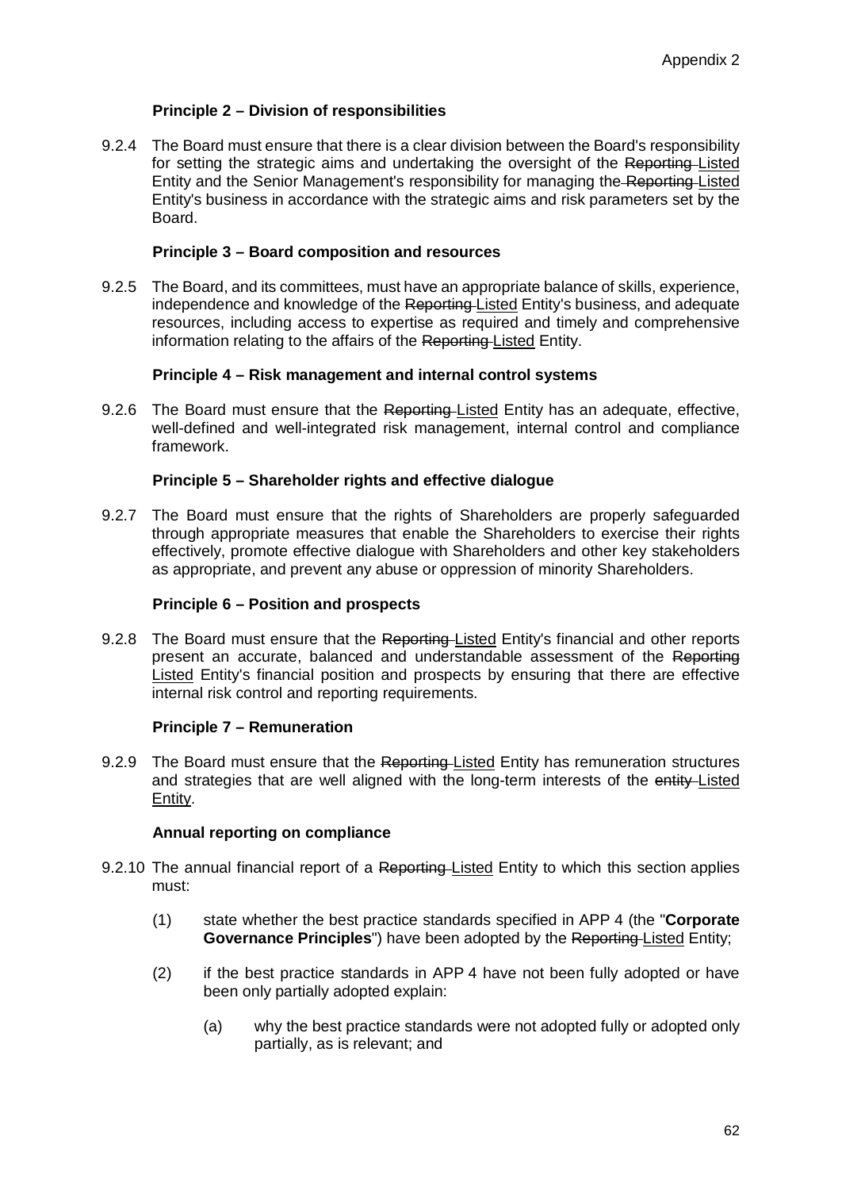### Principle 2 – Division of responsibilities

9.2.4 The Board must ensure that there is a clear division between the Board's responsibility for setting the strategic aims and undertaking the oversight of the ~~Reporting~~ <u>Listed</u> Entity and the Senior Management's responsibility for managing the ~~Reporting~~ <u>Listed</u> Entity's business in accordance with the strategic aims and risk parameters set by the Board.

### Principle 3 – Board composition and resources

9.2.5 The Board, and its committees, must have an appropriate balance of skills, experience, independence and knowledge of the ~~Reporting~~ <u>Listed</u> Entity's business, and adequate resources, including access to expertise as required and timely and comprehensive information relating to the affairs of the ~~Reporting~~ <u>Listed</u> Entity.

### Principle 4 – Risk management and internal control systems

9.2.6 The Board must ensure that the ~~Reporting~~ <u>Listed</u> Entity has an adequate, effective, well-defined and well-integrated risk management, internal control and compliance framework.

### Principle 5 – Shareholder rights and effective dialogue

9.2.7 The Board must ensure that the rights of Shareholders are properly safeguarded through appropriate measures that enable the Shareholders to exercise their rights effectively, promote effective dialogue with Shareholders and other key stakeholders as appropriate, and prevent any abuse or oppression of minority Shareholders.

### Principle 6 – Position and prospects

9.2.8 The Board must ensure that the ~~Reporting~~ <u>Listed</u> Entity's financial and other reports present an accurate, balanced and understandable assessment of the ~~Reporting~~ <u>Listed</u> Entity's financial position and prospects by ensuring that there are effective internal risk control and reporting requirements.

### Principle 7 – Remuneration

9.2.9 The Board must ensure that the ~~Reporting~~ <u>Listed</u> Entity has remuneration structures and strategies that are well aligned with the long-term interests of the ~~entity~~ <u>Listed Entity</u>.

### Annual reporting on compliance

9.2.10 The annual financial report of a ~~Reporting~~ <u>Listed</u> Entity to which this section applies must:

(1) state whether the best practice standards specified in APP 4 (the "**Corporate Governance Principles**") have been adopted by the ~~Reporting~~ <u>Listed</u> Entity;

(2) if the best practice standards in APP 4 have not been fully adopted or have been only partially adopted explain:

(a) why the best practice standards were not adopted fully or adopted only partially, as is relevant; and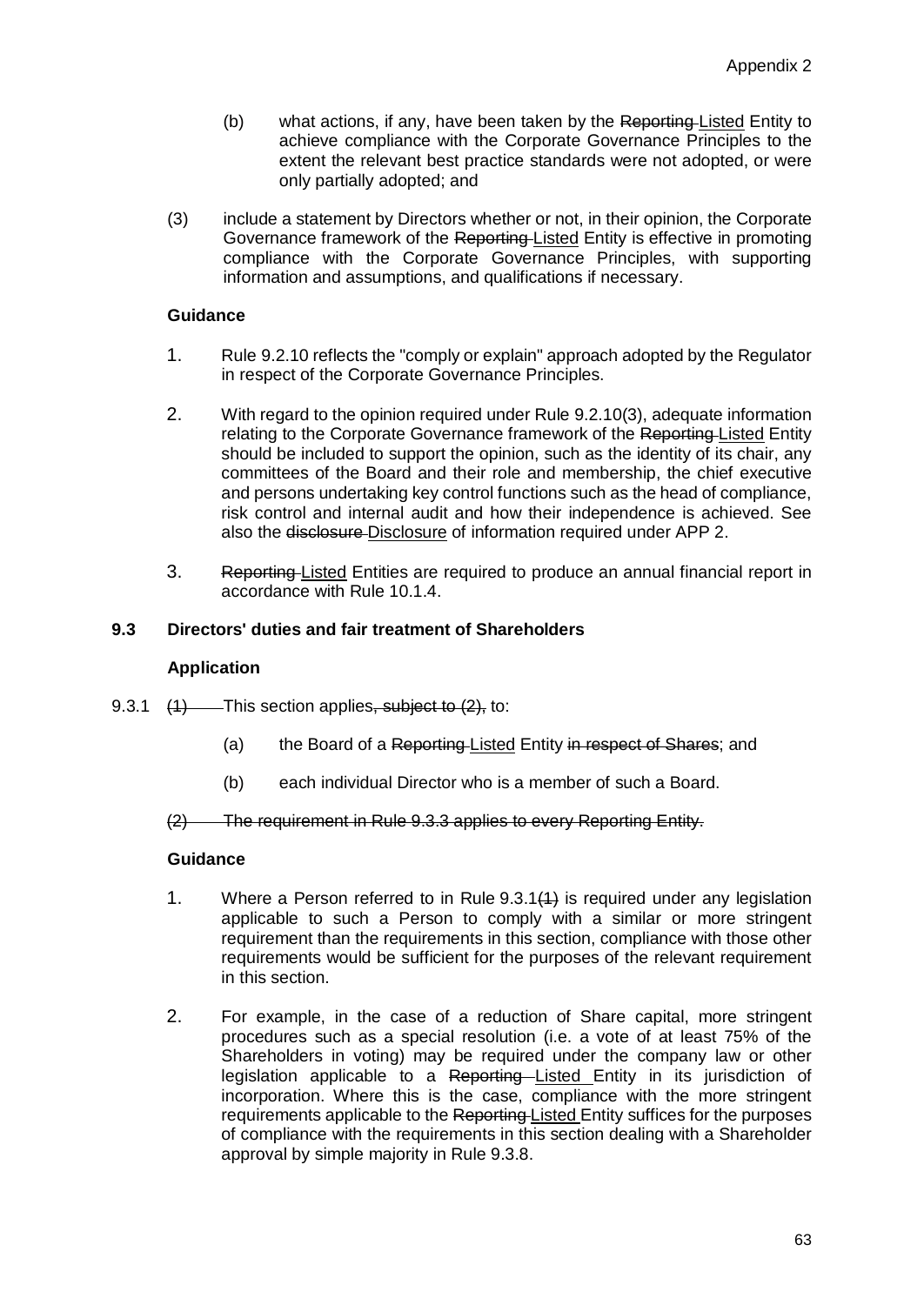(b) what actions, if any, have been taken by the ~~Reporting~~ Listed Entity to achieve compliance with the Corporate Governance Principles to the extent the relevant best practice standards were not adopted, or were only partially adopted; and

(3) include a statement by Directors whether or not, in their opinion, the Corporate Governance framework of the ~~Reporting~~ Listed Entity is effective in promoting compliance with the Corporate Governance Principles, with supporting information and assumptions, and qualifications if necessary.

**Guidance**

1. Rule 9.2.10 reflects the "comply or explain" approach adopted by the Regulator in respect of the Corporate Governance Principles.

2. With regard to the opinion required under Rule 9.2.10(3), adequate information relating to the Corporate Governance framework of the ~~Reporting~~ Listed Entity should be included to support the opinion, such as the identity of its chair, any committees of the Board and their role and membership, the chief executive and persons undertaking key control functions such as the head of compliance, risk control and internal audit and how their independence is achieved. See also the ~~disclosure~~ Disclosure of information required under APP 2.

3. ~~Reporting~~ Listed Entities are required to produce an annual financial report in accordance with Rule 10.1.4.

### 9.3 Directors' duties and fair treatment of Shareholders

**Application**

9.3.1 ~~(1)~~ This section applies~~, subject to (2),~~ to:

(a) the Board of a ~~Reporting~~ Listed Entity ~~in respect of Shares~~; and

(b) each individual Director who is a member of such a Board.

~~(2) The requirement in Rule 9.3.3 applies to every Reporting Entity.~~

**Guidance**

1. Where a Person referred to in Rule 9.3.1~~(1)~~ is required under any legislation applicable to such a Person to comply with a similar or more stringent requirement than the requirements in this section, compliance with those other requirements would be sufficient for the purposes of the relevant requirement in this section.

2. For example, in the case of a reduction of Share capital, more stringent procedures such as a special resolution (i.e. a vote of at least 75% of the Shareholders in voting) may be required under the company law or other legislation applicable to a ~~Reporting~~ Listed Entity in its jurisdiction of incorporation. Where this is the case, compliance with the more stringent requirements applicable to the ~~Reporting~~ Listed Entity suffices for the purposes of compliance with the requirements in this section dealing with a Shareholder approval by simple majority in Rule 9.3.8.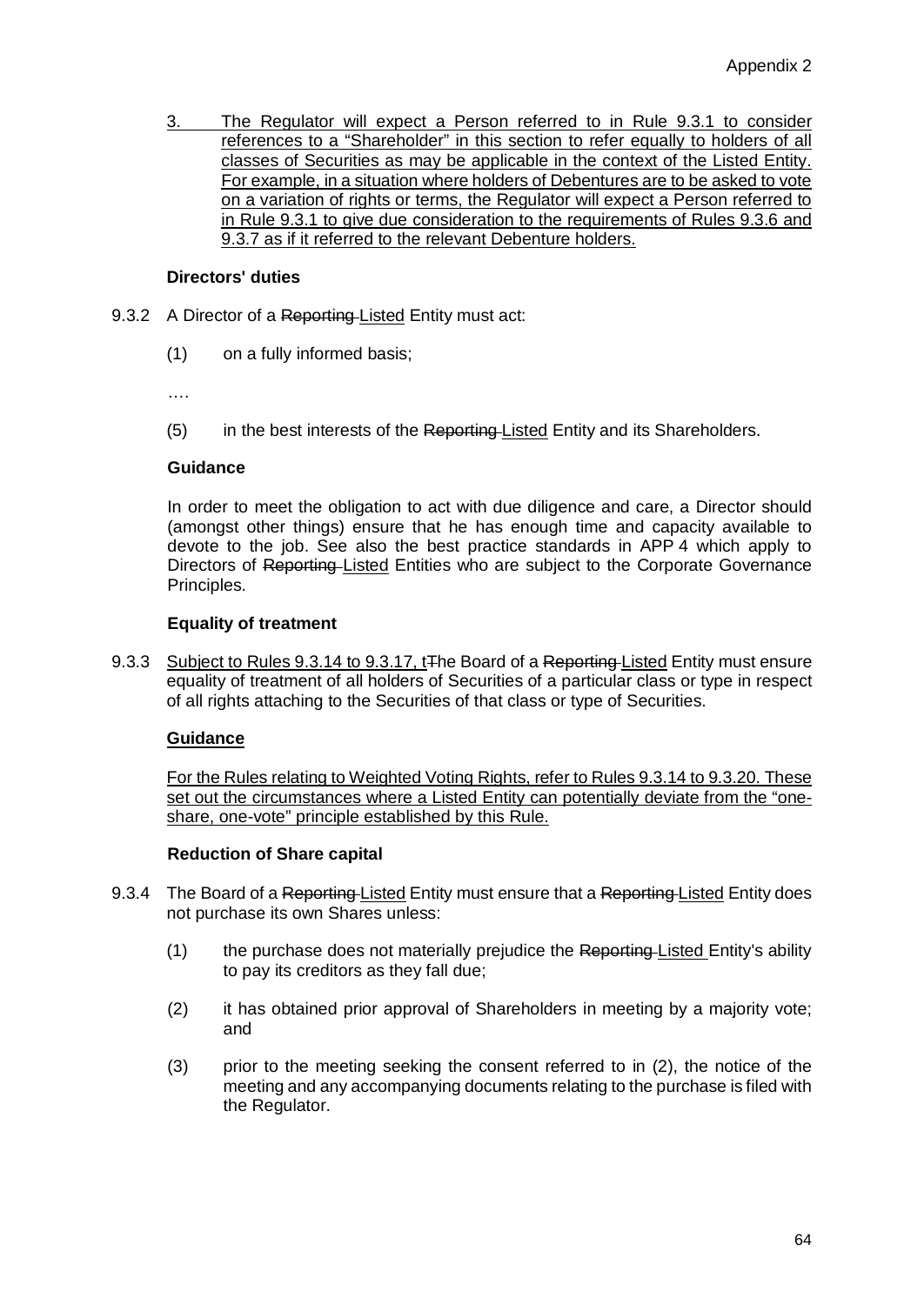3. The Regulator will expect a Person referred to in Rule 9.3.1 to consider references to a "Shareholder" in this section to refer equally to holders of all classes of Securities as may be applicable in the context of the Listed Entity. For example, in a situation where holders of Debentures are to be asked to vote on a variation of rights or terms, the Regulator will expect a Person referred to in Rule 9.3.1 to give due consideration to the requirements of Rules 9.3.6 and 9.3.7 as if it referred to the relevant Debenture holders.

**Directors' duties**

9.3.2 A Director of a ~~Reporting~~ Listed Entity must act:

(1) on a fully informed basis;

….

(5) in the best interests of the ~~Reporting~~ Listed Entity and its Shareholders.

**Guidance**

In order to meet the obligation to act with due diligence and care, a Director should (amongst other things) ensure that he has enough time and capacity available to devote to the job. See also the best practice standards in APP 4 which apply to Directors of ~~Reporting~~ Listed Entities who are subject to the Corporate Governance Principles.

**Equality of treatment**

9.3.3 Subject to Rules 9.3.14 to 9.3.17, t~~T~~he Board of a ~~Reporting~~ Listed Entity must ensure equality of treatment of all holders of Securities of a particular class or type in respect of all rights attaching to the Securities of that class or type of Securities.

**Guidance**

For the Rules relating to Weighted Voting Rights, refer to Rules 9.3.14 to 9.3.20. These set out the circumstances where a Listed Entity can potentially deviate from the "one-share, one-vote" principle established by this Rule.

**Reduction of Share capital**

9.3.4 The Board of a ~~Reporting~~ Listed Entity must ensure that a ~~Reporting~~ Listed Entity does not purchase its own Shares unless:

(1) the purchase does not materially prejudice the ~~Reporting~~ Listed Entity's ability to pay its creditors as they fall due;

(2) it has obtained prior approval of Shareholders in meeting by a majority vote; and

(3) prior to the meeting seeking the consent referred to in (2), the notice of the meeting and any accompanying documents relating to the purchase is filed with the Regulator.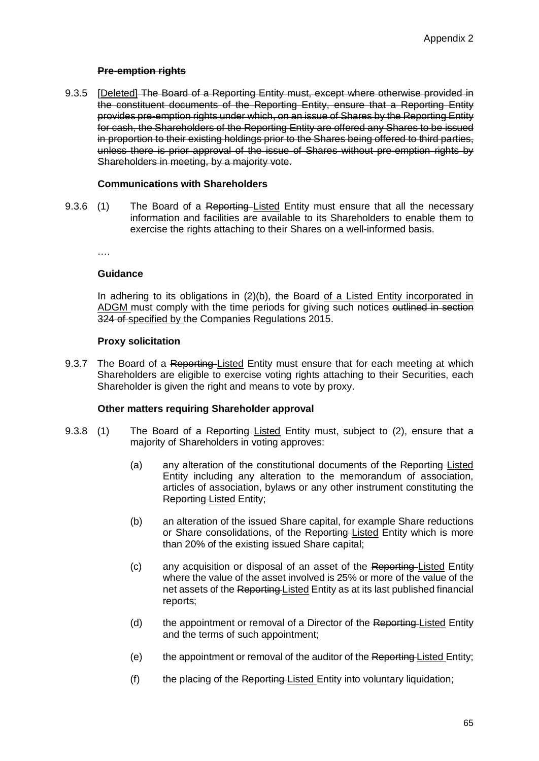**~~Pre-emption rights~~**

9.3.5 [Deleted] ~~The Board of a Reporting Entity must, except where otherwise provided in the constituent documents of the Reporting Entity, ensure that a Reporting Entity provides pre-emption rights under which, on an issue of Shares by the Reporting Entity for cash, the Shareholders of the Reporting Entity are offered any Shares to be issued in proportion to their existing holdings prior to the Shares being offered to third parties, unless there is prior approval of the issue of Shares without pre-emption rights by Shareholders in meeting, by a majority vote.~~

**Communications with Shareholders**

9.3.6 (1) The Board of a ~~Reporting~~ Listed Entity must ensure that all the necessary information and facilities are available to its Shareholders to enable them to exercise the rights attaching to their Shares on a well-informed basis.

….

**Guidance**

In adhering to its obligations in (2)(b), the Board of a Listed Entity incorporated in ADGM must comply with the time periods for giving such notices ~~outlined in section 324 of~~ specified by the Companies Regulations 2015.

**Proxy solicitation**

9.3.7 The Board of a ~~Reporting~~ Listed Entity must ensure that for each meeting at which Shareholders are eligible to exercise voting rights attaching to their Securities, each Shareholder is given the right and means to vote by proxy.

**Other matters requiring Shareholder approval**

9.3.8 (1) The Board of a ~~Reporting~~ Listed Entity must, subject to (2), ensure that a majority of Shareholders in voting approves:

(a) any alteration of the constitutional documents of the ~~Reporting~~ Listed Entity including any alteration to the memorandum of association, articles of association, bylaws or any other instrument constituting the ~~Reporting~~ Listed Entity;

(b) an alteration of the issued Share capital, for example Share reductions or Share consolidations, of the ~~Reporting~~ Listed Entity which is more than 20% of the existing issued Share capital;

(c) any acquisition or disposal of an asset of the ~~Reporting~~ Listed Entity where the value of the asset involved is 25% or more of the value of the net assets of the ~~Reporting~~ Listed Entity as at its last published financial reports;

(d) the appointment or removal of a Director of the ~~Reporting~~ Listed Entity and the terms of such appointment;

(e) the appointment or removal of the auditor of the ~~Reporting~~ Listed Entity;

(f) the placing of the ~~Reporting~~ Listed Entity into voluntary liquidation;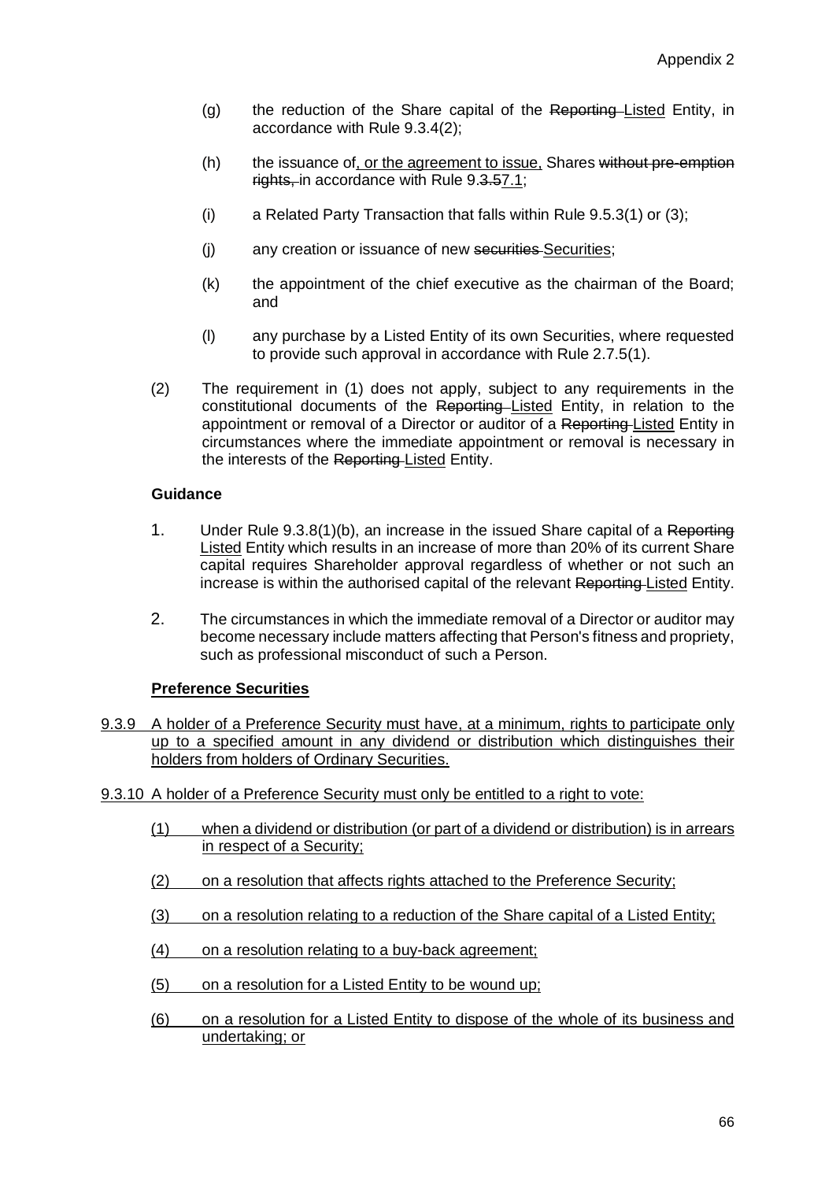(g) the reduction of the Share capital of the ~~Reporting~~ Listed Entity, in accordance with Rule 9.3.4(2);

(h) the issuance of, or the agreement to issue, Shares ~~without pre-emption rights,~~ in accordance with Rule 9.~~3.5~~7.1;

(i) a Related Party Transaction that falls within Rule 9.5.3(1) or (3);

(j) any creation or issuance of new ~~securities~~ Securities;

(k) the appointment of the chief executive as the chairman of the Board; and

(l) any purchase by a Listed Entity of its own Securities, where requested to provide such approval in accordance with Rule 2.7.5(1).

(2) The requirement in (1) does not apply, subject to any requirements in the constitutional documents of the ~~Reporting~~ Listed Entity, in relation to the appointment or removal of a Director or auditor of a ~~Reporting~~ Listed Entity in circumstances where the immediate appointment or removal is necessary in the interests of the ~~Reporting~~ Listed Entity.

**Guidance**

1. Under Rule 9.3.8(1)(b), an increase in the issued Share capital of a ~~Reporting~~ Listed Entity which results in an increase of more than 20% of its current Share capital requires Shareholder approval regardless of whether or not such an increase is within the authorised capital of the relevant ~~Reporting~~ Listed Entity.

2. The circumstances in which the immediate removal of a Director or auditor may become necessary include matters affecting that Person's fitness and propriety, such as professional misconduct of such a Person.

**Preference Securities**

9.3.9 A holder of a Preference Security must have, at a minimum, rights to participate only up to a specified amount in any dividend or distribution which distinguishes their holders from holders of Ordinary Securities.

9.3.10 A holder of a Preference Security must only be entitled to a right to vote:

(1) when a dividend or distribution (or part of a dividend or distribution) is in arrears in respect of a Security;

(2) on a resolution that affects rights attached to the Preference Security;

(3) on a resolution relating to a reduction of the Share capital of a Listed Entity;

(4) on a resolution relating to a buy-back agreement;

(5) on a resolution for a Listed Entity to be wound up;

(6) on a resolution for a Listed Entity to dispose of the whole of its business and undertaking; or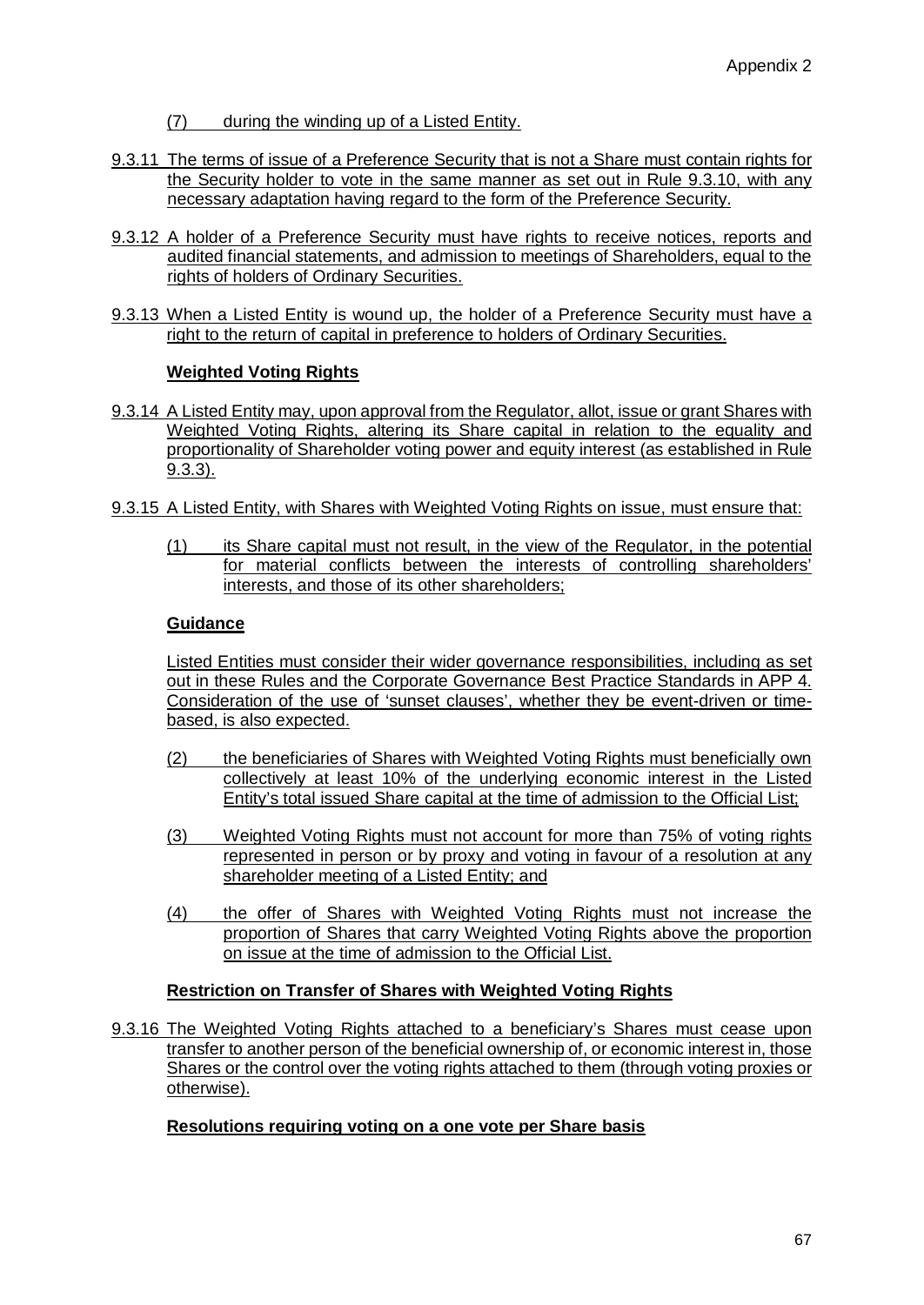(7) during the winding up of a Listed Entity.

9.3.11 The terms of issue of a Preference Security that is not a Share must contain rights for the Security holder to vote in the same manner as set out in Rule 9.3.10, with any necessary adaptation having regard to the form of the Preference Security.

9.3.12 A holder of a Preference Security must have rights to receive notices, reports and audited financial statements, and admission to meetings of Shareholders, equal to the rights of holders of Ordinary Securities.

9.3.13 When a Listed Entity is wound up, the holder of a Preference Security must have a right to the return of capital in preference to holders of Ordinary Securities.

**Weighted Voting Rights**

9.3.14 A Listed Entity may, upon approval from the Regulator, allot, issue or grant Shares with Weighted Voting Rights, altering its Share capital in relation to the equality and proportionality of Shareholder voting power and equity interest (as established in Rule 9.3.3).

9.3.15 A Listed Entity, with Shares with Weighted Voting Rights on issue, must ensure that:

(1) its Share capital must not result, in the view of the Regulator, in the potential for material conflicts between the interests of controlling shareholders' interests, and those of its other shareholders;

**Guidance**

Listed Entities must consider their wider governance responsibilities, including as set out in these Rules and the Corporate Governance Best Practice Standards in APP 4. Consideration of the use of 'sunset clauses', whether they be event-driven or time-based, is also expected.

(2) the beneficiaries of Shares with Weighted Voting Rights must beneficially own collectively at least 10% of the underlying economic interest in the Listed Entity's total issued Share capital at the time of admission to the Official List;

(3) Weighted Voting Rights must not account for more than 75% of voting rights represented in person or by proxy and voting in favour of a resolution at any shareholder meeting of a Listed Entity; and

(4) the offer of Shares with Weighted Voting Rights must not increase the proportion of Shares that carry Weighted Voting Rights above the proportion on issue at the time of admission to the Official List.

**Restriction on Transfer of Shares with Weighted Voting Rights**

9.3.16 The Weighted Voting Rights attached to a beneficiary's Shares must cease upon transfer to another person of the beneficial ownership of, or economic interest in, those Shares or the control over the voting rights attached to them (through voting proxies or otherwise).

**Resolutions requiring voting on a one vote per Share basis**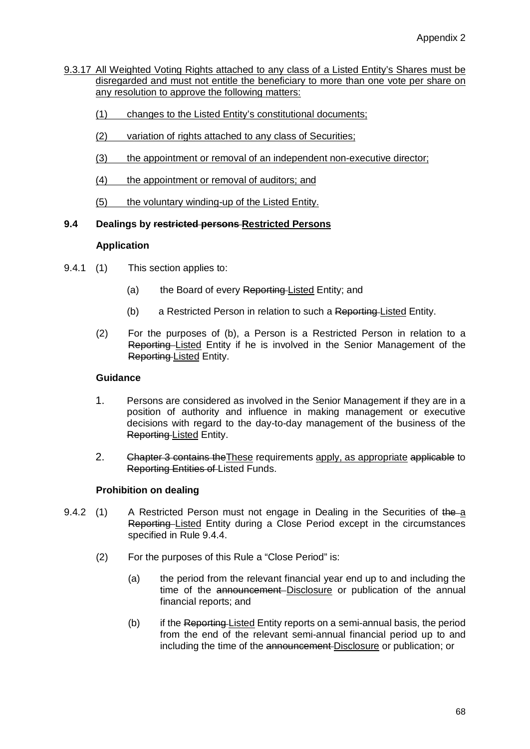<u>9.3.17 All Weighted Voting Rights attached to any class of a Listed Entity's Shares must be disregarded and must not entitle the beneficiary to more than one vote per share on any resolution to approve the following matters:</u>

<u>(1) changes to the Listed Entity's constitutional documents;</u>

<u>(2) variation of rights attached to any class of Securities;</u>

<u>(3) the appointment or removal of an independent non-executive director;</u>

<u>(4) the appointment or removal of auditors; and</u>

<u>(5) the voluntary winding-up of the Listed Entity.</u>

### 9.4 Dealings by ~~restricted persons~~ <u>Restricted Persons</u>

**Application**

9.4.1 (1) This section applies to:

(a) the Board of every ~~Reporting~~ <u>Listed</u> Entity; and

(b) a Restricted Person in relation to such a ~~Reporting~~ <u>Listed</u> Entity.

(2) For the purposes of (b), a Person is a Restricted Person in relation to a ~~Reporting~~ <u>Listed</u> Entity if he is involved in the Senior Management of the ~~Reporting~~ <u>Listed</u> Entity.

**Guidance**

1. Persons are considered as involved in the Senior Management if they are in a position of authority and influence in making management or executive decisions with regard to the day-to-day management of the business of the ~~Reporting~~ <u>Listed</u> Entity.

2. ~~Chapter 3 contains the~~<u>These</u> requirements <u>apply, as appropriate</u> ~~applicable~~ to ~~Reporting Entities of~~ Listed Funds.

**Prohibition on dealing**

9.4.2 (1) A Restricted Person must not engage in Dealing in the Securities of ~~the~~ <u>a</u> ~~Reporting~~ <u>Listed</u> Entity during a Close Period except in the circumstances specified in Rule 9.4.4.

(2) For the purposes of this Rule a "Close Period" is:

(a) the period from the relevant financial year end up to and including the time of the ~~announcement~~ <u>Disclosure</u> or publication of the annual financial reports; and

(b) if the ~~Reporting~~ <u>Listed</u> Entity reports on a semi-annual basis, the period from the end of the relevant semi-annual financial period up to and including the time of the ~~announcement~~ <u>Disclosure</u> or publication; or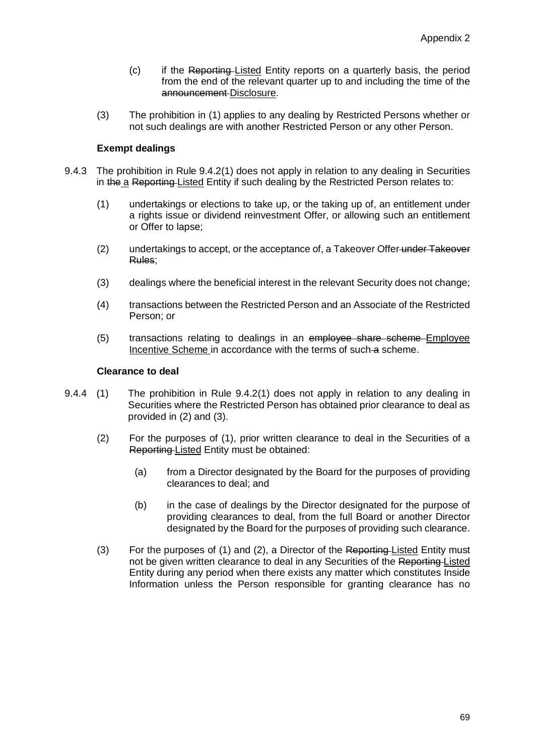(c) if the ~~Reporting~~ <u>Listed</u> Entity reports on a quarterly basis, the period from the end of the relevant quarter up to and including the time of the ~~announcement~~ <u>Disclosure</u>.

(3) The prohibition in (1) applies to any dealing by Restricted Persons whether or not such dealings are with another Restricted Person or any other Person.

**Exempt dealings**

9.4.3 The prohibition in Rule 9.4.2(1) does not apply in relation to any dealing in Securities in ~~the~~ <u>a</u> ~~Reporting~~ <u>Listed</u> Entity if such dealing by the Restricted Person relates to:

(1) undertakings or elections to take up, or the taking up of, an entitlement under a rights issue or dividend reinvestment Offer, or allowing such an entitlement or Offer to lapse;

(2) undertakings to accept, or the acceptance of, a Takeover Offer ~~under Takeover Rules~~;

(3) dealings where the beneficial interest in the relevant Security does not change;

(4) transactions between the Restricted Person and an Associate of the Restricted Person; or

(5) transactions relating to dealings in an ~~employee share scheme~~ <u>Employee Incentive Scheme</u> in accordance with the terms of such ~~a~~ scheme.

**Clearance to deal**

9.4.4 (1) The prohibition in Rule 9.4.2(1) does not apply in relation to any dealing in Securities where the Restricted Person has obtained prior clearance to deal as provided in (2) and (3).

(2) For the purposes of (1), prior written clearance to deal in the Securities of a ~~Reporting~~ <u>Listed</u> Entity must be obtained:

(a) from a Director designated by the Board for the purposes of providing clearances to deal; and

(b) in the case of dealings by the Director designated for the purpose of providing clearances to deal, from the full Board or another Director designated by the Board for the purposes of providing such clearance.

(3) For the purposes of (1) and (2), a Director of the ~~Reporting~~ <u>Listed</u> Entity must not be given written clearance to deal in any Securities of the ~~Reporting~~ <u>Listed</u> Entity during any period when there exists any matter which constitutes Inside Information unless the Person responsible for granting clearance has no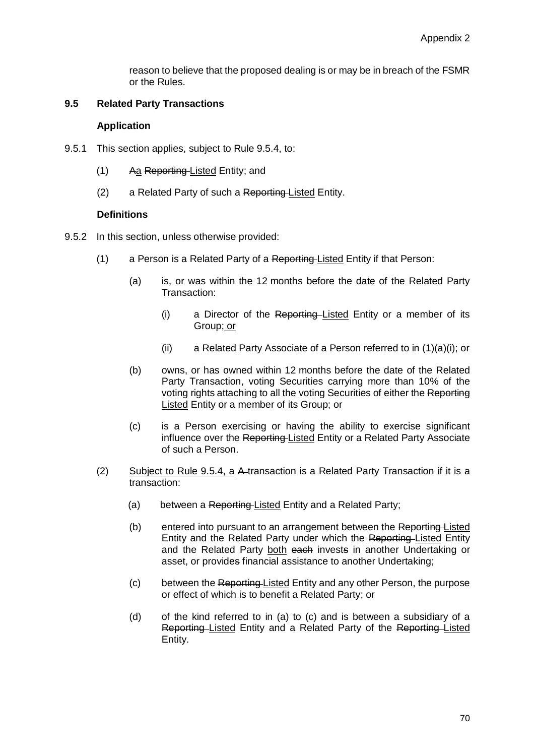reason to believe that the proposed dealing is or may be in breach of the FSMR or the Rules.

**9.5 Related Party Transactions**

**Application**

9.5.1 This section applies, subject to Rule 9.5.4, to:

(1) ~~A~~<u>a</u> ~~Reporting~~ <u>Listed</u> Entity; and

(2) a Related Party of such a ~~Reporting~~ <u>Listed</u> Entity.

**Definitions**

9.5.2 In this section, unless otherwise provided:

(1) a Person is a Related Party of a ~~Reporting~~ <u>Listed</u> Entity if that Person:

(a) is, or was within the 12 months before the date of the Related Party Transaction:

(i) a Director of the ~~Reporting~~ <u>Listed</u> Entity or a member of its Group<u>; or</u>

(ii) a Related Party Associate of a Person referred to in (1)(a)(i); ~~or~~

(b) owns, or has owned within 12 months before the date of the Related Party Transaction, voting Securities carrying more than 10% of the voting rights attaching to all the voting Securities of either the ~~Reporting~~ <u>Listed</u> Entity or a member of its Group; or

(c) is a Person exercising or having the ability to exercise significant influence over the ~~Reporting~~ <u>Listed</u> Entity or a Related Party Associate of such a Person.

(2) <u>Subject to Rule 9.5.4, a</u> ~~A~~ transaction is a Related Party Transaction if it is a transaction:

(a) between a ~~Reporting~~ <u>Listed</u> Entity and a Related Party;

(b) entered into pursuant to an arrangement between the ~~Reporting~~ <u>Listed</u> Entity and the Related Party under which the ~~Reporting~~ <u>Listed</u> Entity and the Related Party <u>both</u> ~~each~~ invest~~s~~ in another Undertaking or asset, or provide~~s~~ financial assistance to another Undertaking;

(c) between the ~~Reporting~~ <u>Listed</u> Entity and any other Person, the purpose or effect of which is to benefit a Related Party; or

(d) of the kind referred to in (a) to (c) and is between a subsidiary of a ~~Reporting~~ <u>Listed</u> Entity and a Related Party of the ~~Reporting~~ <u>Listed</u> Entity.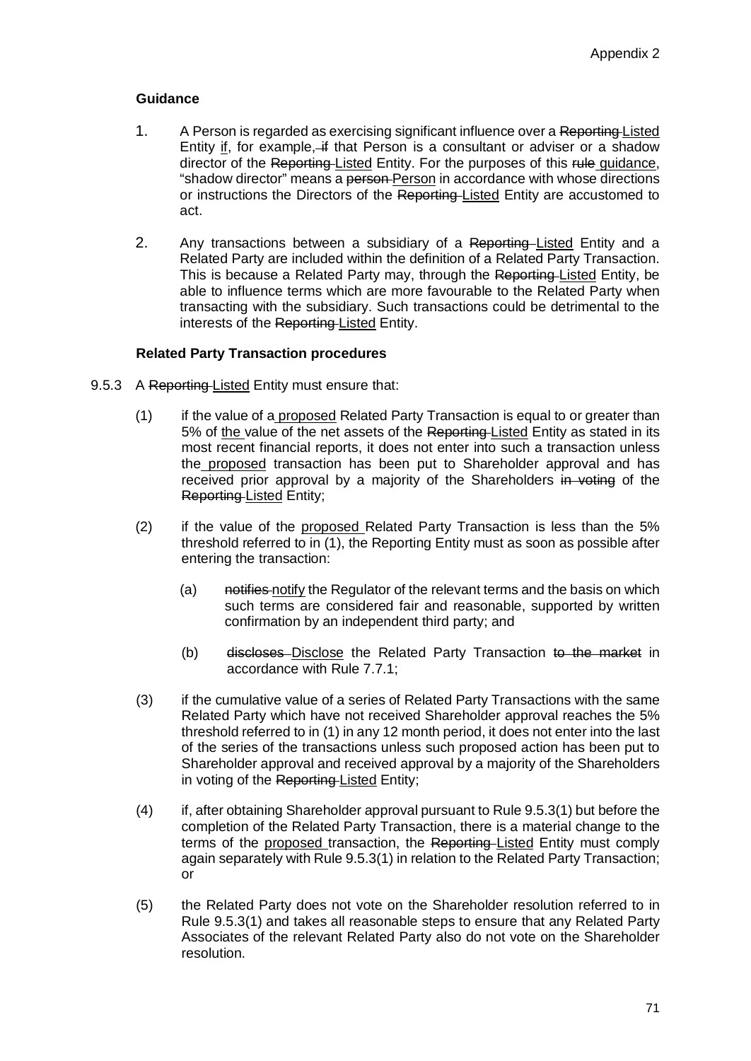**Guidance**

1. A Person is regarded as exercising significant influence over a ~~Reporting~~ <u>Listed</u> Entity <u>if</u>, for example, ~~if~~ that Person is a consultant or adviser or a shadow director of the ~~Reporting~~ <u>Listed</u> Entity. For the purposes of this ~~rule~~ <u>guidance</u>, "shadow director" means a ~~person~~ <u>Person</u> in accordance with whose directions or instructions the Directors of the ~~Reporting~~ <u>Listed</u> Entity are accustomed to act.

2. Any transactions between a subsidiary of a ~~Reporting~~ <u>Listed</u> Entity and a Related Party are included within the definition of a Related Party Transaction. This is because a Related Party may, through the ~~Reporting~~ <u>Listed</u> Entity, be able to influence terms which are more favourable to the Related Party when transacting with the subsidiary. Such transactions could be detrimental to the interests of the ~~Reporting~~ <u>Listed</u> Entity.

**Related Party Transaction procedures**

9.5.3 A ~~Reporting~~ <u>Listed</u> Entity must ensure that:

(1) if the value of a <u>proposed</u> Related Party Transaction is equal to or greater than 5% of <u>the</u> value of the net assets of the ~~Reporting~~ <u>Listed</u> Entity as stated in its most recent financial reports, it does not enter into such a transaction unless the <u>proposed</u> transaction has been put to Shareholder approval and has received prior approval by a majority of the Shareholders ~~in voting~~ of the ~~Reporting~~ <u>Listed</u> Entity;

(2) if the value of the <u>proposed</u> Related Party Transaction is less than the 5% threshold referred to in (1), the Reporting Entity must as soon as possible after entering the transaction:

(a) ~~notifies~~ <u>notify</u> the Regulator of the relevant terms and the basis on which such terms are considered fair and reasonable, supported by written confirmation by an independent third party; and

(b) ~~discloses~~ <u>Disclose</u> the Related Party Transaction ~~to the market~~ in accordance with Rule 7.7.1;

(3) if the cumulative value of a series of Related Party Transactions with the same Related Party which have not received Shareholder approval reaches the 5% threshold referred to in (1) in any 12 month period, it does not enter into the last of the series of the transactions unless such proposed action has been put to Shareholder approval and received approval by a majority of the Shareholders in voting of the ~~Reporting~~ <u>Listed</u> Entity;

(4) if, after obtaining Shareholder approval pursuant to Rule 9.5.3(1) but before the completion of the Related Party Transaction, there is a material change to the terms of the <u>proposed</u> transaction, the ~~Reporting~~ <u>Listed</u> Entity must comply again separately with Rule 9.5.3(1) in relation to the Related Party Transaction; or

(5) the Related Party does not vote on the Shareholder resolution referred to in Rule 9.5.3(1) and takes all reasonable steps to ensure that any Related Party Associates of the relevant Related Party also do not vote on the Shareholder resolution.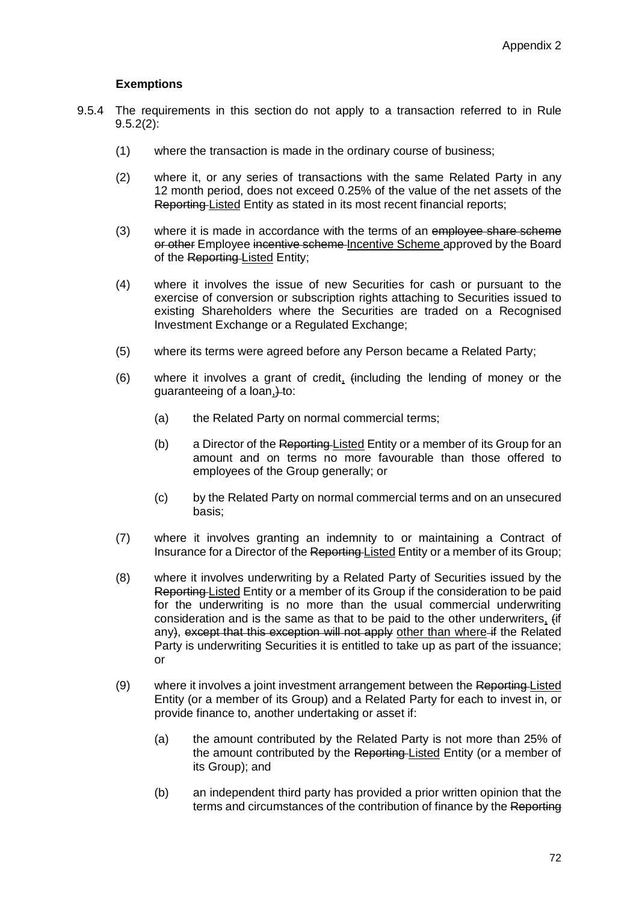**Exemptions**

9.5.4 The requirements in this section do not apply to a transaction referred to in Rule 9.5.2(2):

(1) where the transaction is made in the ordinary course of business;

(2) where it, or any series of transactions with the same Related Party in any 12 month period, does not exceed 0.25% of the value of the net assets of the ~~Reporting~~ <u>Listed</u> Entity as stated in its most recent financial reports;

(3) where it is made in accordance with the terms of an ~~employee share scheme or other~~ Employee ~~incentive scheme~~ <u>Incentive Scheme</u> approved by the Board of the ~~Reporting~~ <u>Listed</u> Entity;

(4) where it involves the issue of new Securities for cash or pursuant to the exercise of conversion or subscription rights attaching to Securities issued to existing Shareholders where the Securities are traded on a Recognised Investment Exchange or a Regulated Exchange;

(5) where its terms were agreed before any Person became a Related Party;

(6) where it involves a grant of credit<u>,</u> ~~(~~including the lending of money or the guaranteeing of a loan<u>,</u>~~)~~ to:

  (a) the Related Party on normal commercial terms;

  (b) a Director of the ~~Reporting~~ <u>Listed</u> Entity or a member of its Group for an amount and on terms no more favourable than those offered to employees of the Group generally; or

  (c) by the Related Party on normal commercial terms and on an unsecured basis;

(7) where it involves granting an indemnity to or maintaining a Contract of Insurance for a Director of the ~~Reporting~~ <u>Listed</u> Entity or a member of its Group;

(8) where it involves underwriting by a Related Party of Securities issued by the ~~Reporting~~ <u>Listed</u> Entity or a member of its Group if the consideration to be paid for the underwriting is no more than the usual commercial underwriting consideration and is the same as that to be paid to the other underwriters<u>,</u> ~~(~~if any~~)~~, ~~except that this exception will not apply~~ <u>other than where</u> ~~if~~ the Related Party is underwriting Securities it is entitled to take up as part of the issuance; or

(9) where it involves a joint investment arrangement between the ~~Reporting~~ <u>Listed</u> Entity (or a member of its Group) and a Related Party for each to invest in, or provide finance to, another undertaking or asset if:

  (a) the amount contributed by the Related Party is not more than 25% of the amount contributed by the ~~Reporting~~ <u>Listed</u> Entity (or a member of its Group); and

  (b) an independent third party has provided a prior written opinion that the terms and circumstances of the contribution of finance by the ~~Reporting~~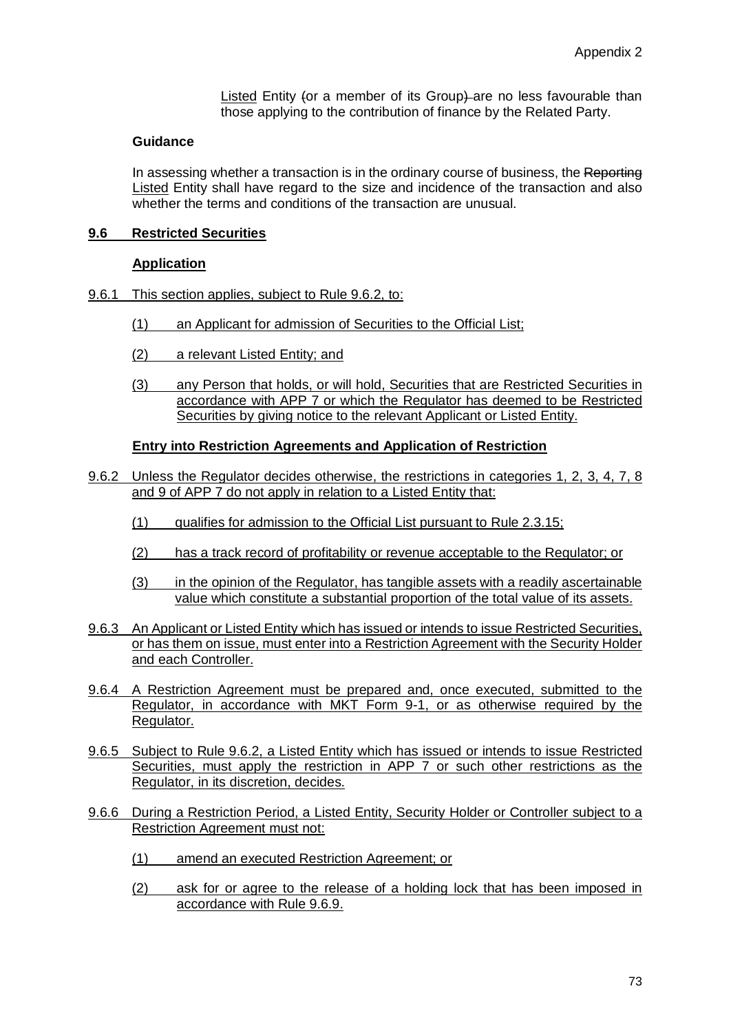Listed Entity (or a member of its Group) are no less favourable than those applying to the contribution of finance by the Related Party.

**Guidance**

In assessing whether a transaction is in the ordinary course of business, the Reporting Listed Entity shall have regard to the size and incidence of the transaction and also whether the terms and conditions of the transaction are unusual.

**9.6 Restricted Securities**

**Application**

9.6.1 This section applies, subject to Rule 9.6.2, to:

(1) an Applicant for admission of Securities to the Official List;

(2) a relevant Listed Entity; and

(3) any Person that holds, or will hold, Securities that are Restricted Securities in accordance with APP 7 or which the Regulator has deemed to be Restricted Securities by giving notice to the relevant Applicant or Listed Entity.

**Entry into Restriction Agreements and Application of Restriction**

9.6.2 Unless the Regulator decides otherwise, the restrictions in categories 1, 2, 3, 4, 7, 8 and 9 of APP 7 do not apply in relation to a Listed Entity that:

(1) qualifies for admission to the Official List pursuant to Rule 2.3.15;

(2) has a track record of profitability or revenue acceptable to the Regulator; or

(3) in the opinion of the Regulator, has tangible assets with a readily ascertainable value which constitute a substantial proportion of the total value of its assets.

9.6.3 An Applicant or Listed Entity which has issued or intends to issue Restricted Securities, or has them on issue, must enter into a Restriction Agreement with the Security Holder and each Controller.

9.6.4 A Restriction Agreement must be prepared and, once executed, submitted to the Regulator, in accordance with MKT Form 9-1, or as otherwise required by the Regulator.

9.6.5 Subject to Rule 9.6.2, a Listed Entity which has issued or intends to issue Restricted Securities, must apply the restriction in APP 7 or such other restrictions as the Regulator, in its discretion, decides.

9.6.6 During a Restriction Period, a Listed Entity, Security Holder or Controller subject to a Restriction Agreement must not:

(1) amend an executed Restriction Agreement; or

(2) ask for or agree to the release of a holding lock that has been imposed in accordance with Rule 9.6.9.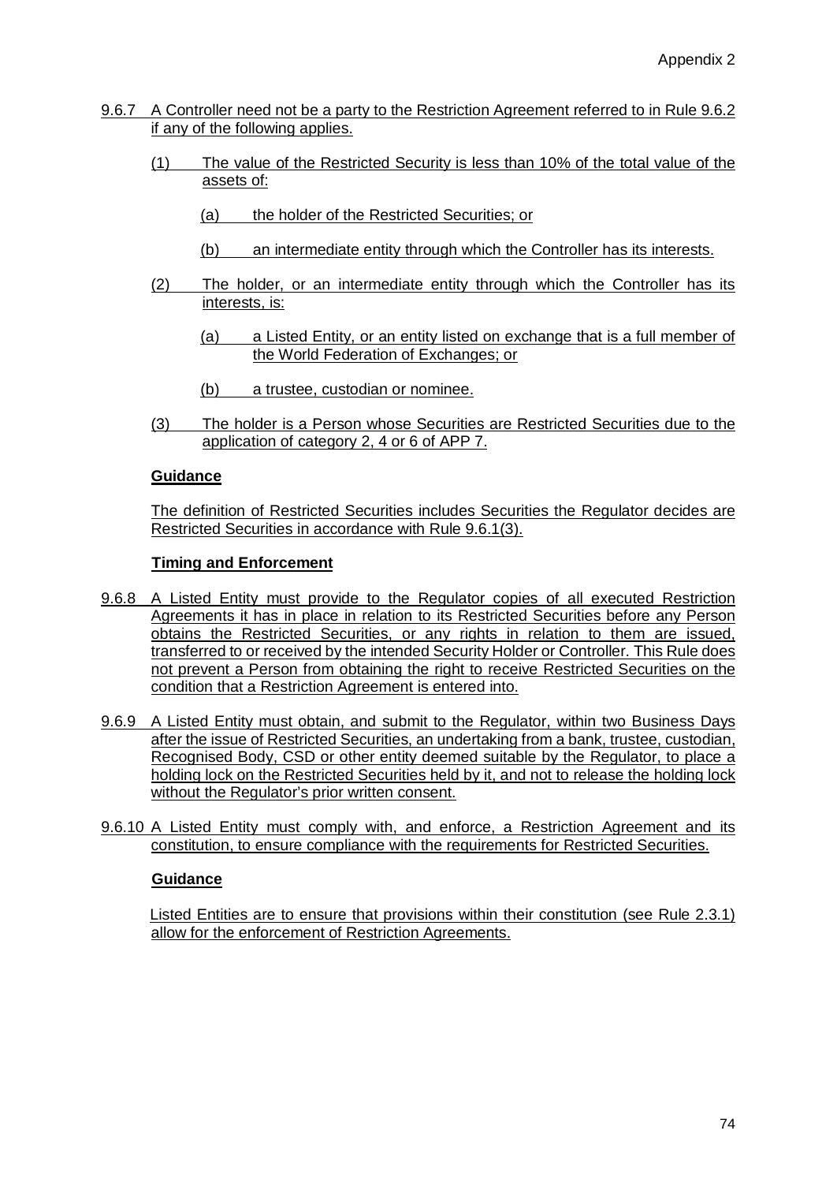9.6.7 A Controller need not be a party to the Restriction Agreement referred to in Rule 9.6.2 if any of the following applies.

(1) The value of the Restricted Security is less than 10% of the total value of the assets of:

(a) the holder of the Restricted Securities; or

(b) an intermediate entity through which the Controller has its interests.

(2) The holder, or an intermediate entity through which the Controller has its interests, is:

(a) a Listed Entity, or an entity listed on exchange that is a full member of the World Federation of Exchanges; or

(b) a trustee, custodian or nominee.

(3) The holder is a Person whose Securities are Restricted Securities due to the application of category 2, 4 or 6 of APP 7.

**Guidance**

The definition of Restricted Securities includes Securities the Regulator decides are Restricted Securities in accordance with Rule 9.6.1(3).

**Timing and Enforcement**

9.6.8 A Listed Entity must provide to the Regulator copies of all executed Restriction Agreements it has in place in relation to its Restricted Securities before any Person obtains the Restricted Securities, or any rights in relation to them are issued, transferred to or received by the intended Security Holder or Controller. This Rule does not prevent a Person from obtaining the right to receive Restricted Securities on the condition that a Restriction Agreement is entered into.

9.6.9 A Listed Entity must obtain, and submit to the Regulator, within two Business Days after the issue of Restricted Securities, an undertaking from a bank, trustee, custodian, Recognised Body, CSD or other entity deemed suitable by the Regulator, to place a holding lock on the Restricted Securities held by it, and not to release the holding lock without the Regulator's prior written consent.

9.6.10 A Listed Entity must comply with, and enforce, a Restriction Agreement and its constitution, to ensure compliance with the requirements for Restricted Securities.

**Guidance**

Listed Entities are to ensure that provisions within their constitution (see Rule 2.3.1) allow for the enforcement of Restriction Agreements.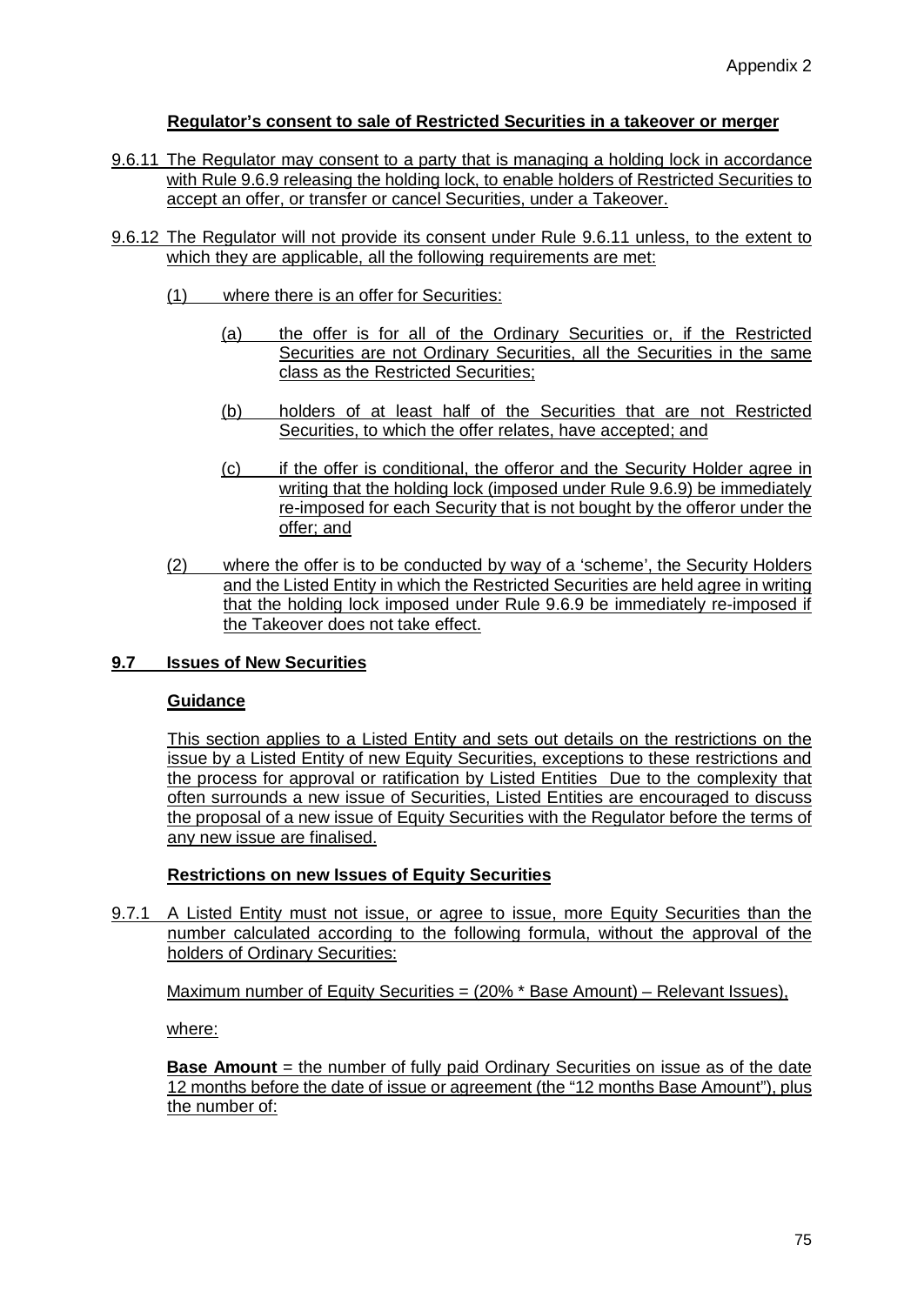**Regulator's consent to sale of Restricted Securities in a takeover or merger**

9.6.11 The Regulator may consent to a party that is managing a holding lock in accordance with Rule 9.6.9 releasing the holding lock, to enable holders of Restricted Securities to accept an offer, or transfer or cancel Securities, under a Takeover.

9.6.12 The Regulator will not provide its consent under Rule 9.6.11 unless, to the extent to which they are applicable, all the following requirements are met:

(1) where there is an offer for Securities:

(a) the offer is for all of the Ordinary Securities or, if the Restricted Securities are not Ordinary Securities, all the Securities in the same class as the Restricted Securities;

(b) holders of at least half of the Securities that are not Restricted Securities, to which the offer relates, have accepted; and

(c) if the offer is conditional, the offeror and the Security Holder agree in writing that the holding lock (imposed under Rule 9.6.9) be immediately re-imposed for each Security that is not bought by the offeror under the offer; and

(2) where the offer is to be conducted by way of a 'scheme', the Security Holders and the Listed Entity in which the Restricted Securities are held agree in writing that the holding lock imposed under Rule 9.6.9 be immediately re-imposed if the Takeover does not take effect.

## 9.7 Issues of New Securities

**Guidance**

This section applies to a Listed Entity and sets out details on the restrictions on the issue by a Listed Entity of new Equity Securities, exceptions to these restrictions and the process for approval or ratification by Listed Entities Due to the complexity that often surrounds a new issue of Securities, Listed Entities are encouraged to discuss the proposal of a new issue of Equity Securities with the Regulator before the terms of any new issue are finalised.

**Restrictions on new Issues of Equity Securities**

9.7.1 A Listed Entity must not issue, or agree to issue, more Equity Securities than the number calculated according to the following formula, without the approval of the holders of Ordinary Securities:

Maximum number of Equity Securities = (20% * Base Amount) – Relevant Issues),

where:

**Base Amount** = the number of fully paid Ordinary Securities on issue as of the date 12 months before the date of issue or agreement (the "12 months Base Amount"), plus the number of: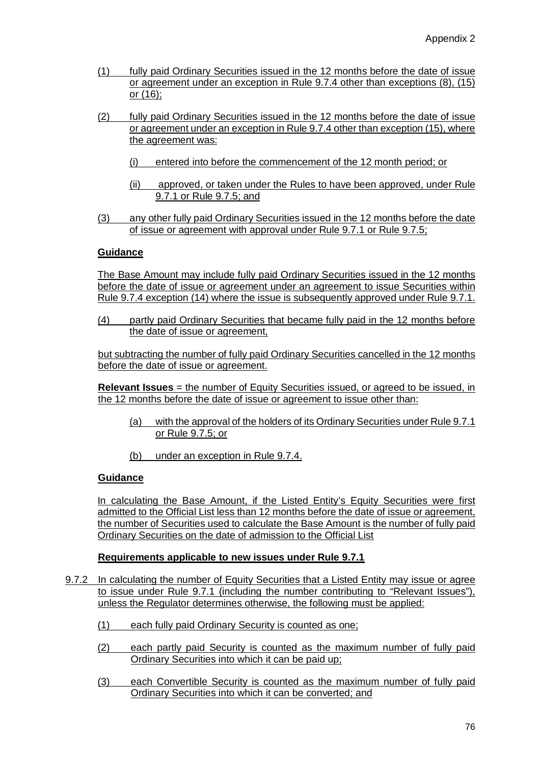(1) fully paid Ordinary Securities issued in the 12 months before the date of issue or agreement under an exception in Rule 9.7.4 other than exceptions (8), (15) or (16);

(2) fully paid Ordinary Securities issued in the 12 months before the date of issue or agreement under an exception in Rule 9.7.4 other than exception (15), where the agreement was:

   (i) entered into before the commencement of the 12 month period; or

   (ii) approved, or taken under the Rules to have been approved, under Rule 9.7.1 or Rule 9.7.5; and

(3) any other fully paid Ordinary Securities issued in the 12 months before the date of issue or agreement with approval under Rule 9.7.1 or Rule 9.7.5;

**Guidance**

The Base Amount may include fully paid Ordinary Securities issued in the 12 months before the date of issue or agreement under an agreement to issue Securities within Rule 9.7.4 exception (14) where the issue is subsequently approved under Rule 9.7.1.

(4) partly paid Ordinary Securities that became fully paid in the 12 months before the date of issue or agreement,

but subtracting the number of fully paid Ordinary Securities cancelled in the 12 months before the date of issue or agreement.

**Relevant Issues** = the number of Equity Securities issued, or agreed to be issued, in the 12 months before the date of issue or agreement to issue other than:

   (a) with the approval of the holders of its Ordinary Securities under Rule 9.7.1 or Rule 9.7.5; or

   (b) under an exception in Rule 9.7.4.

**Guidance**

In calculating the Base Amount, if the Listed Entity's Equity Securities were first admitted to the Official List less than 12 months before the date of issue or agreement, the number of Securities used to calculate the Base Amount is the number of fully paid Ordinary Securities on the date of admission to the Official List

**Requirements applicable to new issues under Rule 9.7.1**

9.7.2 In calculating the number of Equity Securities that a Listed Entity may issue or agree to issue under Rule 9.7.1 (including the number contributing to "Relevant Issues"), unless the Regulator determines otherwise, the following must be applied:

(1) each fully paid Ordinary Security is counted as one;

(2) each partly paid Security is counted as the maximum number of fully paid Ordinary Securities into which it can be paid up;

(3) each Convertible Security is counted as the maximum number of fully paid Ordinary Securities into which it can be converted; and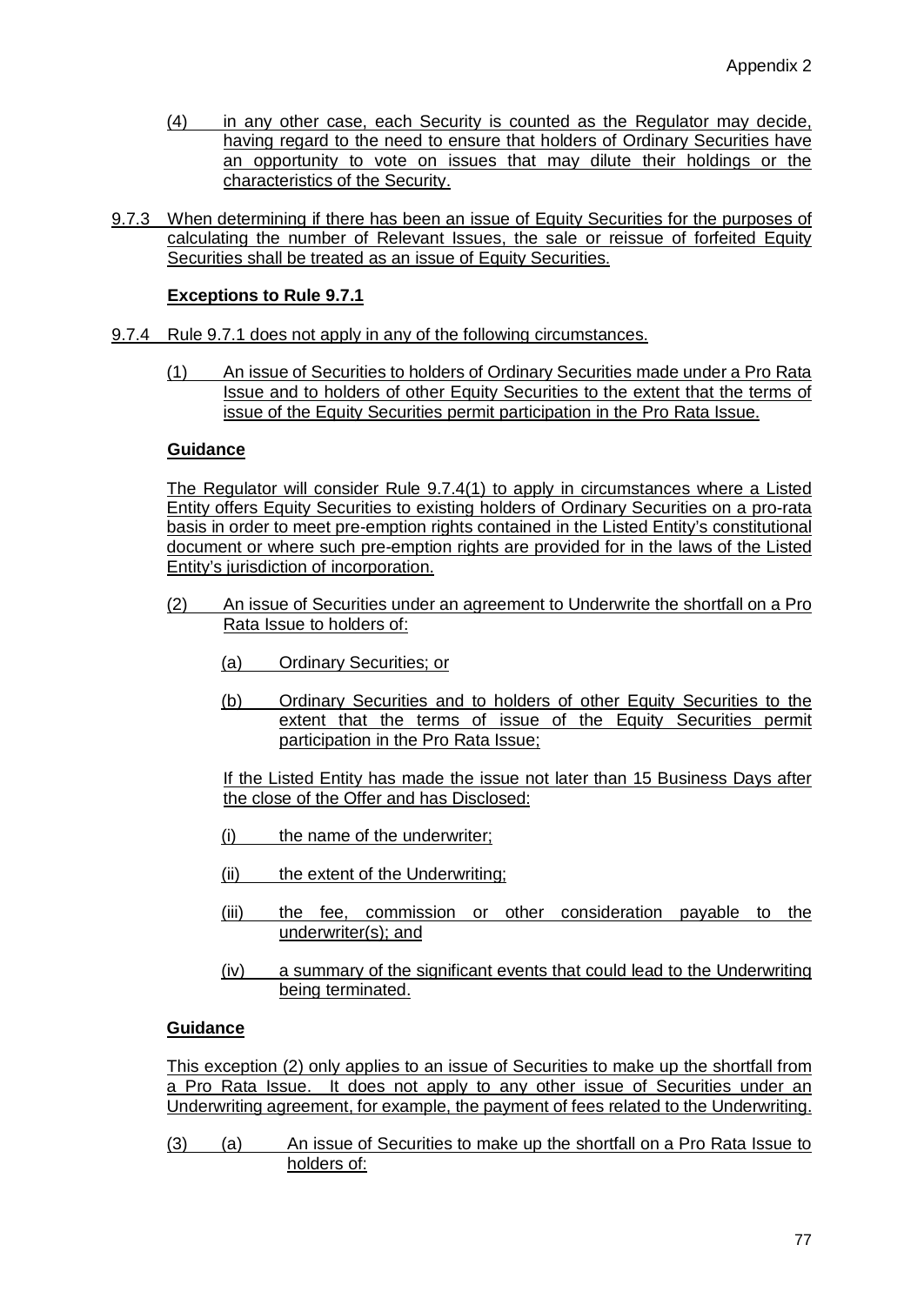(4) in any other case, each Security is counted as the Regulator may decide, having regard to the need to ensure that holders of Ordinary Securities have an opportunity to vote on issues that may dilute their holdings or the characteristics of the Security.

9.7.3 When determining if there has been an issue of Equity Securities for the purposes of calculating the number of Relevant Issues, the sale or reissue of forfeited Equity Securities shall be treated as an issue of Equity Securities.

**Exceptions to Rule 9.7.1**

9.7.4 Rule 9.7.1 does not apply in any of the following circumstances.

(1) An issue of Securities to holders of Ordinary Securities made under a Pro Rata Issue and to holders of other Equity Securities to the extent that the terms of issue of the Equity Securities permit participation in the Pro Rata Issue.

**Guidance**

The Regulator will consider Rule 9.7.4(1) to apply in circumstances where a Listed Entity offers Equity Securities to existing holders of Ordinary Securities on a pro-rata basis in order to meet pre-emption rights contained in the Listed Entity's constitutional document or where such pre-emption rights are provided for in the laws of the Listed Entity's jurisdiction of incorporation.

(2) An issue of Securities under an agreement to Underwrite the shortfall on a Pro Rata Issue to holders of:

(a) Ordinary Securities; or

(b) Ordinary Securities and to holders of other Equity Securities to the extent that the terms of issue of the Equity Securities permit participation in the Pro Rata Issue;

If the Listed Entity has made the issue not later than 15 Business Days after the close of the Offer and has Disclosed:

(i) the name of the underwriter;

(ii) the extent of the Underwriting;

(iii) the fee, commission or other consideration payable to the underwriter(s); and

(iv) a summary of the significant events that could lead to the Underwriting being terminated.

**Guidance**

This exception (2) only applies to an issue of Securities to make up the shortfall from a Pro Rata Issue. It does not apply to any other issue of Securities under an Underwriting agreement, for example, the payment of fees related to the Underwriting.

(3) (a) An issue of Securities to make up the shortfall on a Pro Rata Issue to holders of: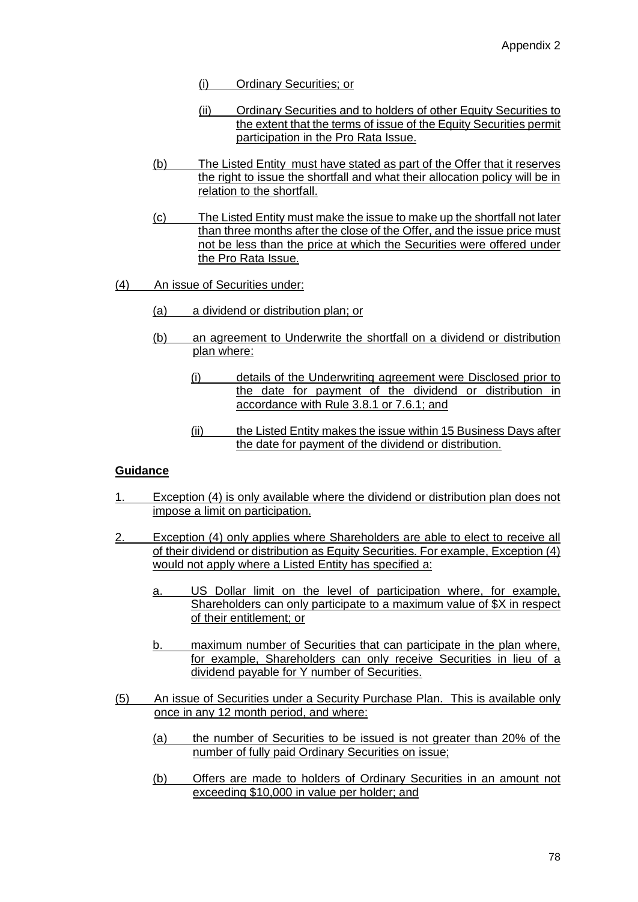(i) Ordinary Securities; or

(ii) Ordinary Securities and to holders of other Equity Securities to the extent that the terms of issue of the Equity Securities permit participation in the Pro Rata Issue.

(b) The Listed Entity must have stated as part of the Offer that it reserves the right to issue the shortfall and what their allocation policy will be in relation to the shortfall.

(c) The Listed Entity must make the issue to make up the shortfall not later than three months after the close of the Offer, and the issue price must not be less than the price at which the Securities were offered under the Pro Rata Issue.

(4) An issue of Securities under:

(a) a dividend or distribution plan; or

(b) an agreement to Underwrite the shortfall on a dividend or distribution plan where:

(i) details of the Underwriting agreement were Disclosed prior to the date for payment of the dividend or distribution in accordance with Rule 3.8.1 or 7.6.1; and

(ii) the Listed Entity makes the issue within 15 Business Days after the date for payment of the dividend or distribution.

**Guidance**

1. Exception (4) is only available where the dividend or distribution plan does not impose a limit on participation.

2. Exception (4) only applies where Shareholders are able to elect to receive all of their dividend or distribution as Equity Securities. For example, Exception (4) would not apply where a Listed Entity has specified a:

a. US Dollar limit on the level of participation where, for example, Shareholders can only participate to a maximum value of $X in respect of their entitlement; or

b. maximum number of Securities that can participate in the plan where, for example, Shareholders can only receive Securities in lieu of a dividend payable for Y number of Securities.

(5) An issue of Securities under a Security Purchase Plan. This is available only once in any 12 month period, and where:

(a) the number of Securities to be issued is not greater than 20% of the number of fully paid Ordinary Securities on issue;

(b) Offers are made to holders of Ordinary Securities in an amount not exceeding $10,000 in value per holder; and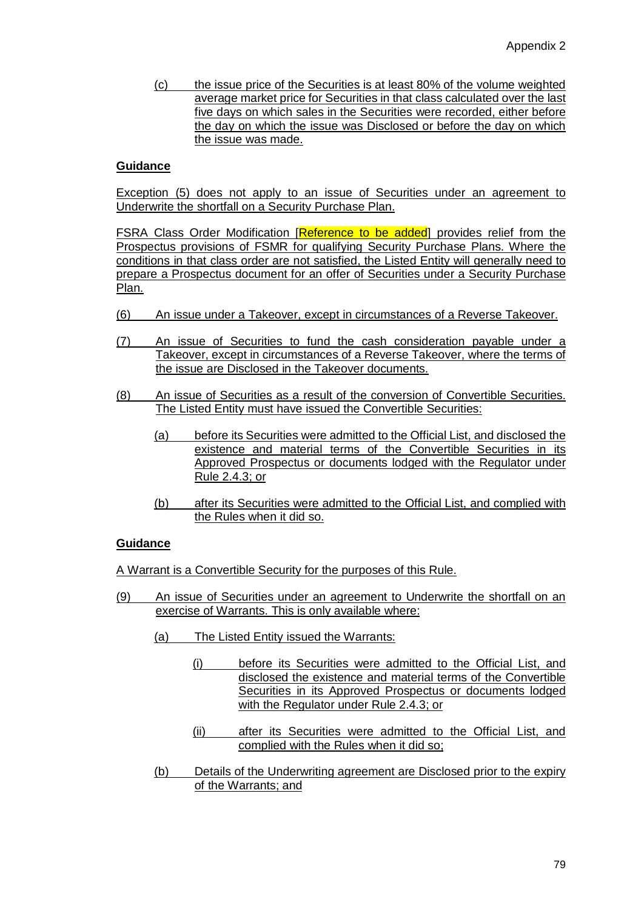(c) the issue price of the Securities is at least 80% of the volume weighted average market price for Securities in that class calculated over the last five days on which sales in the Securities were recorded, either before the day on which the issue was Disclosed or before the day on which the issue was made.

**Guidance**

Exception (5) does not apply to an issue of Securities under an agreement to Underwrite the shortfall on a Security Purchase Plan.

FSRA Class Order Modification [Reference to be added] provides relief from the Prospectus provisions of FSMR for qualifying Security Purchase Plans. Where the conditions in that class order are not satisfied, the Listed Entity will generally need to prepare a Prospectus document for an offer of Securities under a Security Purchase Plan.

(6) An issue under a Takeover, except in circumstances of a Reverse Takeover.

(7) An issue of Securities to fund the cash consideration payable under a Takeover, except in circumstances of a Reverse Takeover, where the terms of the issue are Disclosed in the Takeover documents.

(8) An issue of Securities as a result of the conversion of Convertible Securities. The Listed Entity must have issued the Convertible Securities:

(a) before its Securities were admitted to the Official List, and disclosed the existence and material terms of the Convertible Securities in its Approved Prospectus or documents lodged with the Regulator under Rule 2.4.3; or

(b) after its Securities were admitted to the Official List, and complied with the Rules when it did so.

**Guidance**

A Warrant is a Convertible Security for the purposes of this Rule.

(9) An issue of Securities under an agreement to Underwrite the shortfall on an exercise of Warrants. This is only available where:

(a) The Listed Entity issued the Warrants:

(i) before its Securities were admitted to the Official List, and disclosed the existence and material terms of the Convertible Securities in its Approved Prospectus or documents lodged with the Regulator under Rule 2.4.3; or

(ii) after its Securities were admitted to the Official List, and complied with the Rules when it did so;

(b) Details of the Underwriting agreement are Disclosed prior to the expiry of the Warrants; and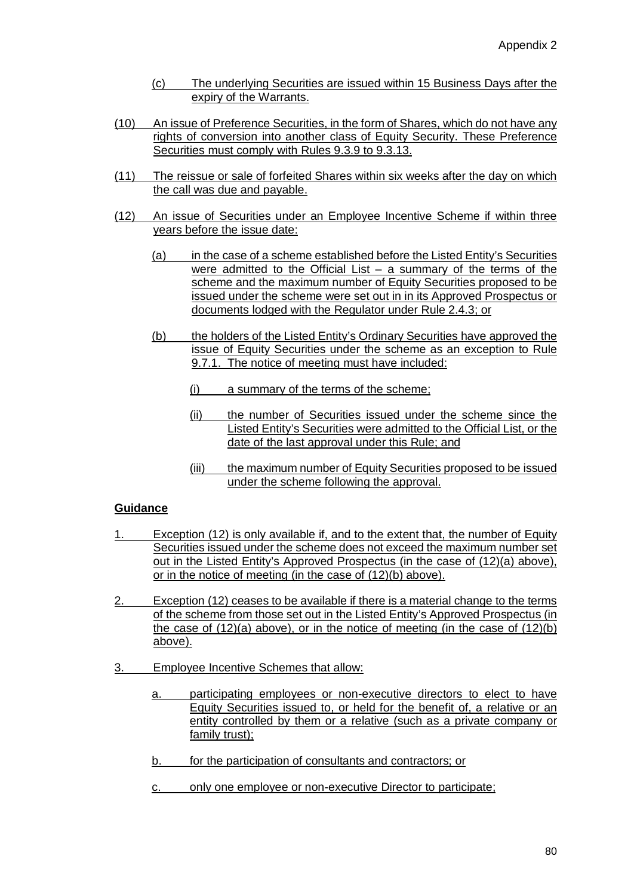(c) The underlying Securities are issued within 15 Business Days after the expiry of the Warrants.

(10) An issue of Preference Securities, in the form of Shares, which do not have any rights of conversion into another class of Equity Security. These Preference Securities must comply with Rules 9.3.9 to 9.3.13.

(11) The reissue or sale of forfeited Shares within six weeks after the day on which the call was due and payable.

(12) An issue of Securities under an Employee Incentive Scheme if within three years before the issue date:

(a) in the case of a scheme established before the Listed Entity's Securities were admitted to the Official List – a summary of the terms of the scheme and the maximum number of Equity Securities proposed to be issued under the scheme were set out in in its Approved Prospectus or documents lodged with the Regulator under Rule 2.4.3; or

(b) the holders of the Listed Entity's Ordinary Securities have approved the issue of Equity Securities under the scheme as an exception to Rule 9.7.1. The notice of meeting must have included:

(i) a summary of the terms of the scheme;

(ii) the number of Securities issued under the scheme since the Listed Entity's Securities were admitted to the Official List, or the date of the last approval under this Rule; and

(iii) the maximum number of Equity Securities proposed to be issued under the scheme following the approval.

**Guidance**

1. Exception (12) is only available if, and to the extent that, the number of Equity Securities issued under the scheme does not exceed the maximum number set out in the Listed Entity's Approved Prospectus (in the case of (12)(a) above), or in the notice of meeting (in the case of (12)(b) above).

2. Exception (12) ceases to be available if there is a material change to the terms of the scheme from those set out in the Listed Entity's Approved Prospectus (in the case of (12)(a) above), or in the notice of meeting (in the case of (12)(b) above).

3. Employee Incentive Schemes that allow:

a. participating employees or non-executive directors to elect to have Equity Securities issued to, or held for the benefit of, a relative or an entity controlled by them or a relative (such as a private company or family trust);

b. for the participation of consultants and contractors; or

c. only one employee or non-executive Director to participate;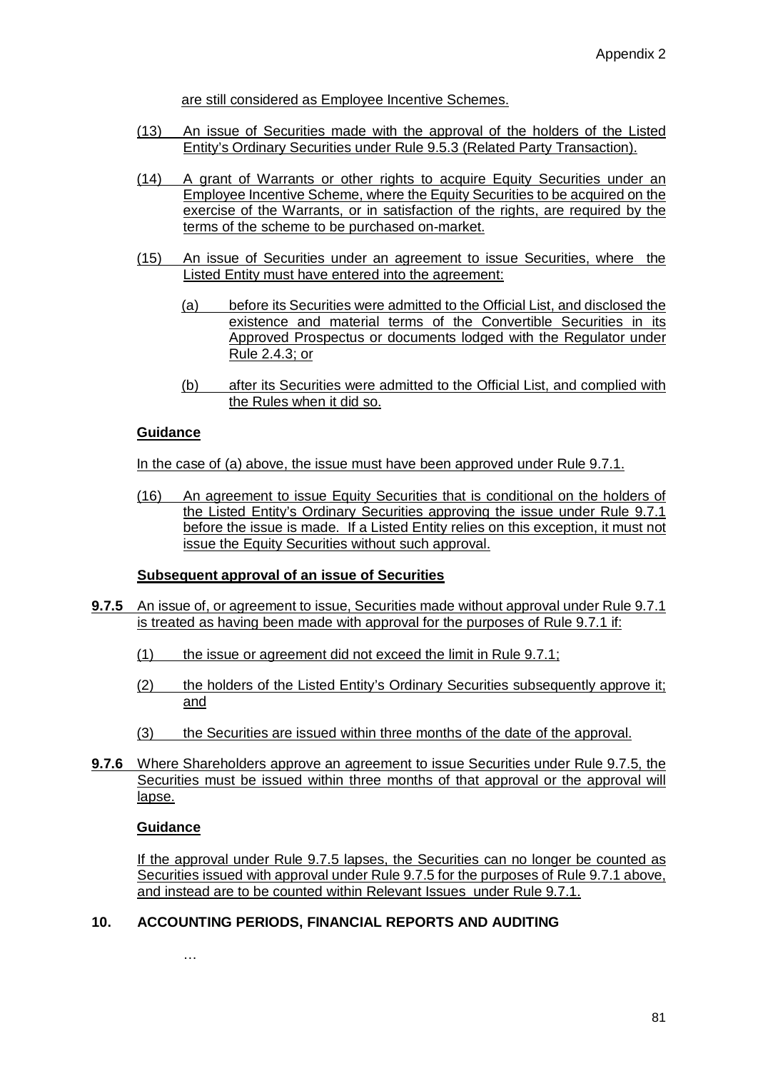are still considered as Employee Incentive Schemes.

(13) An issue of Securities made with the approval of the holders of the Listed Entity's Ordinary Securities under Rule 9.5.3 (Related Party Transaction).

(14) A grant of Warrants or other rights to acquire Equity Securities under an Employee Incentive Scheme, where the Equity Securities to be acquired on the exercise of the Warrants, or in satisfaction of the rights, are required by the terms of the scheme to be purchased on-market.

(15) An issue of Securities under an agreement to issue Securities, where the Listed Entity must have entered into the agreement:

(a) before its Securities were admitted to the Official List, and disclosed the existence and material terms of the Convertible Securities in its Approved Prospectus or documents lodged with the Regulator under Rule 2.4.3; or

(b) after its Securities were admitted to the Official List, and complied with the Rules when it did so.

**Guidance**

In the case of (a) above, the issue must have been approved under Rule 9.7.1.

(16) An agreement to issue Equity Securities that is conditional on the holders of the Listed Entity's Ordinary Securities approving the issue under Rule 9.7.1 before the issue is made. If a Listed Entity relies on this exception, it must not issue the Equity Securities without such approval.

**Subsequent approval of an issue of Securities**

**9.7.5** An issue of, or agreement to issue, Securities made without approval under Rule 9.7.1 is treated as having been made with approval for the purposes of Rule 9.7.1 if:

(1) the issue or agreement did not exceed the limit in Rule 9.7.1;

(2) the holders of the Listed Entity's Ordinary Securities subsequently approve it; and

(3) the Securities are issued within three months of the date of the approval.

**9.7.6** Where Shareholders approve an agreement to issue Securities under Rule 9.7.5, the Securities must be issued within three months of that approval or the approval will lapse.

**Guidance**

If the approval under Rule 9.7.5 lapses, the Securities can no longer be counted as Securities issued with approval under Rule 9.7.5 for the purposes of Rule 9.7.1 above, and instead are to be counted within Relevant Issues under Rule 9.7.1.

## 10. ACCOUNTING PERIODS, FINANCIAL REPORTS AND AUDITING

…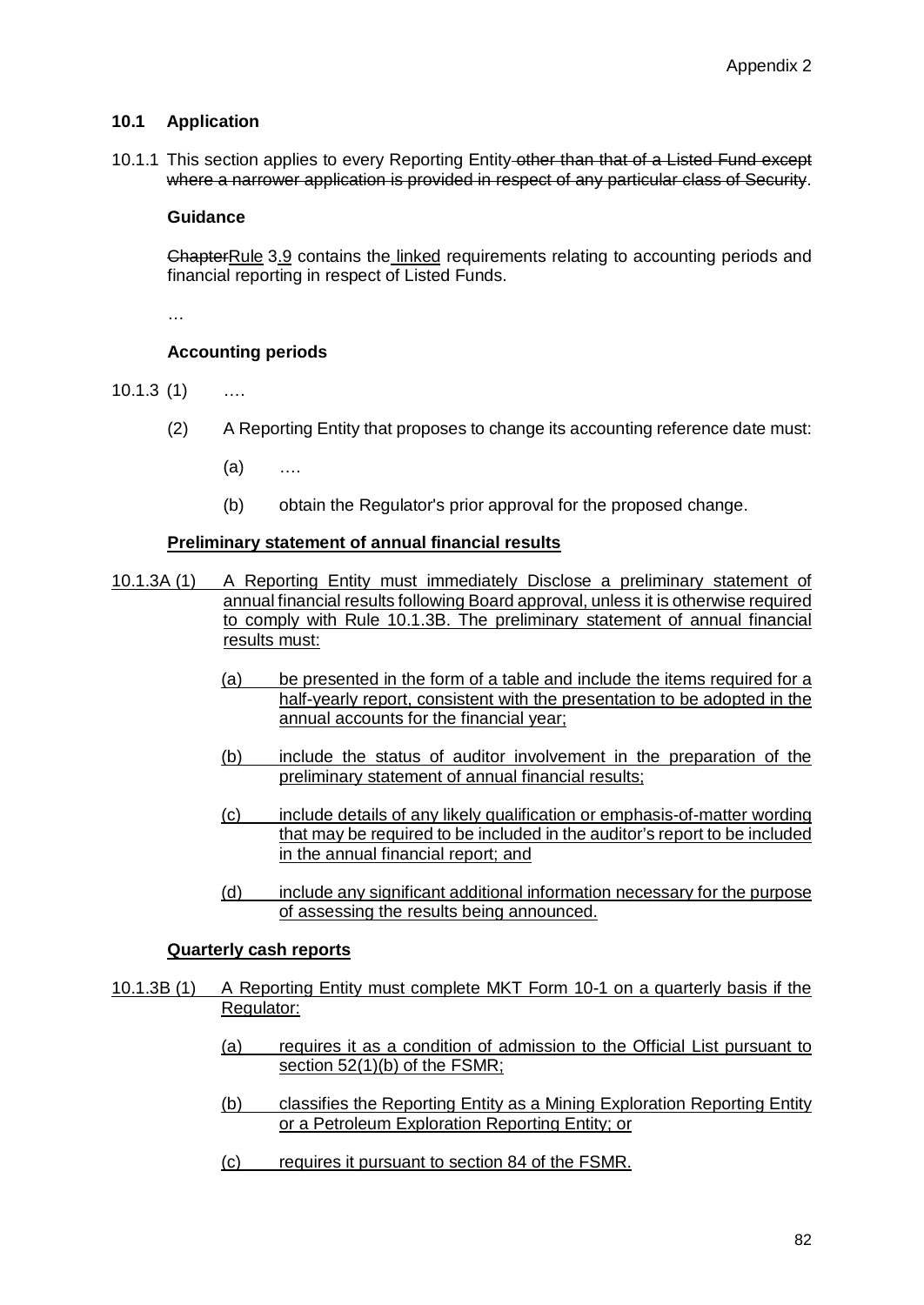Appendix 2

## 10.1 Application

10.1.1 This section applies to every Reporting Entity ~~other than that of a Listed Fund except where a narrower application is provided in respect of any particular class of Security~~.

**Guidance**

~~Chapter~~Rule 3.9 contains the linked requirements relating to accounting periods and financial reporting in respect of Listed Funds.

…

**Accounting periods**

10.1.3 (1) ….

(2) A Reporting Entity that proposes to change its accounting reference date must:

(a) ….

(b) obtain the Regulator's prior approval for the proposed change.

**Preliminary statement of annual financial results**

10.1.3A (1) A Reporting Entity must immediately Disclose a preliminary statement of annual financial results following Board approval, unless it is otherwise required to comply with Rule 10.1.3B. The preliminary statement of annual financial results must:

(a) be presented in the form of a table and include the items required for a half-yearly report, consistent with the presentation to be adopted in the annual accounts for the financial year;

(b) include the status of auditor involvement in the preparation of the preliminary statement of annual financial results;

(c) include details of any likely qualification or emphasis-of-matter wording that may be required to be included in the auditor's report to be included in the annual financial report; and

(d) include any significant additional information necessary for the purpose of assessing the results being announced.

**Quarterly cash reports**

10.1.3B (1) A Reporting Entity must complete MKT Form 10-1 on a quarterly basis if the Regulator:

(a) requires it as a condition of admission to the Official List pursuant to section 52(1)(b) of the FSMR;

(b) classifies the Reporting Entity as a Mining Exploration Reporting Entity or a Petroleum Exploration Reporting Entity; or

(c) requires it pursuant to section 84 of the FSMR.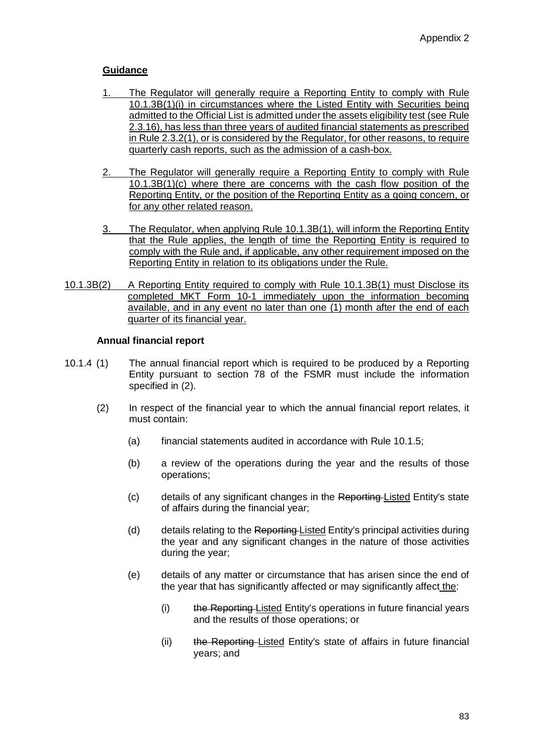**Guidance**

1. The Regulator will generally require a Reporting Entity to comply with Rule 10.1.3B(1)(i) in circumstances where the Listed Entity with Securities being admitted to the Official List is admitted under the assets eligibility test (see Rule 2.3.16), has less than three years of audited financial statements as prescribed in Rule 2.3.2(1), or is considered by the Regulator, for other reasons, to require quarterly cash reports, such as the admission of a cash-box.

2. The Regulator will generally require a Reporting Entity to comply with Rule 10.1.3B(1)(c) where there are concerns with the cash flow position of the Reporting Entity, or the position of the Reporting Entity as a going concern, or for any other related reason.

3. The Regulator, when applying Rule 10.1.3B(1), will inform the Reporting Entity that the Rule applies, the length of time the Reporting Entity is required to comply with the Rule and, if applicable, any other requirement imposed on the Reporting Entity in relation to its obligations under the Rule.

10.1.3B(2) A Reporting Entity required to comply with Rule 10.1.3B(1) must Disclose its completed MKT Form 10-1 immediately upon the information becoming available, and in any event no later than one (1) month after the end of each quarter of its financial year.

**Annual financial report**

10.1.4 (1) The annual financial report which is required to be produced by a Reporting Entity pursuant to section 78 of the FSMR must include the information specified in (2).

(2) In respect of the financial year to which the annual financial report relates, it must contain:

(a) financial statements audited in accordance with Rule 10.1.5;

(b) a review of the operations during the year and the results of those operations;

(c) details of any significant changes in the ~~Reporting~~ Listed Entity's state of affairs during the financial year;

(d) details relating to the ~~Reporting~~ Listed Entity's principal activities during the year and any significant changes in the nature of those activities during the year;

(e) details of any matter or circumstance that has arisen since the end of the year that has significantly affected or may significantly affect the:

(i) ~~the Reporting~~ Listed Entity's operations in future financial years and the results of those operations; or

(ii) ~~the Reporting~~ Listed Entity's state of affairs in future financial years; and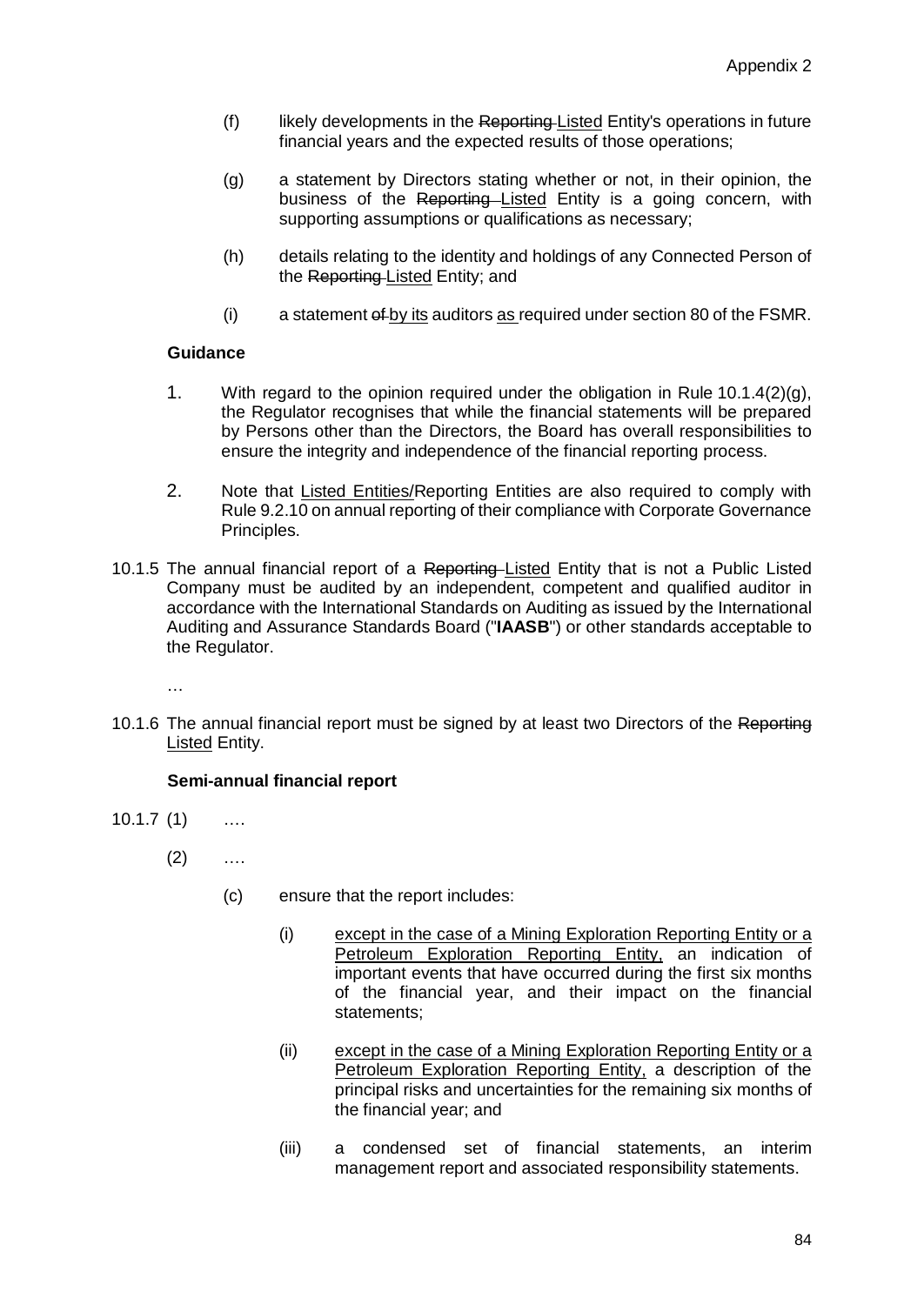(f) likely developments in the ~~Reporting~~ Listed Entity's operations in future financial years and the expected results of those operations;

(g) a statement by Directors stating whether or not, in their opinion, the business of the ~~Reporting~~ Listed Entity is a going concern, with supporting assumptions or qualifications as necessary;

(h) details relating to the identity and holdings of any Connected Person of the ~~Reporting~~ Listed Entity; and

(i) a statement ~~of~~ by its auditors as required under section 80 of the FSMR.

**Guidance**

1. With regard to the opinion required under the obligation in Rule 10.1.4(2)(g), the Regulator recognises that while the financial statements will be prepared by Persons other than the Directors, the Board has overall responsibilities to ensure the integrity and independence of the financial reporting process.

2. Note that Listed Entities/Reporting Entities are also required to comply with Rule 9.2.10 on annual reporting of their compliance with Corporate Governance Principles.

10.1.5 The annual financial report of a ~~Reporting~~ Listed Entity that is not a Public Listed Company must be audited by an independent, competent and qualified auditor in accordance with the International Standards on Auditing as issued by the International Auditing and Assurance Standards Board ("**IAASB**") or other standards acceptable to the Regulator.

…

10.1.6 The annual financial report must be signed by at least two Directors of the ~~Reporting~~ Listed Entity.

**Semi-annual financial report**

10.1.7 (1) ….

(2) ….

(c) ensure that the report includes:

(i) except in the case of a Mining Exploration Reporting Entity or a Petroleum Exploration Reporting Entity, an indication of important events that have occurred during the first six months of the financial year, and their impact on the financial statements;

(ii) except in the case of a Mining Exploration Reporting Entity or a Petroleum Exploration Reporting Entity, a description of the principal risks and uncertainties for the remaining six months of the financial year; and

(iii) a condensed set of financial statements, an interim management report and associated responsibility statements.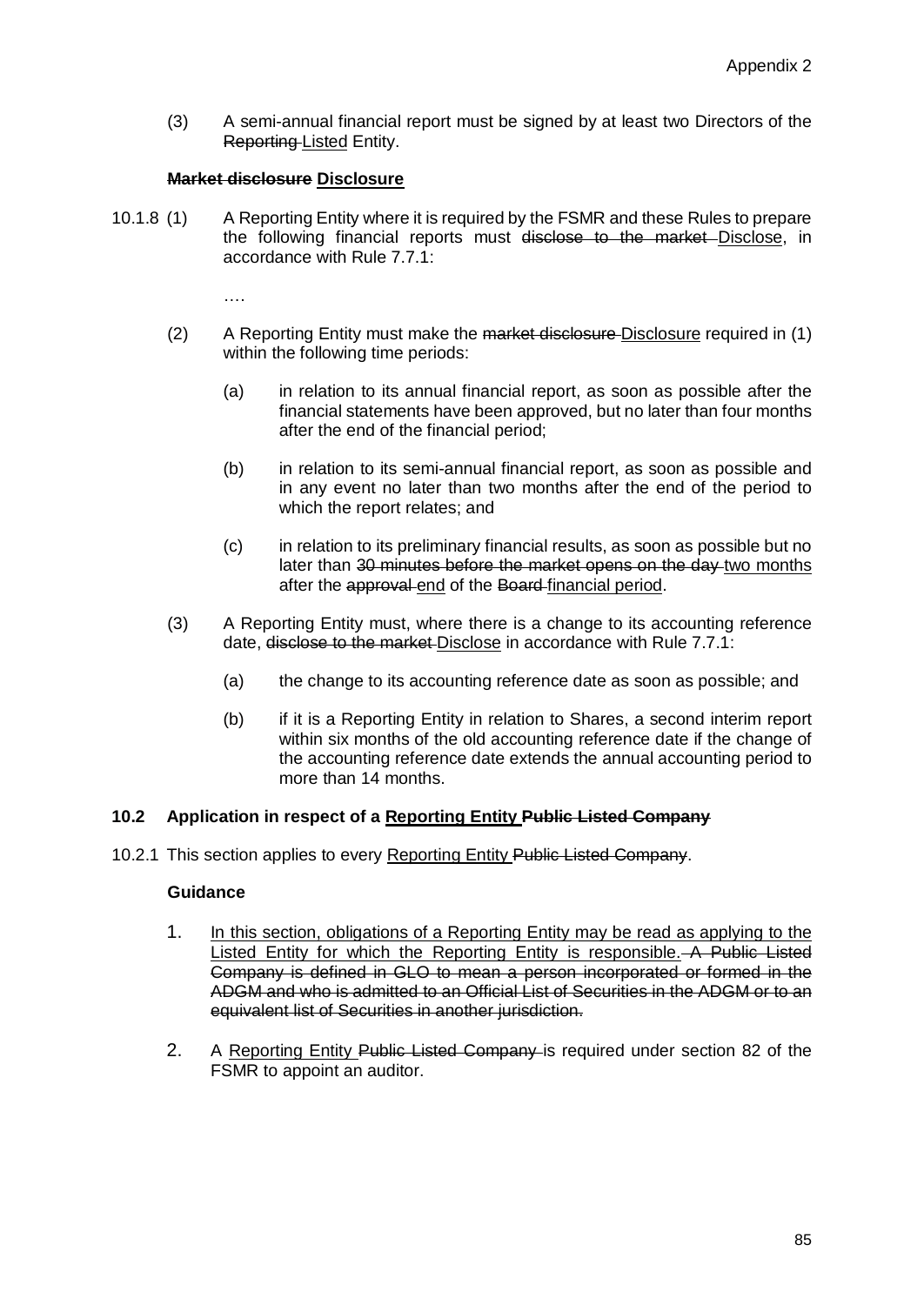(3) A semi-annual financial report must be signed by at least two Directors of the ~~Reporting~~ <u>Listed</u> Entity.

**~~Market disclosure~~ <u>Disclosure</u>**

10.1.8 (1) A Reporting Entity where it is required by the FSMR and these Rules to prepare the following financial reports must ~~disclose to the market~~ <u>Disclose</u>, in accordance with Rule 7.7.1:

….

(2) A Reporting Entity must make the ~~market disclosure~~ <u>Disclosure</u> required in (1) within the following time periods:

(a) in relation to its annual financial report, as soon as possible after the financial statements have been approved, but no later than four months after the end of the financial period;

(b) in relation to its semi-annual financial report, as soon as possible and in any event no later than two months after the end of the period to which the report relates; and

(c) in relation to its preliminary financial results, as soon as possible but no later than ~~30 minutes before the market opens on the day~~ <u>two months</u> after the ~~approval~~ <u>end</u> of the ~~Board~~ <u>financial period</u>.

(3) A Reporting Entity must, where there is a change to its accounting reference date, ~~disclose to the market~~ <u>Disclose</u> in accordance with Rule 7.7.1:

(a) the change to its accounting reference date as soon as possible; and

(b) if it is a Reporting Entity in relation to Shares, a second interim report within six months of the old accounting reference date if the change of the accounting reference date extends the annual accounting period to more than 14 months.

### 10.2 Application in respect of a <u>Reporting Entity</u> ~~Public Listed Company~~

10.2.1 This section applies to every <u>Reporting Entity</u> ~~Public Listed Company~~.

**Guidance**

1. <u>In this section, obligations of a Reporting Entity may be read as applying to the Listed Entity for which the Reporting Entity is responsible.</u> ~~A Public Listed Company is defined in GLO to mean a person incorporated or formed in the ADGM and who is admitted to an Official List of Securities in the ADGM or to an equivalent list of Securities in another jurisdiction.~~

2. A <u>Reporting Entity</u> ~~Public Listed Company~~ is required under section 82 of the FSMR to appoint an auditor.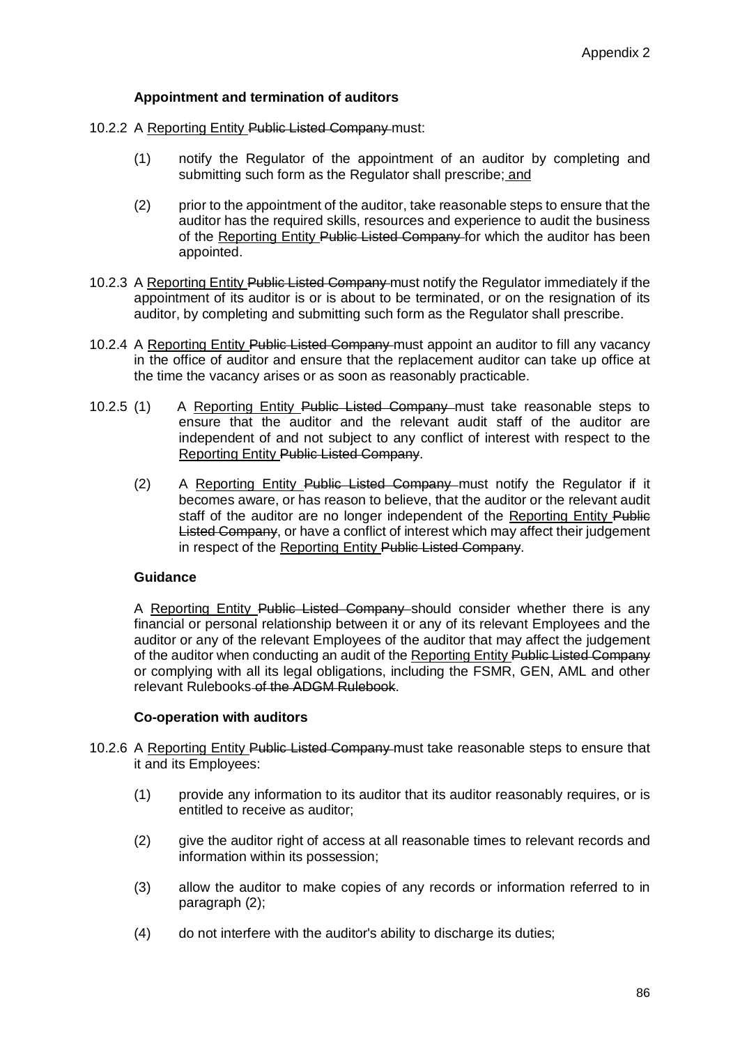**Appointment and termination of auditors**

10.2.2 A <u>Reporting Entity</u> ~~Public Listed Company~~ must:

(1) notify the Regulator of the appointment of an auditor by completing and submitting such form as the Regulator shall prescribe;<u> and</u>

(2) prior to the appointment of the auditor, take reasonable steps to ensure that the auditor has the required skills, resources and experience to audit the business of the <u>Reporting Entity</u> ~~Public Listed Company~~ for which the auditor has been appointed.

10.2.3 A <u>Reporting Entity</u> ~~Public Listed Company~~ must notify the Regulator immediately if the appointment of its auditor is or is about to be terminated, or on the resignation of its auditor, by completing and submitting such form as the Regulator shall prescribe.

10.2.4 A <u>Reporting Entity</u> ~~Public Listed Company~~ must appoint an auditor to fill any vacancy in the office of auditor and ensure that the replacement auditor can take up office at the time the vacancy arises or as soon as reasonably practicable.

10.2.5 (1) A <u>Reporting Entity</u> ~~Public Listed Company~~ must take reasonable steps to ensure that the auditor and the relevant audit staff of the auditor are independent of and not subject to any conflict of interest with respect to the <u>Reporting Entity</u> ~~Public Listed Company~~.

(2) A <u>Reporting Entity</u> ~~Public Listed Company~~ must notify the Regulator if it becomes aware, or has reason to believe, that the auditor or the relevant audit staff of the auditor are no longer independent of the <u>Reporting Entity</u> ~~Public Listed Company~~, or have a conflict of interest which may affect their judgement in respect of the <u>Reporting Entity</u> ~~Public Listed Company~~.

**Guidance**

A <u>Reporting Entity</u> ~~Public Listed Company~~ should consider whether there is any financial or personal relationship between it or any of its relevant Employees and the auditor or any of the relevant Employees of the auditor that may affect the judgement of the auditor when conducting an audit of the <u>Reporting Entity</u> ~~Public Listed Company~~ or complying with all its legal obligations, including the FSMR, GEN, AML and other relevant Rulebooks ~~of the ADGM Rulebook~~.

**Co-operation with auditors**

10.2.6 A <u>Reporting Entity</u> ~~Public Listed Company~~ must take reasonable steps to ensure that it and its Employees:

(1) provide any information to its auditor that its auditor reasonably requires, or is entitled to receive as auditor;

(2) give the auditor right of access at all reasonable times to relevant records and information within its possession;

(3) allow the auditor to make copies of any records or information referred to in paragraph (2);

(4) do not interfere with the auditor's ability to discharge its duties;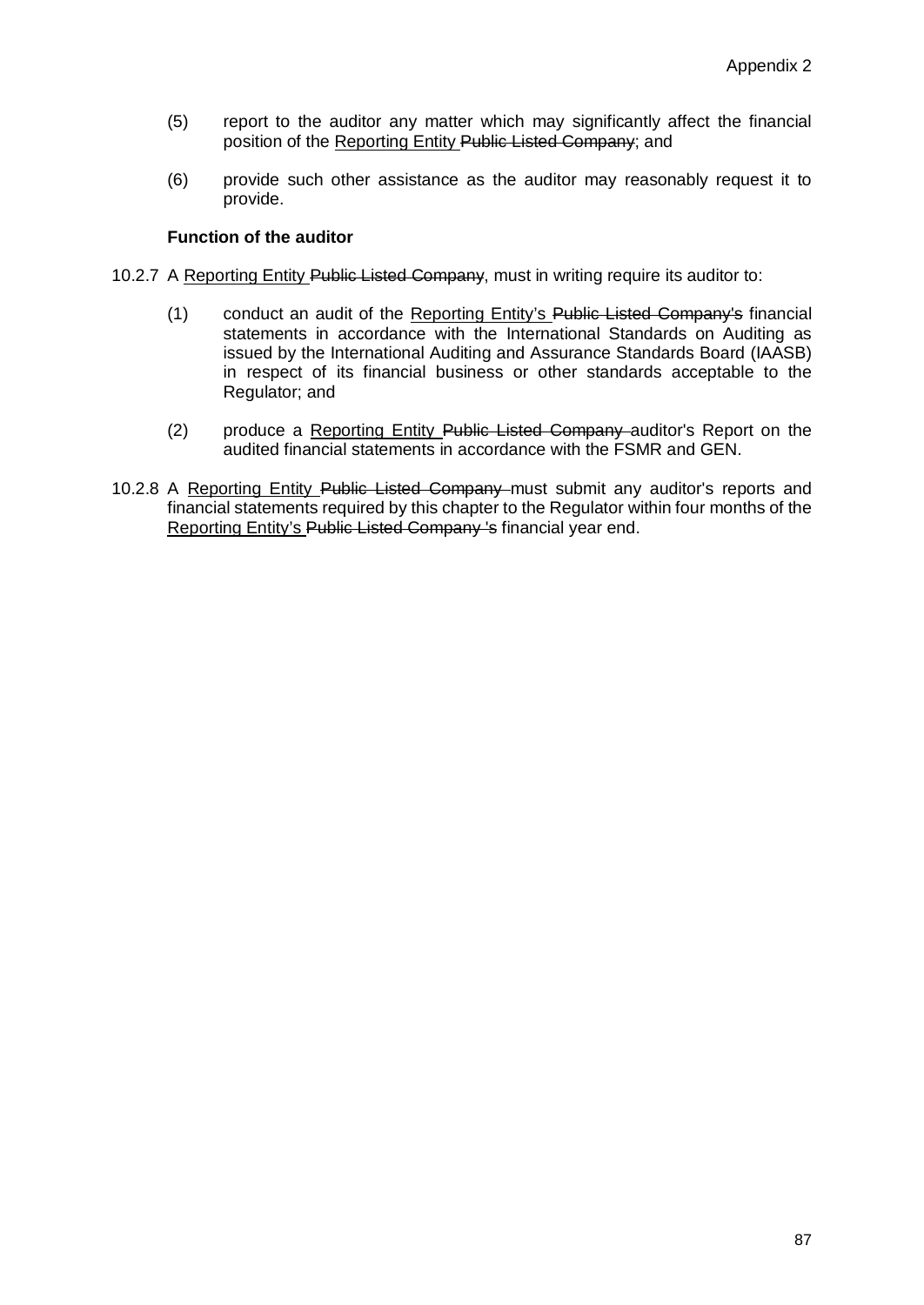(5) report to the auditor any matter which may significantly affect the financial position of the <u>Reporting Entity</u> ~~Public Listed Company~~; and

(6) provide such other assistance as the auditor may reasonably request it to provide.

**Function of the auditor**

10.2.7 A <u>Reporting Entity</u> ~~Public Listed Company~~, must in writing require its auditor to:

(1) conduct an audit of the <u>Reporting Entity's</u> ~~Public Listed Company's~~ financial statements in accordance with the International Standards on Auditing as issued by the International Auditing and Assurance Standards Board (IAASB) in respect of its financial business or other standards acceptable to the Regulator; and

(2) produce a <u>Reporting Entity</u> ~~Public Listed Company~~ auditor's Report on the audited financial statements in accordance with the FSMR and GEN.

10.2.8 A <u>Reporting Entity</u> ~~Public Listed Company~~ must submit any auditor's reports and financial statements required by this chapter to the Regulator within four months of the <u>Reporting Entity's</u> ~~Public Listed Company 's~~ financial year end.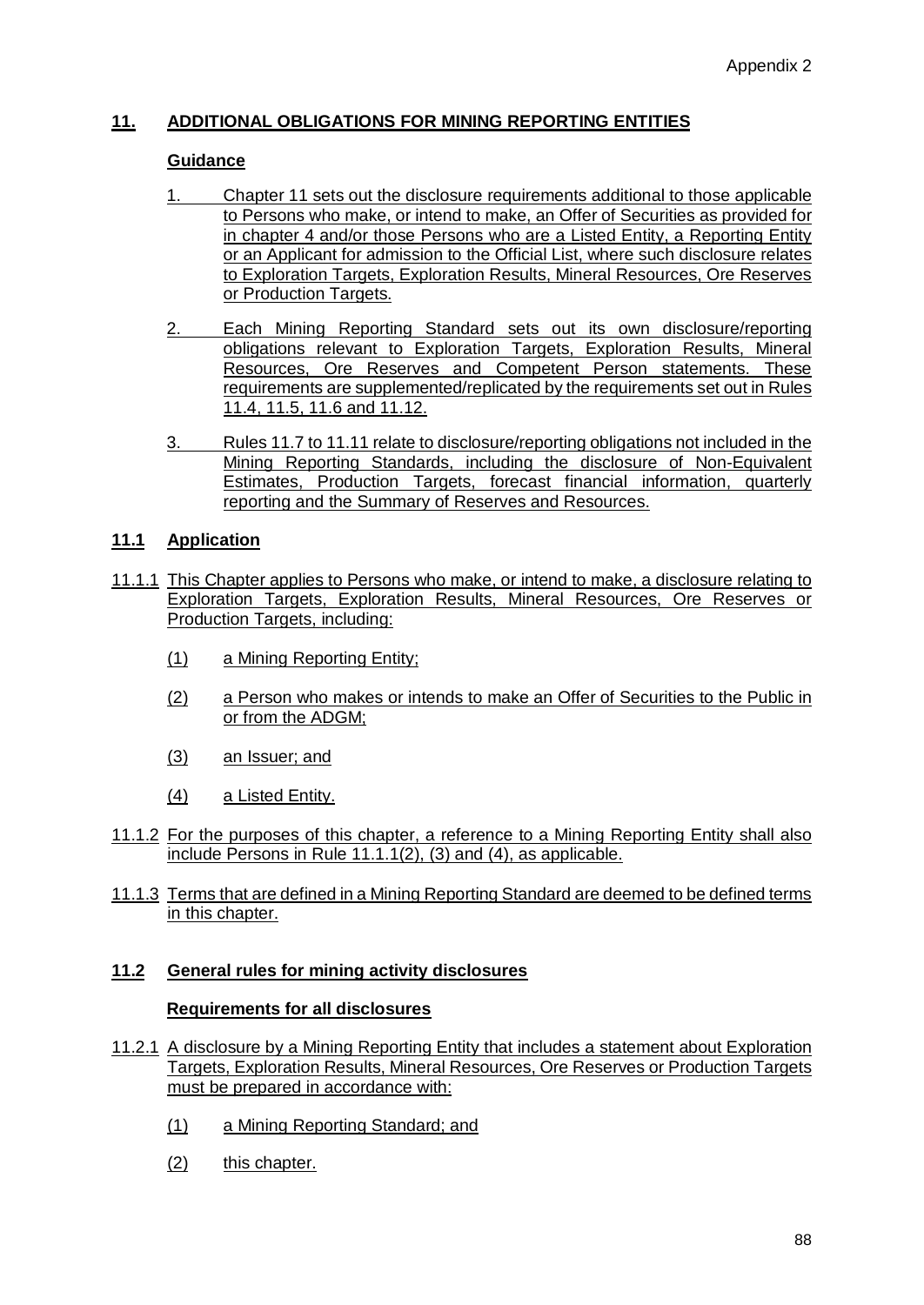## 11. ADDITIONAL OBLIGATIONS FOR MINING REPORTING ENTITIES

### Guidance

1. Chapter 11 sets out the disclosure requirements additional to those applicable to Persons who make, or intend to make, an Offer of Securities as provided for in chapter 4 and/or those Persons who are a Listed Entity, a Reporting Entity or an Applicant for admission to the Official List, where such disclosure relates to Exploration Targets, Exploration Results, Mineral Resources, Ore Reserves or Production Targets.

2. Each Mining Reporting Standard sets out its own disclosure/reporting obligations relevant to Exploration Targets, Exploration Results, Mineral Resources, Ore Reserves and Competent Person statements. These requirements are supplemented/replicated by the requirements set out in Rules 11.4, 11.5, 11.6 and 11.12.

3. Rules 11.7 to 11.11 relate to disclosure/reporting obligations not included in the Mining Reporting Standards, including the disclosure of Non-Equivalent Estimates, Production Targets, forecast financial information, quarterly reporting and the Summary of Reserves and Resources.

## 11.1 Application

11.1.1 This Chapter applies to Persons who make, or intend to make, a disclosure relating to Exploration Targets, Exploration Results, Mineral Resources, Ore Reserves or Production Targets, including:

(1) a Mining Reporting Entity;

(2) a Person who makes or intends to make an Offer of Securities to the Public in or from the ADGM;

(3) an Issuer; and

(4) a Listed Entity.

11.1.2 For the purposes of this chapter, a reference to a Mining Reporting Entity shall also include Persons in Rule 11.1.1(2), (3) and (4), as applicable.

11.1.3 Terms that are defined in a Mining Reporting Standard are deemed to be defined terms in this chapter.

## 11.2 General rules for mining activity disclosures

### Requirements for all disclosures

11.2.1 A disclosure by a Mining Reporting Entity that includes a statement about Exploration Targets, Exploration Results, Mineral Resources, Ore Reserves or Production Targets must be prepared in accordance with:

(1) a Mining Reporting Standard; and

(2) this chapter.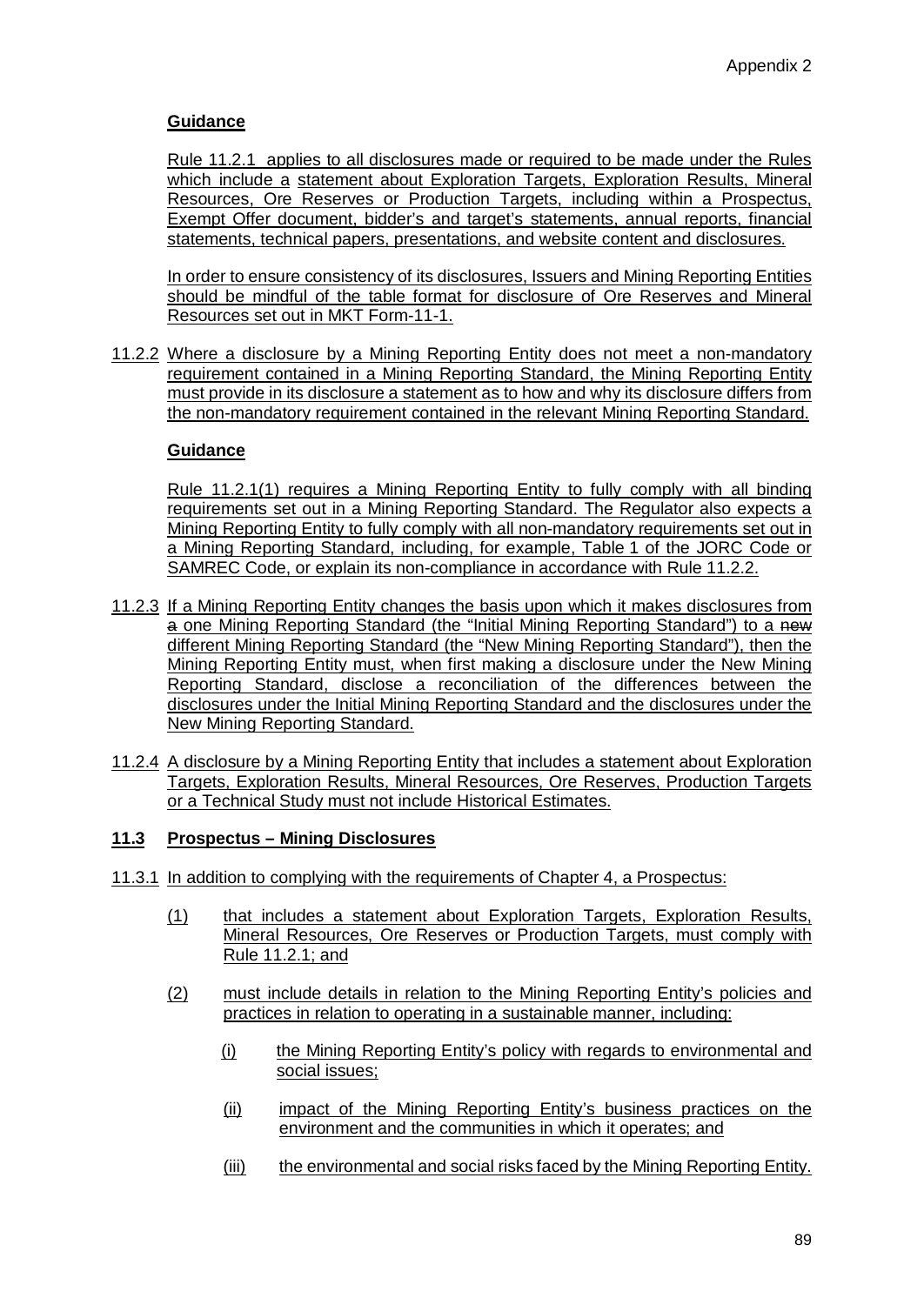### Guidance

Rule 11.2.1 applies to all disclosures made or required to be made under the Rules which include a statement about Exploration Targets, Exploration Results, Mineral Resources, Ore Reserves or Production Targets, including within a Prospectus, Exempt Offer document, bidder's and target's statements, annual reports, financial statements, technical papers, presentations, and website content and disclosures.

In order to ensure consistency of its disclosures, Issuers and Mining Reporting Entities should be mindful of the table format for disclosure of Ore Reserves and Mineral Resources set out in MKT Form-11-1.

11.2.2 Where a disclosure by a Mining Reporting Entity does not meet a non-mandatory requirement contained in a Mining Reporting Standard, the Mining Reporting Entity must provide in its disclosure a statement as to how and why its disclosure differs from the non-mandatory requirement contained in the relevant Mining Reporting Standard.

### Guidance

Rule 11.2.1(1) requires a Mining Reporting Entity to fully comply with all binding requirements set out in a Mining Reporting Standard. The Regulator also expects a Mining Reporting Entity to fully comply with all non-mandatory requirements set out in a Mining Reporting Standard, including, for example, Table 1 of the JORC Code or SAMREC Code, or explain its non-compliance in accordance with Rule 11.2.2.

11.2.3 If a Mining Reporting Entity changes the basis upon which it makes disclosures from ~~a~~ one Mining Reporting Standard (the "Initial Mining Reporting Standard") to a ~~new~~ different Mining Reporting Standard (the "New Mining Reporting Standard"), then the Mining Reporting Entity must, when first making a disclosure under the New Mining Reporting Standard, disclose a reconciliation of the differences between the disclosures under the Initial Mining Reporting Standard and the disclosures under the New Mining Reporting Standard.

11.2.4 A disclosure by a Mining Reporting Entity that includes a statement about Exploration Targets, Exploration Results, Mineral Resources, Ore Reserves, Production Targets or a Technical Study must not include Historical Estimates.

## 11.3 Prospectus – Mining Disclosures

11.3.1 In addition to complying with the requirements of Chapter 4, a Prospectus:

(1) that includes a statement about Exploration Targets, Exploration Results, Mineral Resources, Ore Reserves or Production Targets, must comply with Rule 11.2.1; and

(2) must include details in relation to the Mining Reporting Entity's policies and practices in relation to operating in a sustainable manner, including:

(i) the Mining Reporting Entity's policy with regards to environmental and social issues;

(ii) impact of the Mining Reporting Entity's business practices on the environment and the communities in which it operates; and

(iii) the environmental and social risks faced by the Mining Reporting Entity.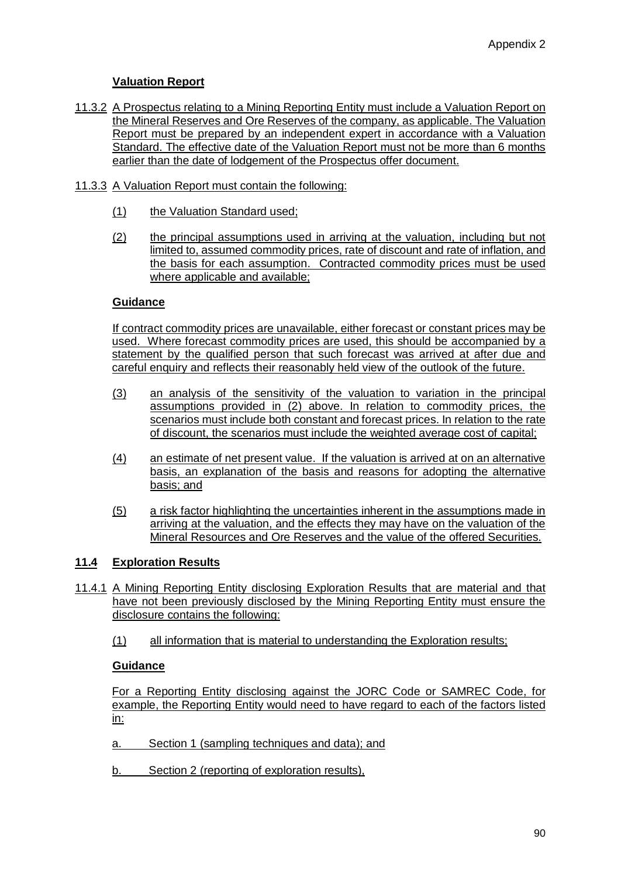**Valuation Report**

11.3.2 A Prospectus relating to a Mining Reporting Entity must include a Valuation Report on the Mineral Reserves and Ore Reserves of the company, as applicable. The Valuation Report must be prepared by an independent expert in accordance with a Valuation Standard. The effective date of the Valuation Report must not be more than 6 months earlier than the date of lodgement of the Prospectus offer document.

11.3.3 A Valuation Report must contain the following:

(1) the Valuation Standard used;

(2) the principal assumptions used in arriving at the valuation, including but not limited to, assumed commodity prices, rate of discount and rate of inflation, and the basis for each assumption. Contracted commodity prices must be used where applicable and available;

**Guidance**

If contract commodity prices are unavailable, either forecast or constant prices may be used. Where forecast commodity prices are used, this should be accompanied by a statement by the qualified person that such forecast was arrived at after due and careful enquiry and reflects their reasonably held view of the outlook of the future.

(3) an analysis of the sensitivity of the valuation to variation in the principal assumptions provided in (2) above. In relation to commodity prices, the scenarios must include both constant and forecast prices. In relation to the rate of discount, the scenarios must include the weighted average cost of capital;

(4) an estimate of net present value. If the valuation is arrived at on an alternative basis, an explanation of the basis and reasons for adopting the alternative basis; and

(5) a risk factor highlighting the uncertainties inherent in the assumptions made in arriving at the valuation, and the effects they may have on the valuation of the Mineral Resources and Ore Reserves and the value of the offered Securities.

## 11.4 Exploration Results

11.4.1 A Mining Reporting Entity disclosing Exploration Results that are material and that have not been previously disclosed by the Mining Reporting Entity must ensure the disclosure contains the following:

(1) all information that is material to understanding the Exploration results;

**Guidance**

For a Reporting Entity disclosing against the JORC Code or SAMREC Code, for example, the Reporting Entity would need to have regard to each of the factors listed in:

a. Section 1 (sampling techniques and data); and

b. Section 2 (reporting of exploration results),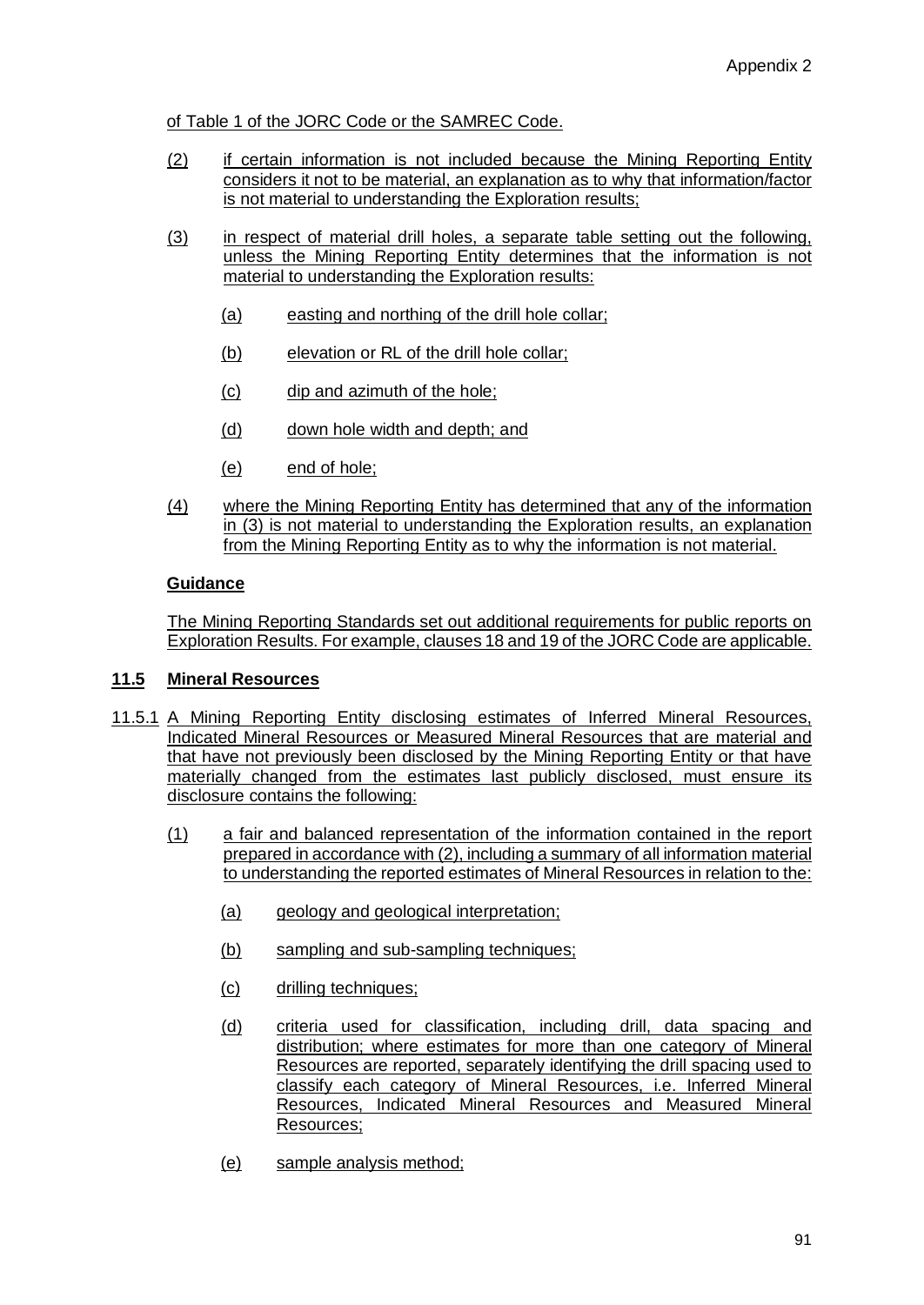of Table 1 of the JORC Code or the SAMREC Code.

(2) if certain information is not included because the Mining Reporting Entity considers it not to be material, an explanation as to why that information/factor is not material to understanding the Exploration results;

(3) in respect of material drill holes, a separate table setting out the following, unless the Mining Reporting Entity determines that the information is not material to understanding the Exploration results:

  (a) easting and northing of the drill hole collar;

  (b) elevation or RL of the drill hole collar;

  (c) dip and azimuth of the hole;

  (d) down hole width and depth; and

  (e) end of hole;

(4) where the Mining Reporting Entity has determined that any of the information in (3) is not material to understanding the Exploration results, an explanation from the Mining Reporting Entity as to why the information is not material.

**Guidance**

The Mining Reporting Standards set out additional requirements for public reports on Exploration Results. For example, clauses 18 and 19 of the JORC Code are applicable.

## 11.5 Mineral Resources

11.5.1 A Mining Reporting Entity disclosing estimates of Inferred Mineral Resources, Indicated Mineral Resources or Measured Mineral Resources that are material and that have not previously been disclosed by the Mining Reporting Entity or that have materially changed from the estimates last publicly disclosed, must ensure its disclosure contains the following:

(1) a fair and balanced representation of the information contained in the report prepared in accordance with (2), including a summary of all information material to understanding the reported estimates of Mineral Resources in relation to the:

  (a) geology and geological interpretation;

  (b) sampling and sub-sampling techniques;

  (c) drilling techniques;

  (d) criteria used for classification, including drill, data spacing and distribution; where estimates for more than one category of Mineral Resources are reported, separately identifying the drill spacing used to classify each category of Mineral Resources, i.e. Inferred Mineral Resources, Indicated Mineral Resources and Measured Mineral Resources;

  (e) sample analysis method;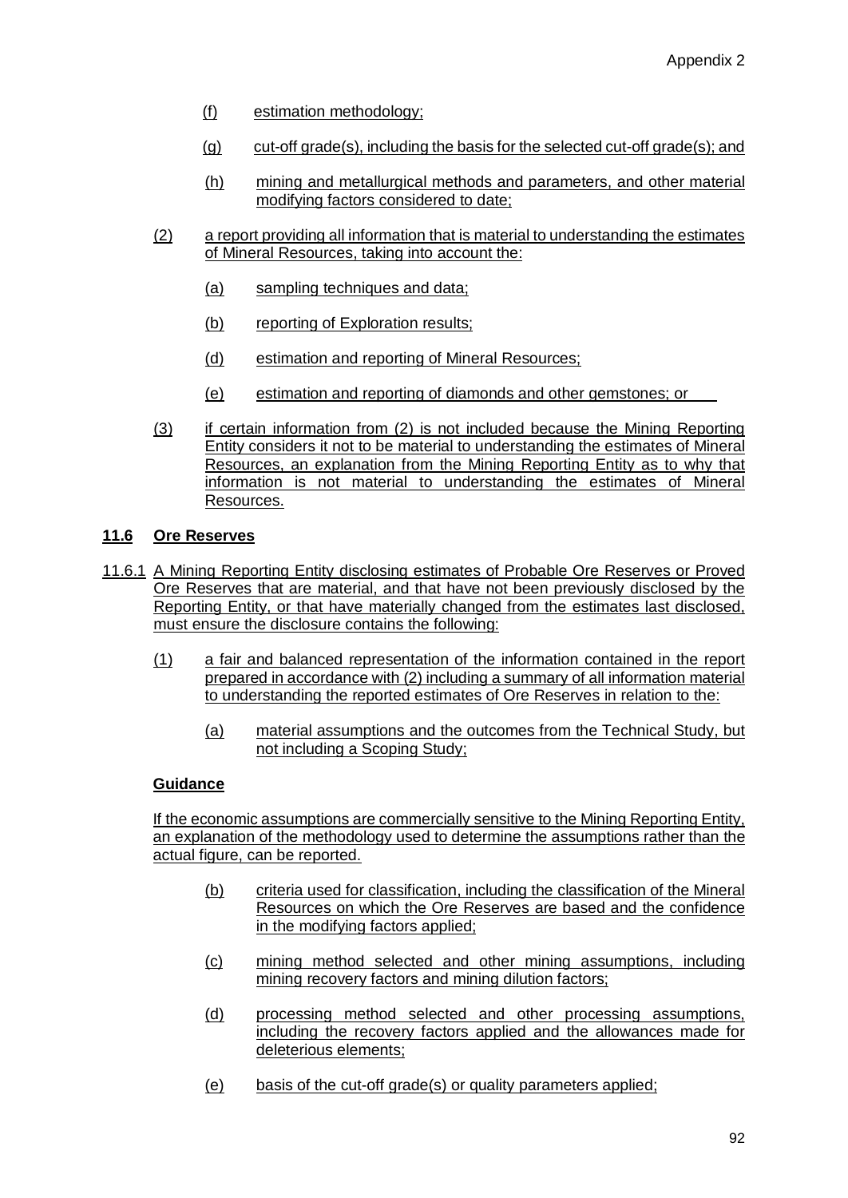(f) estimation methodology;

(g) cut-off grade(s), including the basis for the selected cut-off grade(s); and

(h) mining and metallurgical methods and parameters, and other material modifying factors considered to date;

(2) a report providing all information that is material to understanding the estimates of Mineral Resources, taking into account the:

(a) sampling techniques and data;

(b) reporting of Exploration results;

(d) estimation and reporting of Mineral Resources;

(e) estimation and reporting of diamonds and other gemstones; or

(3) if certain information from (2) is not included because the Mining Reporting Entity considers it not to be material to understanding the estimates of Mineral Resources, an explanation from the Mining Reporting Entity as to why that information is not material to understanding the estimates of Mineral Resources.

## 11.6 Ore Reserves

11.6.1 A Mining Reporting Entity disclosing estimates of Probable Ore Reserves or Proved Ore Reserves that are material, and that have not been previously disclosed by the Reporting Entity, or that have materially changed from the estimates last disclosed, must ensure the disclosure contains the following:

(1) a fair and balanced representation of the information contained in the report prepared in accordance with (2) including a summary of all information material to understanding the reported estimates of Ore Reserves in relation to the:

(a) material assumptions and the outcomes from the Technical Study, but not including a Scoping Study;

**Guidance**

If the economic assumptions are commercially sensitive to the Mining Reporting Entity, an explanation of the methodology used to determine the assumptions rather than the actual figure, can be reported.

(b) criteria used for classification, including the classification of the Mineral Resources on which the Ore Reserves are based and the confidence in the modifying factors applied;

(c) mining method selected and other mining assumptions, including mining recovery factors and mining dilution factors;

(d) processing method selected and other processing assumptions, including the recovery factors applied and the allowances made for deleterious elements;

(e) basis of the cut-off grade(s) or quality parameters applied;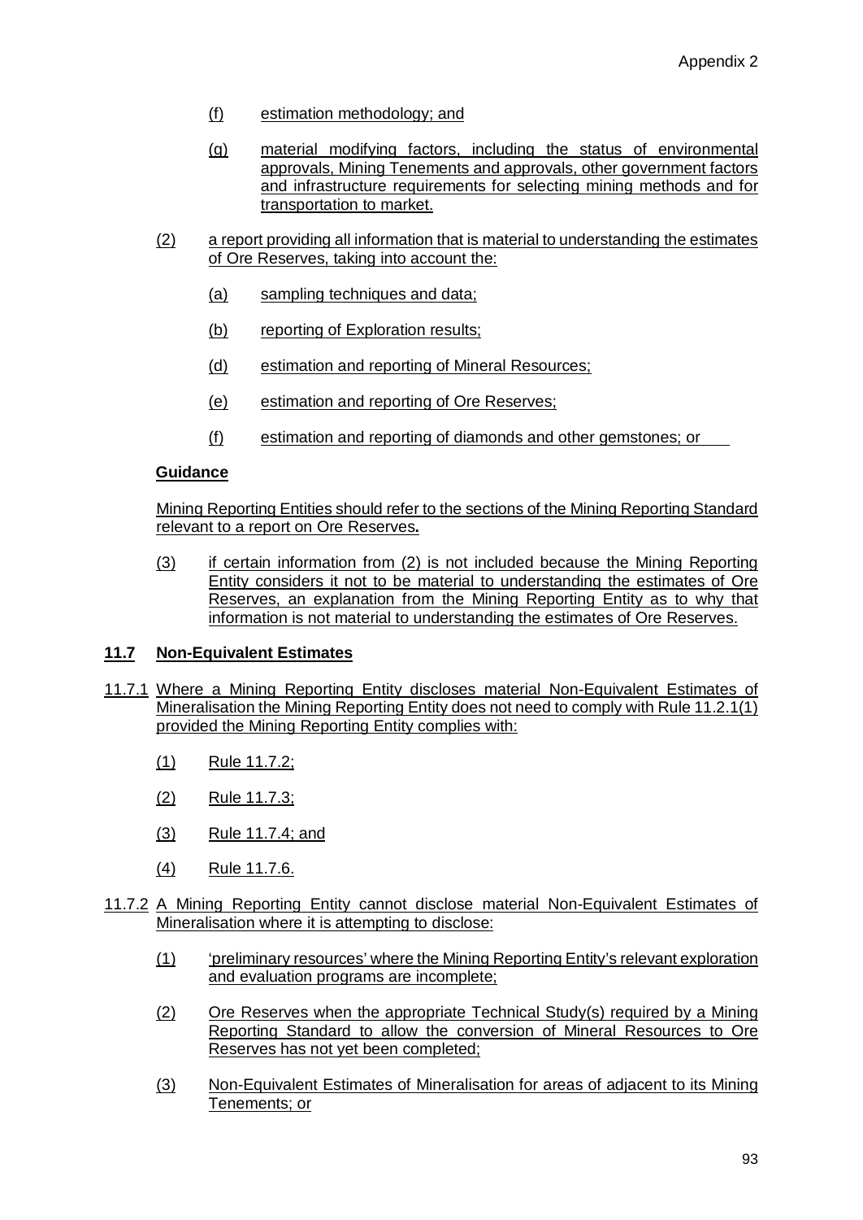(f) estimation methodology; and

(g) material modifying factors, including the status of environmental approvals, Mining Tenements and approvals, other government factors and infrastructure requirements for selecting mining methods and for transportation to market.

(2) a report providing all information that is material to understanding the estimates of Ore Reserves, taking into account the:

(a) sampling techniques and data;

(b) reporting of Exploration results;

(d) estimation and reporting of Mineral Resources;

(e) estimation and reporting of Ore Reserves;

(f) estimation and reporting of diamonds and other gemstones; or

**Guidance**

Mining Reporting Entities should refer to the sections of the Mining Reporting Standard relevant to a report on Ore Reserves**.**

(3) if certain information from (2) is not included because the Mining Reporting Entity considers it not to be material to understanding the estimates of Ore Reserves, an explanation from the Mining Reporting Entity as to why that information is not material to understanding the estimates of Ore Reserves.

## 11.7 Non-Equivalent Estimates

11.7.1 Where a Mining Reporting Entity discloses material Non-Equivalent Estimates of Mineralisation the Mining Reporting Entity does not need to comply with Rule 11.2.1(1) provided the Mining Reporting Entity complies with:

(1) Rule 11.7.2;

(2) Rule 11.7.3;

(3) Rule 11.7.4; and

(4) Rule 11.7.6.

11.7.2 A Mining Reporting Entity cannot disclose material Non-Equivalent Estimates of Mineralisation where it is attempting to disclose:

(1) 'preliminary resources' where the Mining Reporting Entity's relevant exploration and evaluation programs are incomplete;

(2) Ore Reserves when the appropriate Technical Study(s) required by a Mining Reporting Standard to allow the conversion of Mineral Resources to Ore Reserves has not yet been completed;

(3) Non-Equivalent Estimates of Mineralisation for areas of adjacent to its Mining Tenements; or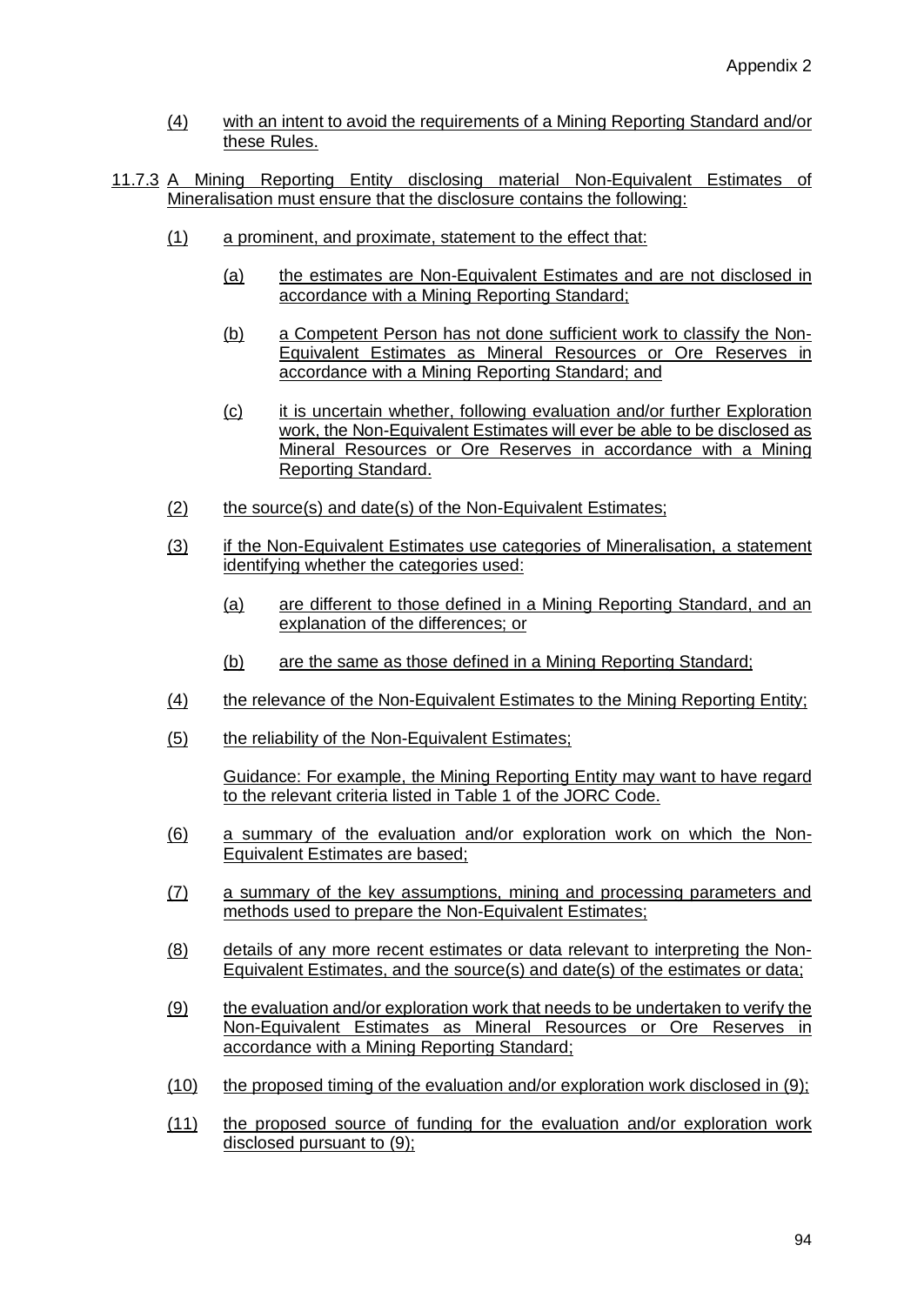(4) with an intent to avoid the requirements of a Mining Reporting Standard and/or these Rules.

11.7.3 A Mining Reporting Entity disclosing material Non-Equivalent Estimates of Mineralisation must ensure that the disclosure contains the following:

(1) a prominent, and proximate, statement to the effect that:

(a) the estimates are Non-Equivalent Estimates and are not disclosed in accordance with a Mining Reporting Standard;

(b) a Competent Person has not done sufficient work to classify the Non-Equivalent Estimates as Mineral Resources or Ore Reserves in accordance with a Mining Reporting Standard; and

(c) it is uncertain whether, following evaluation and/or further Exploration work, the Non-Equivalent Estimates will ever be able to be disclosed as Mineral Resources or Ore Reserves in accordance with a Mining Reporting Standard.

(2) the source(s) and date(s) of the Non-Equivalent Estimates;

(3) if the Non-Equivalent Estimates use categories of Mineralisation, a statement identifying whether the categories used:

(a) are different to those defined in a Mining Reporting Standard, and an explanation of the differences; or

(b) are the same as those defined in a Mining Reporting Standard;

(4) the relevance of the Non-Equivalent Estimates to the Mining Reporting Entity;

(5) the reliability of the Non-Equivalent Estimates;

Guidance: For example, the Mining Reporting Entity may want to have regard to the relevant criteria listed in Table 1 of the JORC Code.

(6) a summary of the evaluation and/or exploration work on which the Non-Equivalent Estimates are based;

(7) a summary of the key assumptions, mining and processing parameters and methods used to prepare the Non-Equivalent Estimates;

(8) details of any more recent estimates or data relevant to interpreting the Non-Equivalent Estimates, and the source(s) and date(s) of the estimates or data;

(9) the evaluation and/or exploration work that needs to be undertaken to verify the Non-Equivalent Estimates as Mineral Resources or Ore Reserves in accordance with a Mining Reporting Standard;

(10) the proposed timing of the evaluation and/or exploration work disclosed in (9);

(11) the proposed source of funding for the evaluation and/or exploration work disclosed pursuant to (9);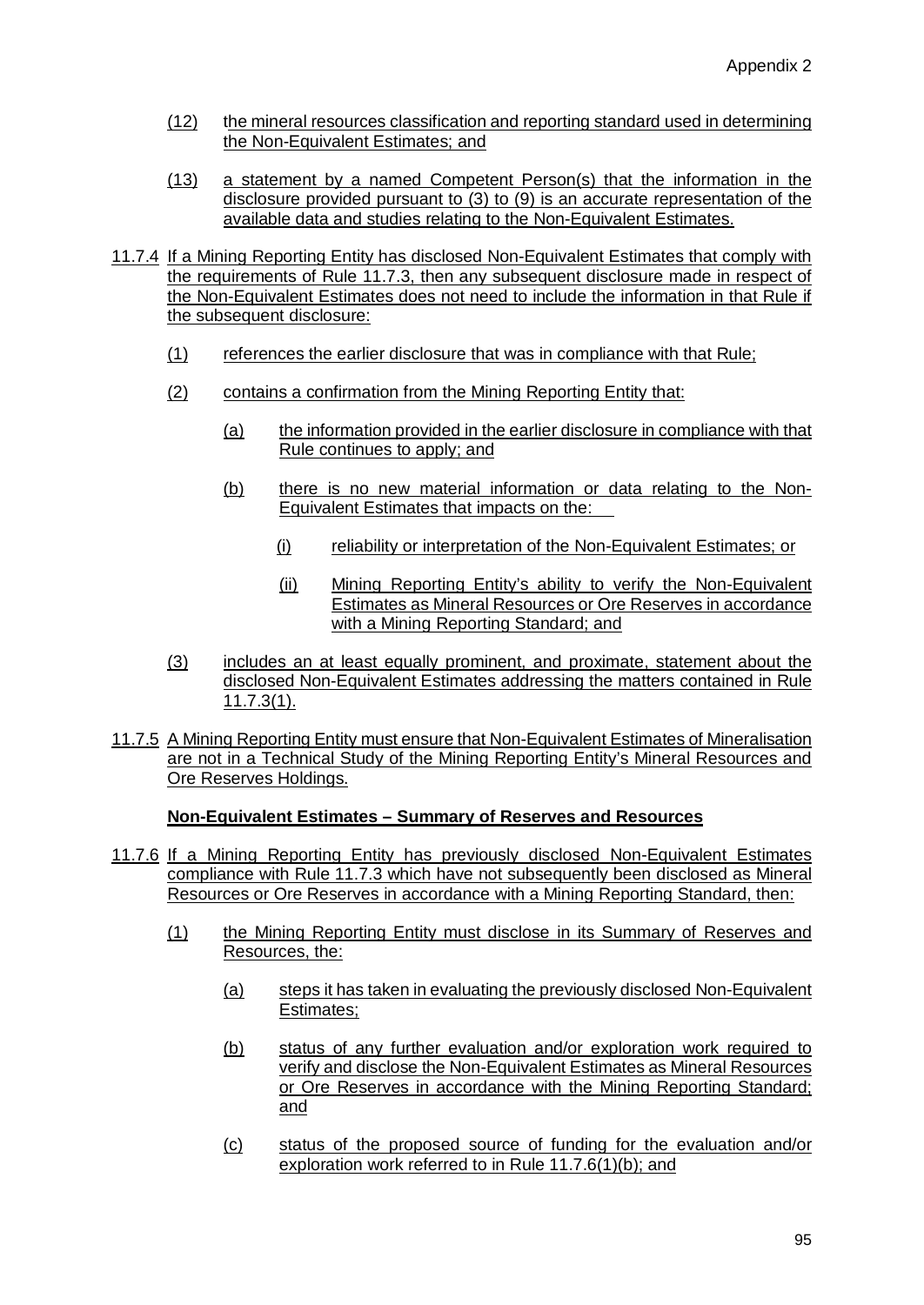(12) the mineral resources classification and reporting standard used in determining the Non-Equivalent Estimates; and

(13) a statement by a named Competent Person(s) that the information in the disclosure provided pursuant to (3) to (9) is an accurate representation of the available data and studies relating to the Non-Equivalent Estimates.

11.7.4 If a Mining Reporting Entity has disclosed Non-Equivalent Estimates that comply with the requirements of Rule 11.7.3, then any subsequent disclosure made in respect of the Non-Equivalent Estimates does not need to include the information in that Rule if the subsequent disclosure:

(1) references the earlier disclosure that was in compliance with that Rule;

(2) contains a confirmation from the Mining Reporting Entity that:

(a) the information provided in the earlier disclosure in compliance with that Rule continues to apply; and

(b) there is no new material information or data relating to the Non-Equivalent Estimates that impacts on the:

(i) reliability or interpretation of the Non-Equivalent Estimates; or

(ii) Mining Reporting Entity's ability to verify the Non-Equivalent Estimates as Mineral Resources or Ore Reserves in accordance with a Mining Reporting Standard; and

(3) includes an at least equally prominent, and proximate, statement about the disclosed Non-Equivalent Estimates addressing the matters contained in Rule 11.7.3(1).

11.7.5 A Mining Reporting Entity must ensure that Non-Equivalent Estimates of Mineralisation are not in a Technical Study of the Mining Reporting Entity's Mineral Resources and Ore Reserves Holdings.

**Non-Equivalent Estimates – Summary of Reserves and Resources**

11.7.6 If a Mining Reporting Entity has previously disclosed Non-Equivalent Estimates compliance with Rule 11.7.3 which have not subsequently been disclosed as Mineral Resources or Ore Reserves in accordance with a Mining Reporting Standard, then:

(1) the Mining Reporting Entity must disclose in its Summary of Reserves and Resources, the:

(a) steps it has taken in evaluating the previously disclosed Non-Equivalent Estimates;

(b) status of any further evaluation and/or exploration work required to verify and disclose the Non-Equivalent Estimates as Mineral Resources or Ore Reserves in accordance with the Mining Reporting Standard; and

(c) status of the proposed source of funding for the evaluation and/or exploration work referred to in Rule 11.7.6(1)(b); and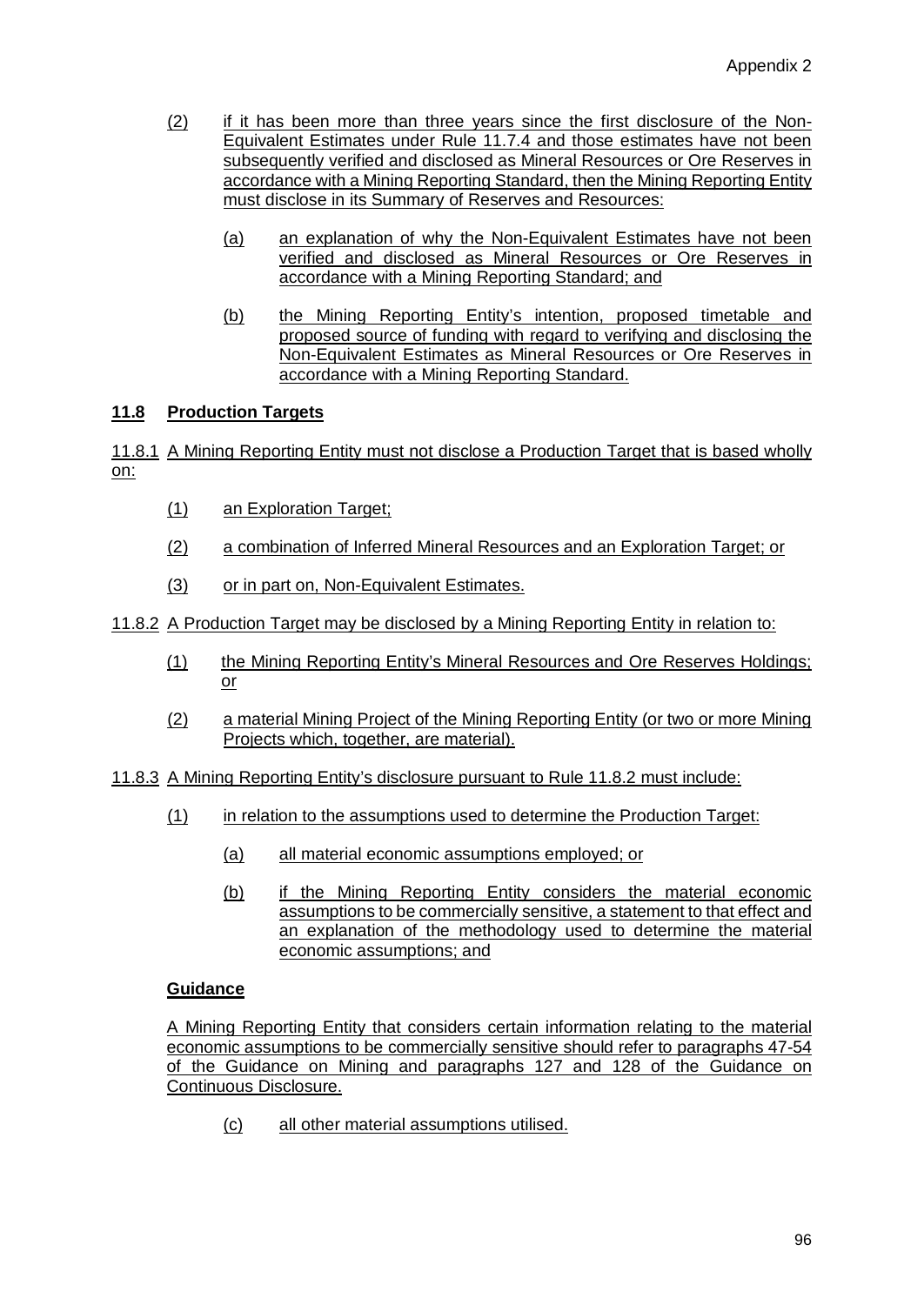(2) if it has been more than three years since the first disclosure of the Non-Equivalent Estimates under Rule 11.7.4 and those estimates have not been subsequently verified and disclosed as Mineral Resources or Ore Reserves in accordance with a Mining Reporting Standard, then the Mining Reporting Entity must disclose in its Summary of Reserves and Resources:

   (a) an explanation of why the Non-Equivalent Estimates have not been verified and disclosed as Mineral Resources or Ore Reserves in accordance with a Mining Reporting Standard; and

   (b) the Mining Reporting Entity's intention, proposed timetable and proposed source of funding with regard to verifying and disclosing the Non-Equivalent Estimates as Mineral Resources or Ore Reserves in accordance with a Mining Reporting Standard.

## 11.8 Production Targets

11.8.1 A Mining Reporting Entity must not disclose a Production Target that is based wholly on:

(1) an Exploration Target;

(2) a combination of Inferred Mineral Resources and an Exploration Target; or

(3) or in part on, Non-Equivalent Estimates.

11.8.2 A Production Target may be disclosed by a Mining Reporting Entity in relation to:

(1) the Mining Reporting Entity's Mineral Resources and Ore Reserves Holdings; or

(2) a material Mining Project of the Mining Reporting Entity (or two or more Mining Projects which, together, are material).

11.8.3 A Mining Reporting Entity's disclosure pursuant to Rule 11.8.2 must include:

(1) in relation to the assumptions used to determine the Production Target:

   (a) all material economic assumptions employed; or

   (b) if the Mining Reporting Entity considers the material economic assumptions to be commercially sensitive, a statement to that effect and an explanation of the methodology used to determine the material economic assumptions; and

**Guidance**

A Mining Reporting Entity that considers certain information relating to the material economic assumptions to be commercially sensitive should refer to paragraphs 47-54 of the Guidance on Mining and paragraphs 127 and 128 of the Guidance on Continuous Disclosure.

   (c) all other material assumptions utilised.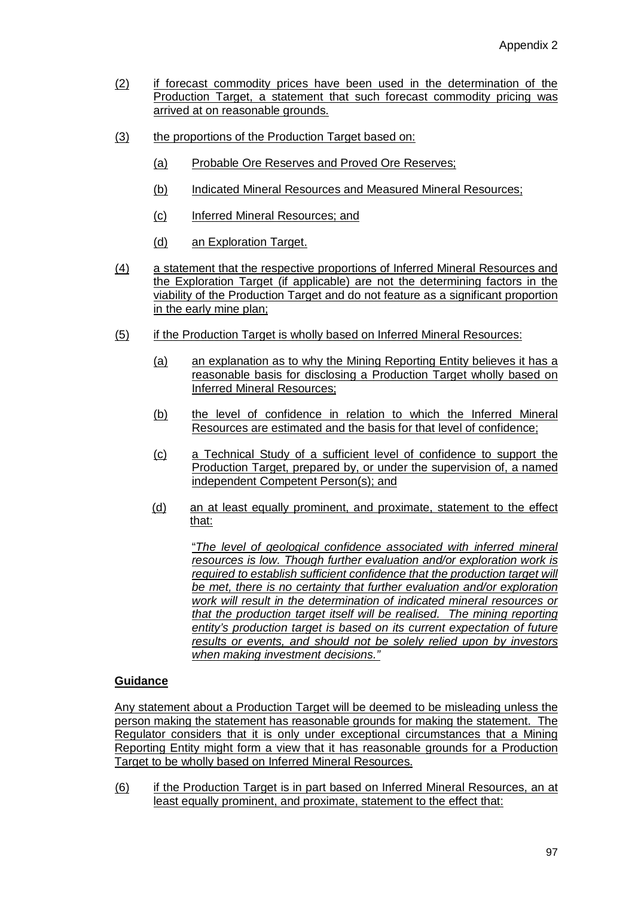(2) if forecast commodity prices have been used in the determination of the Production Target, a statement that such forecast commodity pricing was arrived at on reasonable grounds.

(3) the proportions of the Production Target based on:

   (a) Probable Ore Reserves and Proved Ore Reserves;

   (b) Indicated Mineral Resources and Measured Mineral Resources;

   (c) Inferred Mineral Resources; and

   (d) an Exploration Target.

(4) a statement that the respective proportions of Inferred Mineral Resources and the Exploration Target (if applicable) are not the determining factors in the viability of the Production Target and do not feature as a significant proportion in the early mine plan;

(5) if the Production Target is wholly based on Inferred Mineral Resources:

   (a) an explanation as to why the Mining Reporting Entity believes it has a reasonable basis for disclosing a Production Target wholly based on Inferred Mineral Resources;

   (b) the level of confidence in relation to which the Inferred Mineral Resources are estimated and the basis for that level of confidence;

   (c) a Technical Study of a sufficient level of confidence to support the Production Target, prepared by, or under the supervision of, a named independent Competent Person(s); and

   (d) an at least equally prominent, and proximate, statement to the effect that:

      "*The level of geological confidence associated with inferred mineral resources is low. Though further evaluation and/or exploration work is required to establish sufficient confidence that the production target will be met, there is no certainty that further evaluation and/or exploration work will result in the determination of indicated mineral resources or that the production target itself will be realised. The mining reporting entity's production target is based on its current expectation of future results or events, and should not be solely relied upon by investors when making investment decisions.*"

**Guidance**

Any statement about a Production Target will be deemed to be misleading unless the person making the statement has reasonable grounds for making the statement. The Regulator considers that it is only under exceptional circumstances that a Mining Reporting Entity might form a view that it has reasonable grounds for a Production Target to be wholly based on Inferred Mineral Resources.

(6) if the Production Target is in part based on Inferred Mineral Resources, an at least equally prominent, and proximate, statement to the effect that: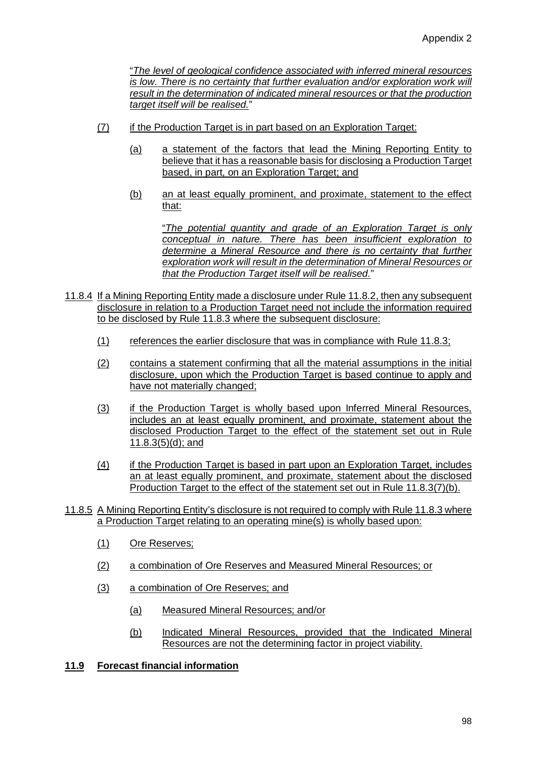"*The level of geological confidence associated with inferred mineral resources is low. There is no certainty that further evaluation and/or exploration work will result in the determination of indicated mineral resources or that the production target itself will be realised.*"

(7) if the Production Target is in part based on an Exploration Target:

(a) a statement of the factors that lead the Mining Reporting Entity to believe that it has a reasonable basis for disclosing a Production Target based, in part, on an Exploration Target; and

(b) an at least equally prominent, and proximate, statement to the effect that:

"*The potential quantity and grade of an Exploration Target is only conceptual in nature. There has been insufficient exploration to determine a Mineral Resource and there is no certainty that further exploration work will result in the determination of Mineral Resources or that the Production Target itself will be realised.*"

11.8.4 If a Mining Reporting Entity made a disclosure under Rule 11.8.2, then any subsequent disclosure in relation to a Production Target need not include the information required to be disclosed by Rule 11.8.3 where the subsequent disclosure:

(1) references the earlier disclosure that was in compliance with Rule 11.8.3;

(2) contains a statement confirming that all the material assumptions in the initial disclosure, upon which the Production Target is based continue to apply and have not materially changed;

(3) if the Production Target is wholly based upon Inferred Mineral Resources, includes an at least equally prominent, and proximate, statement about the disclosed Production Target to the effect of the statement set out in Rule 11.8.3(5)(d); and

(4) if the Production Target is based in part upon an Exploration Target, includes an at least equally prominent, and proximate, statement about the disclosed Production Target to the effect of the statement set out in Rule 11.8.3(7)(b).

11.8.5 A Mining Reporting Entity's disclosure is not required to comply with Rule 11.8.3 where a Production Target relating to an operating mine(s) is wholly based upon:

(1) Ore Reserves;

(2) a combination of Ore Reserves and Measured Mineral Resources; or

(3) a combination of Ore Reserves; and

(a) Measured Mineral Resources; and/or

(b) Indicated Mineral Resources, provided that the Indicated Mineral Resources are not the determining factor in project viability.

## 11.9 Forecast financial information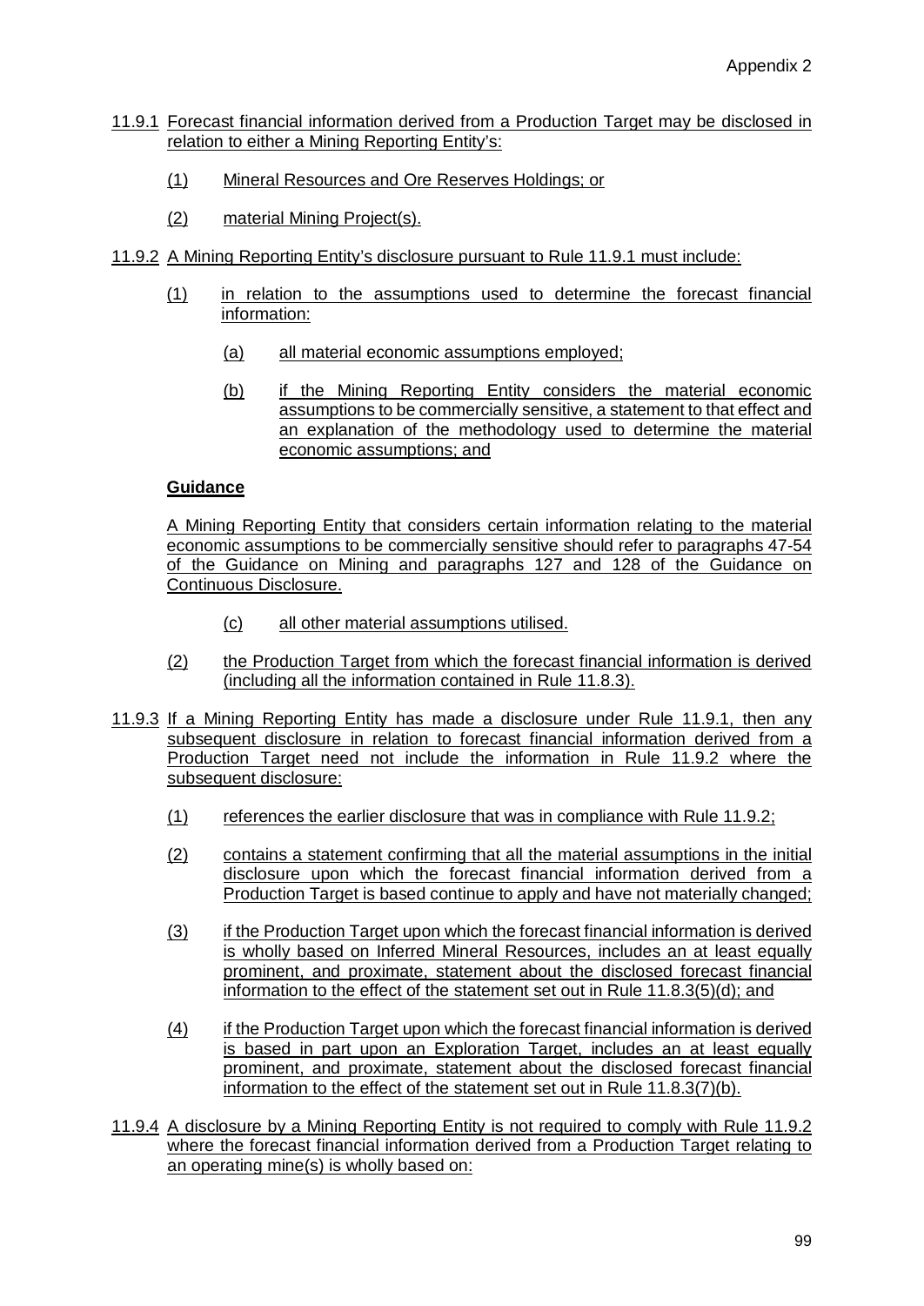11.9.1 Forecast financial information derived from a Production Target may be disclosed in relation to either a Mining Reporting Entity's:

(1) Mineral Resources and Ore Reserves Holdings; or

(2) material Mining Project(s).

11.9.2 A Mining Reporting Entity's disclosure pursuant to Rule 11.9.1 must include:

(1) in relation to the assumptions used to determine the forecast financial information:

(a) all material economic assumptions employed;

(b) if the Mining Reporting Entity considers the material economic assumptions to be commercially sensitive, a statement to that effect and an explanation of the methodology used to determine the material economic assumptions; and

**Guidance**

A Mining Reporting Entity that considers certain information relating to the material economic assumptions to be commercially sensitive should refer to paragraphs 47-54 of the Guidance on Mining and paragraphs 127 and 128 of the Guidance on Continuous Disclosure.

(c) all other material assumptions utilised.

(2) the Production Target from which the forecast financial information is derived (including all the information contained in Rule 11.8.3).

11.9.3 If a Mining Reporting Entity has made a disclosure under Rule 11.9.1, then any subsequent disclosure in relation to forecast financial information derived from a Production Target need not include the information in Rule 11.9.2 where the subsequent disclosure:

(1) references the earlier disclosure that was in compliance with Rule 11.9.2;

(2) contains a statement confirming that all the material assumptions in the initial disclosure upon which the forecast financial information derived from a Production Target is based continue to apply and have not materially changed;

(3) if the Production Target upon which the forecast financial information is derived is wholly based on Inferred Mineral Resources, includes an at least equally prominent, and proximate, statement about the disclosed forecast financial information to the effect of the statement set out in Rule 11.8.3(5)(d); and

(4) if the Production Target upon which the forecast financial information is derived is based in part upon an Exploration Target, includes an at least equally prominent, and proximate, statement about the disclosed forecast financial information to the effect of the statement set out in Rule 11.8.3(7)(b).

11.9.4 A disclosure by a Mining Reporting Entity is not required to comply with Rule 11.9.2 where the forecast financial information derived from a Production Target relating to an operating mine(s) is wholly based on: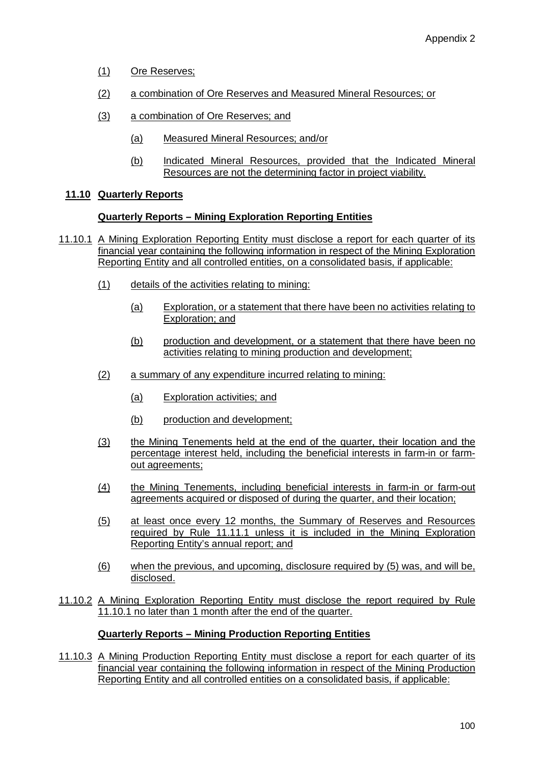(1) Ore Reserves;

(2) a combination of Ore Reserves and Measured Mineral Resources; or

(3) a combination of Ore Reserves; and

   (a) Measured Mineral Resources; and/or

   (b) Indicated Mineral Resources, provided that the Indicated Mineral Resources are not the determining factor in project viability.

## 11.10 Quarterly Reports

### Quarterly Reports – Mining Exploration Reporting Entities

11.10.1 A Mining Exploration Reporting Entity must disclose a report for each quarter of its financial year containing the following information in respect of the Mining Exploration Reporting Entity and all controlled entities, on a consolidated basis, if applicable:

(1) details of the activities relating to mining:

   (a) Exploration, or a statement that there have been no activities relating to Exploration; and

   (b) production and development, or a statement that there have been no activities relating to mining production and development;

(2) a summary of any expenditure incurred relating to mining:

   (a) Exploration activities; and

   (b) production and development;

(3) the Mining Tenements held at the end of the quarter, their location and the percentage interest held, including the beneficial interests in farm-in or farm-out agreements;

(4) the Mining Tenements, including beneficial interests in farm-in or farm-out agreements acquired or disposed of during the quarter, and their location;

(5) at least once every 12 months, the Summary of Reserves and Resources required by Rule 11.11.1 unless it is included in the Mining Exploration Reporting Entity's annual report; and

(6) when the previous, and upcoming, disclosure required by (5) was, and will be, disclosed.

11.10.2 A Mining Exploration Reporting Entity must disclose the report required by Rule 11.10.1 no later than 1 month after the end of the quarter.

### Quarterly Reports – Mining Production Reporting Entities

11.10.3 A Mining Production Reporting Entity must disclose a report for each quarter of its financial year containing the following information in respect of the Mining Production Reporting Entity and all controlled entities on a consolidated basis, if applicable: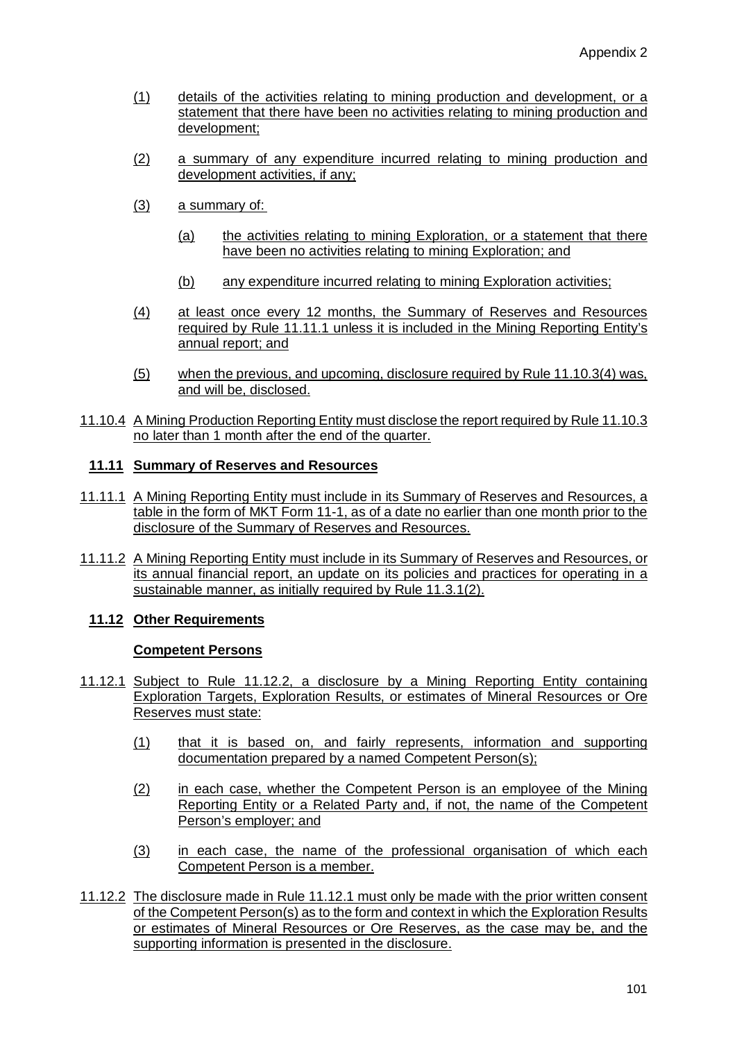(1) details of the activities relating to mining production and development, or a statement that there have been no activities relating to mining production and development;

(2) a summary of any expenditure incurred relating to mining production and development activities, if any;

(3) a summary of:

 (a) the activities relating to mining Exploration, or a statement that there have been no activities relating to mining Exploration; and

 (b) any expenditure incurred relating to mining Exploration activities;

(4) at least once every 12 months, the Summary of Reserves and Resources required by Rule 11.11.1 unless it is included in the Mining Reporting Entity's annual report; and

(5) when the previous, and upcoming, disclosure required by Rule 11.10.3(4) was, and will be, disclosed.

11.10.4 A Mining Production Reporting Entity must disclose the report required by Rule 11.10.3 no later than 1 month after the end of the quarter.

## 11.11 Summary of Reserves and Resources

11.11.1 A Mining Reporting Entity must include in its Summary of Reserves and Resources, a table in the form of MKT Form 11-1, as of a date no earlier than one month prior to the disclosure of the Summary of Reserves and Resources.

11.11.2 A Mining Reporting Entity must include in its Summary of Reserves and Resources, or its annual financial report, an update on its policies and practices for operating in a sustainable manner, as initially required by Rule 11.3.1(2).

## 11.12 Other Requirements

### Competent Persons

11.12.1 Subject to Rule 11.12.2, a disclosure by a Mining Reporting Entity containing Exploration Targets, Exploration Results, or estimates of Mineral Resources or Ore Reserves must state:

(1) that it is based on, and fairly represents, information and supporting documentation prepared by a named Competent Person(s);

(2) in each case, whether the Competent Person is an employee of the Mining Reporting Entity or a Related Party and, if not, the name of the Competent Person's employer; and

(3) in each case, the name of the professional organisation of which each Competent Person is a member.

11.12.2 The disclosure made in Rule 11.12.1 must only be made with the prior written consent of the Competent Person(s) as to the form and context in which the Exploration Results or estimates of Mineral Resources or Ore Reserves, as the case may be, and the supporting information is presented in the disclosure.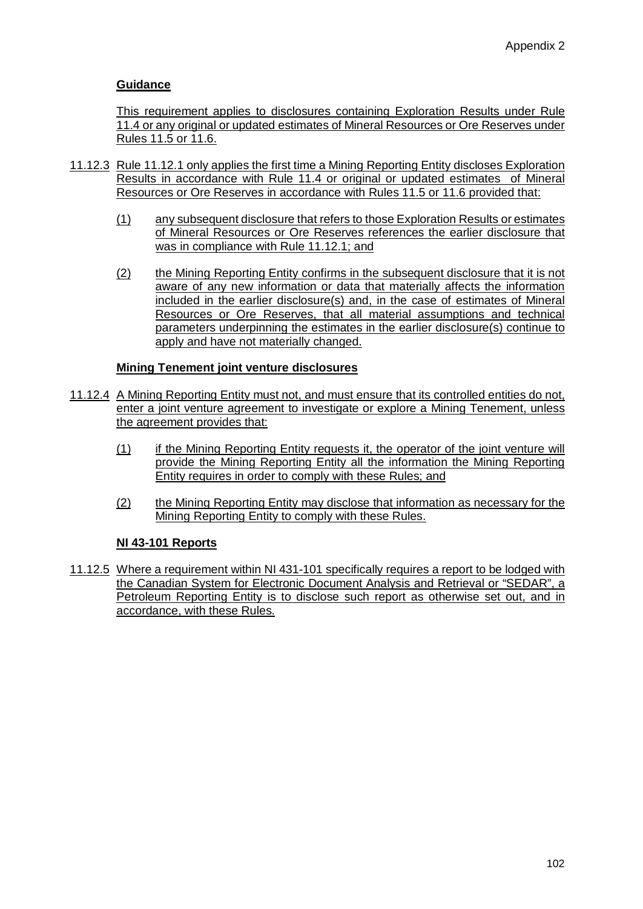**Guidance**

This requirement applies to disclosures containing Exploration Results under Rule 11.4 or any original or updated estimates of Mineral Resources or Ore Reserves under Rules 11.5 or 11.6.

11.12.3 Rule 11.12.1 only applies the first time a Mining Reporting Entity discloses Exploration Results in accordance with Rule 11.4 or original or updated estimates of Mineral Resources or Ore Reserves in accordance with Rules 11.5 or 11.6 provided that:

(1) any subsequent disclosure that refers to those Exploration Results or estimates of Mineral Resources or Ore Reserves references the earlier disclosure that was in compliance with Rule 11.12.1; and

(2) the Mining Reporting Entity confirms in the subsequent disclosure that it is not aware of any new information or data that materially affects the information included in the earlier disclosure(s) and, in the case of estimates of Mineral Resources or Ore Reserves, that all material assumptions and technical parameters underpinning the estimates in the earlier disclosure(s) continue to apply and have not materially changed.

**Mining Tenement joint venture disclosures**

11.12.4 A Mining Reporting Entity must not, and must ensure that its controlled entities do not, enter a joint venture agreement to investigate or explore a Mining Tenement, unless the agreement provides that:

(1) if the Mining Reporting Entity requests it, the operator of the joint venture will provide the Mining Reporting Entity all the information the Mining Reporting Entity requires in order to comply with these Rules; and

(2) the Mining Reporting Entity may disclose that information as necessary for the Mining Reporting Entity to comply with these Rules.

**NI 43-101 Reports**

11.12.5 Where a requirement within NI 431-101 specifically requires a report to be lodged with the Canadian System for Electronic Document Analysis and Retrieval or "SEDAR", a Petroleum Reporting Entity is to disclose such report as otherwise set out, and in accordance, with these Rules.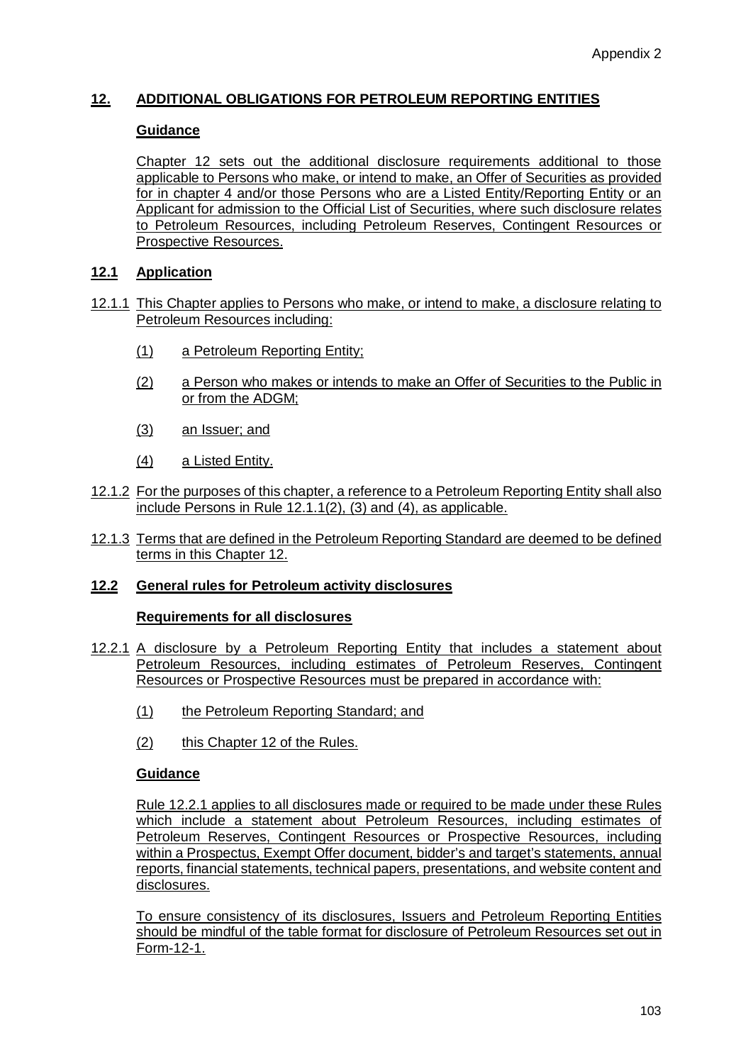## 12. ADDITIONAL OBLIGATIONS FOR PETROLEUM REPORTING ENTITIES

**Guidance**

Chapter 12 sets out the additional disclosure requirements additional to those applicable to Persons who make, or intend to make, an Offer of Securities as provided for in chapter 4 and/or those Persons who are a Listed Entity/Reporting Entity or an Applicant for admission to the Official List of Securities, where such disclosure relates to Petroleum Resources, including Petroleum Reserves, Contingent Resources or Prospective Resources.

### 12.1 Application

12.1.1 This Chapter applies to Persons who make, or intend to make, a disclosure relating to Petroleum Resources including:

(1) a Petroleum Reporting Entity;

(2) a Person who makes or intends to make an Offer of Securities to the Public in or from the ADGM;

(3) an Issuer; and

(4) a Listed Entity.

12.1.2 For the purposes of this chapter, a reference to a Petroleum Reporting Entity shall also include Persons in Rule 12.1.1(2), (3) and (4), as applicable.

12.1.3 Terms that are defined in the Petroleum Reporting Standard are deemed to be defined terms in this Chapter 12.

### 12.2 General rules for Petroleum activity disclosures

**Requirements for all disclosures**

12.2.1 A disclosure by a Petroleum Reporting Entity that includes a statement about Petroleum Resources, including estimates of Petroleum Reserves, Contingent Resources or Prospective Resources must be prepared in accordance with:

(1) the Petroleum Reporting Standard; and

(2) this Chapter 12 of the Rules.

**Guidance**

Rule 12.2.1 applies to all disclosures made or required to be made under these Rules which include a statement about Petroleum Resources, including estimates of Petroleum Reserves, Contingent Resources or Prospective Resources, including within a Prospectus, Exempt Offer document, bidder's and target's statements, annual reports, financial statements, technical papers, presentations, and website content and disclosures.

To ensure consistency of its disclosures, Issuers and Petroleum Reporting Entities should be mindful of the table format for disclosure of Petroleum Resources set out in Form-12-1.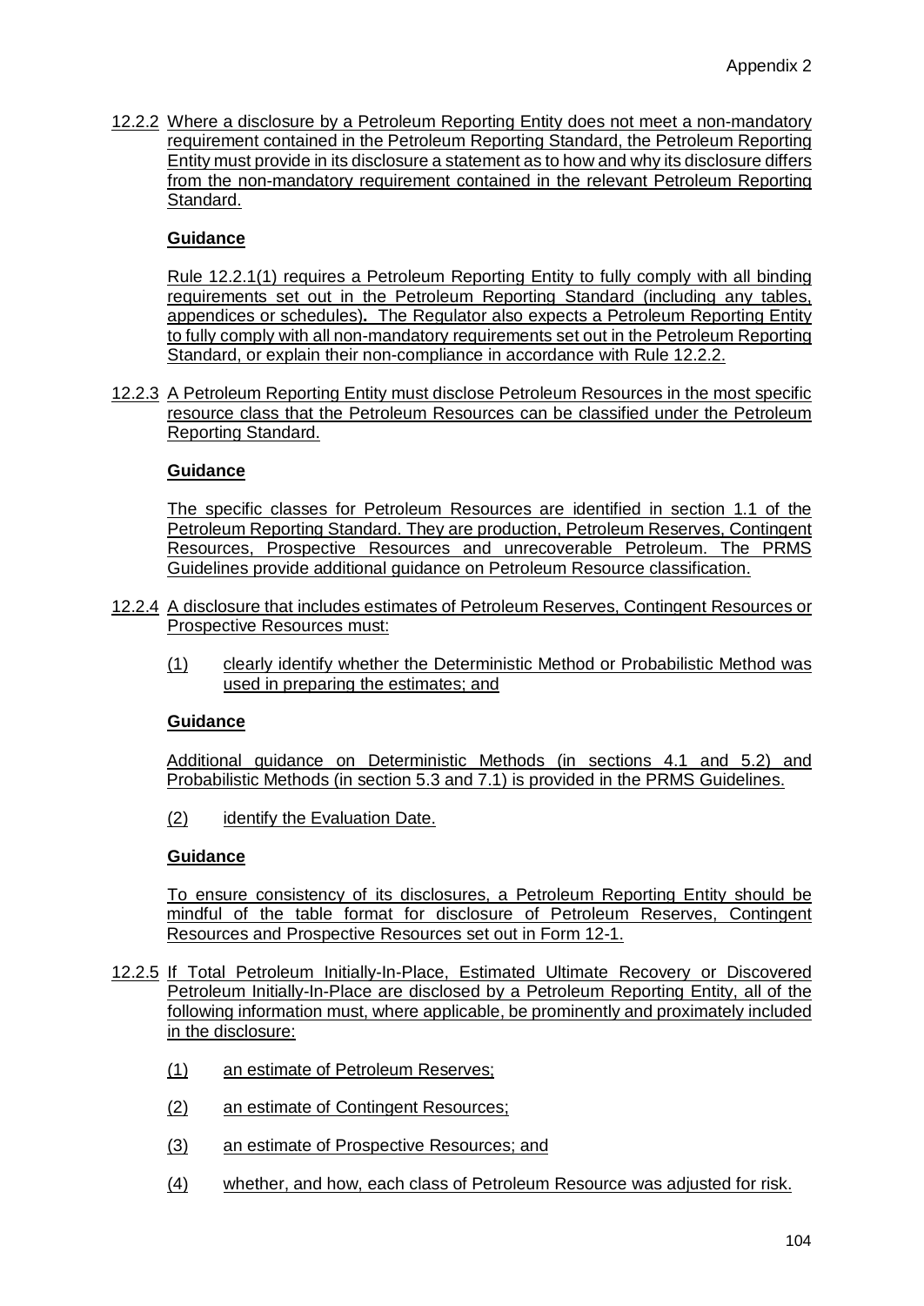12.2.2 Where a disclosure by a Petroleum Reporting Entity does not meet a non-mandatory requirement contained in the Petroleum Reporting Standard, the Petroleum Reporting Entity must provide in its disclosure a statement as to how and why its disclosure differs from the non-mandatory requirement contained in the relevant Petroleum Reporting Standard.

**Guidance**

Rule 12.2.1(1) requires a Petroleum Reporting Entity to fully comply with all binding requirements set out in the Petroleum Reporting Standard (including any tables, appendices or schedules). The Regulator also expects a Petroleum Reporting Entity to fully comply with all non-mandatory requirements set out in the Petroleum Reporting Standard, or explain their non-compliance in accordance with Rule 12.2.2.

12.2.3 A Petroleum Reporting Entity must disclose Petroleum Resources in the most specific resource class that the Petroleum Resources can be classified under the Petroleum Reporting Standard.

**Guidance**

The specific classes for Petroleum Resources are identified in section 1.1 of the Petroleum Reporting Standard. They are production, Petroleum Reserves, Contingent Resources, Prospective Resources and unrecoverable Petroleum. The PRMS Guidelines provide additional guidance on Petroleum Resource classification.

12.2.4 A disclosure that includes estimates of Petroleum Reserves, Contingent Resources or Prospective Resources must:

(1) clearly identify whether the Deterministic Method or Probabilistic Method was used in preparing the estimates; and

**Guidance**

Additional guidance on Deterministic Methods (in sections 4.1 and 5.2) and Probabilistic Methods (in section 5.3 and 7.1) is provided in the PRMS Guidelines.

(2) identify the Evaluation Date.

**Guidance**

To ensure consistency of its disclosures, a Petroleum Reporting Entity should be mindful of the table format for disclosure of Petroleum Reserves, Contingent Resources and Prospective Resources set out in Form 12-1.

12.2.5 If Total Petroleum Initially-In-Place, Estimated Ultimate Recovery or Discovered Petroleum Initially-In-Place are disclosed by a Petroleum Reporting Entity, all of the following information must, where applicable, be prominently and proximately included in the disclosure:

(1) an estimate of Petroleum Reserves;

(2) an estimate of Contingent Resources;

(3) an estimate of Prospective Resources; and

(4) whether, and how, each class of Petroleum Resource was adjusted for risk.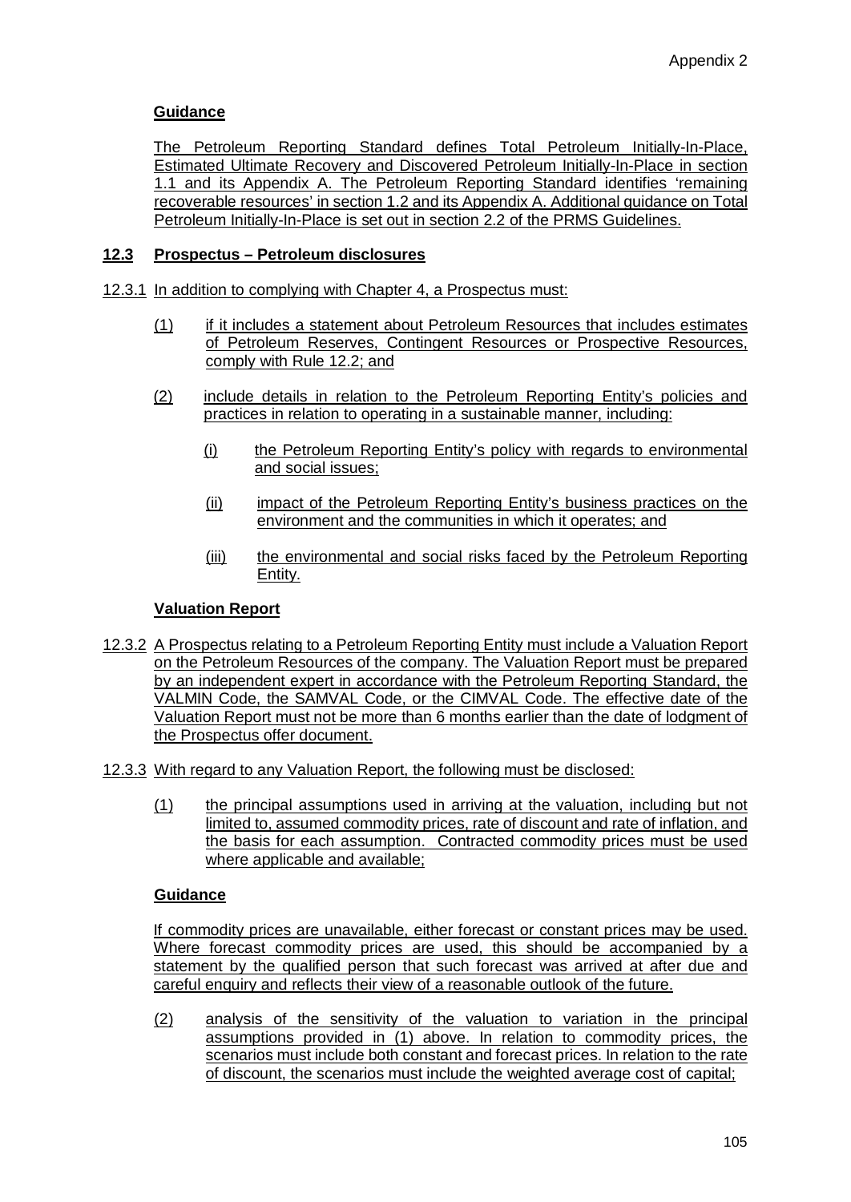**Guidance**

The Petroleum Reporting Standard defines Total Petroleum Initially-In-Place, Estimated Ultimate Recovery and Discovered Petroleum Initially-In-Place in section 1.1 and its Appendix A. The Petroleum Reporting Standard identifies 'remaining recoverable resources' in section 1.2 and its Appendix A. Additional guidance on Total Petroleum Initially-In-Place is set out in section 2.2 of the PRMS Guidelines.

## 12.3 Prospectus – Petroleum disclosures

12.3.1 In addition to complying with Chapter 4, a Prospectus must:

(1) if it includes a statement about Petroleum Resources that includes estimates of Petroleum Reserves, Contingent Resources or Prospective Resources, comply with Rule 12.2; and

(2) include details in relation to the Petroleum Reporting Entity's policies and practices in relation to operating in a sustainable manner, including:

(i) the Petroleum Reporting Entity's policy with regards to environmental and social issues;

(ii) impact of the Petroleum Reporting Entity's business practices on the environment and the communities in which it operates; and

(iii) the environmental and social risks faced by the Petroleum Reporting Entity.

**Valuation Report**

12.3.2 A Prospectus relating to a Petroleum Reporting Entity must include a Valuation Report on the Petroleum Resources of the company. The Valuation Report must be prepared by an independent expert in accordance with the Petroleum Reporting Standard, the VALMIN Code, the SAMVAL Code, or the CIMVAL Code. The effective date of the Valuation Report must not be more than 6 months earlier than the date of lodgment of the Prospectus offer document.

12.3.3 With regard to any Valuation Report, the following must be disclosed:

(1) the principal assumptions used in arriving at the valuation, including but not limited to, assumed commodity prices, rate of discount and rate of inflation, and the basis for each assumption. Contracted commodity prices must be used where applicable and available;

**Guidance**

If commodity prices are unavailable, either forecast or constant prices may be used. Where forecast commodity prices are used, this should be accompanied by a statement by the qualified person that such forecast was arrived at after due and careful enquiry and reflects their view of a reasonable outlook of the future.

(2) analysis of the sensitivity of the valuation to variation in the principal assumptions provided in (1) above. In relation to commodity prices, the scenarios must include both constant and forecast prices. In relation to the rate of discount, the scenarios must include the weighted average cost of capital;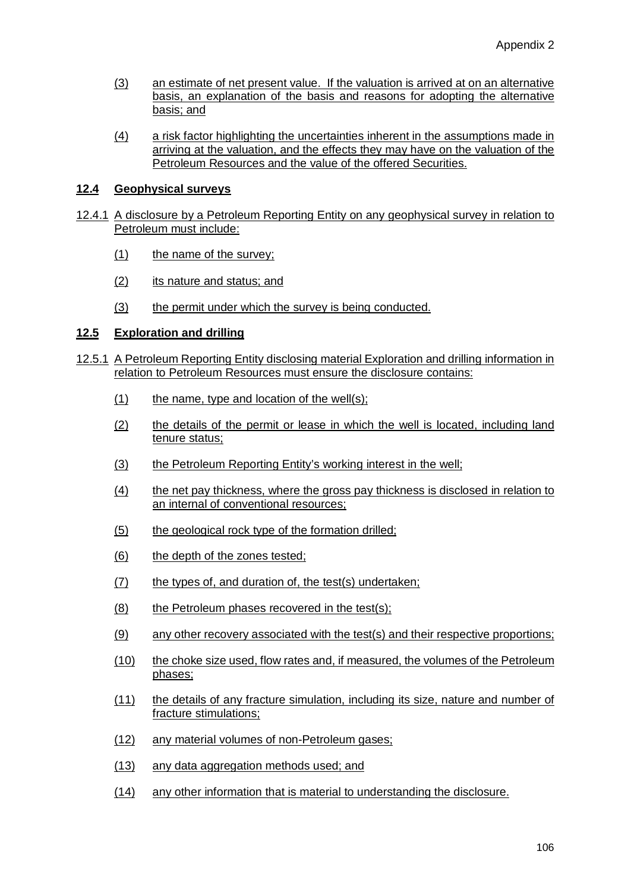(3) an estimate of net present value. If the valuation is arrived at on an alternative basis, an explanation of the basis and reasons for adopting the alternative basis; and

(4) a risk factor highlighting the uncertainties inherent in the assumptions made in arriving at the valuation, and the effects they may have on the valuation of the Petroleum Resources and the value of the offered Securities.

## 12.4 Geophysical surveys

12.4.1 A disclosure by a Petroleum Reporting Entity on any geophysical survey in relation to Petroleum must include:

(1) the name of the survey;

(2) its nature and status; and

(3) the permit under which the survey is being conducted.

## 12.5 Exploration and drilling

12.5.1 A Petroleum Reporting Entity disclosing material Exploration and drilling information in relation to Petroleum Resources must ensure the disclosure contains:

(1) the name, type and location of the well(s);

(2) the details of the permit or lease in which the well is located, including land tenure status;

(3) the Petroleum Reporting Entity's working interest in the well;

(4) the net pay thickness, where the gross pay thickness is disclosed in relation to an internal of conventional resources;

(5) the geological rock type of the formation drilled;

(6) the depth of the zones tested;

(7) the types of, and duration of, the test(s) undertaken;

(8) the Petroleum phases recovered in the test(s);

(9) any other recovery associated with the test(s) and their respective proportions;

(10) the choke size used, flow rates and, if measured, the volumes of the Petroleum phases;

(11) the details of any fracture simulation, including its size, nature and number of fracture stimulations;

(12) any material volumes of non-Petroleum gases;

(13) any data aggregation methods used; and

(14) any other information that is material to understanding the disclosure.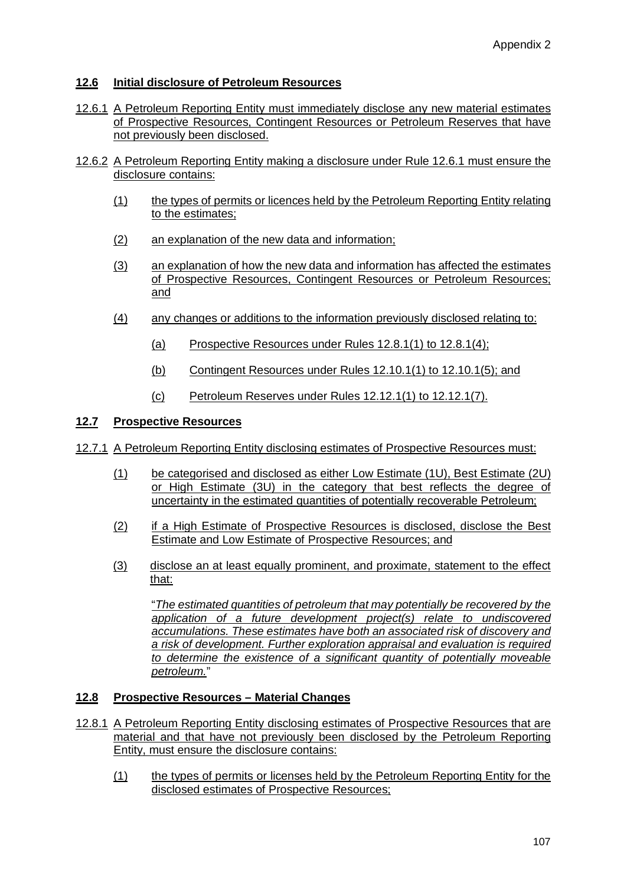## 12.6 Initial disclosure of Petroleum Resources

12.6.1 A Petroleum Reporting Entity must immediately disclose any new material estimates of Prospective Resources, Contingent Resources or Petroleum Reserves that have not previously been disclosed.

12.6.2 A Petroleum Reporting Entity making a disclosure under Rule 12.6.1 must ensure the disclosure contains:

(1) the types of permits or licences held by the Petroleum Reporting Entity relating to the estimates;

(2) an explanation of the new data and information;

(3) an explanation of how the new data and information has affected the estimates of Prospective Resources, Contingent Resources or Petroleum Resources; and

(4) any changes or additions to the information previously disclosed relating to:

(a) Prospective Resources under Rules 12.8.1(1) to 12.8.1(4);

(b) Contingent Resources under Rules 12.10.1(1) to 12.10.1(5); and

(c) Petroleum Reserves under Rules 12.12.1(1) to 12.12.1(7).

## 12.7 Prospective Resources

12.7.1 A Petroleum Reporting Entity disclosing estimates of Prospective Resources must:

(1) be categorised and disclosed as either Low Estimate (1U), Best Estimate (2U) or High Estimate (3U) in the category that best reflects the degree of uncertainty in the estimated quantities of potentially recoverable Petroleum;

(2) if a High Estimate of Prospective Resources is disclosed, disclose the Best Estimate and Low Estimate of Prospective Resources; and

(3) disclose an at least equally prominent, and proximate, statement to the effect that:

"*The estimated quantities of petroleum that may potentially be recovered by the application of a future development project(s) relate to undiscovered accumulations. These estimates have both an associated risk of discovery and a risk of development. Further exploration appraisal and evaluation is required to determine the existence of a significant quantity of potentially moveable petroleum.*"

## 12.8 Prospective Resources – Material Changes

12.8.1 A Petroleum Reporting Entity disclosing estimates of Prospective Resources that are material and that have not previously been disclosed by the Petroleum Reporting Entity, must ensure the disclosure contains:

(1) the types of permits or licenses held by the Petroleum Reporting Entity for the disclosed estimates of Prospective Resources;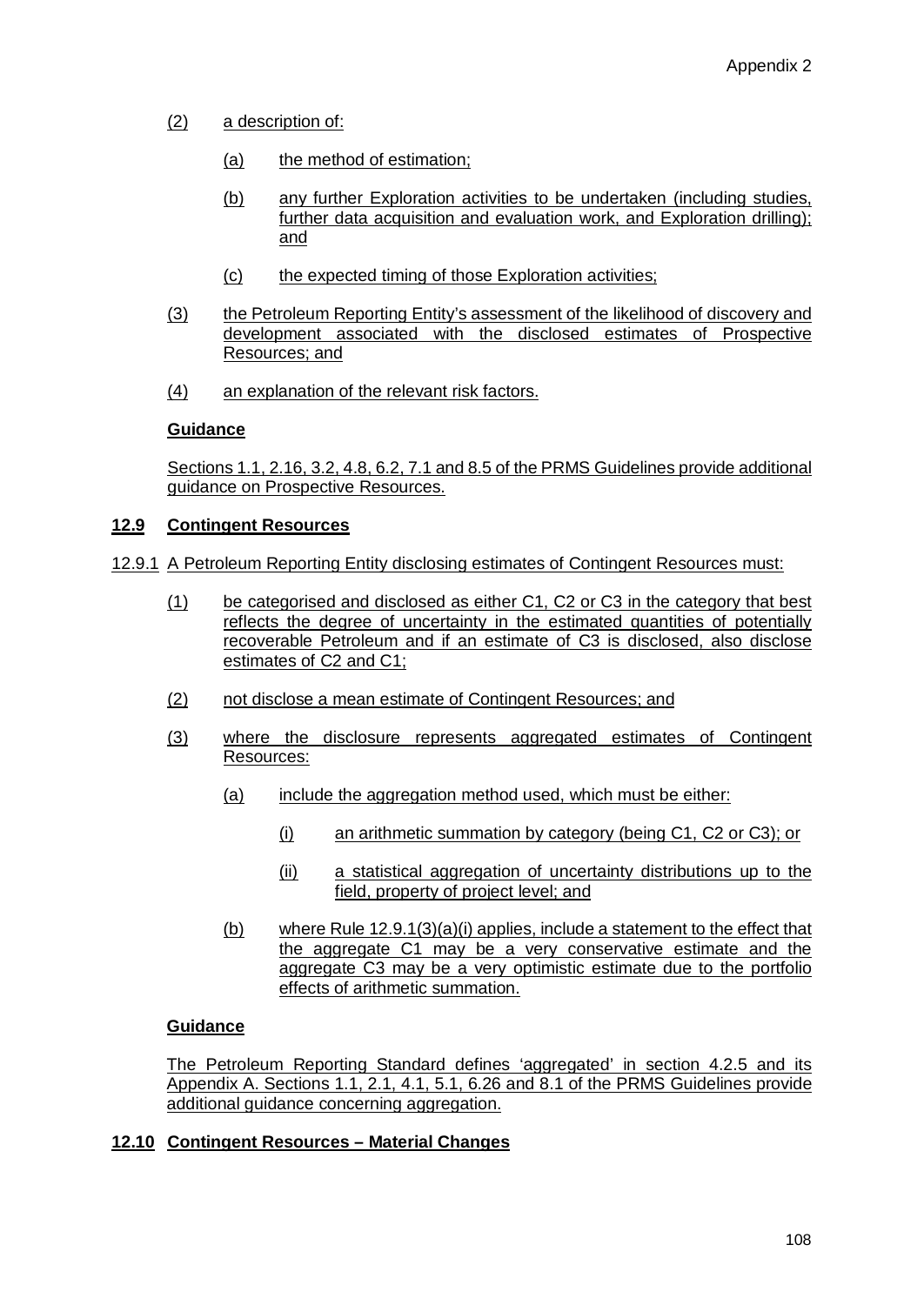(2) a description of:

(a) the method of estimation;

(b) any further Exploration activities to be undertaken (including studies, further data acquisition and evaluation work, and Exploration drilling); and

(c) the expected timing of those Exploration activities;

(3) the Petroleum Reporting Entity's assessment of the likelihood of discovery and development associated with the disclosed estimates of Prospective Resources; and

(4) an explanation of the relevant risk factors.

**Guidance**

Sections 1.1, 2.16, 3.2, 4.8, 6.2, 7.1 and 8.5 of the PRMS Guidelines provide additional guidance on Prospective Resources.

## 12.9 Contingent Resources

12.9.1 A Petroleum Reporting Entity disclosing estimates of Contingent Resources must:

(1) be categorised and disclosed as either C1, C2 or C3 in the category that best reflects the degree of uncertainty in the estimated quantities of potentially recoverable Petroleum and if an estimate of C3 is disclosed, also disclose estimates of C2 and C1;

(2) not disclose a mean estimate of Contingent Resources; and

(3) where the disclosure represents aggregated estimates of Contingent Resources:

(a) include the aggregation method used, which must be either:

(i) an arithmetic summation by category (being C1, C2 or C3); or

(ii) a statistical aggregation of uncertainty distributions up to the field, property of project level; and

(b) where Rule 12.9.1(3)(a)(i) applies, include a statement to the effect that the aggregate C1 may be a very conservative estimate and the aggregate C3 may be a very optimistic estimate due to the portfolio effects of arithmetic summation.

**Guidance**

The Petroleum Reporting Standard defines 'aggregated' in section 4.2.5 and its Appendix A. Sections 1.1, 2.1, 4.1, 5.1, 6.26 and 8.1 of the PRMS Guidelines provide additional guidance concerning aggregation.

## 12.10 Contingent Resources – Material Changes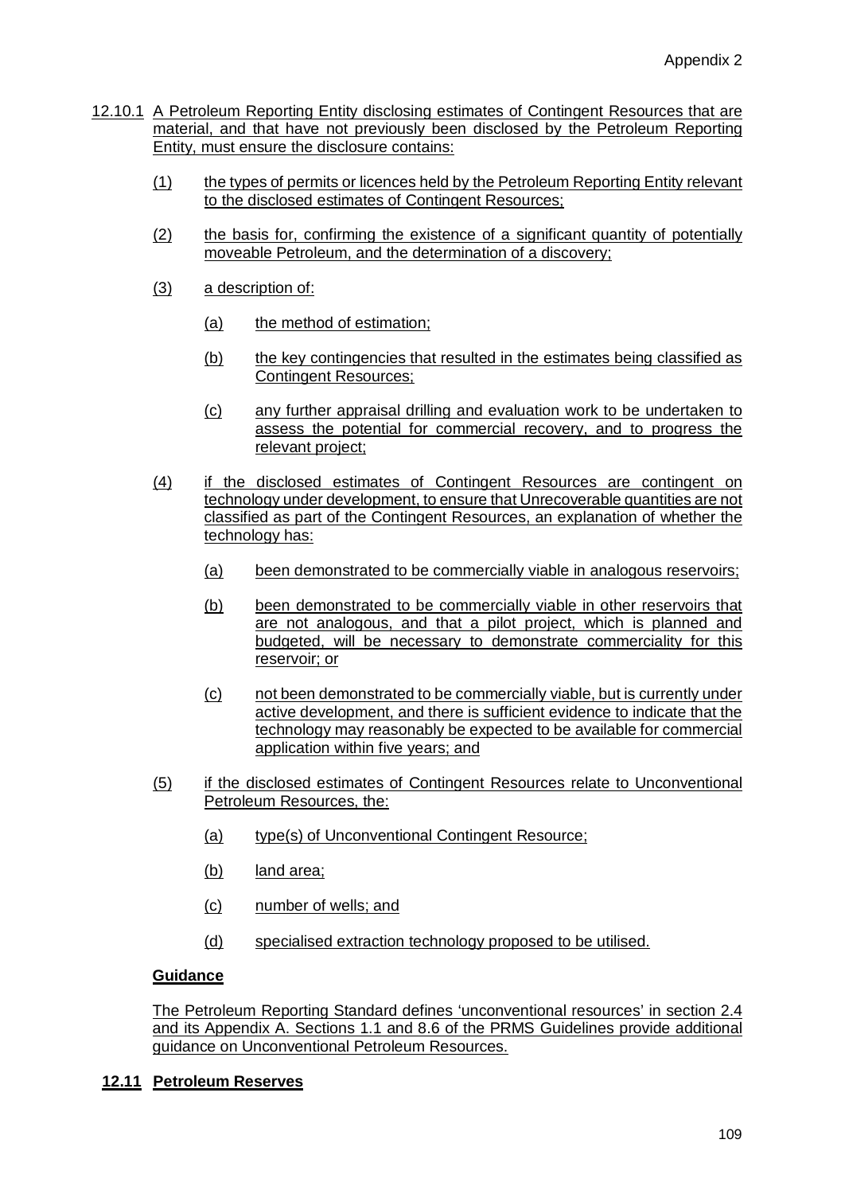12.10.1 A Petroleum Reporting Entity disclosing estimates of Contingent Resources that are material, and that have not previously been disclosed by the Petroleum Reporting Entity, must ensure the disclosure contains:

(1) the types of permits or licences held by the Petroleum Reporting Entity relevant to the disclosed estimates of Contingent Resources;

(2) the basis for, confirming the existence of a significant quantity of potentially moveable Petroleum, and the determination of a discovery;

(3) a description of:

(a) the method of estimation;

(b) the key contingencies that resulted in the estimates being classified as Contingent Resources;

(c) any further appraisal drilling and evaluation work to be undertaken to assess the potential for commercial recovery, and to progress the relevant project;

(4) if the disclosed estimates of Contingent Resources are contingent on technology under development, to ensure that Unrecoverable quantities are not classified as part of the Contingent Resources, an explanation of whether the technology has:

(a) been demonstrated to be commercially viable in analogous reservoirs;

(b) been demonstrated to be commercially viable in other reservoirs that are not analogous, and that a pilot project, which is planned and budgeted, will be necessary to demonstrate commerciality for this reservoir; or

(c) not been demonstrated to be commercially viable, but is currently under active development, and there is sufficient evidence to indicate that the technology may reasonably be expected to be available for commercial application within five years; and

(5) if the disclosed estimates of Contingent Resources relate to Unconventional Petroleum Resources, the:

(a) type(s) of Unconventional Contingent Resource;

(b) land area;

(c) number of wells; and

(d) specialised extraction technology proposed to be utilised.

**Guidance**

The Petroleum Reporting Standard defines 'unconventional resources' in section 2.4 and its Appendix A. Sections 1.1 and 8.6 of the PRMS Guidelines provide additional guidance on Unconventional Petroleum Resources.

## 12.11 Petroleum Reserves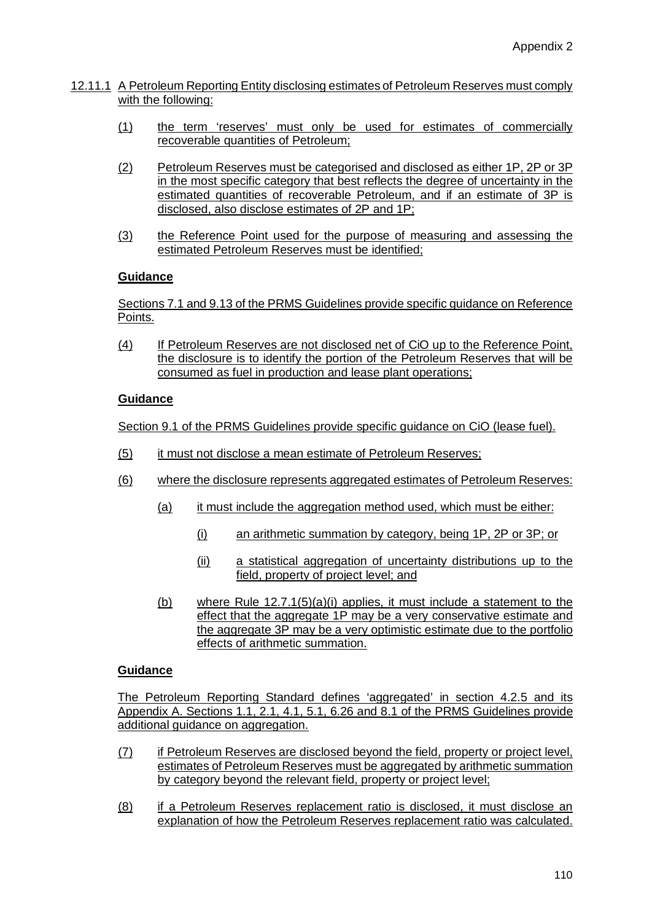12.11.1 A Petroleum Reporting Entity disclosing estimates of Petroleum Reserves must comply with the following:

(1) the term 'reserves' must only be used for estimates of commercially recoverable quantities of Petroleum;

(2) Petroleum Reserves must be categorised and disclosed as either 1P, 2P or 3P in the most specific category that best reflects the degree of uncertainty in the estimated quantities of recoverable Petroleum, and if an estimate of 3P is disclosed, also disclose estimates of 2P and 1P;

(3) the Reference Point used for the purpose of measuring and assessing the estimated Petroleum Reserves must be identified;

**Guidance**

Sections 7.1 and 9.13 of the PRMS Guidelines provide specific guidance on Reference Points.

(4) If Petroleum Reserves are not disclosed net of CiO up to the Reference Point, the disclosure is to identify the portion of the Petroleum Reserves that will be consumed as fuel in production and lease plant operations;

**Guidance**

Section 9.1 of the PRMS Guidelines provide specific guidance on CiO (lease fuel).

(5) it must not disclose a mean estimate of Petroleum Reserves;

(6) where the disclosure represents aggregated estimates of Petroleum Reserves:

(a) it must include the aggregation method used, which must be either:

(i) an arithmetic summation by category, being 1P, 2P or 3P; or

(ii) a statistical aggregation of uncertainty distributions up to the field, property of project level; and

(b) where Rule 12.7.1(5)(a)(i) applies, it must include a statement to the effect that the aggregate 1P may be a very conservative estimate and the aggregate 3P may be a very optimistic estimate due to the portfolio effects of arithmetic summation.

**Guidance**

The Petroleum Reporting Standard defines 'aggregated' in section 4.2.5 and its Appendix A. Sections 1.1, 2.1, 4.1, 5.1, 6.26 and 8.1 of the PRMS Guidelines provide additional guidance on aggregation.

(7) if Petroleum Reserves are disclosed beyond the field, property or project level, estimates of Petroleum Reserves must be aggregated by arithmetic summation by category beyond the relevant field, property or project level;

(8) if a Petroleum Reserves replacement ratio is disclosed, it must disclose an explanation of how the Petroleum Reserves replacement ratio was calculated.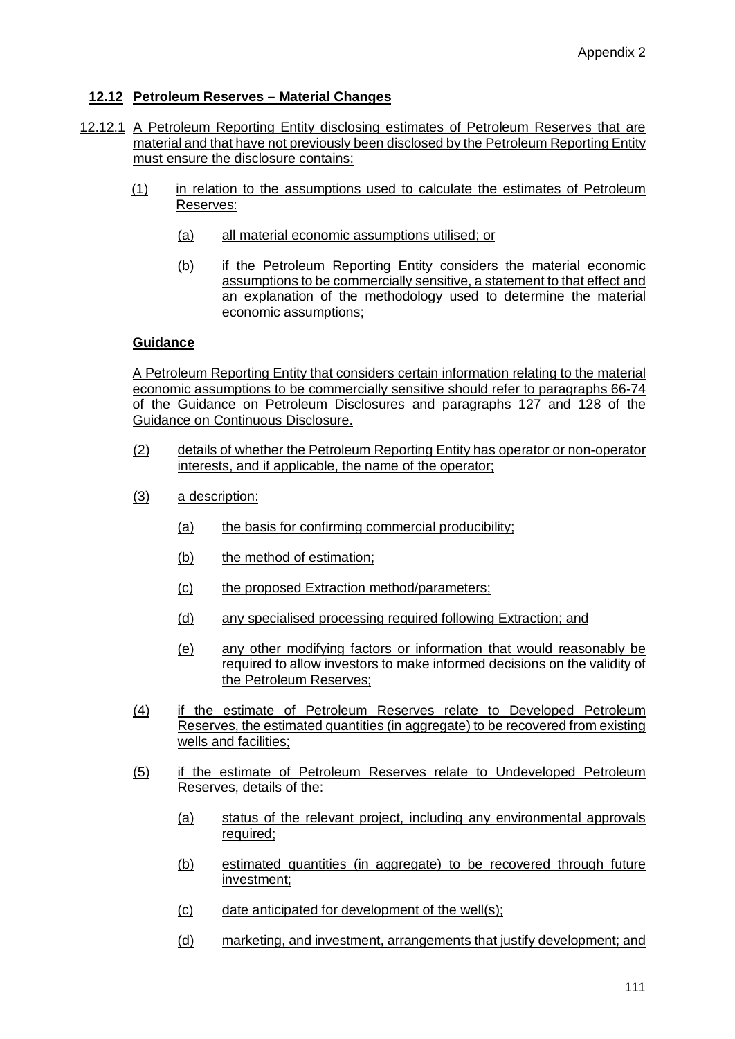## 12.12 Petroleum Reserves – Material Changes

12.12.1 A Petroleum Reporting Entity disclosing estimates of Petroleum Reserves that are material and that have not previously been disclosed by the Petroleum Reporting Entity must ensure the disclosure contains:

(1) in relation to the assumptions used to calculate the estimates of Petroleum Reserves:

(a) all material economic assumptions utilised; or

(b) if the Petroleum Reporting Entity considers the material economic assumptions to be commercially sensitive, a statement to that effect and an explanation of the methodology used to determine the material economic assumptions;

**Guidance**

A Petroleum Reporting Entity that considers certain information relating to the material economic assumptions to be commercially sensitive should refer to paragraphs 66-74 of the Guidance on Petroleum Disclosures and paragraphs 127 and 128 of the Guidance on Continuous Disclosure.

(2) details of whether the Petroleum Reporting Entity has operator or non-operator interests, and if applicable, the name of the operator;

(3) a description:

(a) the basis for confirming commercial producibility;

(b) the method of estimation;

(c) the proposed Extraction method/parameters;

(d) any specialised processing required following Extraction; and

(e) any other modifying factors or information that would reasonably be required to allow investors to make informed decisions on the validity of the Petroleum Reserves;

(4) if the estimate of Petroleum Reserves relate to Developed Petroleum Reserves, the estimated quantities (in aggregate) to be recovered from existing wells and facilities;

(5) if the estimate of Petroleum Reserves relate to Undeveloped Petroleum Reserves, details of the:

(a) status of the relevant project, including any environmental approvals required;

(b) estimated quantities (in aggregate) to be recovered through future investment;

(c) date anticipated for development of the well(s);

(d) marketing, and investment, arrangements that justify development; and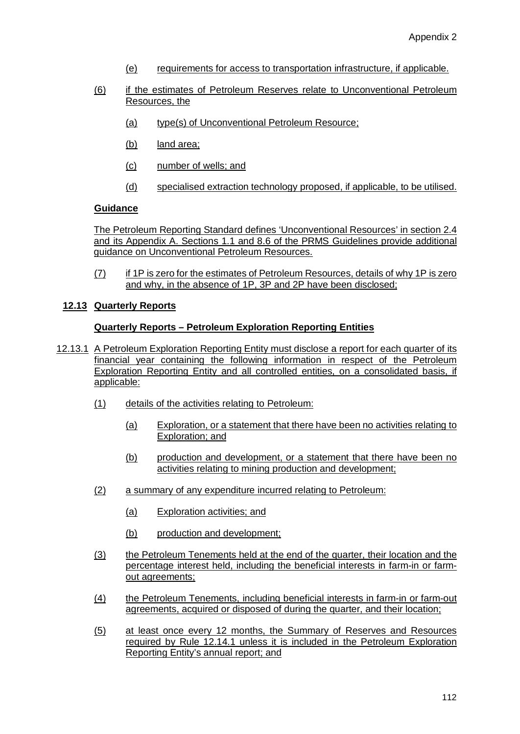(e) requirements for access to transportation infrastructure, if applicable.

(6) if the estimates of Petroleum Reserves relate to Unconventional Petroleum Resources, the

(a) type(s) of Unconventional Petroleum Resource;

(b) land area;

(c) number of wells; and

(d) specialised extraction technology proposed, if applicable, to be utilised.

**Guidance**

The Petroleum Reporting Standard defines 'Unconventional Resources' in section 2.4 and its Appendix A. Sections 1.1 and 8.6 of the PRMS Guidelines provide additional guidance on Unconventional Petroleum Resources.

(7) if 1P is zero for the estimates of Petroleum Resources, details of why 1P is zero and why, in the absence of 1P, 3P and 2P have been disclosed;

## 12.13 Quarterly Reports

### Quarterly Reports – Petroleum Exploration Reporting Entities

12.13.1 A Petroleum Exploration Reporting Entity must disclose a report for each quarter of its financial year containing the following information in respect of the Petroleum Exploration Reporting Entity and all controlled entities, on a consolidated basis, if applicable:

(1) details of the activities relating to Petroleum:

(a) Exploration, or a statement that there have been no activities relating to Exploration; and

(b) production and development, or a statement that there have been no activities relating to mining production and development;

(2) a summary of any expenditure incurred relating to Petroleum:

(a) Exploration activities; and

(b) production and development;

(3) the Petroleum Tenements held at the end of the quarter, their location and the percentage interest held, including the beneficial interests in farm-in or farm-out agreements;

(4) the Petroleum Tenements, including beneficial interests in farm-in or farm-out agreements, acquired or disposed of during the quarter, and their location;

(5) at least once every 12 months, the Summary of Reserves and Resources required by Rule 12.14.1 unless it is included in the Petroleum Exploration Reporting Entity's annual report; and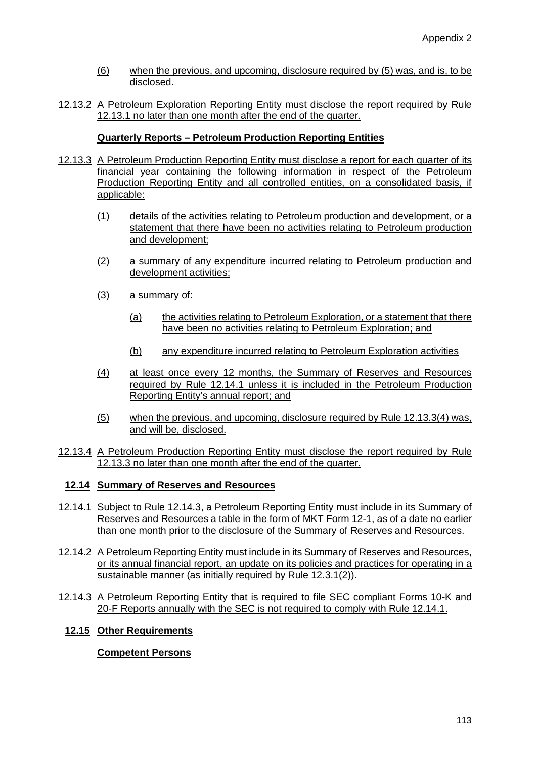(6) when the previous, and upcoming, disclosure required by (5) was, and is, to be disclosed.

12.13.2 A Petroleum Exploration Reporting Entity must disclose the report required by Rule 12.13.1 no later than one month after the end of the quarter.

**Quarterly Reports – Petroleum Production Reporting Entities**

12.13.3 A Petroleum Production Reporting Entity must disclose a report for each quarter of its financial year containing the following information in respect of the Petroleum Production Reporting Entity and all controlled entities, on a consolidated basis, if applicable:

(1) details of the activities relating to Petroleum production and development, or a statement that there have been no activities relating to Petroleum production and development;

(2) a summary of any expenditure incurred relating to Petroleum production and development activities;

(3) a summary of:

(a) the activities relating to Petroleum Exploration, or a statement that there have been no activities relating to Petroleum Exploration; and

(b) any expenditure incurred relating to Petroleum Exploration activities

(4) at least once every 12 months, the Summary of Reserves and Resources required by Rule 12.14.1 unless it is included in the Petroleum Production Reporting Entity's annual report; and

(5) when the previous, and upcoming, disclosure required by Rule 12.13.3(4) was, and will be, disclosed.

12.13.4 A Petroleum Production Reporting Entity must disclose the report required by Rule 12.13.3 no later than one month after the end of the quarter.

## 12.14 Summary of Reserves and Resources

12.14.1 Subject to Rule 12.14.3, a Petroleum Reporting Entity must include in its Summary of Reserves and Resources a table in the form of MKT Form 12-1, as of a date no earlier than one month prior to the disclosure of the Summary of Reserves and Resources.

12.14.2 A Petroleum Reporting Entity must include in its Summary of Reserves and Resources, or its annual financial report, an update on its policies and practices for operating in a sustainable manner (as initially required by Rule 12.3.1(2)).

12.14.3 A Petroleum Reporting Entity that is required to file SEC compliant Forms 10-K and 20-F Reports annually with the SEC is not required to comply with Rule 12.14.1.

## 12.15 Other Requirements

**Competent Persons**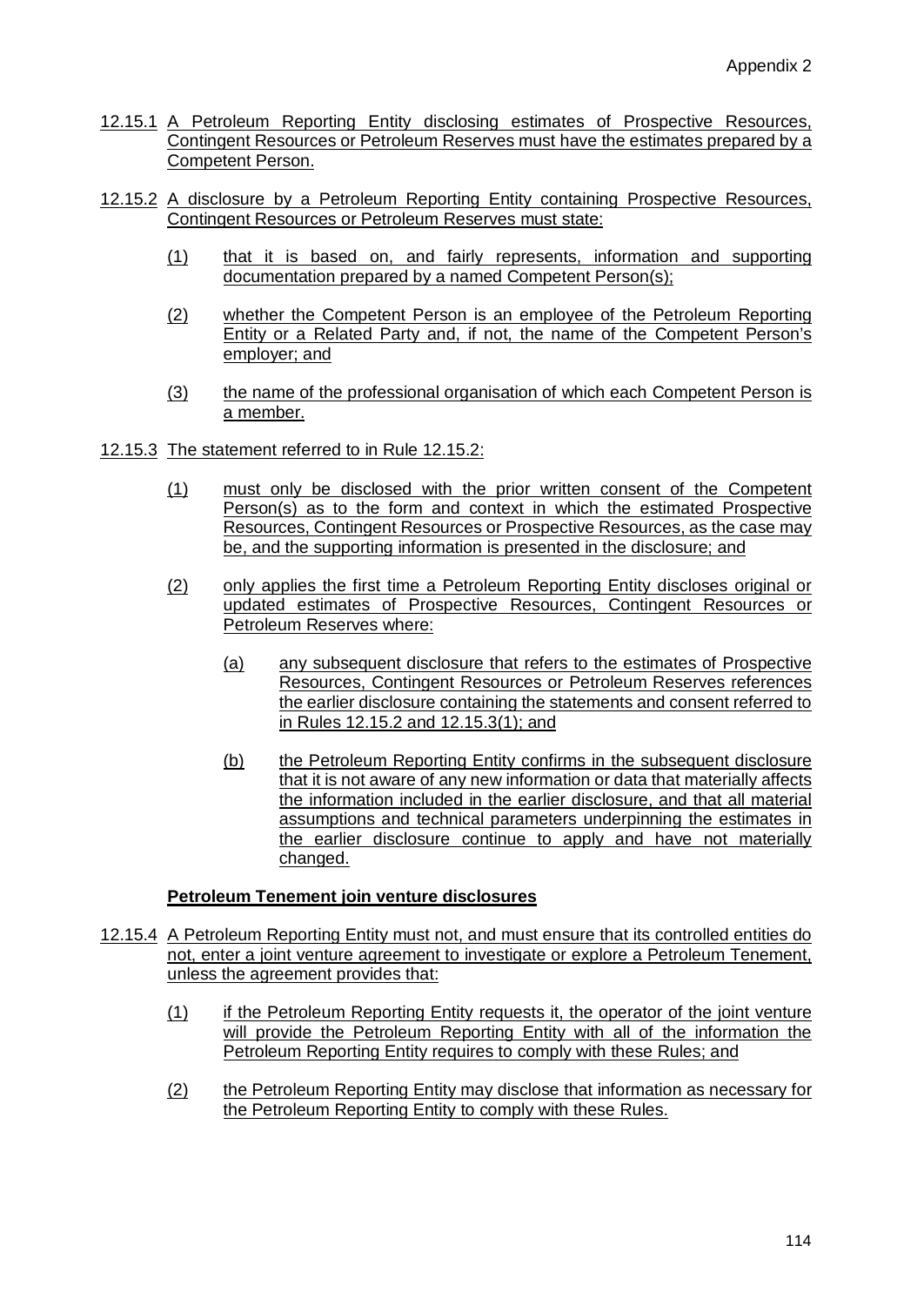12.15.1 A Petroleum Reporting Entity disclosing estimates of Prospective Resources, Contingent Resources or Petroleum Reserves must have the estimates prepared by a Competent Person.

12.15.2 A disclosure by a Petroleum Reporting Entity containing Prospective Resources, Contingent Resources or Petroleum Reserves must state:

(1) that it is based on, and fairly represents, information and supporting documentation prepared by a named Competent Person(s);

(2) whether the Competent Person is an employee of the Petroleum Reporting Entity or a Related Party and, if not, the name of the Competent Person's employer; and

(3) the name of the professional organisation of which each Competent Person is a member.

12.15.3 The statement referred to in Rule 12.15.2:

(1) must only be disclosed with the prior written consent of the Competent Person(s) as to the form and context in which the estimated Prospective Resources, Contingent Resources or Prospective Resources, as the case may be, and the supporting information is presented in the disclosure; and

(2) only applies the first time a Petroleum Reporting Entity discloses original or updated estimates of Prospective Resources, Contingent Resources or Petroleum Reserves where:

(a) any subsequent disclosure that refers to the estimates of Prospective Resources, Contingent Resources or Petroleum Reserves references the earlier disclosure containing the statements and consent referred to in Rules 12.15.2 and 12.15.3(1); and

(b) the Petroleum Reporting Entity confirms in the subsequent disclosure that it is not aware of any new information or data that materially affects the information included in the earlier disclosure, and that all material assumptions and technical parameters underpinning the estimates in the earlier disclosure continue to apply and have not materially changed.

**Petroleum Tenement join venture disclosures**

12.15.4 A Petroleum Reporting Entity must not, and must ensure that its controlled entities do not, enter a joint venture agreement to investigate or explore a Petroleum Tenement, unless the agreement provides that:

(1) if the Petroleum Reporting Entity requests it, the operator of the joint venture will provide the Petroleum Reporting Entity with all of the information the Petroleum Reporting Entity requires to comply with these Rules; and

(2) the Petroleum Reporting Entity may disclose that information as necessary for the Petroleum Reporting Entity to comply with these Rules.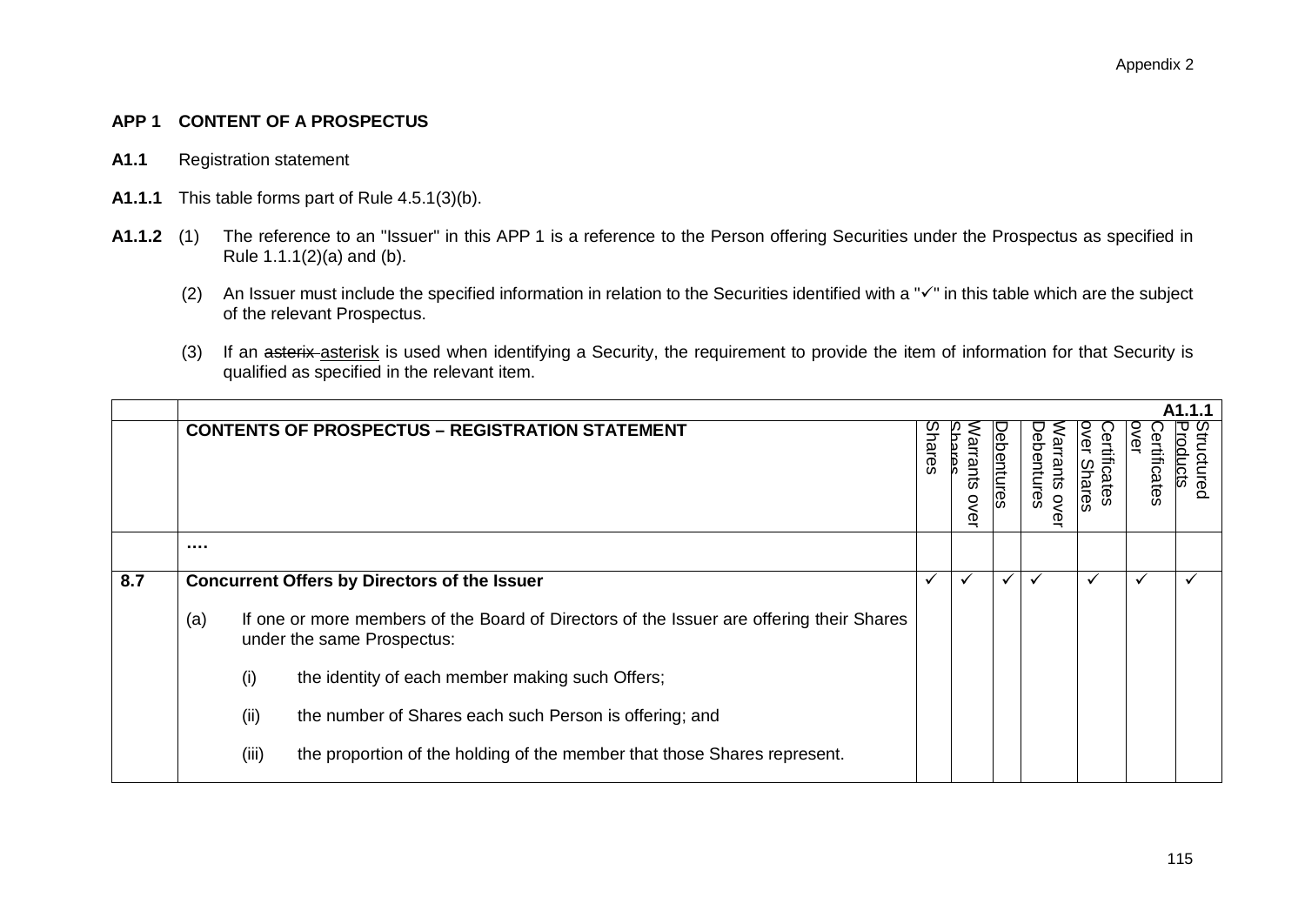**APP 1 CONTENT OF A PROSPECTUS**

**A1.1** Registration statement

**A1.1.1** This table forms part of Rule 4.5.1(3)(b).

**A1.1.2** (1) The reference to an "Issuer" in this APP 1 is a reference to the Person offering Securities under the Prospectus as specified in Rule 1.1.1(2)(a) and (b).

(2) An Issuer must include the specified information in relation to the Securities identified with a "✓" in this table which are the subject of the relevant Prospectus.

(3) If an ~~asterix~~ asterisk is used when identifying a Security, the requirement to provide the item of information for that Security is qualified as specified in the relevant item.

| | | | | | | | | A1.1.1 |
|---|---|---|---|---|---|---|---|---|
| | **CONTENTS OF PROSPECTUS – REGISTRATION STATEMENT** | Shares | Warrants over Shares | Debentures | Warrants over Debentures | Certificates over Shares | Certificates over | Structured Products |
| | **….** | | | | | | | |
| **8.7** | **Concurrent Offers by Directors of the Issuer**<br><br>(a) If one or more members of the Board of Directors of the Issuer are offering their Shares under the same Prospectus:<br><br>(i) the identity of each member making such Offers;<br><br>(ii) the number of Shares each such Person is offering; and<br><br>(iii) the proportion of the holding of the member that those Shares represent. | ✓ | ✓ | ✓ | ✓ | ✓ | ✓ | ✓ |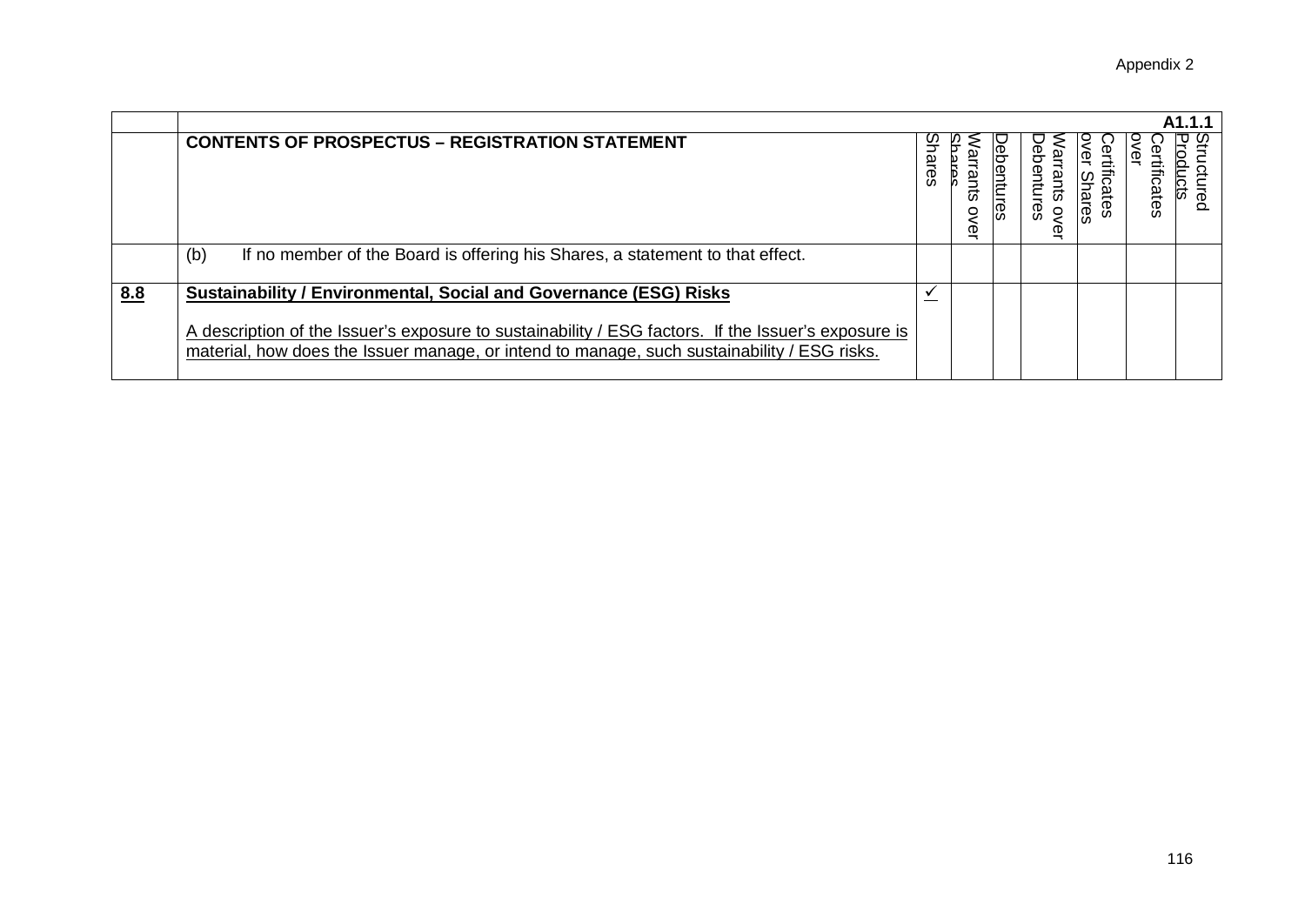Appendix 2

| | A1.1.1 | | | | | | | |
|---|---|---|---|---|---|---|---|---|
| | **CONTENTS OF PROSPECTUS – REGISTRATION STATEMENT** | Shares | Warrants over Shares | Debentures | Warrants over Debentures | Certificates over Shares | Certificates over | Structured Products |
| | (b) If no member of the Board is offering his Shares, a statement to that effect. | | | | | | | |
| **8.8** | **Sustainability / Environmental, Social and Governance (ESG) Risks**<br><br>A description of the Issuer's exposure to sustainability / ESG factors. If the Issuer's exposure is material, how does the Issuer manage, or intend to manage, such sustainability / ESG risks. | ✓ | | | | | | |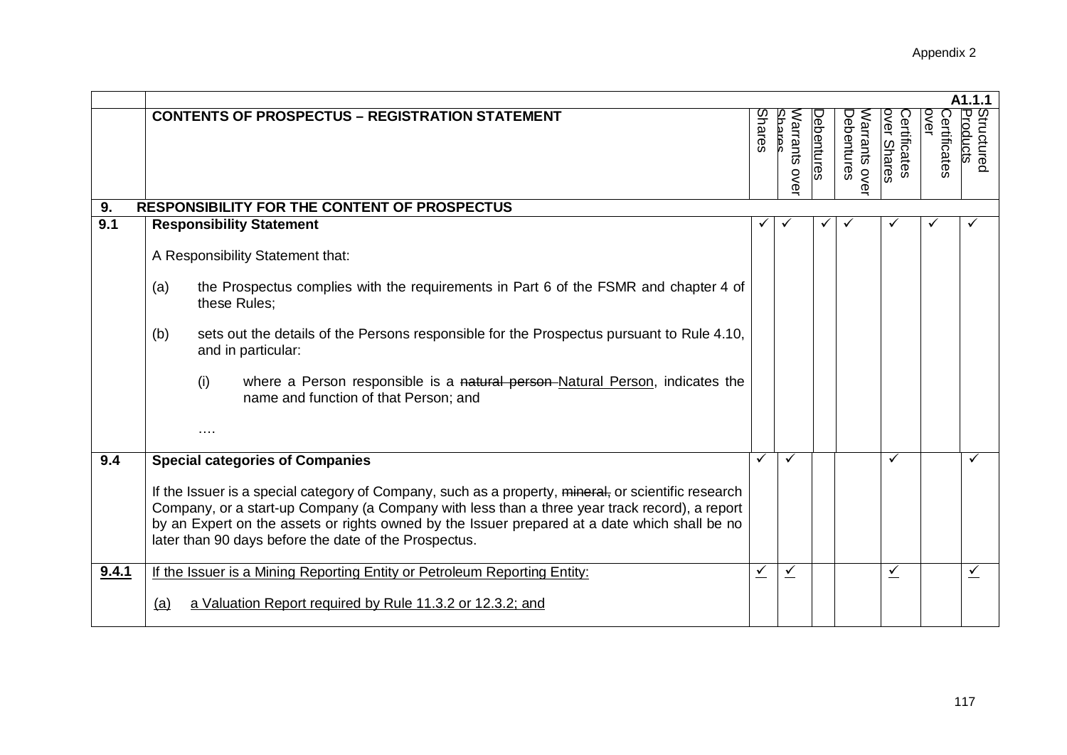| | A1.1.1 | | | | | | | |
|---|---|---|---|---|---|---|---|---|
| | **CONTENTS OF PROSPECTUS – REGISTRATION STATEMENT** | Shares | Warrants over Shares | Debentures | Warrants over Debentures | Certificates over Shares | Certificates over | Structured Products |
| **9.** | **RESPONSIBILITY FOR THE CONTENT OF PROSPECTUS** | | | | | | | |
| **9.1** | **Responsibility Statement**<br><br>A Responsibility Statement that:<br><br>(a) the Prospectus complies with the requirements in Part 6 of the FSMR and chapter 4 of these Rules;<br><br>(b) sets out the details of the Persons responsible for the Prospectus pursuant to Rule 4.10, and in particular:<br><br>(i) where a Person responsible is a ~~natural person~~ <u>Natural Person</u>, indicates the name and function of that Person; and<br><br>…. | ✓ | ✓ | ✓ | ✓ | ✓ | ✓ | ✓ |
| **9.4** | **Special categories of Companies**<br><br>If the Issuer is a special category of Company, such as a property, ~~mineral,~~ or scientific research Company, or a start-up Company (a Company with less than a three year track record), a report by an Expert on the assets or rights owned by the Issuer prepared at a date which shall be no later than 90 days before the date of the Prospectus. | ✓ | ✓ | | | ✓ | | ✓ |
| <u>**9.4.1**</u> | <u>If the Issuer is a Mining Reporting Entity or Petroleum Reporting Entity:</u><br><br><u>(a) a Valuation Report required by Rule 11.3.2 or 12.3.2; and</u> | <u>✓</u> | <u>✓</u> | | | <u>✓</u> | | <u>✓</u> |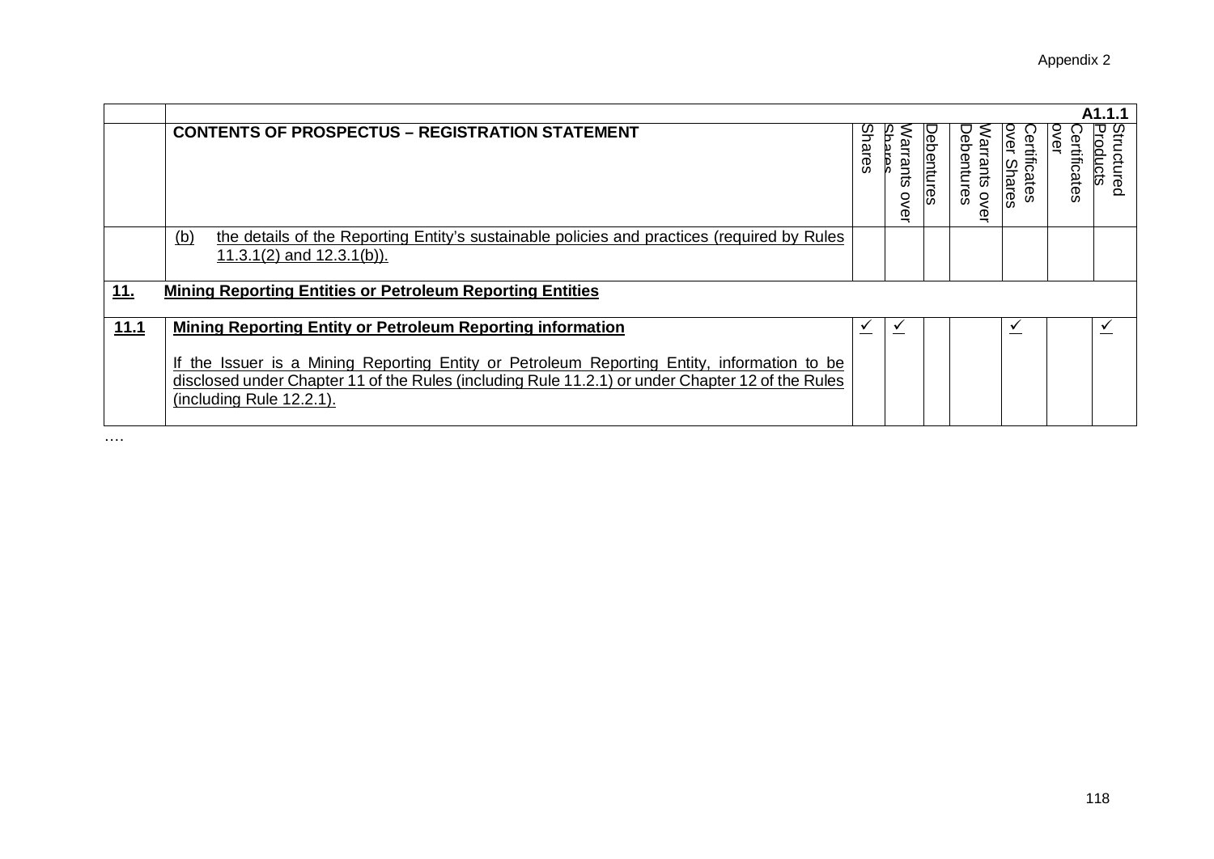Appendix 2

| | A1.1.1 | | | | | | | |
|---|---|---|---|---|---|---|---|---|
| | **CONTENTS OF PROSPECTUS – REGISTRATION STATEMENT** | Shares | Warrants over Shares | Debentures | Warrants over Debentures | Certificates over Shares | Certificates over | Structured Products |
| | (b) the details of the Reporting Entity's sustainable policies and practices (required by Rules 11.3.1(2) and 12.3.1(b)). | | | | | | | |
| **11.** | **Mining Reporting Entities or Petroleum Reporting Entities** | | | | | | | |
| **11.1** | **Mining Reporting Entity or Petroleum Reporting information**<br><br>If the Issuer is a Mining Reporting Entity or Petroleum Reporting Entity, information to be disclosed under Chapter 11 of the Rules (including Rule 11.2.1) or under Chapter 12 of the Rules (including Rule 12.2.1). | ✓ | ✓ | | | ✓ | | ✓ |

….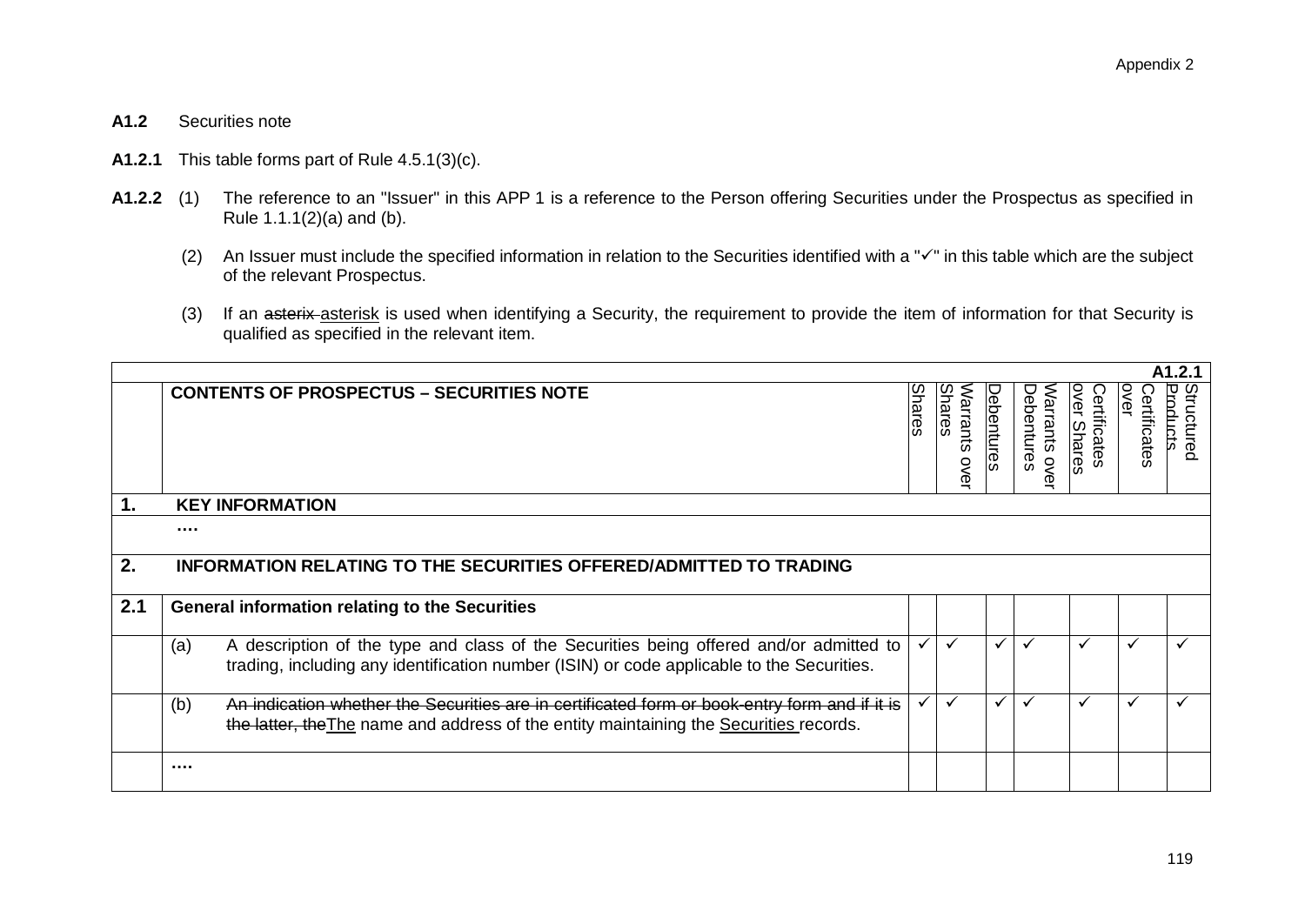**A1.2** Securities note

**A1.2.1** This table forms part of Rule 4.5.1(3)(c).

**A1.2.2** (1) The reference to an "Issuer" in this APP 1 is a reference to the Person offering Securities under the Prospectus as specified in Rule 1.1.1(2)(a) and (b).

(2) An Issuer must include the specified information in relation to the Securities identified with a "✓" in this table which are the subject of the relevant Prospectus.

(3) If an ~~asterix~~ <u>asterisk</u> is used when identifying a Security, the requirement to provide the item of information for that Security is qualified as specified in the relevant item.

| | | | | | | | | **A1.2.1** |
|---|---|---|---|---|---|---|---|---|
| | **CONTENTS OF PROSPECTUS – SECURITIES NOTE** | Shares | Warrants over Shares | Debentures | Warrants over Debentures | Certificates over Shares | Certificates over | Structured Products |
| **1.** | **KEY INFORMATION** | | | | | | | |
| | **….** | | | | | | | |
| **2.** | **INFORMATION RELATING TO THE SECURITIES OFFERED/ADMITTED TO TRADING** | | | | | | | |
| **2.1** | **General information relating to the Securities** | | | | | | | |
| | (a) A description of the type and class of the Securities being offered and/or admitted to trading, including any identification number (ISIN) or code applicable to the Securities. | ✓ | ✓ | ✓ | ✓ | ✓ | ✓ | ✓ |
| | (b) ~~An indication whether the Securities are in certificated form or book-entry form and if it is the latter, the~~<u>The</u> name and address of the entity maintaining the <u>Securities</u> records. | ✓ | ✓ | ✓ | ✓ | ✓ | ✓ | ✓ |
| | **….** | | | | | | | |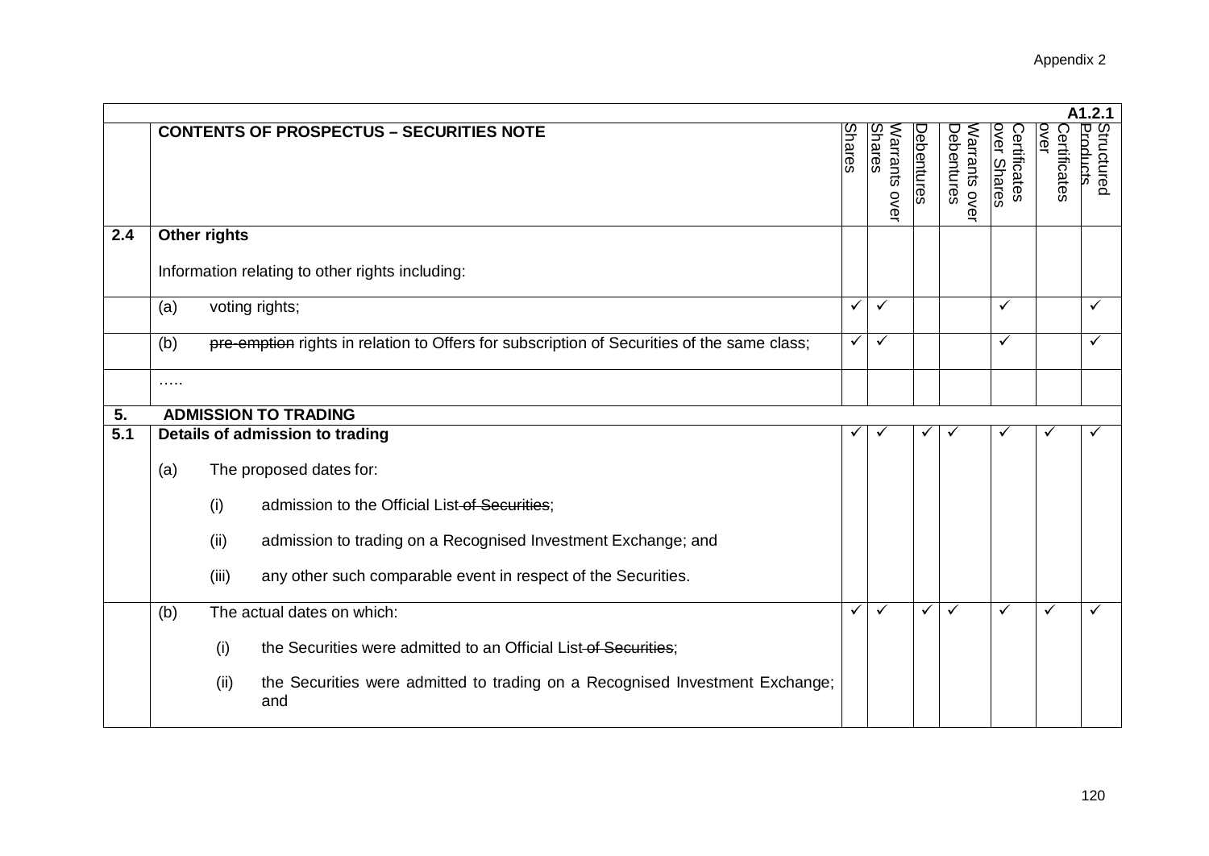**A1.2.1**

| | CONTENTS OF PROSPECTUS – SECURITIES NOTE | Shares | Warrants over Shares | Debentures | Warrants over Debentures | Certificates over Shares | Certificates over | Structured Products |
|---|---|---|---|---|---|---|---|---|
| **2.4** | **Other rights**<br><br>Information relating to other rights including: | | | | | | | |
| | (a) voting rights; | ✓ | ✓ | | | ✓ | | ✓ |
| | (b) ~~pre-emption~~ rights in relation to Offers for subscription of Securities of the same class; | ✓ | ✓ | | | ✓ | | ✓ |
| | ….. | | | | | | | |
| **5.** | **ADMISSION TO TRADING** | | | | | | | |
| **5.1** | **Details of admission to trading**<br><br>(a) The proposed dates for:<br><br>(i) admission to the Official List ~~of Securities~~;<br><br>(ii) admission to trading on a Recognised Investment Exchange; and<br><br>(iii) any other such comparable event in respect of the Securities. | ✓ | ✓ | ✓ | ✓ | ✓ | ✓ | ✓ |
| | (b) The actual dates on which:<br><br>(i) the Securities were admitted to an Official List ~~of Securities~~;<br><br>(ii) the Securities were admitted to trading on a Recognised Investment Exchange; and | ✓ | ✓ | ✓ | ✓ | ✓ | ✓ | ✓ |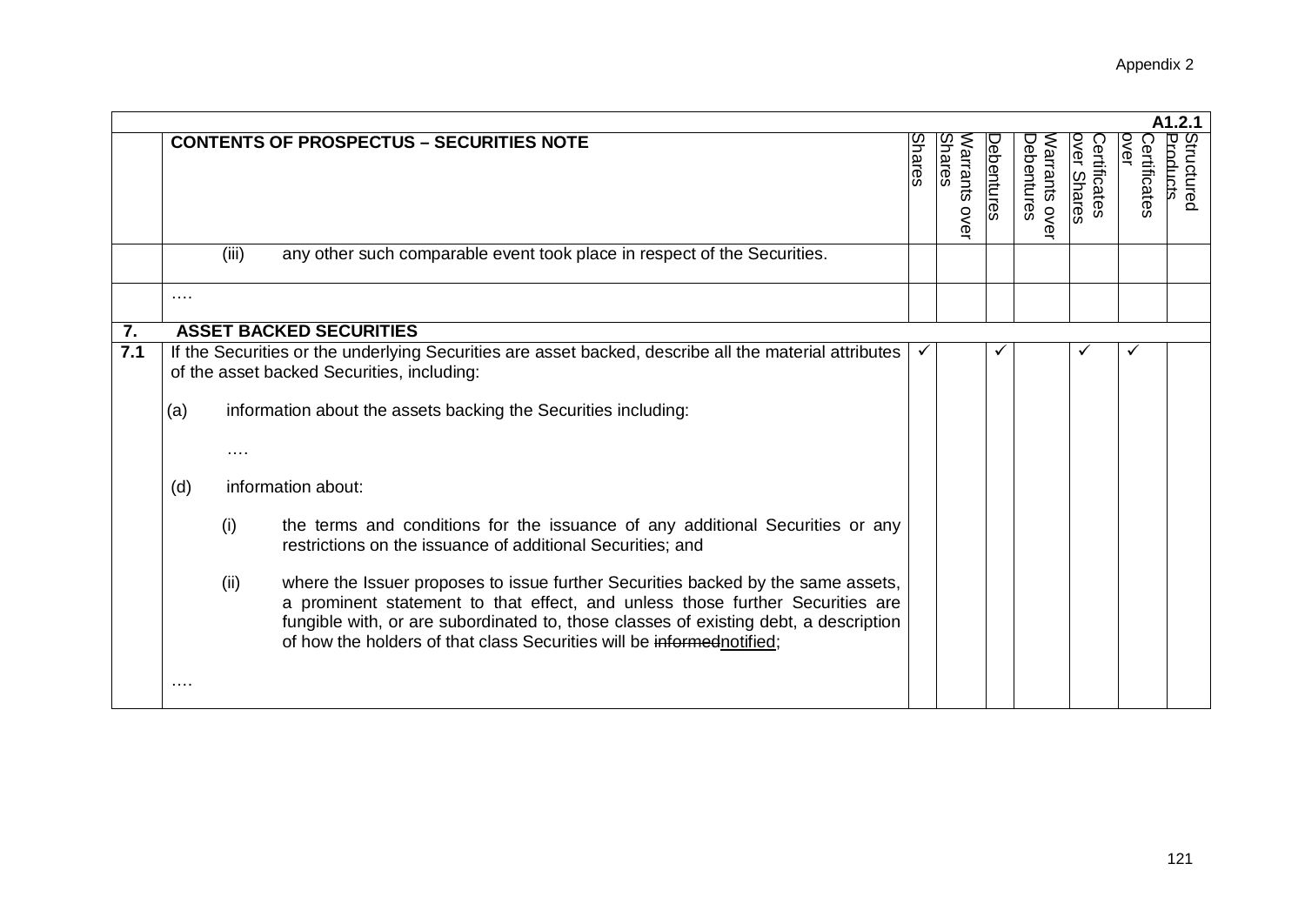Appendix 2

| | | | | | | | | A1.2.1 |
|---|---|---|---|---|---|---|---|---|
| | **CONTENTS OF PROSPECTUS – SECURITIES NOTE** | Shares | Warrants over Shares | Debentures | Warrants over Debentures | Certificates over Shares | Certificates over | Structured Products |
| | (iii) any other such comparable event took place in respect of the Securities. | | | | | | | |
| | …. | | | | | | | |
| **7.** | **ASSET BACKED SECURITIES** | | | | | | | |
| **7.1** | If the Securities or the underlying Securities are asset backed, describe all the material attributes of the asset backed Securities, including:<br><br>(a) information about the assets backing the Securities including:<br><br>….<br><br>(d) information about:<br><br>(i) the terms and conditions for the issuance of any additional Securities or any restrictions on the issuance of additional Securities; and<br><br>(ii) where the Issuer proposes to issue further Securities backed by the same assets, a prominent statement to that effect, and unless those further Securities are fungible with, or are subordinated to, those classes of existing debt, a description of how the holders of that class Securities will be ~~informed~~<u>notified</u>;<br><br>…. | ✓ | | ✓ | | ✓ | ✓ | |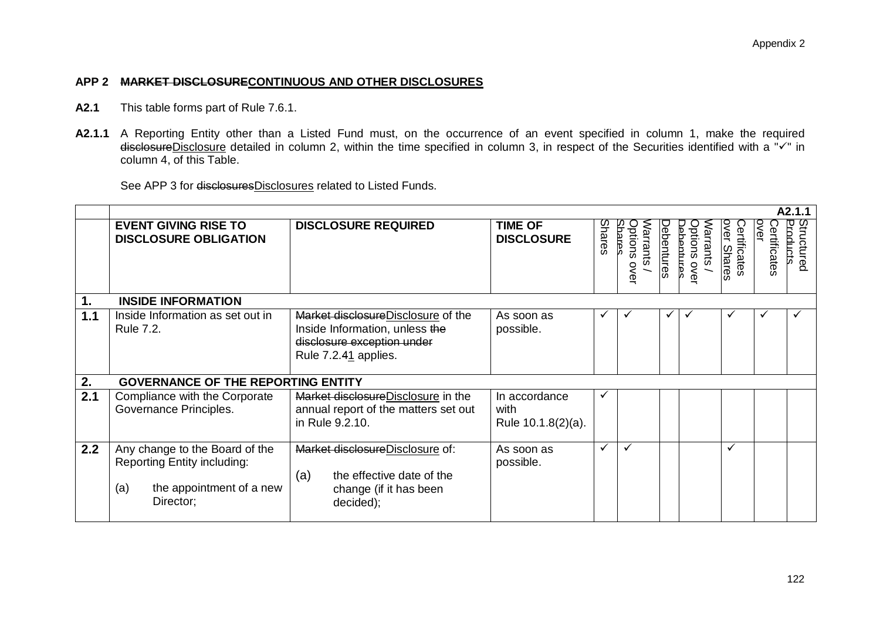## APP 2 ~~MARKET DISCLOSURE~~CONTINUOUS AND OTHER DISCLOSURES

**A2.1** This table forms part of Rule 7.6.1.

**A2.1.1** A Reporting Entity other than a Listed Fund must, on the occurrence of an event specified in column 1, make the required ~~disclosure~~Disclosure detailed in column 2, within the time specified in column 3, in respect of the Securities identified with a "✓" in column 4, of this Table.

See APP 3 for ~~disclosures~~Disclosures related to Listed Funds.

| | | | | | | | | | | A2.1.1 |
|---|---|---|---|---|---|---|---|---|---|---|
| | **EVENT GIVING RISE TO DISCLOSURE OBLIGATION** | **DISCLOSURE REQUIRED** | **TIME OF DISCLOSURE** | Shares | Warrants / Options over Shares | Debentures | Warrants / Options over Debentures | Certificates over Shares | Certificates over Debentures | Structured Products |
| **1.** | **INSIDE INFORMATION** | | | | | | | | | |
| **1.1** | Inside Information as set out in Rule 7.2. | ~~Market disclosure~~Disclosure of the Inside Information, unless ~~the disclosure exception under~~ Rule 7.2.~~4~~1 applies. | As soon as possible. | ✓ | ✓ | ✓ | ✓ | ✓ | ✓ | ✓ |
| **2.** | **GOVERNANCE OF THE REPORTING ENTITY** | | | | | | | | | |
| **2.1** | Compliance with the Corporate Governance Principles. | ~~Market disclosure~~Disclosure in the annual report of the matters set out in Rule 9.2.10. | In accordance with Rule 10.1.8(2)(a). | ✓ | | | | | | |
| **2.2** | Any change to the Board of the Reporting Entity including:<br><br>(a) the appointment of a new Director; | ~~Market disclosure~~Disclosure of:<br><br>(a) the effective date of the change (if it has been decided); | As soon as possible. | ✓ | ✓ | | | ✓ | | |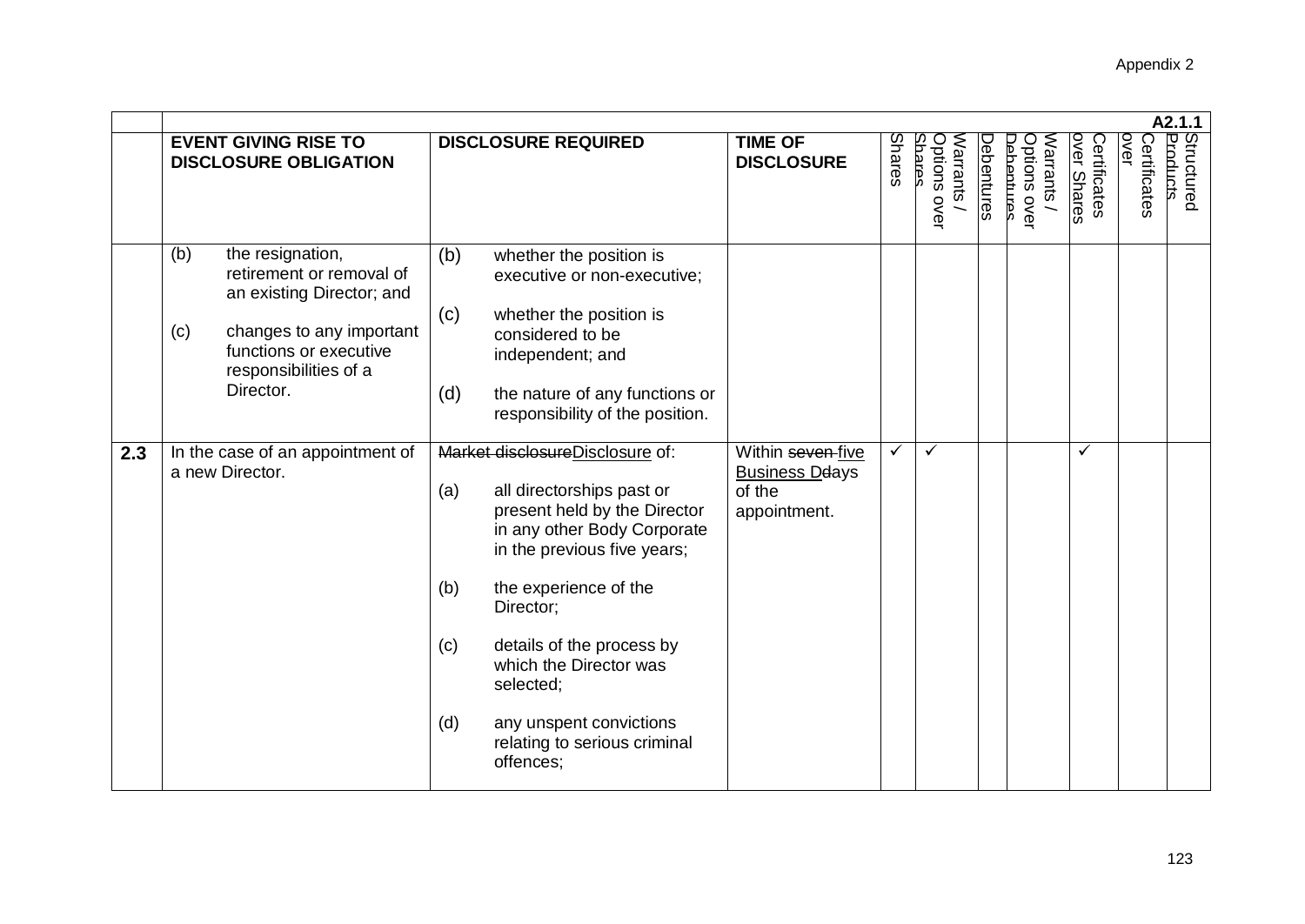Appendix 2

| | A2.1.1 | | | | | | | | | | |
|---|---|---|---|---|---|---|---|---|---|---|---|
| | **EVENT GIVING RISE TO DISCLOSURE OBLIGATION** | **DISCLOSURE REQUIRED** | **TIME OF DISCLOSURE** | Shares | Warrants / Options over Shares | Debentures | Warrants / Options over Debentures | Certificates over Shares | Certificates over | Structured Products |
| | (b) the resignation, retirement or removal of an existing Director; and<br><br>(c) changes to any important functions or executive responsibilities of a Director. | (b) whether the position is executive or non-executive;<br><br>(c) whether the position is considered to be independent; and<br><br>(d) the nature of any functions or responsibility of the position. | | | | | | | | |
| **2.3** | In the case of an appointment of a new Director. | ~~Market disclosure~~Disclosure of:<br><br>(a) all directorships past or present held by the Director in any other Body Corporate in the previous five years;<br><br>(b) the experience of the Director;<br><br>(c) details of the process by which the Director was selected;<br><br>(d) any unspent convictions relating to serious criminal offences; | Within ~~seven~~ five Business ~~d~~Days of the appointment. | ✓ | ✓ | | | ✓ | | |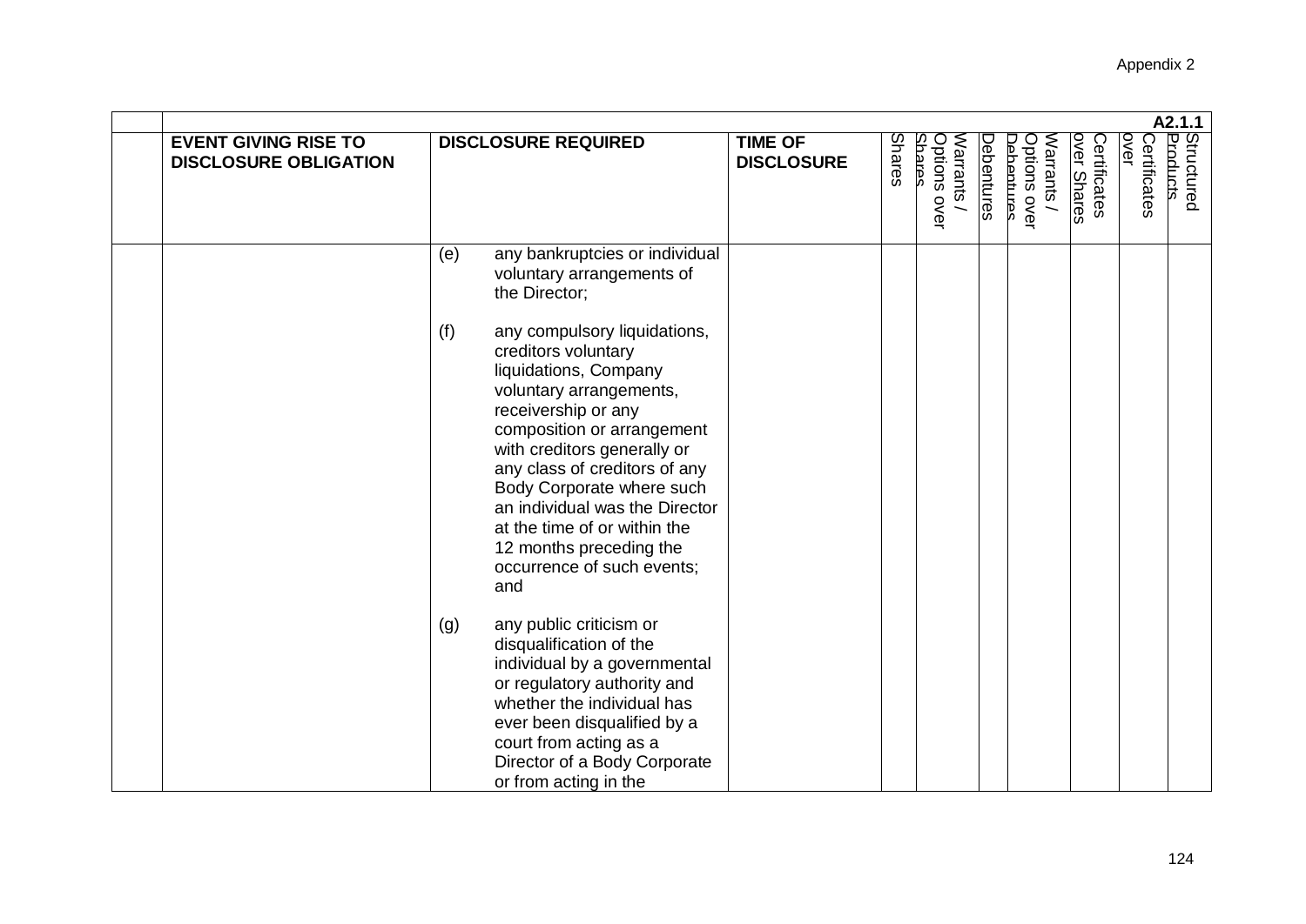Appendix 2

| | A2.1.1 | | | | | | | | | | |
|---|---|---|---|---|---|---|---|---|---|---|---|
| | **EVENT GIVING RISE TO DISCLOSURE OBLIGATION** | **DISCLOSURE REQUIRED** | **TIME OF DISCLOSURE** | Shares | Warrants / Options over Shares | Debentures | Warrants / Options over Debentures | Certificates over Shares | Certificates over | Structured Products |
| | | (e) any bankruptcies or individual voluntary arrangements of the Director;<br><br>(f) any compulsory liquidations, creditors voluntary liquidations, Company voluntary arrangements, receivership or any composition or arrangement with creditors generally or any class of creditors of any Body Corporate where such an individual was the Director at the time of or within the 12 months preceding the occurrence of such events; and<br><br>(g) any public criticism or disqualification of the individual by a governmental or regulatory authority and whether the individual has ever been disqualified by a court from acting as a Director of a Body Corporate or from acting in the | | | | | | | | |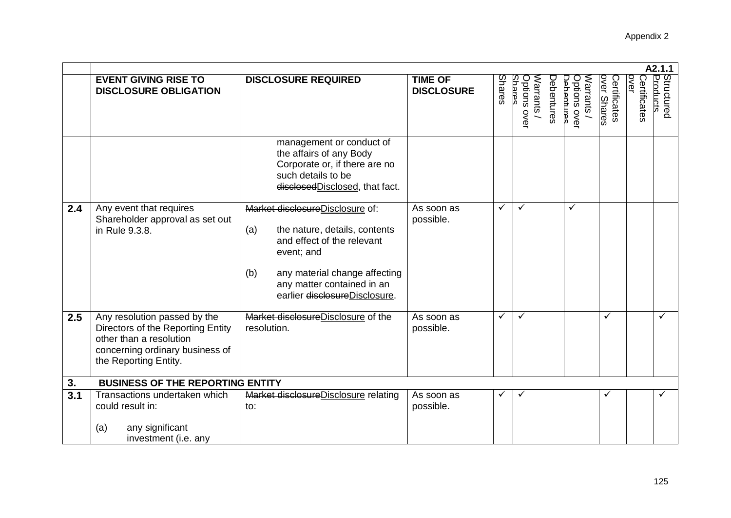Appendix 2

| | | | | | | | | | | | A2.1.1 |
|---|---|---|---|---|---|---|---|---|---|---|---|
| | **EVENT GIVING RISE TO DISCLOSURE OBLIGATION** | **DISCLOSURE REQUIRED** | **TIME OF DISCLOSURE** | Shares | Warrants / Options over Shares | Debentures | Warrants / Options over Debentures | Certificates over Shares | Certificates over | Structured Products |
| | | management or conduct of the affairs of any Body Corporate or, if there are no such details to be ~~disclosed~~Disclosed, that fact. | | | | | | | | |
| **2.4** | Any event that requires Shareholder approval as set out in Rule 9.3.8. | ~~Market disclosure~~Disclosure of:<br><br>(a) the nature, details, contents and effect of the relevant event; and<br><br>(b) any material change affecting any matter contained in an earlier ~~disclosure~~Disclosure. | As soon as possible. | ✓ | ✓ | | ✓ | | | |
| **2.5** | Any resolution passed by the Directors of the Reporting Entity other than a resolution concerning ordinary business of the Reporting Entity. | ~~Market disclosure~~Disclosure of the resolution. | As soon as possible. | ✓ | ✓ | | | ✓ | | ✓ |
| **3.** | **BUSINESS OF THE REPORTING ENTITY** | | | | | | | | | |
| **3.1** | Transactions undertaken which could result in:<br><br>(a) any significant investment (i.e. any | ~~Market disclosure~~Disclosure relating to: | As soon as possible. | ✓ | ✓ | | | ✓ | | ✓ |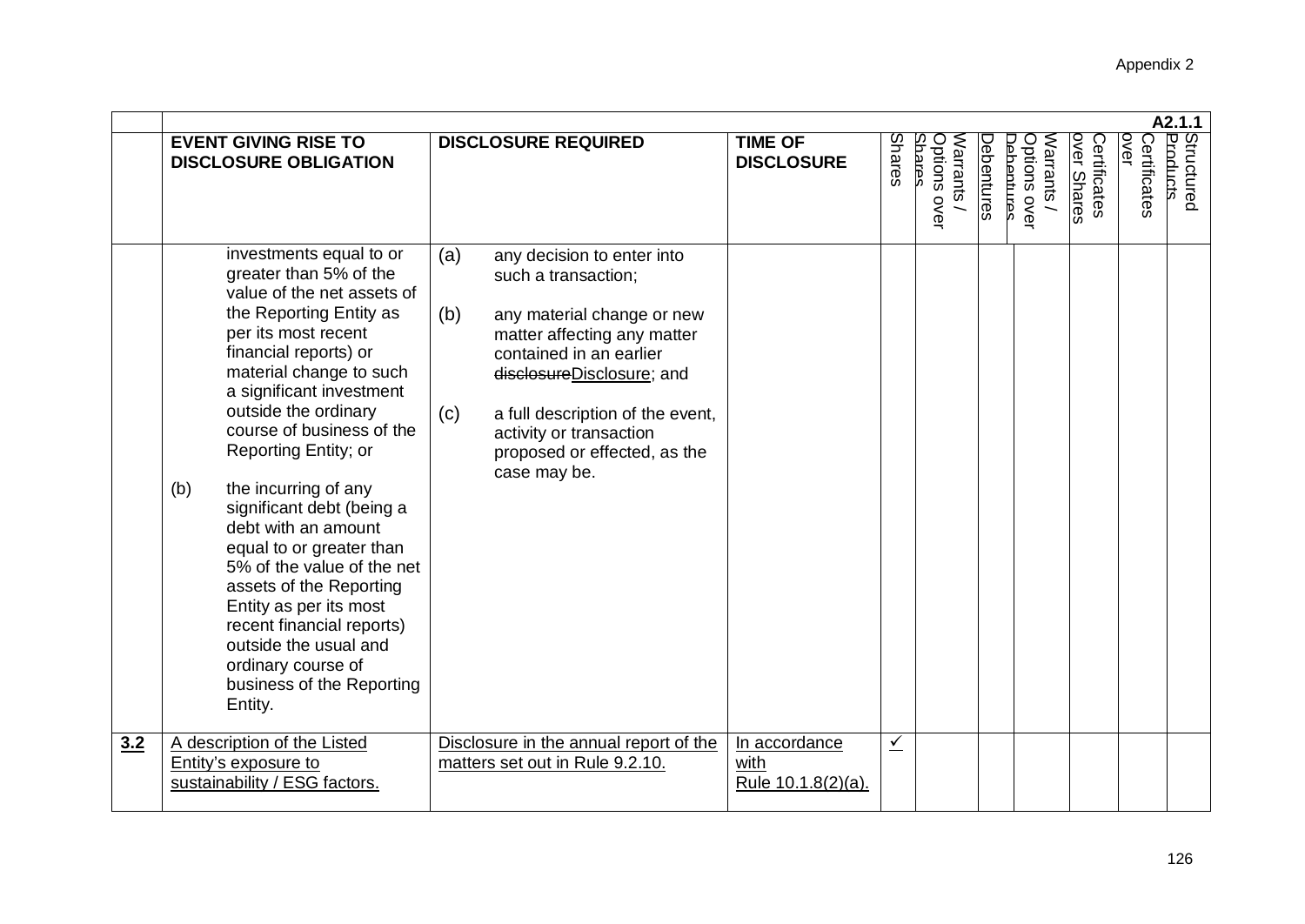| | | | | | | | | | | A2.1.1 |
|---|---|---|---|---|---|---|---|---|---|---|
| | **EVENT GIVING RISE TO DISCLOSURE OBLIGATION** | **DISCLOSURE REQUIRED** | **TIME OF DISCLOSURE** | Shares | Warrants / Options over Shares | Debentures | Warrants / Options over Debentures | Certificates over Shares | Certificates over | Structured Products |
| | investments equal to or greater than 5% of the value of the net assets of the Reporting Entity as per its most recent financial reports) or material change to such a significant investment outside the ordinary course of business of the Reporting Entity; or<br><br>(b) the incurring of any significant debt (being a debt with an amount equal to or greater than 5% of the value of the net assets of the Reporting Entity as per its most recent financial reports) outside the usual and ordinary course of business of the Reporting Entity. | (a) any decision to enter into such a transaction;<br><br>(b) any material change or new matter affecting any matter contained in an earlier ~~disclosure~~Disclosure; and<br><br>(c) a full description of the event, activity or transaction proposed or effected, as the case may be. | | | | | | | | |
| 3.2 | A description of the Listed Entity's exposure to sustainability / ESG factors. | Disclosure in the annual report of the matters set out in Rule 9.2.10. | In accordance with Rule 10.1.8(2)(a). | ✓ | | | | | | |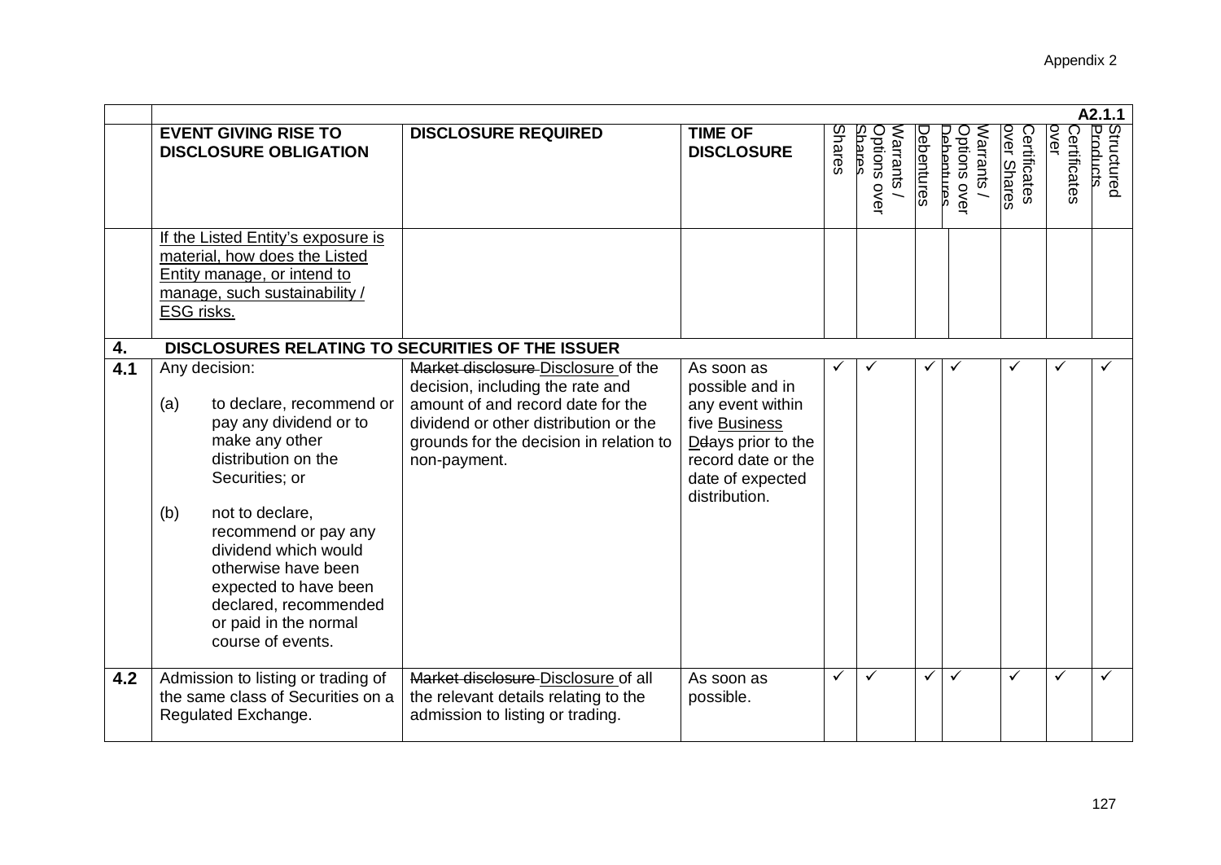Appendix 2

| | A2.1.1 | | | | | | | | | | |
|---|---|---|---|---|---|---|---|---|---|---|---|
| | **EVENT GIVING RISE TO DISCLOSURE OBLIGATION** | **DISCLOSURE REQUIRED** | **TIME OF DISCLOSURE** | Shares | Warrants / Options over Shares | Debentures | Warrants / Options over Debentures | Certificates over Shares | Certificates over | Structured Products |
| | If the Listed Entity's exposure is material, how does the Listed Entity manage, or intend to manage, such sustainability / ESG risks. | | | | | | | | | |
| **4.** | **DISCLOSURES RELATING TO SECURITIES OF THE ISSUER** | | | | | | | | | |
| **4.1** | Any decision:<br><br>(a) to declare, recommend or pay any dividend or to make any other distribution on the Securities; or<br><br>(b) not to declare, recommend or pay any dividend which would otherwise have been expected to have been declared, recommended or paid in the normal course of events. | ~~Market disclosure~~ Disclosure of the decision, including the rate and amount of and record date for the dividend or other distribution or the grounds for the decision in relation to non-payment. | As soon as possible and in any event within five Business ~~D~~days prior to the record date or the date of expected distribution. | ✓ | ✓ | ✓ | ✓ | ✓ | ✓ | ✓ |
| **4.2** | Admission to listing or trading of the same class of Securities on a Regulated Exchange. | ~~Market disclosure~~ Disclosure of all the relevant details relating to the admission to listing or trading. | As soon as possible. | ✓ | ✓ | ✓ | ✓ | ✓ | ✓ | ✓ |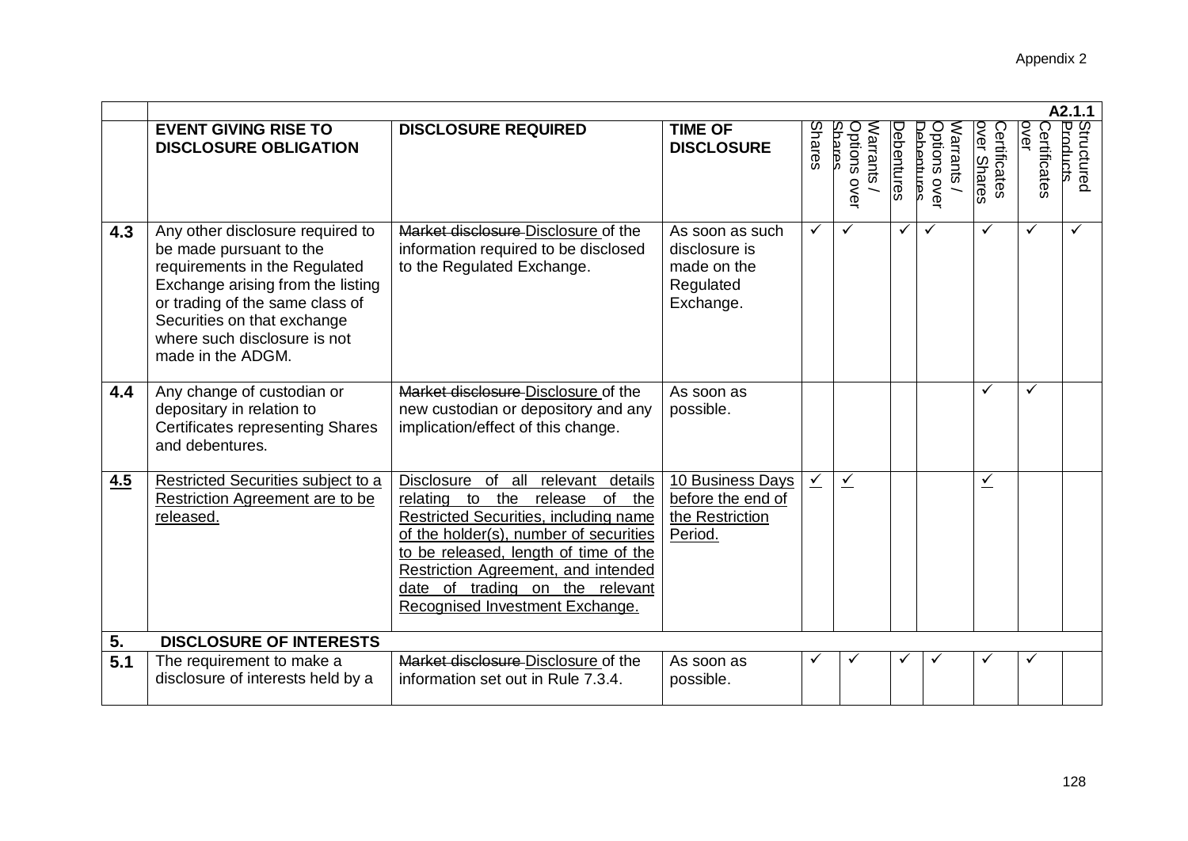Appendix 2

| | A2.1.1 | | | | | | | | | | |
|---|---|---|---|---|---|---|---|---|---|---|---|
| | **EVENT GIVING RISE TO DISCLOSURE OBLIGATION** | **DISCLOSURE REQUIRED** | **TIME OF DISCLOSURE** | Shares | Warrants / Options over Shares | Debentures | Warrants / Options over Debentures | Certificates over Shares | Certificates over | Structured Products |
| **4.3** | Any other disclosure required to be made pursuant to the requirements in the Regulated Exchange arising from the listing or trading of the same class of Securities on that exchange where such disclosure is not made in the ADGM. | ~~Market disclosure~~ Disclosure of the information required to be disclosed to the Regulated Exchange. | As soon as such disclosure is made on the Regulated Exchange. | ✓ | ✓ | ✓ | ✓ | ✓ | ✓ | ✓ |
| **4.4** | Any change of custodian or depositary in relation to Certificates representing Shares and debentures. | ~~Market disclosure~~ Disclosure of the new custodian or depository and any implication/effect of this change. | As soon as possible. | | | | | ✓ | ✓ | |
| **4.5** | Restricted Securities subject to a Restriction Agreement are to be released. | Disclosure of all relevant details relating to the release of the Restricted Securities, including name of the holder(s), number of securities to be released, length of time of the Restriction Agreement, and intended date of trading on the relevant Recognised Investment Exchange. | 10 Business Days before the end of the Restriction Period. | ✓ | ✓ | | | ✓ | | |
| **5.** | **DISCLOSURE OF INTERESTS** | | | | | | | | | |
| **5.1** | The requirement to make a disclosure of interests held by a | ~~Market disclosure~~ Disclosure of the information set out in Rule 7.3.4. | As soon as possible. | ✓ | ✓ | ✓ | ✓ | ✓ | ✓ | |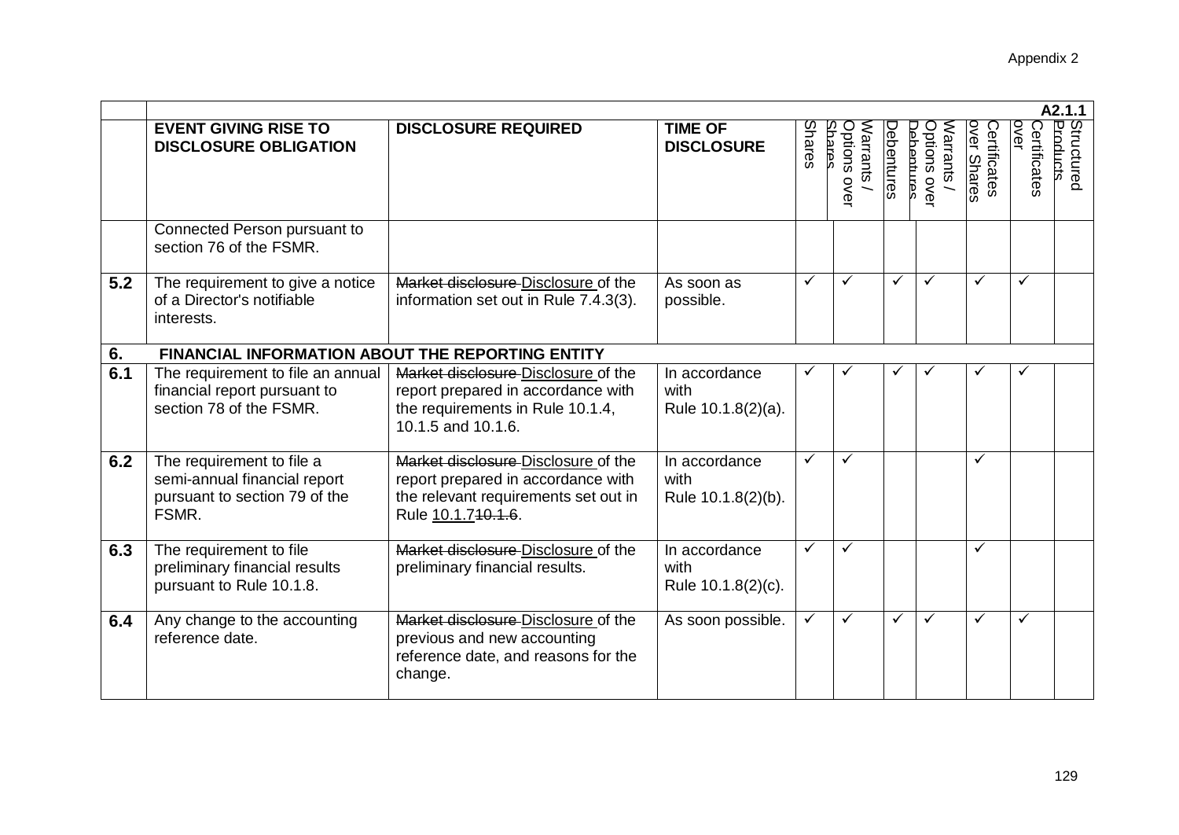Appendix 2

| | A2.1.1 | | | | | | | | | |
|---|---|---|---|---|---|---|---|---|---|---|
| | **EVENT GIVING RISE TO DISCLOSURE OBLIGATION** | **DISCLOSURE REQUIRED** | **TIME OF DISCLOSURE** | Shares | Warrants / Options over Shares | Debentures | Warrants / Options over Debentures | Certificates over Shares | Certificates over | Structured Products |
| | Connected Person pursuant to section 76 of the FSMR. | | | | | | | | | |
| **5.2** | The requirement to give a notice of a Director's notifiable interests. | ~~Market disclosure~~ Disclosure of the information set out in Rule 7.4.3(3). | As soon as possible. | ✓ | ✓ | ✓ | ✓ | ✓ | ✓ | |
| **6.** | **FINANCIAL INFORMATION ABOUT THE REPORTING ENTITY** | | | | | | | | | |
| **6.1** | The requirement to file an annual financial report pursuant to section 78 of the FSMR. | ~~Market disclosure~~ Disclosure of the report prepared in accordance with the requirements in Rule 10.1.4, 10.1.5 and 10.1.6. | In accordance with Rule 10.1.8(2)(a). | ✓ | ✓ | ✓ | ✓ | ✓ | ✓ | |
| **6.2** | The requirement to file a semi-annual financial report pursuant to section 79 of the FSMR. | ~~Market disclosure~~ Disclosure of the report prepared in accordance with the relevant requirements set out in Rule 10.1.7~~10.1.6~~. | In accordance with Rule 10.1.8(2)(b). | ✓ | ✓ | | | ✓ | | |
| **6.3** | The requirement to file preliminary financial results pursuant to Rule 10.1.8. | ~~Market disclosure~~ Disclosure of the preliminary financial results. | In accordance with Rule 10.1.8(2)(c). | ✓ | ✓ | | | ✓ | | |
| **6.4** | Any change to the accounting reference date. | ~~Market disclosure~~ Disclosure of the previous and new accounting reference date, and reasons for the change. | As soon possible. | ✓ | ✓ | ✓ | ✓ | ✓ | ✓ | |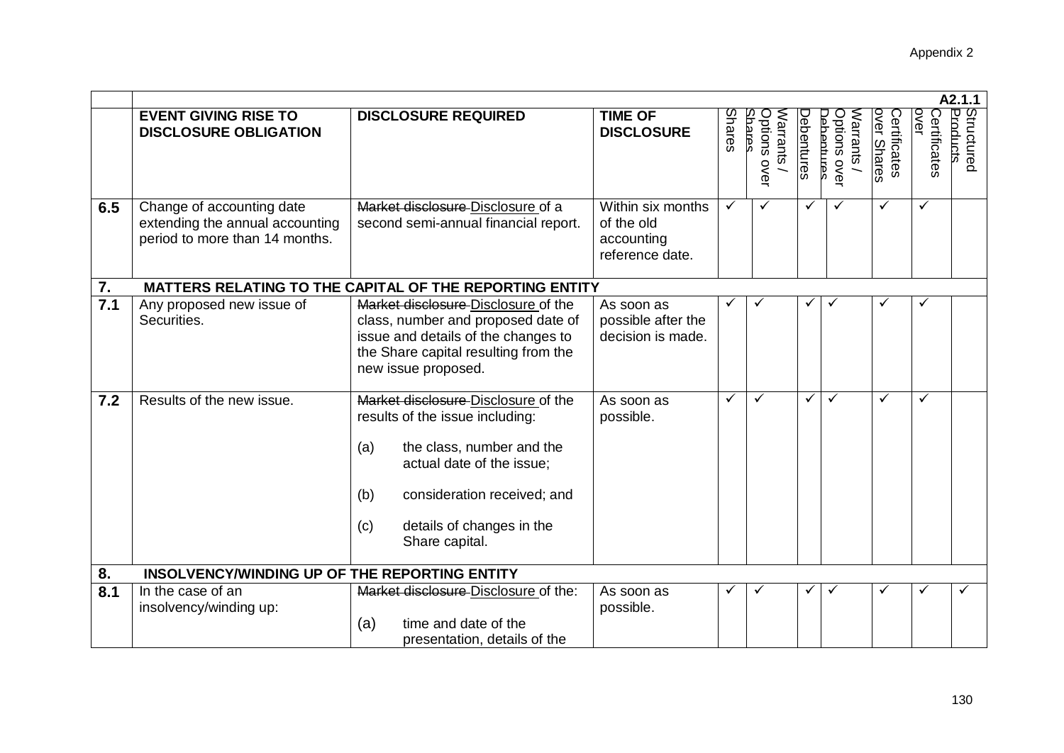| | | | | | | | | | | A2.1.1 |
|---|---|---|---|---|---|---|---|---|---|---|
| | **EVENT GIVING RISE TO DISCLOSURE OBLIGATION** | **DISCLOSURE REQUIRED** | **TIME OF DISCLOSURE** | Shares | Warrants / Options over Shares | Debentures | Warrants / Options over Debentures | Certificates over Shares | Certificates over | Structured Products |
| **6.5** | Change of accounting date extending the annual accounting period to more than 14 months. | ~~Market disclosure~~ Disclosure of a second semi-annual financial report. | Within six months of the old accounting reference date. | ✓ | ✓ | ✓ | ✓ | ✓ | ✓ | |
| **7.** | **MATTERS RELATING TO THE CAPITAL OF THE REPORTING ENTITY** | | | | | | | | | |
| **7.1** | Any proposed new issue of Securities. | ~~Market disclosure~~ Disclosure of the class, number and proposed date of issue and details of the changes to the Share capital resulting from the new issue proposed. | As soon as possible after the decision is made. | ✓ | ✓ | ✓ | ✓ | ✓ | ✓ | |
| **7.2** | Results of the new issue. | ~~Market disclosure~~ Disclosure of the results of the issue including:<br><br>(a) the class, number and the actual date of the issue;<br><br>(b) consideration received; and<br><br>(c) details of changes in the Share capital. | As soon as possible. | ✓ | ✓ | ✓ | ✓ | ✓ | ✓ | |
| **8.** | **INSOLVENCY/WINDING UP OF THE REPORTING ENTITY** | | | | | | | | | |
| **8.1** | In the case of an insolvency/winding up: | ~~Market disclosure~~ Disclosure of the:<br><br>(a) time and date of the presentation, details of the | As soon as possible. | ✓ | ✓ | ✓ | ✓ | ✓ | ✓ | ✓ |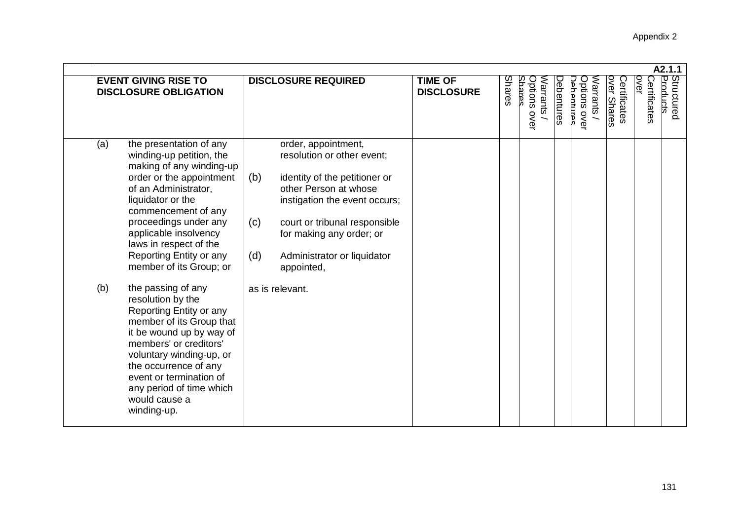| | A2.1.1 | | | | | | | | | | |
|---|---|---|---|---|---|---|---|---|---|---|---|
| | **EVENT GIVING RISE TO DISCLOSURE OBLIGATION** | **DISCLOSURE REQUIRED** | **TIME OF DISCLOSURE** | Shares | Warrants / Options over Shares | Debentures | Warrants / Options over Debentures | Certificates over Shares | Certificates over | Structured Products |
| | (a) the presentation of any winding-up petition, the making of any winding-up order or the appointment of an Administrator, liquidator or the commencement of any proceedings under any applicable insolvency laws in respect of the Reporting Entity or any member of its Group; or<br><br>(b) the passing of any resolution by the Reporting Entity or any member of its Group that it be wound up by way of members' or creditors' voluntary winding-up, or the occurrence of any event or termination of any period of time which would cause a winding-up. | order, appointment, resolution or other event;<br><br>(b) identity of the petitioner or other Person at whose instigation the event occurs;<br><br>(c) court or tribunal responsible for making any order; or<br><br>(d) Administrator or liquidator appointed,<br><br>as is relevant. | | | | | | | | |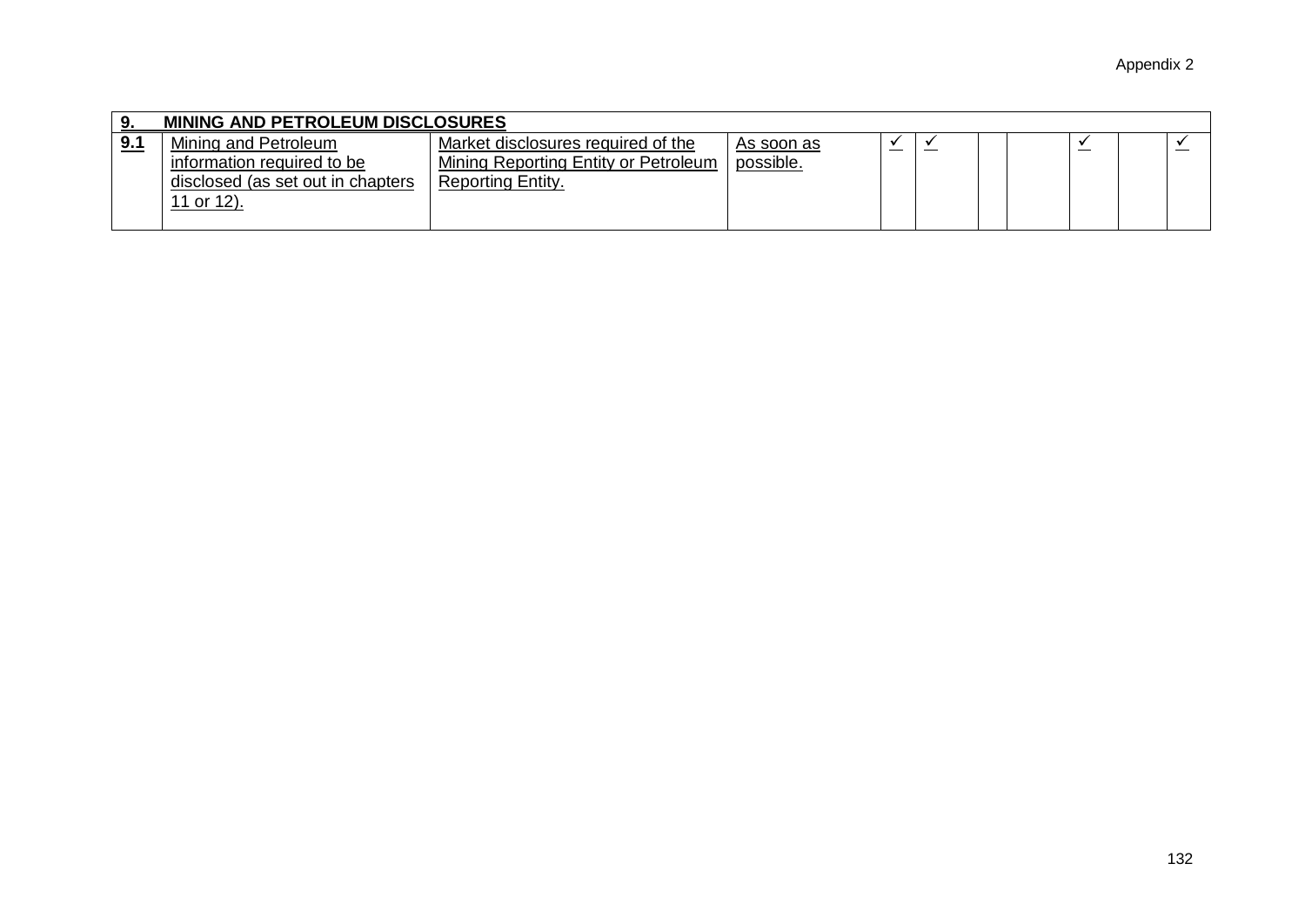| 9. | MINING AND PETROLEUM DISCLOSURES | | | | | | | | | |
|---|---|---|---|---|---|---|---|---|---|---|
| 9.1 | Mining and Petroleum information required to be disclosed (as set out in chapters 11 or 12). | Market disclosures required of the Mining Reporting Entity or Petroleum Reporting Entity. | As soon as possible. | ✓ | ✓ | | | ✓ | | ✓ |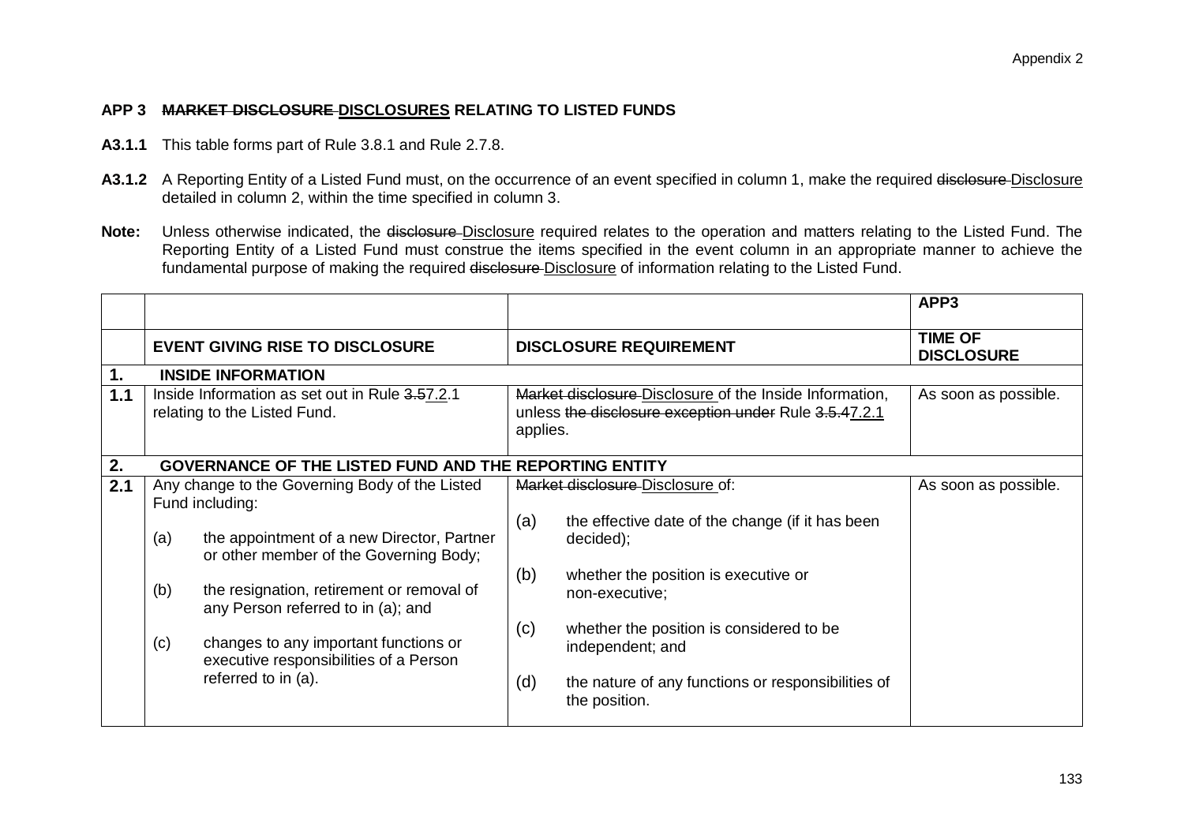Appendix 2

**APP 3 ~~MARKET DISCLOSURE~~ DISCLOSURES RELATING TO LISTED FUNDS**

**A3.1.1** This table forms part of Rule 3.8.1 and Rule 2.7.8.

**A3.1.2** A Reporting Entity of a Listed Fund must, on the occurrence of an event specified in column 1, make the required ~~disclosure~~ Disclosure detailed in column 2, within the time specified in column 3.

**Note:** Unless otherwise indicated, the ~~disclosure~~ Disclosure required relates to the operation and matters relating to the Listed Fund. The Reporting Entity of a Listed Fund must construe the items specified in the event column in an appropriate manner to achieve the fundamental purpose of making the required ~~disclosure~~ Disclosure of information relating to the Listed Fund.

| | | | APP3 |
|---|---|---|---|
| | **EVENT GIVING RISE TO DISCLOSURE** | **DISCLOSURE REQUIREMENT** | **TIME OF DISCLOSURE** |
| **1.** | **INSIDE INFORMATION** | | |
| **1.1** | Inside Information as set out in Rule ~~3.5~~7.2.1 relating to the Listed Fund. | ~~Market disclosure~~ Disclosure of the Inside Information, unless ~~the disclosure exception under~~ Rule ~~3.5.4~~7.2.1 applies. | As soon as possible. |
| **2.** | **GOVERNANCE OF THE LISTED FUND AND THE REPORTING ENTITY** | | |
| **2.1** | Any change to the Governing Body of the Listed Fund including:<br>(a) the appointment of a new Director, Partner or other member of the Governing Body;<br>(b) the resignation, retirement or removal of any Person referred to in (a); and<br>(c) changes to any important functions or executive responsibilities of a Person referred to in (a). | ~~Market disclosure~~ Disclosure of:<br>(a) the effective date of the change (if it has been decided);<br>(b) whether the position is executive or non-executive;<br>(c) whether the position is considered to be independent; and<br>(d) the nature of any functions or responsibilities of the position. | As soon as possible. |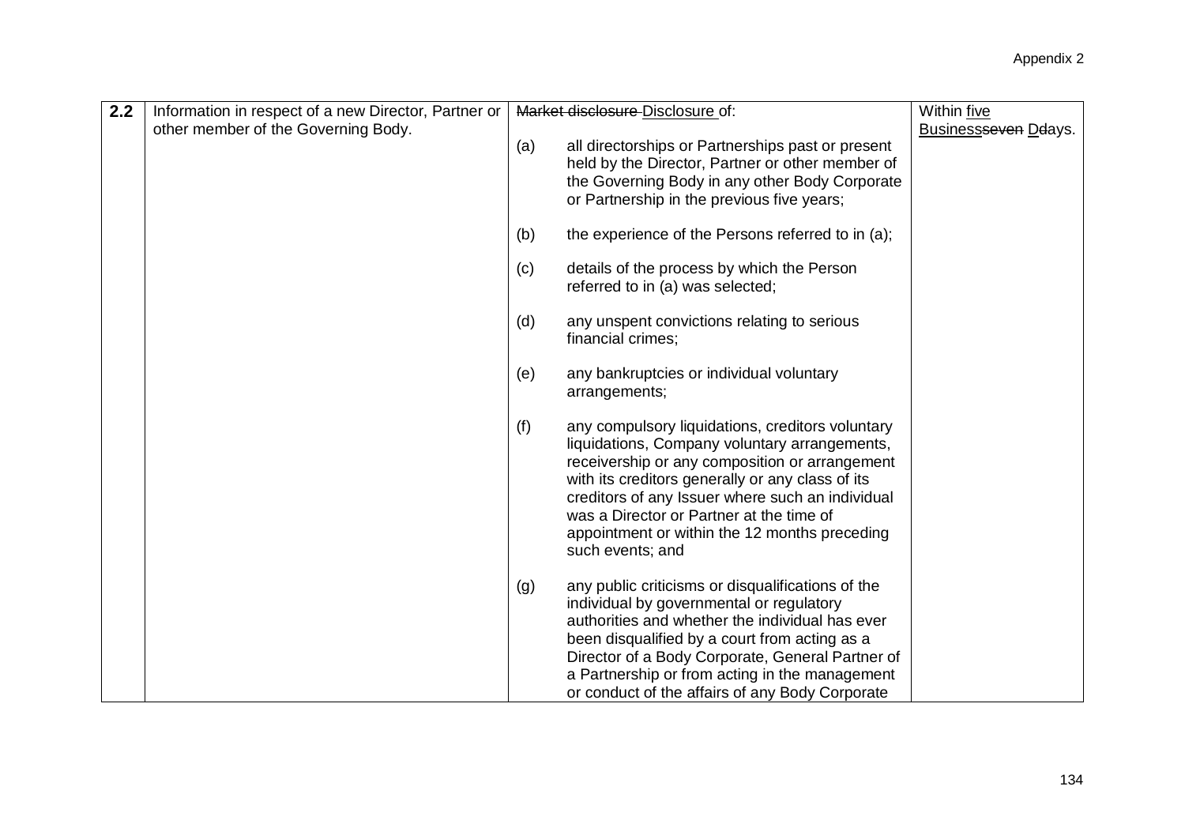| 2.2 | Information in respect of a new Director, Partner or other member of the Governing Body. | ~~Market disclosure~~ Disclosure of:<br><br>(a) all directorships or Partnerships past or present held by the Director, Partner or other member of the Governing Body in any other Body Corporate or Partnership in the previous five years;<br><br>(b) the experience of the Persons referred to in (a);<br><br>(c) details of the process by which the Person referred to in (a) was selected;<br><br>(d) any unspent convictions relating to serious financial crimes;<br><br>(e) any bankruptcies or individual voluntary arrangements;<br><br>(f) any compulsory liquidations, creditors voluntary liquidations, Company voluntary arrangements, receivership or any composition or arrangement with its creditors generally or any class of its creditors of any Issuer where such an individual was a Director or Partner at the time of appointment or within the 12 months preceding such events; and<br><br>(g) any public criticisms or disqualifications of the individual by governmental or regulatory authorities and whether the individual has ever been disqualified by a court from acting as a Director of a Body Corporate, General Partner of a Partnership or from acting in the management or conduct of the affairs of any Body Corporate | Within five Business~~seven~~ D~~d~~ays. |
|---|---|---|---|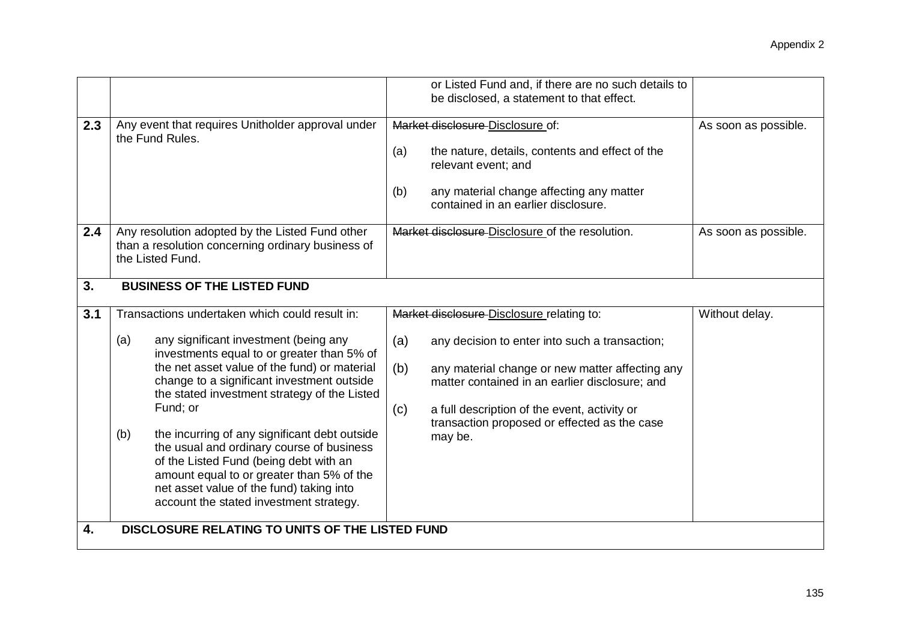| | | | |
|---|---|---|---|
| | | or Listed Fund and, if there are no such details to be disclosed, a statement to that effect. | |
| **2.3** | Any event that requires Unitholder approval under the Fund Rules. | ~~Market disclosure~~ Disclosure of:<br><br>(a) the nature, details, contents and effect of the relevant event; and<br><br>(b) any material change affecting any matter contained in an earlier disclosure. | As soon as possible. |
| **2.4** | Any resolution adopted by the Listed Fund other than a resolution concerning ordinary business of the Listed Fund. | ~~Market disclosure~~ Disclosure of the resolution. | As soon as possible. |
| **3.** | **BUSINESS OF THE LISTED FUND** | | |
| **3.1** | Transactions undertaken which could result in:<br><br>(a) any significant investment (being any investments equal to or greater than 5% of the net asset value of the fund) or material change to a significant investment outside the stated investment strategy of the Listed Fund; or<br><br>(b) the incurring of any significant debt outside the usual and ordinary course of business of the Listed Fund (being debt with an amount equal to or greater than 5% of the net asset value of the fund) taking into account the stated investment strategy. | ~~Market disclosure~~ Disclosure relating to:<br><br>(a) any decision to enter into such a transaction;<br><br>(b) any material change or new matter affecting any matter contained in an earlier disclosure; and<br><br>(c) a full description of the event, activity or transaction proposed or effected as the case may be. | Without delay. |
| **4.** | **DISCLOSURE RELATING TO UNITS OF THE LISTED FUND** | | |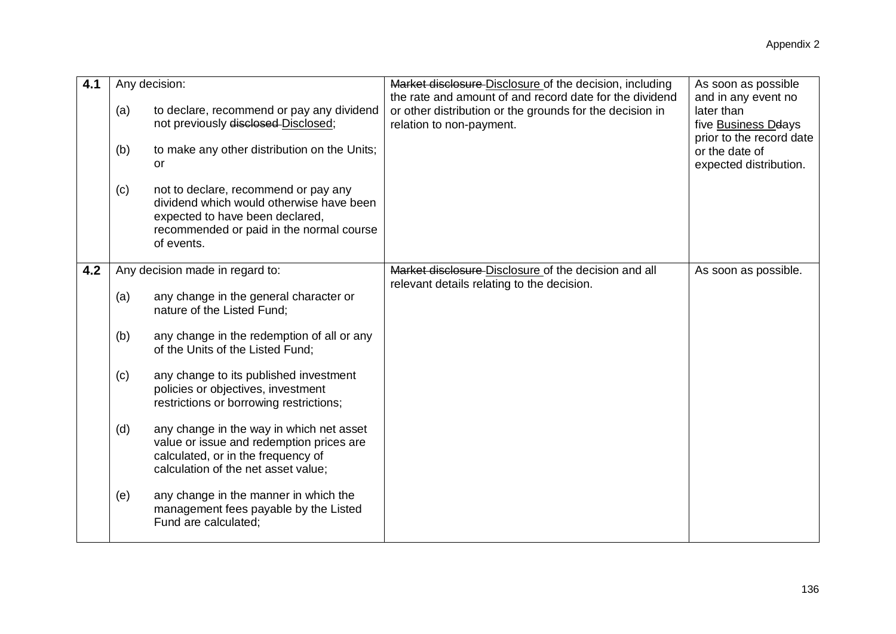| | | | |
|---|---|---|---|
| **4.1** | Any decision:<br><br>(a) to declare, recommend or pay any dividend not previously ~~disclosed~~ Disclosed;<br><br>(b) to make any other distribution on the Units; or<br><br>(c) not to declare, recommend or pay any dividend which would otherwise have been expected to have been declared, recommended or paid in the normal course of events. | ~~Market disclosure~~ Disclosure of the decision, including the rate and amount of and record date for the dividend or other distribution or the grounds for the decision in relation to non-payment. | As soon as possible and in any event no later than five Business ~~d~~Days prior to the record date or the date of expected distribution. |
| **4.2** | Any decision made in regard to:<br><br>(a) any change in the general character or nature of the Listed Fund;<br><br>(b) any change in the redemption of all or any of the Units of the Listed Fund;<br><br>(c) any change to its published investment policies or objectives, investment restrictions or borrowing restrictions;<br><br>(d) any change in the way in which net asset value or issue and redemption prices are calculated, or in the frequency of calculation of the net asset value;<br><br>(e) any change in the manner in which the management fees payable by the Listed Fund are calculated; | ~~Market disclosure~~ Disclosure of the decision and all relevant details relating to the decision. | As soon as possible. |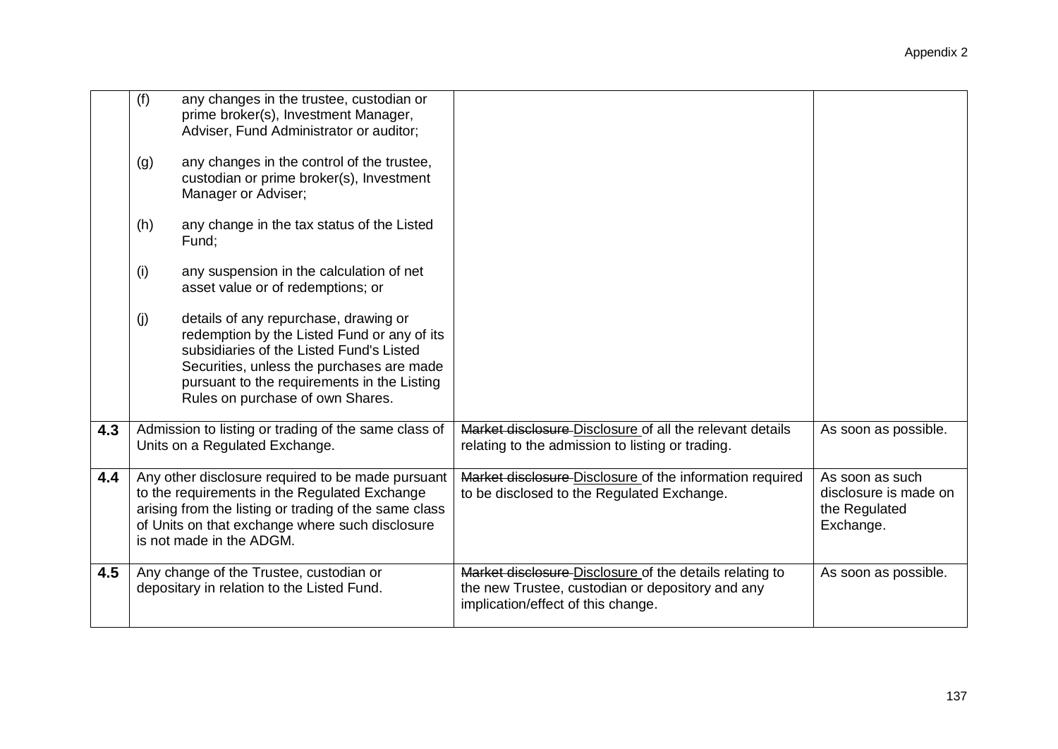Appendix 2

| | | | |
|---|---|---|---|
| | (f) any changes in the trustee, custodian or prime broker(s), Investment Manager, Adviser, Fund Administrator or auditor;<br><br>(g) any changes in the control of the trustee, custodian or prime broker(s), Investment Manager or Adviser;<br><br>(h) any change in the tax status of the Listed Fund;<br><br>(i) any suspension in the calculation of net asset value or of redemptions; or<br><br>(j) details of any repurchase, drawing or redemption by the Listed Fund or any of its subsidiaries of the Listed Fund's Listed Securities, unless the purchases are made pursuant to the requirements in the Listing Rules on purchase of own Shares. | | |
| **4.3** | Admission to listing or trading of the same class of Units on a Regulated Exchange. | ~~Market disclosure~~ <u>Disclosure</u> of all the relevant details relating to the admission to listing or trading. | As soon as possible. |
| **4.4** | Any other disclosure required to be made pursuant to the requirements in the Regulated Exchange arising from the listing or trading of the same class of Units on that exchange where such disclosure is not made in the ADGM. | ~~Market disclosure~~ <u>Disclosure</u> of the information required to be disclosed to the Regulated Exchange. | As soon as such disclosure is made on the Regulated Exchange. |
| **4.5** | Any change of the Trustee, custodian or depositary in relation to the Listed Fund. | ~~Market disclosure~~ <u>Disclosure</u> of the details relating to the new Trustee, custodian or depository and any implication/effect of this change. | As soon as possible. |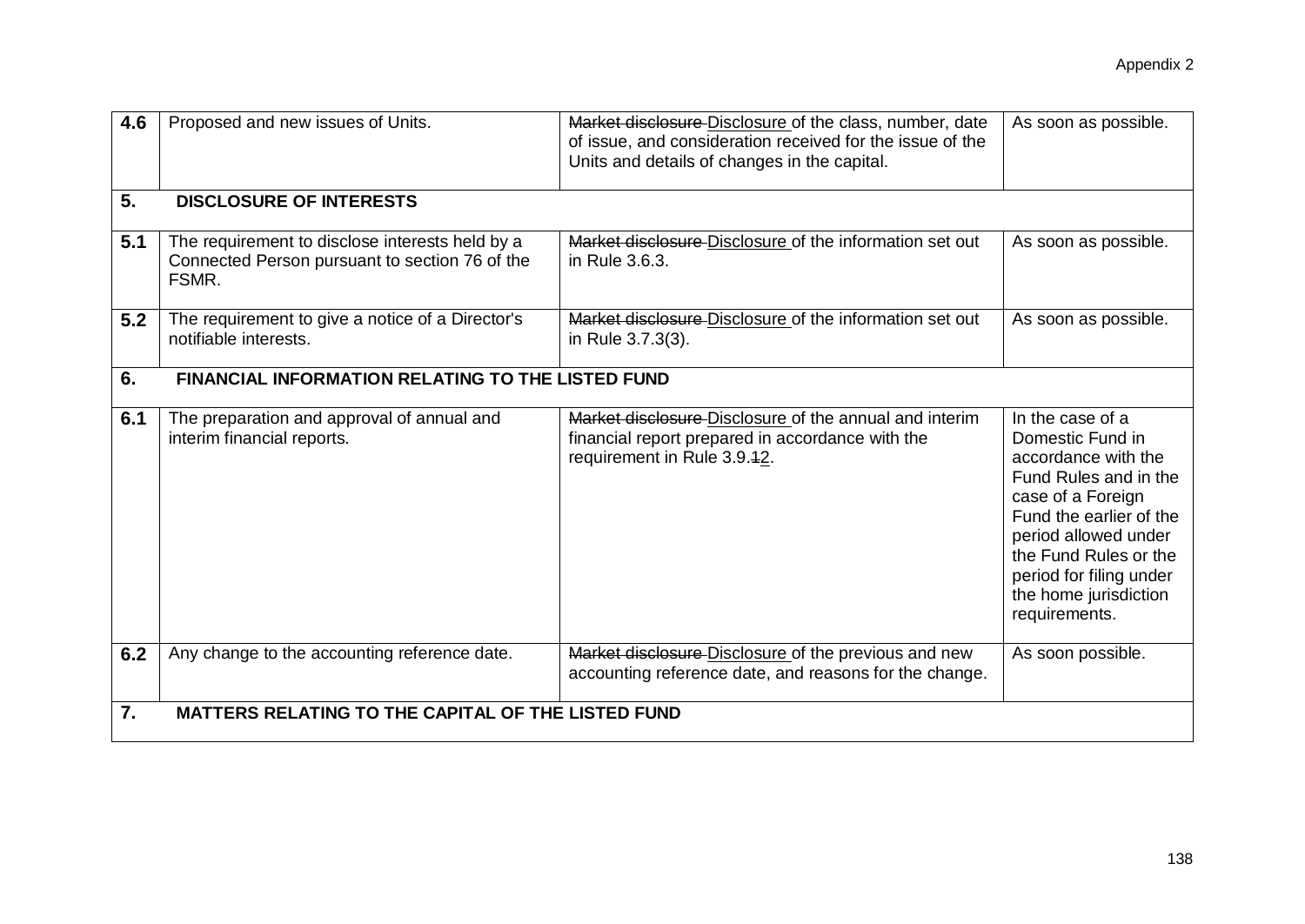| | | | |
|---|---|---|---|
| **4.6** | Proposed and new issues of Units. | ~~Market disclosure~~ Disclosure of the class, number, date of issue, and consideration received for the issue of the Units and details of changes in the capital. | As soon as possible. |
| **5.** | **DISCLOSURE OF INTERESTS** | | |
| **5.1** | The requirement to disclose interests held by a Connected Person pursuant to section 76 of the FSMR. | ~~Market disclosure~~ Disclosure of the information set out in Rule 3.6.3. | As soon as possible. |
| **5.2** | The requirement to give a notice of a Director's notifiable interests. | ~~Market disclosure~~ Disclosure of the information set out in Rule 3.7.3(3). | As soon as possible. |
| **6.** | **FINANCIAL INFORMATION RELATING TO THE LISTED FUND** | | |
| **6.1** | The preparation and approval of annual and interim financial reports. | ~~Market disclosure~~ Disclosure of the annual and interim financial report prepared in accordance with the requirement in Rule 3.9.~~1~~2. | In the case of a Domestic Fund in accordance with the Fund Rules and in the case of a Foreign Fund the earlier of the period allowed under the Fund Rules or the period for filing under the home jurisdiction requirements. |
| **6.2** | Any change to the accounting reference date. | ~~Market disclosure~~ Disclosure of the previous and new accounting reference date, and reasons for the change. | As soon possible. |
| **7.** | **MATTERS RELATING TO THE CAPITAL OF THE LISTED FUND** | | |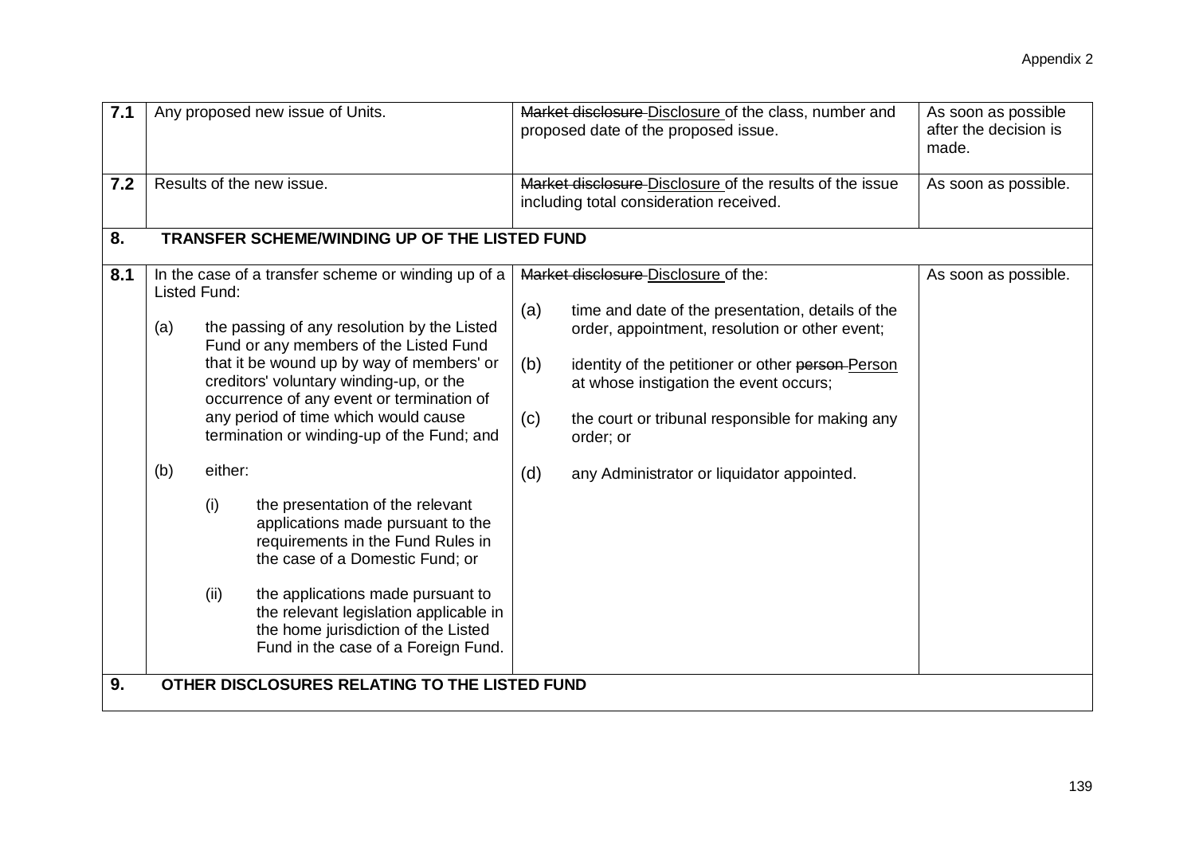Appendix 2

| | | | |
|---|---|---|---|
| **7.1** | Any proposed new issue of Units. | ~~Market disclosure~~ Disclosure of the class, number and proposed date of the proposed issue. | As soon as possible after the decision is made. |
| **7.2** | Results of the new issue. | ~~Market disclosure~~ Disclosure of the results of the issue including total consideration received. | As soon as possible. |
| **8.** | **TRANSFER SCHEME/WINDING UP OF THE LISTED FUND** | | |
| **8.1** | In the case of a transfer scheme or winding up of a Listed Fund:<br><br>(a) the passing of any resolution by the Listed Fund or any members of the Listed Fund that it be wound up by way of members' or creditors' voluntary winding-up, or the occurrence of any event or termination of any period of time which would cause termination or winding-up of the Fund; and<br><br>(b) either:<br><br>(i) the presentation of the relevant applications made pursuant to the requirements in the Fund Rules in the case of a Domestic Fund; or<br><br>(ii) the applications made pursuant to the relevant legislation applicable in the home jurisdiction of the Listed Fund in the case of a Foreign Fund. | ~~Market disclosure~~ Disclosure of the:<br><br>(a) time and date of the presentation, details of the order, appointment, resolution or other event;<br><br>(b) identity of the petitioner or other ~~person~~ Person at whose instigation the event occurs;<br><br>(c) the court or tribunal responsible for making any order; or<br><br>(d) any Administrator or liquidator appointed. | As soon as possible. |
| **9.** | **OTHER DISCLOSURES RELATING TO THE LISTED FUND** | | |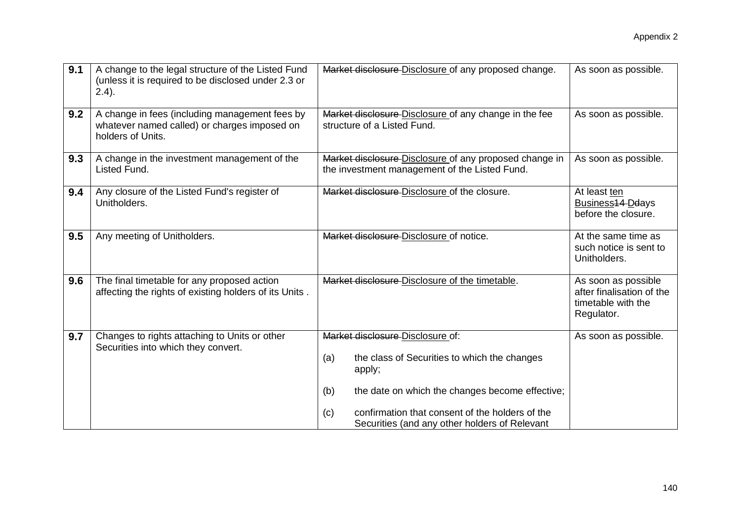| 9.1 | A change to the legal structure of the Listed Fund (unless it is required to be disclosed under 2.3 or 2.4). | ~~Market disclosure~~ Disclosure of any proposed change. | As soon as possible. |
|---|---|---|---|
| 9.2 | A change in fees (including management fees by whatever named called) or charges imposed on holders of Units. | ~~Market disclosure~~ Disclosure of any change in the fee structure of a Listed Fund. | As soon as possible. |
| 9.3 | A change in the investment management of the Listed Fund. | ~~Market disclosure~~ Disclosure of any proposed change in the investment management of the Listed Fund. | As soon as possible. |
| 9.4 | Any closure of the Listed Fund's register of Unitholders. | ~~Market disclosure~~ Disclosure of the closure. | At least ten Business~~14 D~~days before the closure. |
| 9.5 | Any meeting of Unitholders. | ~~Market disclosure~~ Disclosure of notice. | At the same time as such notice is sent to Unitholders. |
| 9.6 | The final timetable for any proposed action affecting the rights of existing holders of its Units . | ~~Market disclosure~~ Disclosure of the timetable. | As soon as possible after finalisation of the timetable with the Regulator. |
| 9.7 | Changes to rights attaching to Units or other Securities into which they convert. | ~~Market disclosure~~ Disclosure of:<br><br>(a) the class of Securities to which the changes apply;<br><br>(b) the date on which the changes become effective;<br><br>(c) confirmation that consent of the holders of the Securities (and any other holders of Relevant | As soon as possible. |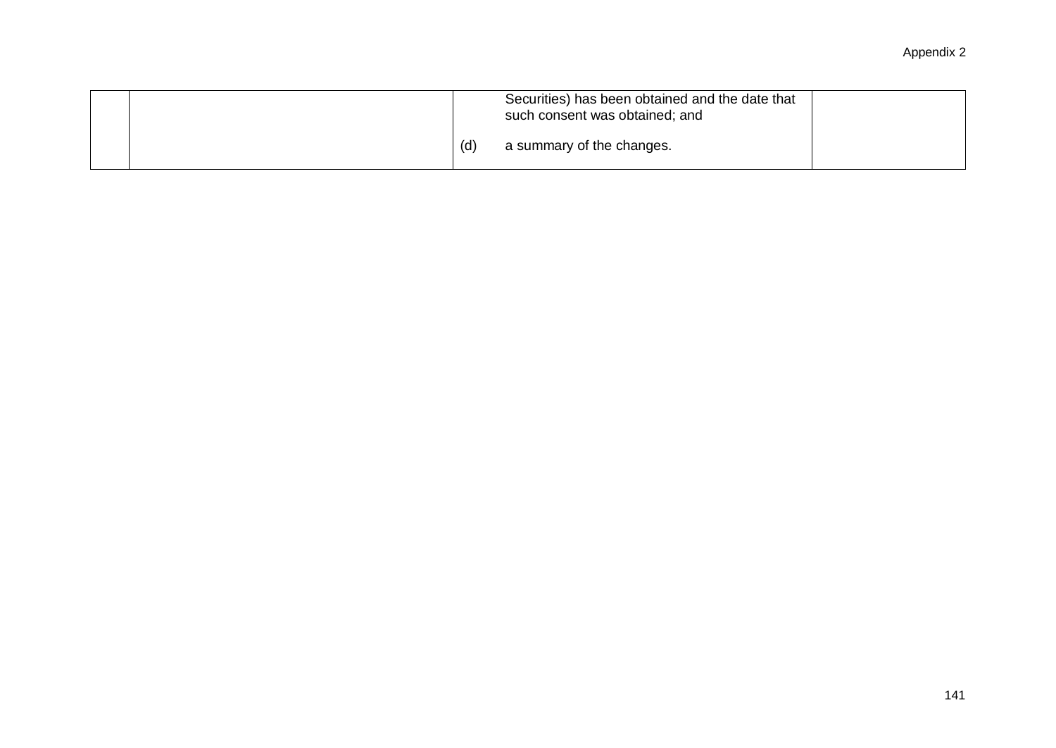| | | | |
|---|---|---|---|
| | | Securities) has been obtained and the date that such consent was obtained; and<br><br>(d) a summary of the changes. | |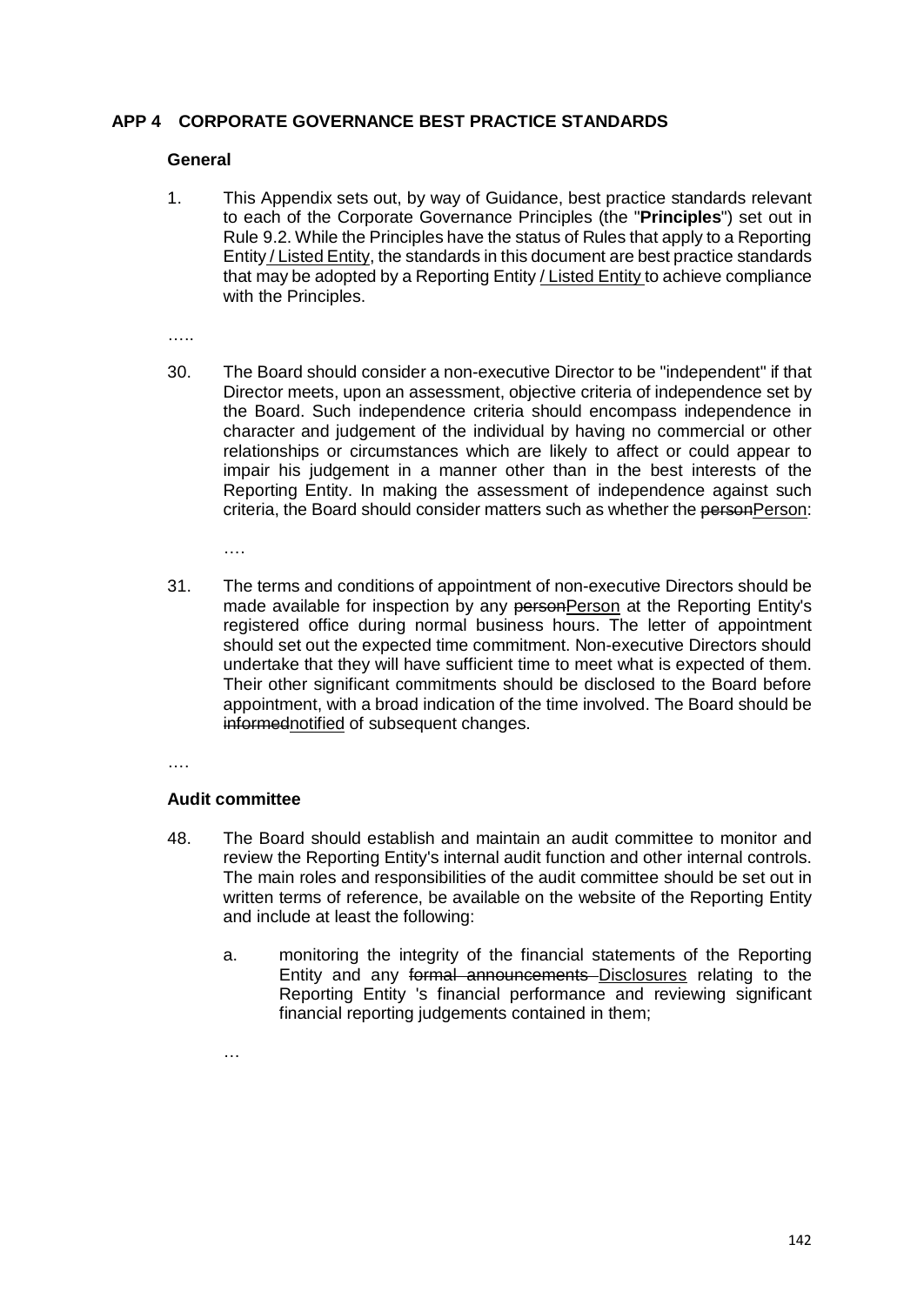## APP 4 CORPORATE GOVERNANCE BEST PRACTICE STANDARDS

### General

1. This Appendix sets out, by way of Guidance, best practice standards relevant to each of the Corporate Governance Principles (the "**Principles**") set out in Rule 9.2. While the Principles have the status of Rules that apply to a Reporting Entity<u> / Listed Entity</u>, the standards in this document are best practice standards that may be adopted by a Reporting Entity <u>/ Listed Entity</u> to achieve compliance with the Principles.

…..

30. The Board should consider a non-executive Director to be "independent" if that Director meets, upon an assessment, objective criteria of independence set by the Board. Such independence criteria should encompass independence in character and judgement of the individual by having no commercial or other relationships or circumstances which are likely to affect or could appear to impair his judgement in a manner other than in the best interests of the Reporting Entity. In making the assessment of independence against such criteria, the Board should consider matters such as whether the ~~person~~<u>Person</u>:

   ….

31. The terms and conditions of appointment of non-executive Directors should be made available for inspection by any ~~person~~<u>Person</u> at the Reporting Entity's registered office during normal business hours. The letter of appointment should set out the expected time commitment. Non-executive Directors should undertake that they will have sufficient time to meet what is expected of them. Their other significant commitments should be disclosed to the Board before appointment, with a broad indication of the time involved. The Board should be ~~informed~~<u>notified</u> of subsequent changes.

….

### Audit committee

48. The Board should establish and maintain an audit committee to monitor and review the Reporting Entity's internal audit function and other internal controls. The main roles and responsibilities of the audit committee should be set out in written terms of reference, be available on the website of the Reporting Entity and include at least the following:

    a. monitoring the integrity of the financial statements of the Reporting Entity and any ~~formal announcements~~ <u>Disclosures</u> relating to the Reporting Entity 's financial performance and reviewing significant financial reporting judgements contained in them;

    …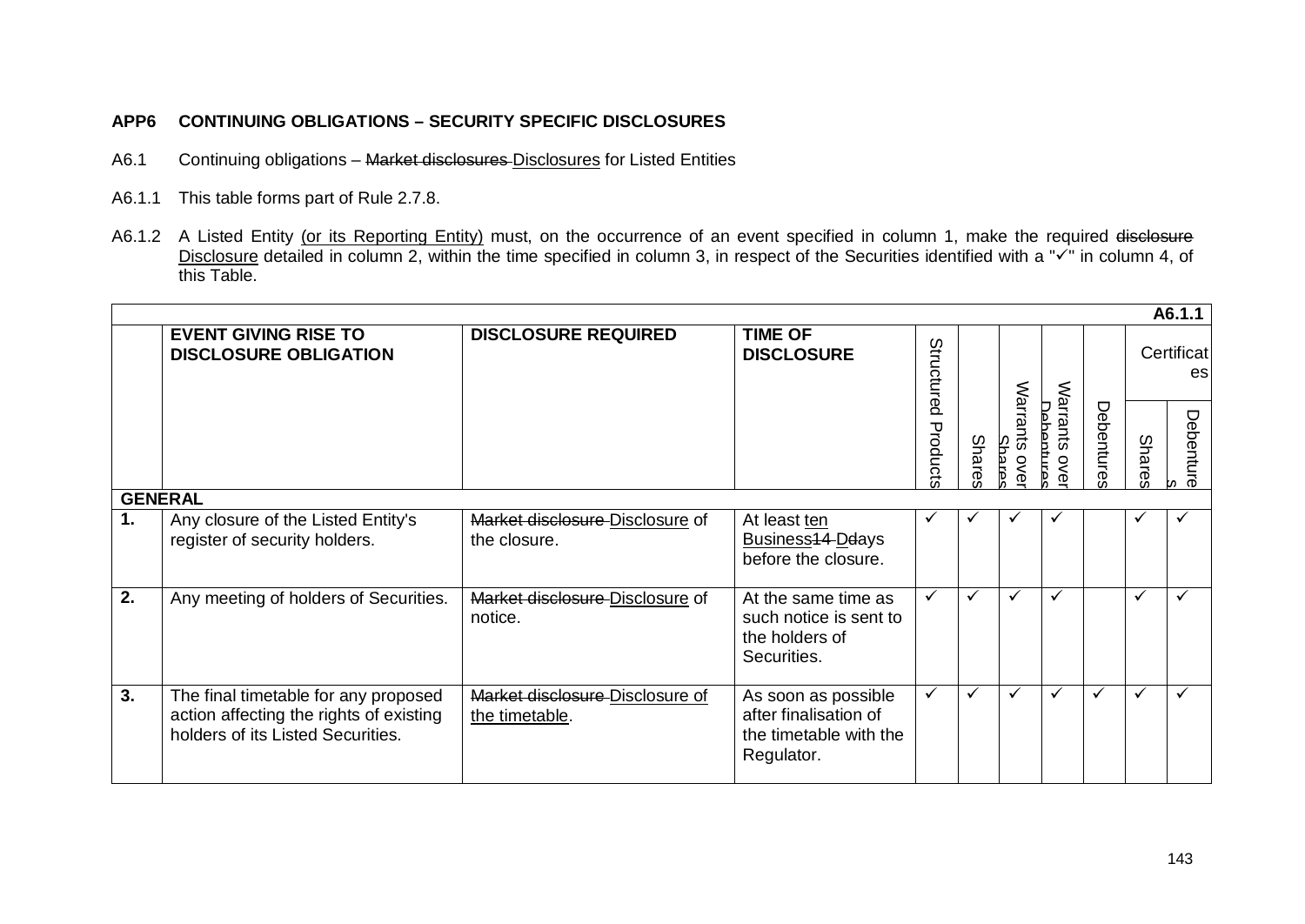**APP6 CONTINUING OBLIGATIONS – SECURITY SPECIFIC DISCLOSURES**

A6.1 Continuing obligations – ~~Market disclosures~~ Disclosures for Listed Entities

A6.1.1 This table forms part of Rule 2.7.8.

A6.1.2 A Listed Entity (or its Reporting Entity) must, on the occurrence of an event specified in column 1, make the required ~~disclosure~~ Disclosure detailed in column 2, within the time specified in column 3, in respect of the Securities identified with a "✓" in column 4, of this Table.

**A6.1.1**

| | EVENT GIVING RISE TO DISCLOSURE OBLIGATION | DISCLOSURE REQUIRED | TIME OF DISCLOSURE | Structured Products | Shares | Warrants over Shares | Warrants over Debentures | Debentures | Certificates | |
|---|---|---|---|---|---|---|---|---|---|---|
| | | | | | | | | | Shares | Debentures |
| **GENERAL** | | | | | | | | | | |
| **1.** | Any closure of the Listed Entity's register of security holders. | ~~Market disclosure~~ Disclosure of the closure. | At least ten Business ~~14~~ D~~d~~ays before the closure. | ✓ | ✓ | ✓ | ✓ | | ✓ | ✓ |
| **2.** | Any meeting of holders of Securities. | ~~Market disclosure~~ Disclosure of notice. | At the same time as such notice is sent to the holders of Securities. | ✓ | ✓ | ✓ | ✓ | | ✓ | ✓ |
| **3.** | The final timetable for any proposed action affecting the rights of existing holders of its Listed Securities. | ~~Market disclosure~~ Disclosure of the timetable. | As soon as possible after finalisation of the timetable with the Regulator. | ✓ | ✓ | ✓ | ✓ | ✓ | ✓ | ✓ |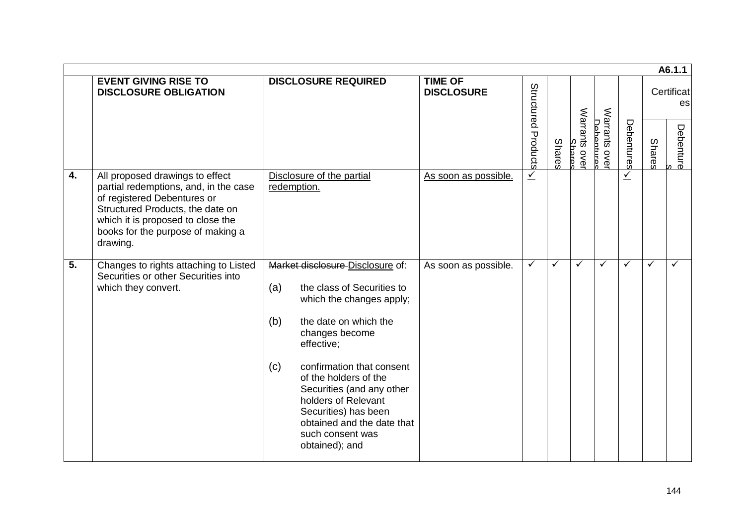| A6.1.1 | | | | | | | | | | | |
|---|---|---|---|---|---|---|---|---|---|---|---|
| | **EVENT GIVING RISE TO DISCLOSURE OBLIGATION** | **DISCLOSURE REQUIRED** | **TIME OF DISCLOSURE** | Structured Products | Shares | Warrants over Shares | Warrants over Debentures | Debentures | Certificates | |
| | | | | | | | | | Shares | Debentures |
| **4.** | All proposed drawings to effect partial redemptions, and, in the case of registered Debentures or Structured Products, the date on which it is proposed to close the books for the purpose of making a drawing. | <u>Disclosure of the partial redemption.</u> | <u>As soon as possible.</u> | <u>✓</u> | | | | <u>✓</u> | | |
| **5.** | Changes to rights attaching to Listed Securities or other Securities into which they convert. | ~~Market disclosure~~ <u>Disclosure</u> of:<br><br>(a) the class of Securities to which the changes apply;<br><br>(b) the date on which the changes become effective;<br><br>(c) confirmation that consent of the holders of the Securities (and any other holders of Relevant Securities) has been obtained and the date that such consent was obtained); and | As soon as possible. | ✓ | ✓ | ✓ | ✓ | ✓ | ✓ | ✓ |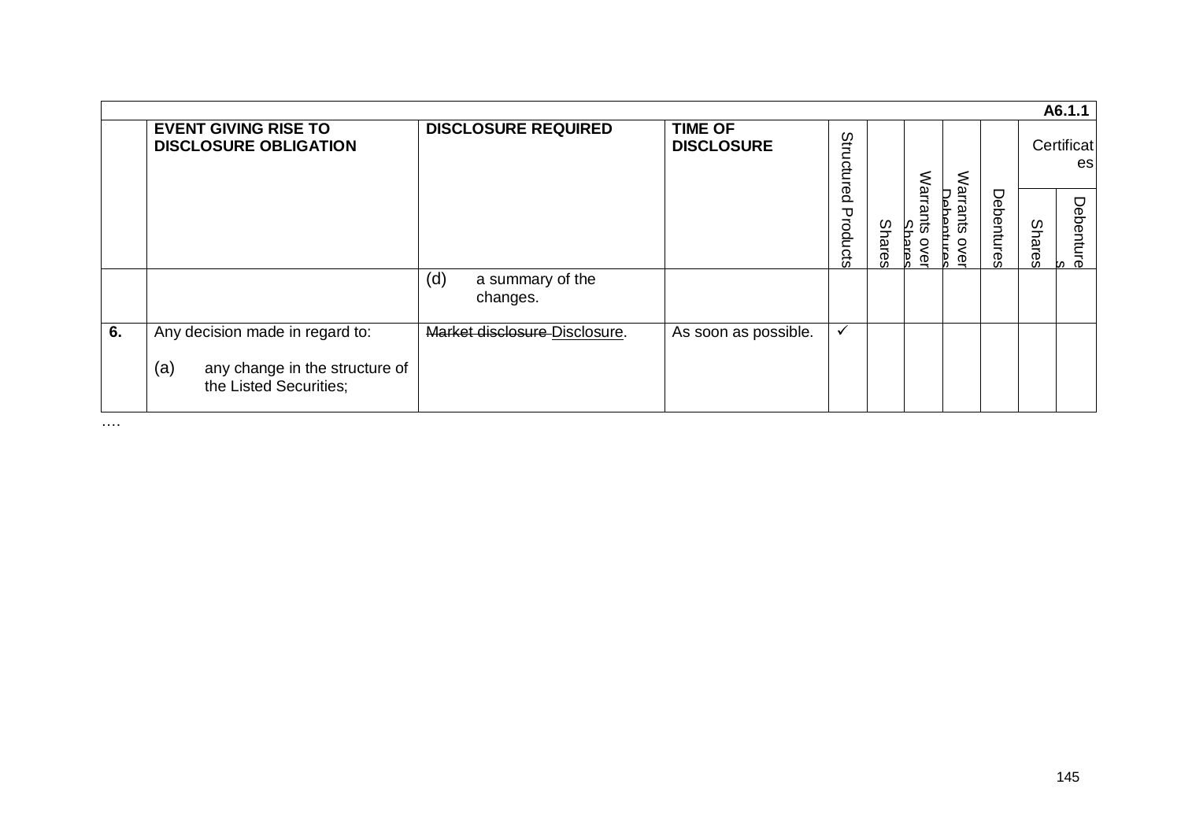| A6.1.1 | | | | | | | | | | |
|---|---|---|---|---|---|---|---|---|---|---|
| | **EVENT GIVING RISE TO DISCLOSURE OBLIGATION** | **DISCLOSURE REQUIRED** | **TIME OF DISCLOSURE** | Structured Products | Shares | Warrants over Shares | Warrants over Debentures | Debentures | Certificates | |
| | | | | | | | | | Shares | Debentures |
| | | (d) a summary of the changes. | | | | | | | | |
| **6.** | Any decision made in regard to:<br><br>(a) any change in the structure of the Listed Securities; | ~~Market disclosure~~ Disclosure. | As soon as possible. | ✓ | | | | | | |

….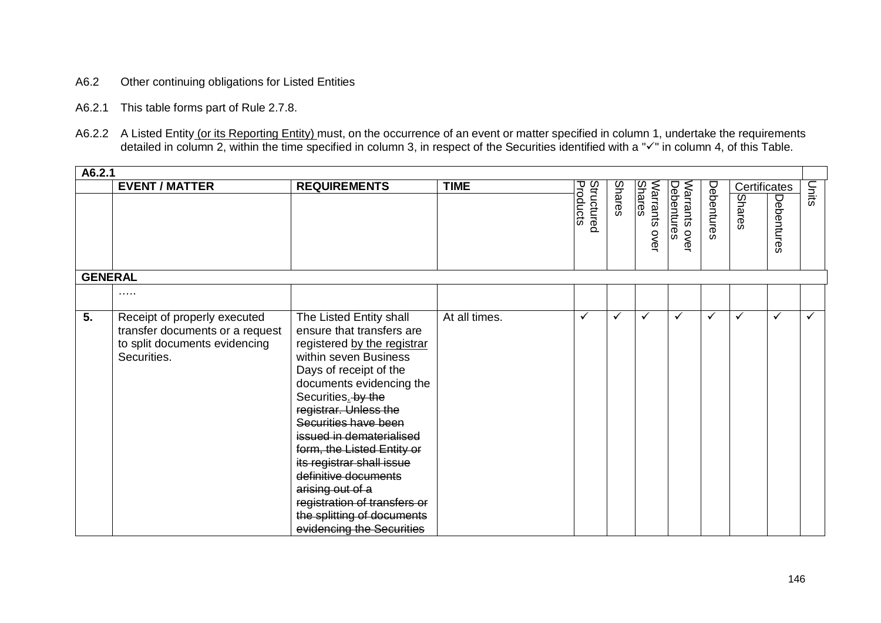A6.2 Other continuing obligations for Listed Entities

A6.2.1 This table forms part of Rule 2.7.8.

A6.2.2 A Listed Entity (or its Reporting Entity) must, on the occurrence of an event or matter specified in column 1, undertake the requirements detailed in column 2, within the time specified in column 3, in respect of the Securities identified with a "✓" in column 4, of this Table.

| A6.2.1 | | | | | | | | | | | | |
|---|---|---|---|---|---|---|---|---|---|---|---|---|
| | **EVENT / MATTER** | **REQUIREMENTS** | **TIME** | Structured Products | Shares | Warrants over Shares | Warrants over Debentures | Debentures | Certificates | | Units |
| | | | | | | | | | Shares | Debentures | |
| **GENERAL** | | | | | | | | | | | |
| | ….. | | | | | | | | | | |
| **5.** | Receipt of properly executed transfer documents or a request to split documents evidencing Securities. | The Listed Entity shall ensure that transfers are registered by the registrar within seven Business Days of receipt of the documents evidencing the Securities. ~~by the registrar. Unless the Securities have been issued in dematerialised form, the Listed Entity or its registrar shall issue definitive documents arising out of a registration of transfers or the splitting of documents evidencing the Securities~~ | At all times. | ✓ | ✓ | ✓ | ✓ | ✓ | ✓ | ✓ | ✓ |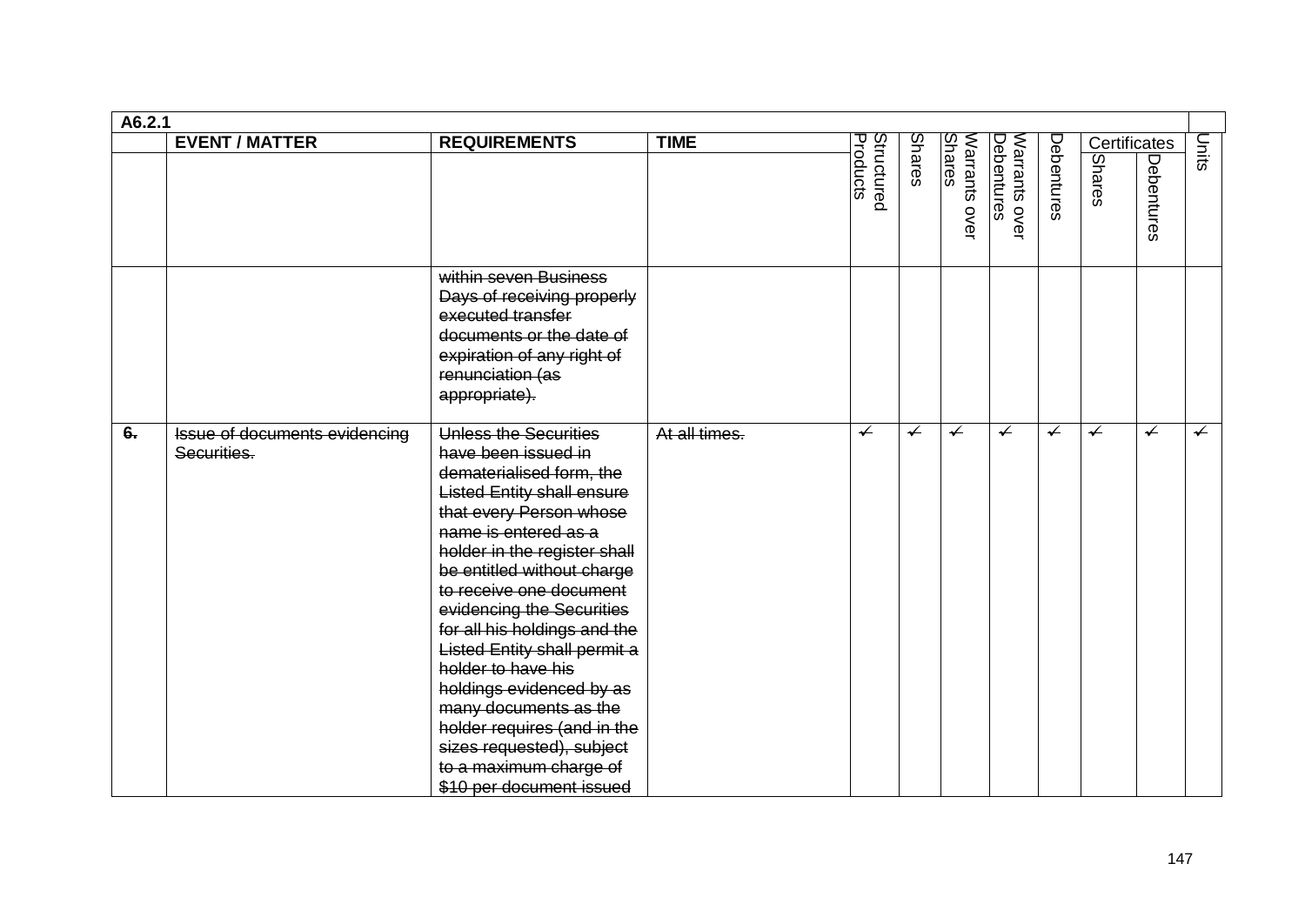| A6.2.1 | | | | | | | | | | | | |
|---|---|---|---|---|---|---|---|---|---|---|---|---|
| | **EVENT / MATTER** | **REQUIREMENTS** | **TIME** | Structured Products | Shares | Warrants over Shares | Warrants over Debentures | Debentures | Certificates | | Units |
| | | | | | | | | | Shares | Debentures | |
| | | ~~within seven Business Days of receiving properly executed transfer documents or the date of expiration of any right of renunciation (as appropriate).~~ | | | | | | | | | |
| ~~**6.**~~ | ~~Issue of documents evidencing Securities.~~ | ~~Unless the Securities have been issued in dematerialised form, the Listed Entity shall ensure that every Person whose name is entered as a holder in the register shall be entitled without charge to receive one document evidencing the Securities for all his holdings and the Listed Entity shall permit a holder to have his holdings evidenced by as many documents as the holder requires (and in the sizes requested), subject to a maximum charge of $10 per document issued~~ | ~~At all times.~~ | ~~✓~~ | ~~✓~~ | ~~✓~~ | ~~✓~~ | ~~✓~~ | ~~✓~~ | ~~✓~~ | ~~✓~~ |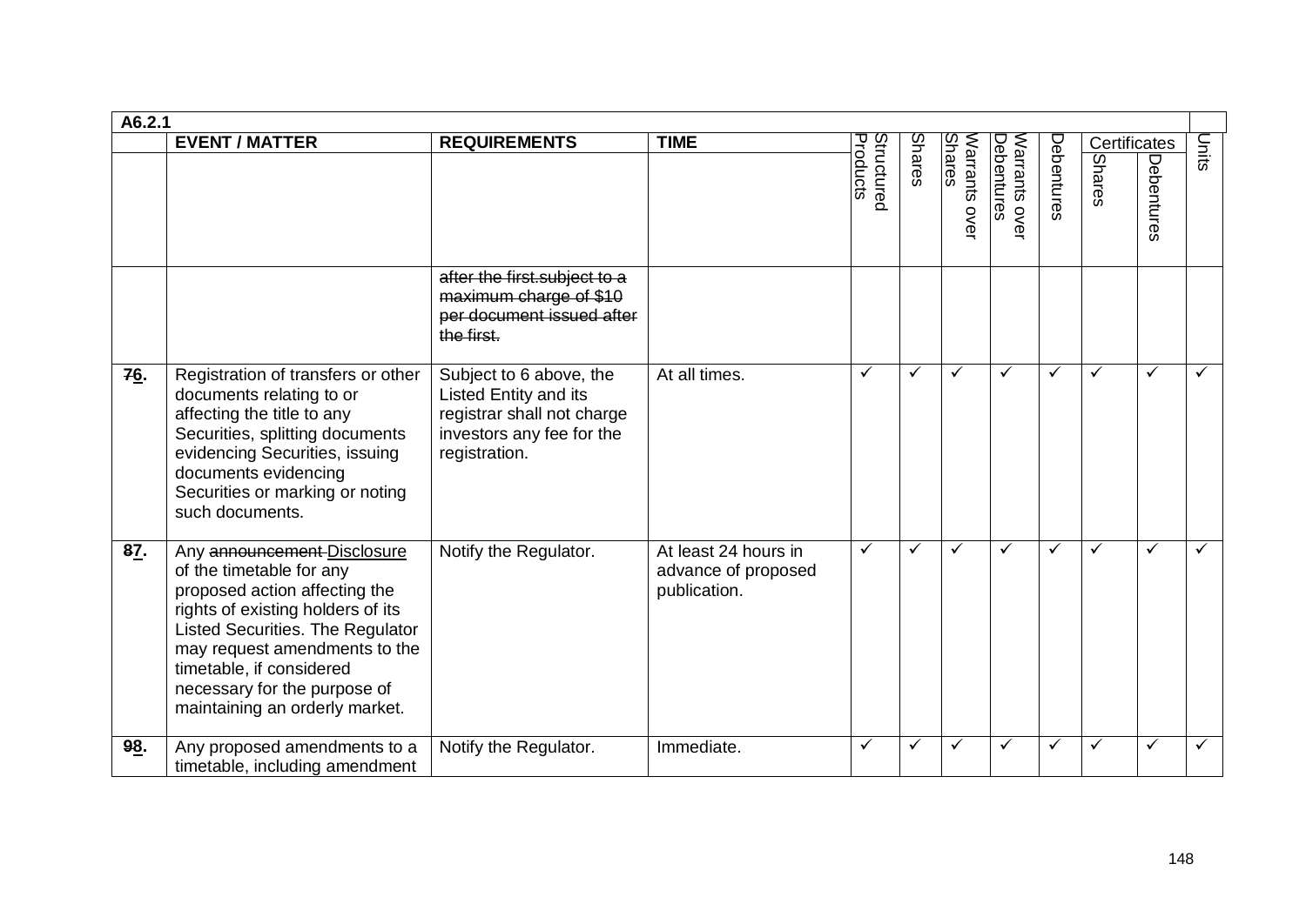| A6.2.1 | | | | | | | | | | | | |
|---|---|---|---|---|---|---|---|---|---|---|---|---|
| | EVENT / MATTER | REQUIREMENTS | TIME | Structured Products | Shares | Warrants over Shares | Warrants over Debentures | Debentures | Certificates | | Units |
| | | | | | | | | | Shares | Debentures | |
| | | ~~after the first.subject to a maximum charge of $10 per document issued after the first.~~ | | | | | | | | | |
| ~~7~~6. | Registration of transfers or other documents relating to or affecting the title to any Securities, splitting documents evidencing Securities, issuing documents evidencing Securities or marking or noting such documents. | Subject to 6 above, the Listed Entity and its registrar shall not charge investors any fee for the registration. | At all times. | ✓ | ✓ | ✓ | ✓ | ✓ | ✓ | ✓ | ✓ |
| ~~8~~7. | Any ~~announcement~~ Disclosure of the timetable for any proposed action affecting the rights of existing holders of its Listed Securities. The Regulator may request amendments to the timetable, if considered necessary for the purpose of maintaining an orderly market. | Notify the Regulator. | At least 24 hours in advance of proposed publication. | ✓ | ✓ | ✓ | ✓ | ✓ | ✓ | ✓ | ✓ |
| ~~9~~8. | Any proposed amendments to a timetable, including amendment | Notify the Regulator. | Immediate. | ✓ | ✓ | ✓ | ✓ | ✓ | ✓ | ✓ | ✓ |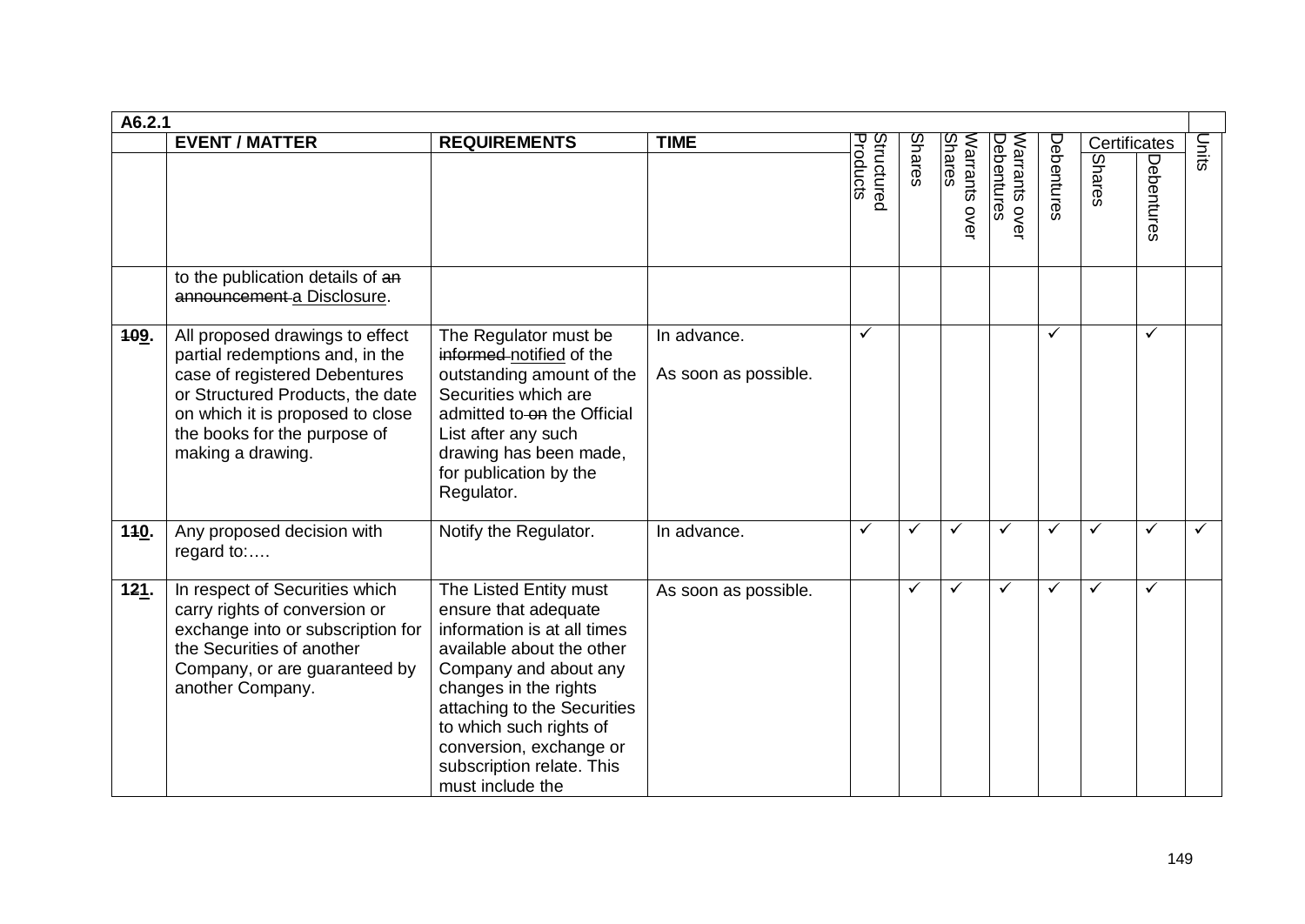| A6.2.1 | | | | | | | | | | | | |
|---|---|---|---|---|---|---|---|---|---|---|---|---|
| | EVENT / MATTER | REQUIREMENTS | TIME | Structured Products | Shares | Warrants over Shares | Warrants over Debentures | Debentures | Certificates | | Units |
| | | | | | | | | | Shares | Debentures | |
| | to the publication details of ~~an announcement~~ a Disclosure. | | | | | | | | | | |
| ~~10~~9. | All proposed drawings to effect partial redemptions and, in the case of registered Debentures or Structured Products, the date on which it is proposed to close the books for the purpose of making a drawing. | The Regulator must be ~~informed~~ notified of the outstanding amount of the Securities which are admitted to ~~on~~ the Official List after any such drawing has been made, for publication by the Regulator. | In advance.<br><br>As soon as possible. | ✓ | | | | ✓ | | ✓ | |
| 1~~1~~0. | Any proposed decision with regard to:…. | Notify the Regulator. | In advance. | ✓ | ✓ | ✓ | ✓ | ✓ | ✓ | ✓ | ✓ |
| 1~~2~~1. | In respect of Securities which carry rights of conversion or exchange into or subscription for the Securities of another Company, or are guaranteed by another Company. | The Listed Entity must ensure that adequate information is at all times available about the other Company and about any changes in the rights attaching to the Securities to which such rights of conversion, exchange or subscription relate. This must include the | As soon as possible. | | ✓ | ✓ | ✓ | ✓ | ✓ | ✓ | |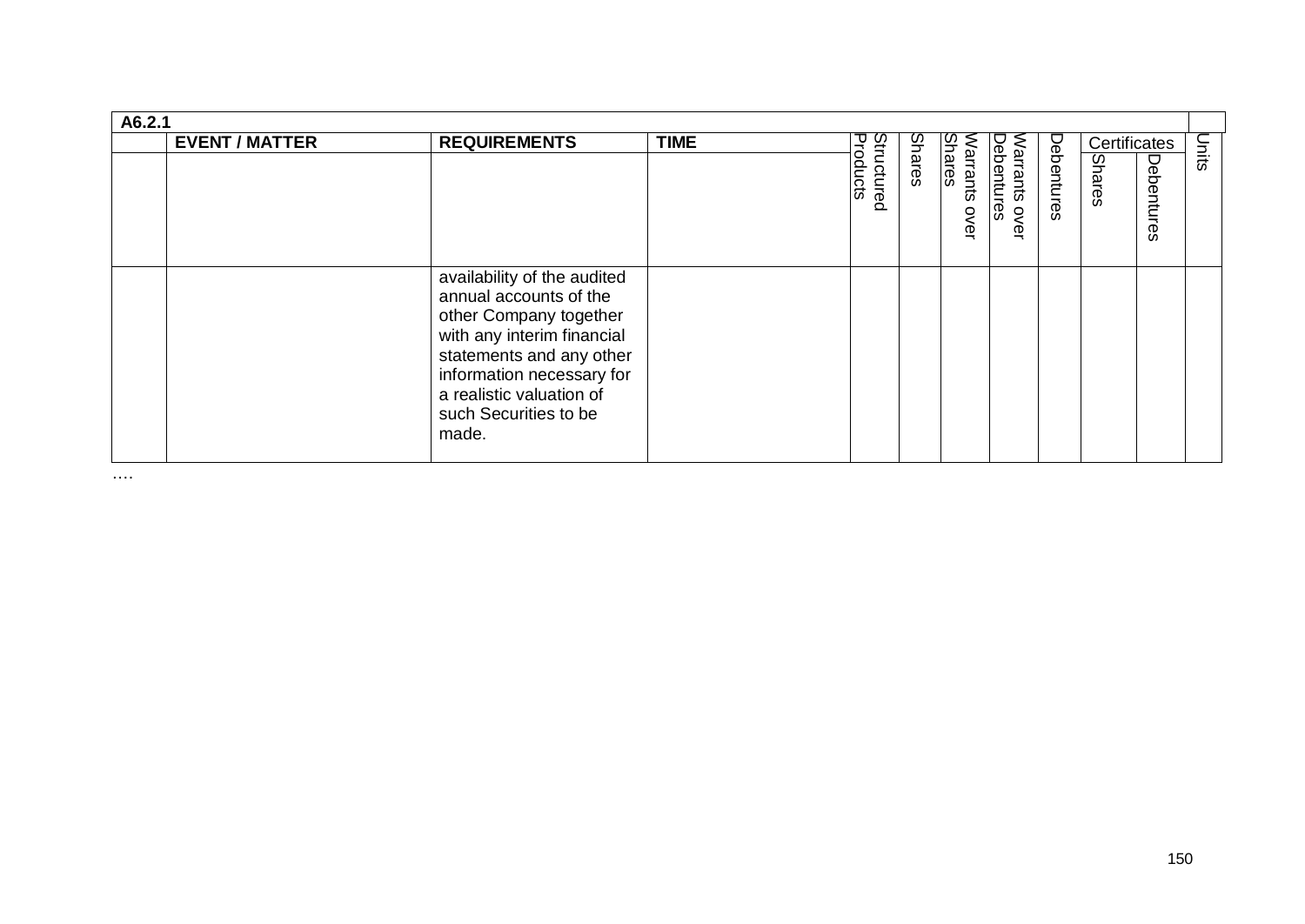| A6.2.1 | | | | | | | | | | | | |
|---|---|---|---|---|---|---|---|---|---|---|---|---|
| | **EVENT / MATTER** | **REQUIREMENTS** | **TIME** | Structured Products | Shares | Warrants over Shares | Warrants over Debentures | Debentures | Certificates | | Units |
| | | | | | | | | | Shares | Debentures | |
| | | availability of the audited annual accounts of the other Company together with any interim financial statements and any other information necessary for a realistic valuation of such Securities to be made. | | | | | | | | | |

….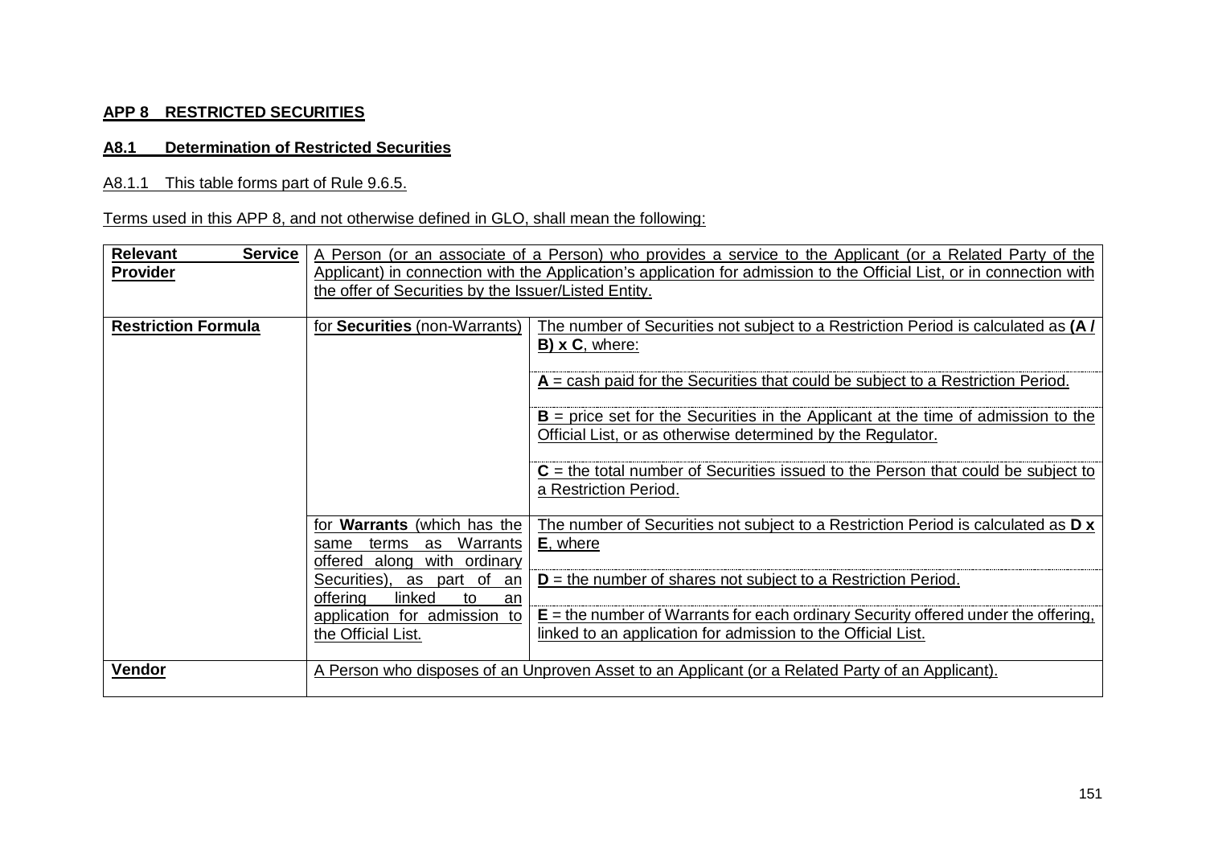## APP 8 RESTRICTED SECURITIES

### A8.1 Determination of Restricted Securities

A8.1.1 This table forms part of Rule 9.6.5.

Terms used in this APP 8, and not otherwise defined in GLO, shall mean the following:

| | | |
|---|---|---|
| **Relevant Service Provider** | A Person (or an associate of a Person) who provides a service to the Applicant (or a Related Party of the Applicant) in connection with the Application's application for admission to the Official List, or in connection with the offer of Securities by the Issuer/Listed Entity. | |
| **Restriction Formula** | for **Securities** (non-Warrants) | The number of Securities not subject to a Restriction Period is calculated as **(A / B) x C**, where: |
| | | **A** = cash paid for the Securities that could be subject to a Restriction Period. |
| | | **B** = price set for the Securities in the Applicant at the time of admission to the Official List, or as otherwise determined by the Regulator. |
| | | **C** = the total number of Securities issued to the Person that could be subject to a Restriction Period. |
| | for **Warrants** (which has the same terms as Warrants offered along with ordinary Securities), as part of an offering linked to an application for admission to the Official List. | The number of Securities not subject to a Restriction Period is calculated as **D x E**, where |
| | | **D** = the number of shares not subject to a Restriction Period. |
| | | **E** = the number of Warrants for each ordinary Security offered under the offering, linked to an application for admission to the Official List. |
| **Vendor** | A Person who disposes of an Unproven Asset to an Applicant (or a Related Party of an Applicant). | |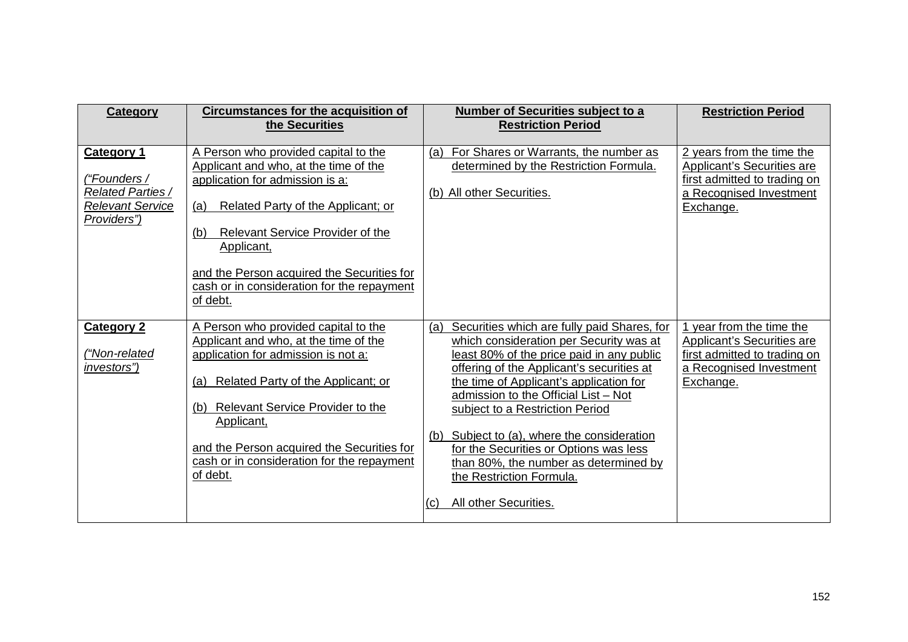| Category | Circumstances for the acquisition of the Securities | Number of Securities subject to a Restriction Period | Restriction Period |
|---|---|---|---|
| **Category 1**<br><br>*("Founders / Related Parties / Relevant Service Providers")* | A Person who provided capital to the Applicant and who, at the time of the application for admission is a:<br><br>(a) Related Party of the Applicant; or<br><br>(b) Relevant Service Provider of the Applicant,<br><br>and the Person acquired the Securities for cash or in consideration for the repayment of debt. | (a) For Shares or Warrants, the number as determined by the Restriction Formula.<br><br>(b) All other Securities. | 2 years from the time the Applicant's Securities are first admitted to trading on a Recognised Investment Exchange. |
| **Category 2**<br><br>*("Non-related investors")* | A Person who provided capital to the Applicant and who, at the time of the application for admission is not a:<br><br>(a) Related Party of the Applicant; or<br><br>(b) Relevant Service Provider to the Applicant,<br><br>and the Person acquired the Securities for cash or in consideration for the repayment of debt. | (a) Securities which are fully paid Shares, for which consideration per Security was at least 80% of the price paid in any public offering of the Applicant's securities at the time of Applicant's application for admission to the Official List – Not subject to a Restriction Period<br><br>(b) Subject to (a), where the consideration for the Securities or Options was less than 80%, the number as determined by the Restriction Formula.<br><br>(c) All other Securities. | 1 year from the time the Applicant's Securities are first admitted to trading on a Recognised Investment Exchange. |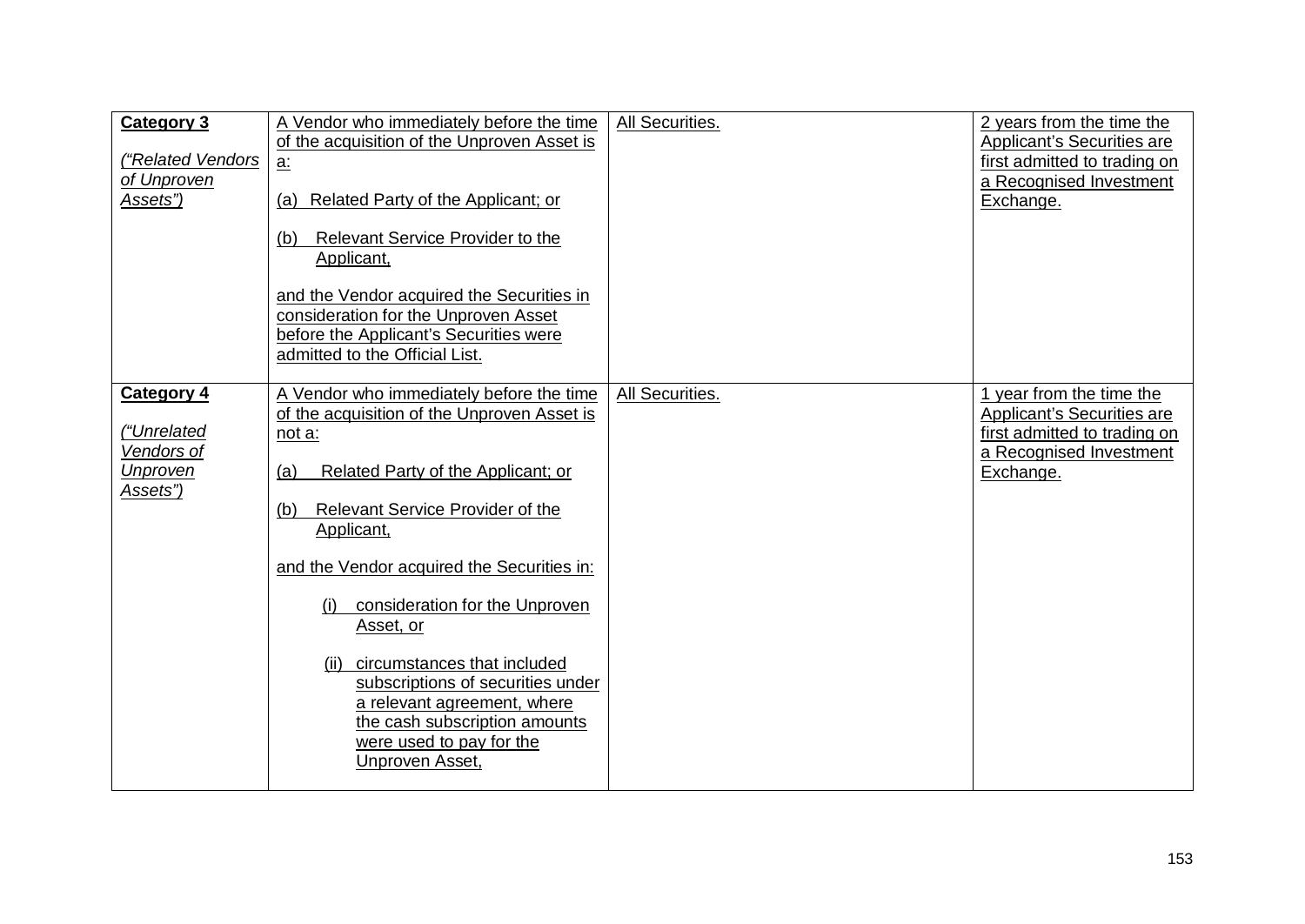| **Category 3**<br><br>*("Related Vendors of Unproven Assets")* | A Vendor who immediately before the time of the acquisition of the Unproven Asset is a:<br><br>(a) Related Party of the Applicant; or<br><br>(b) Relevant Service Provider to the Applicant,<br><br>and the Vendor acquired the Securities in consideration for the Unproven Asset before the Applicant's Securities were admitted to the Official List. | All Securities. | 2 years from the time the Applicant's Securities are first admitted to trading on a Recognised Investment Exchange. |
|---|---|---|---|
| **Category 4**<br><br>*("Unrelated Vendors of Unproven Assets")* | A Vendor who immediately before the time of the acquisition of the Unproven Asset is not a:<br><br>(a) Related Party of the Applicant; or<br><br>(b) Relevant Service Provider of the Applicant,<br><br>and the Vendor acquired the Securities in:<br><br>(i) consideration for the Unproven Asset, or<br><br>(ii) circumstances that included subscriptions of securities under a relevant agreement, where the cash subscription amounts were used to pay for the Unproven Asset, | All Securities. | 1 year from the time the Applicant's Securities are first admitted to trading on a Recognised Investment Exchange. |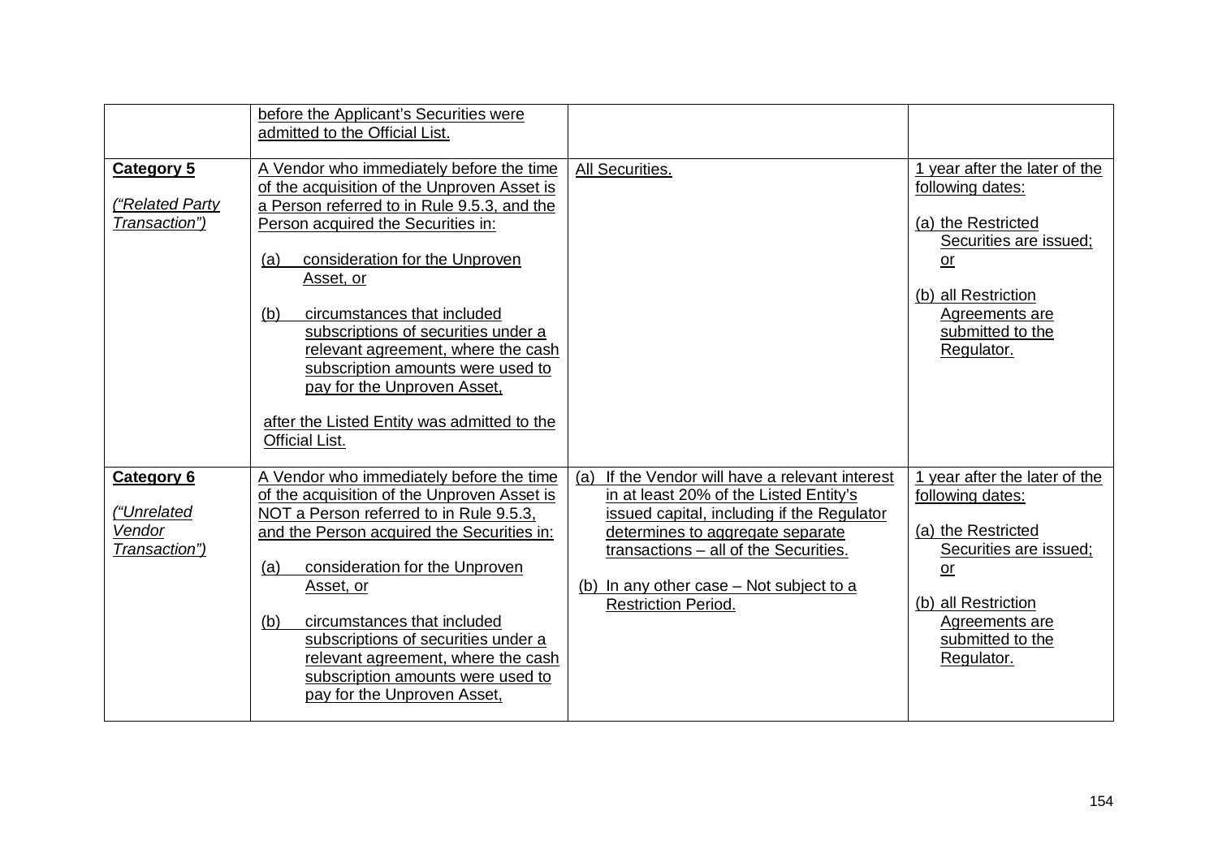| | | | |
|---|---|---|---|
| | before the Applicant's Securities were admitted to the Official List. | | |
| **Category 5**<br><br>*("Related Party Transaction")* | A Vendor who immediately before the time of the acquisition of the Unproven Asset is a Person referred to in Rule 9.5.3, and the Person acquired the Securities in:<br><br>(a) consideration for the Unproven Asset, or<br><br>(b) circumstances that included subscriptions of securities under a relevant agreement, where the cash subscription amounts were used to pay for the Unproven Asset,<br><br>after the Listed Entity was admitted to the Official List. | All Securities. | 1 year after the later of the following dates:<br><br>(a) the Restricted Securities are issued; or<br><br>(b) all Restriction Agreements are submitted to the Regulator. |
| **Category 6**<br><br>*("Unrelated Vendor Transaction")* | A Vendor who immediately before the time of the acquisition of the Unproven Asset is NOT a Person referred to in Rule 9.5.3, and the Person acquired the Securities in:<br><br>(a) consideration for the Unproven Asset, or<br><br>(b) circumstances that included subscriptions of securities under a relevant agreement, where the cash subscription amounts were used to pay for the Unproven Asset, | (a) If the Vendor will have a relevant interest in at least 20% of the Listed Entity's issued capital, including if the Regulator determines to aggregate separate transactions – all of the Securities.<br><br>(b) In any other case – Not subject to a Restriction Period. | 1 year after the later of the following dates:<br><br>(a) the Restricted Securities are issued; or<br><br>(b) all Restriction Agreements are submitted to the Regulator. |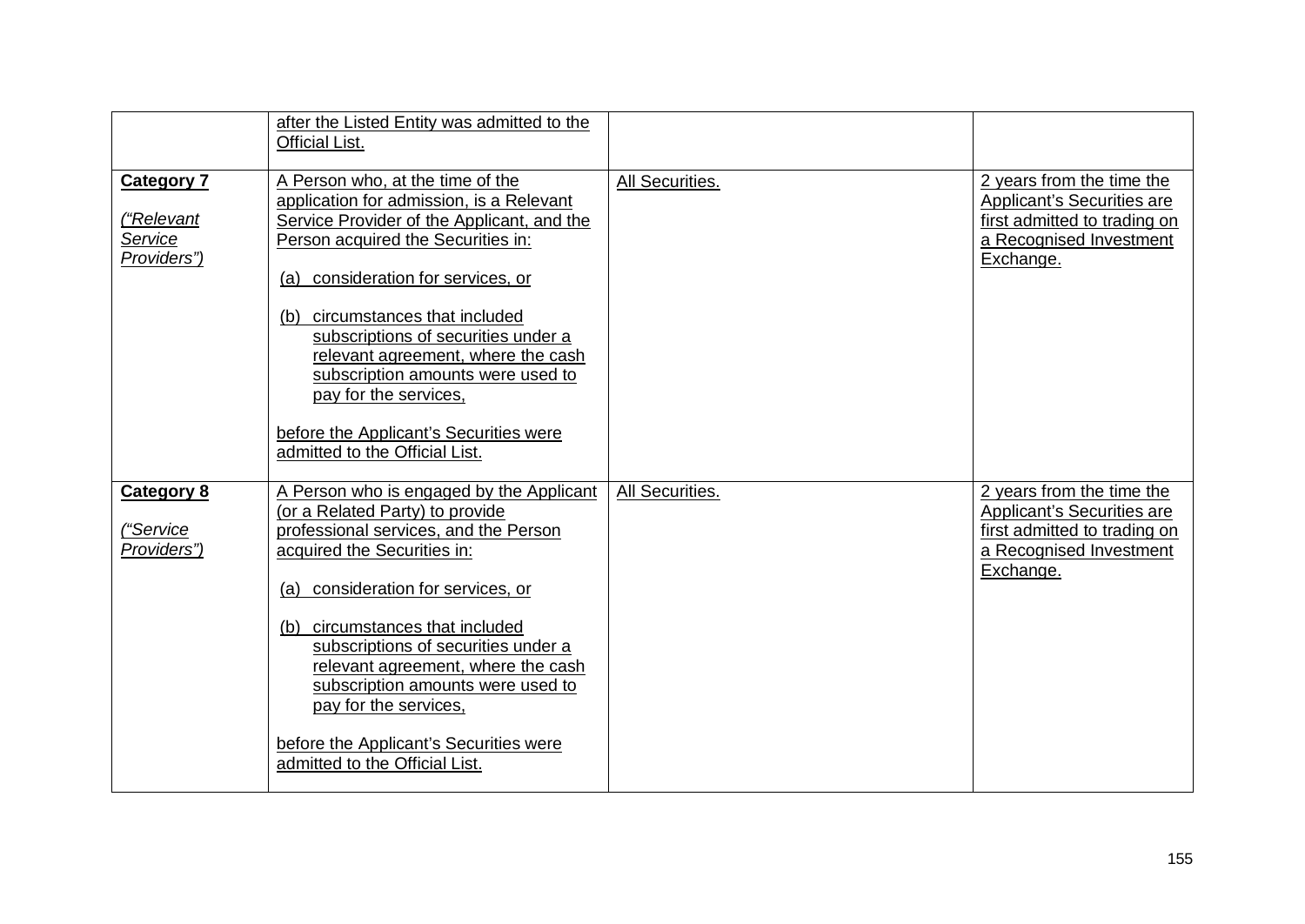| | | | |
|---|---|---|---|
| | after the Listed Entity was admitted to the Official List. | | |
| **Category 7**<br><br>*("Relevant Service Providers")* | A Person who, at the time of the application for admission, is a Relevant Service Provider of the Applicant, and the Person acquired the Securities in:<br><br>(a) consideration for services, or<br><br>(b) circumstances that included subscriptions of securities under a relevant agreement, where the cash subscription amounts were used to pay for the services,<br><br>before the Applicant's Securities were admitted to the Official List. | All Securities. | 2 years from the time the Applicant's Securities are first admitted to trading on a Recognised Investment Exchange. |
| **Category 8**<br><br>*("Service Providers")* | A Person who is engaged by the Applicant (or a Related Party) to provide professional services, and the Person acquired the Securities in:<br><br>(a) consideration for services, or<br><br>(b) circumstances that included subscriptions of securities under a relevant agreement, where the cash subscription amounts were used to pay for the services,<br><br>before the Applicant's Securities were admitted to the Official List. | All Securities. | 2 years from the time the Applicant's Securities are first admitted to trading on a Recognised Investment Exchange. |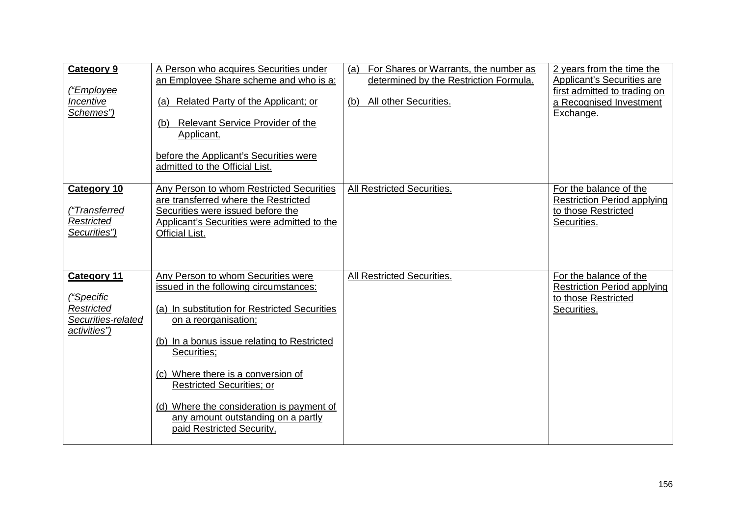| Category 9<br><br>*("Employee Incentive Schemes")* | A Person who acquires Securities under an Employee Share scheme and who is a:<br><br>(a) Related Party of the Applicant; or<br><br>(b) Relevant Service Provider of the Applicant,<br><br>before the Applicant's Securities were admitted to the Official List. | (a) For Shares or Warrants, the number as determined by the Restriction Formula.<br><br>(b) All other Securities. | 2 years from the time the Applicant's Securities are first admitted to trading on a Recognised Investment Exchange. |
|---|---|---|---|
| **Category 10**<br><br>*("Transferred Restricted Securities")* | Any Person to whom Restricted Securities are transferred where the Restricted Securities were issued before the Applicant's Securities were admitted to the Official List. | All Restricted Securities. | For the balance of the Restriction Period applying to those Restricted Securities. |
| **Category 11**<br><br>*("Specific Restricted Securities-related activities")* | Any Person to whom Securities were issued in the following circumstances:<br><br>(a) In substitution for Restricted Securities on a reorganisation;<br><br>(b) In a bonus issue relating to Restricted Securities;<br><br>(c) Where there is a conversion of Restricted Securities; or<br><br>(d) Where the consideration is payment of any amount outstanding on a partly paid Restricted Security, | All Restricted Securities. | For the balance of the Restriction Period applying to those Restricted Securities. |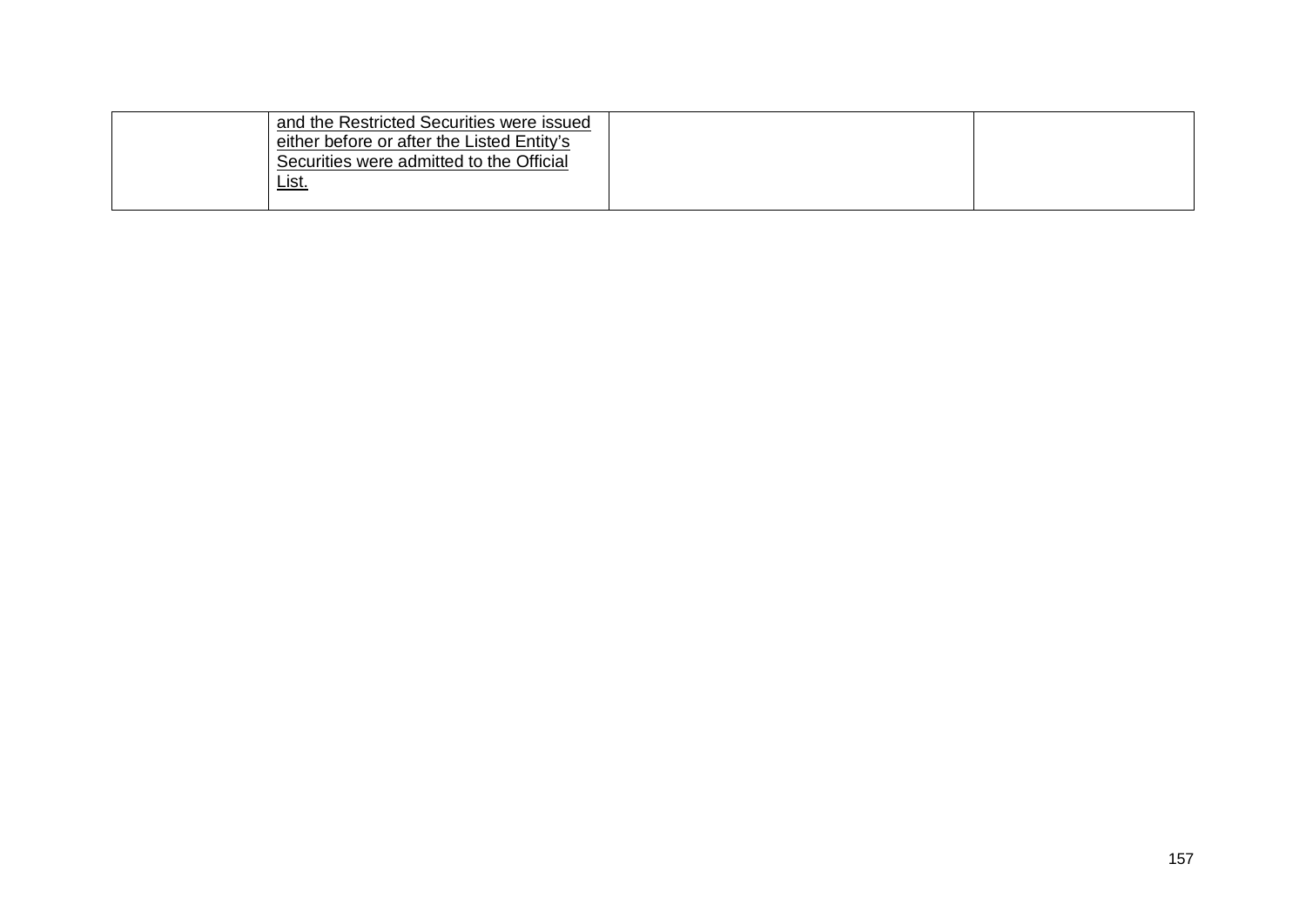| | | | |
|---|---|---|---|
| | <u>and the Restricted Securities were issued either before or after the Listed Entity's Securities were admitted to the Official List.</u> | | |